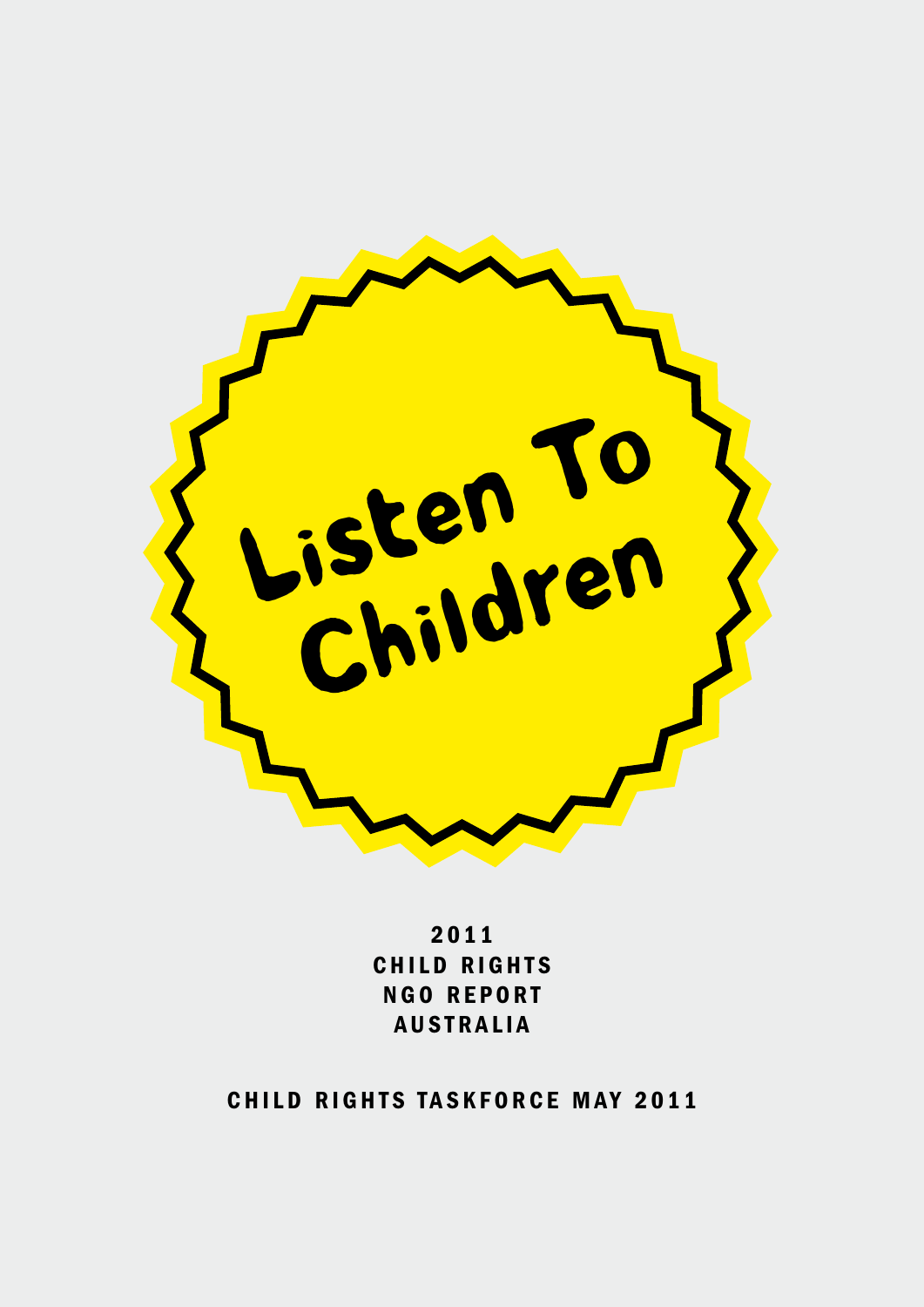# Listen To Children

2011
CHILD RIGHTS
NGO REPORT
AUSTRALIA

CHILD RIGHTS TASKFORCE MAY 2011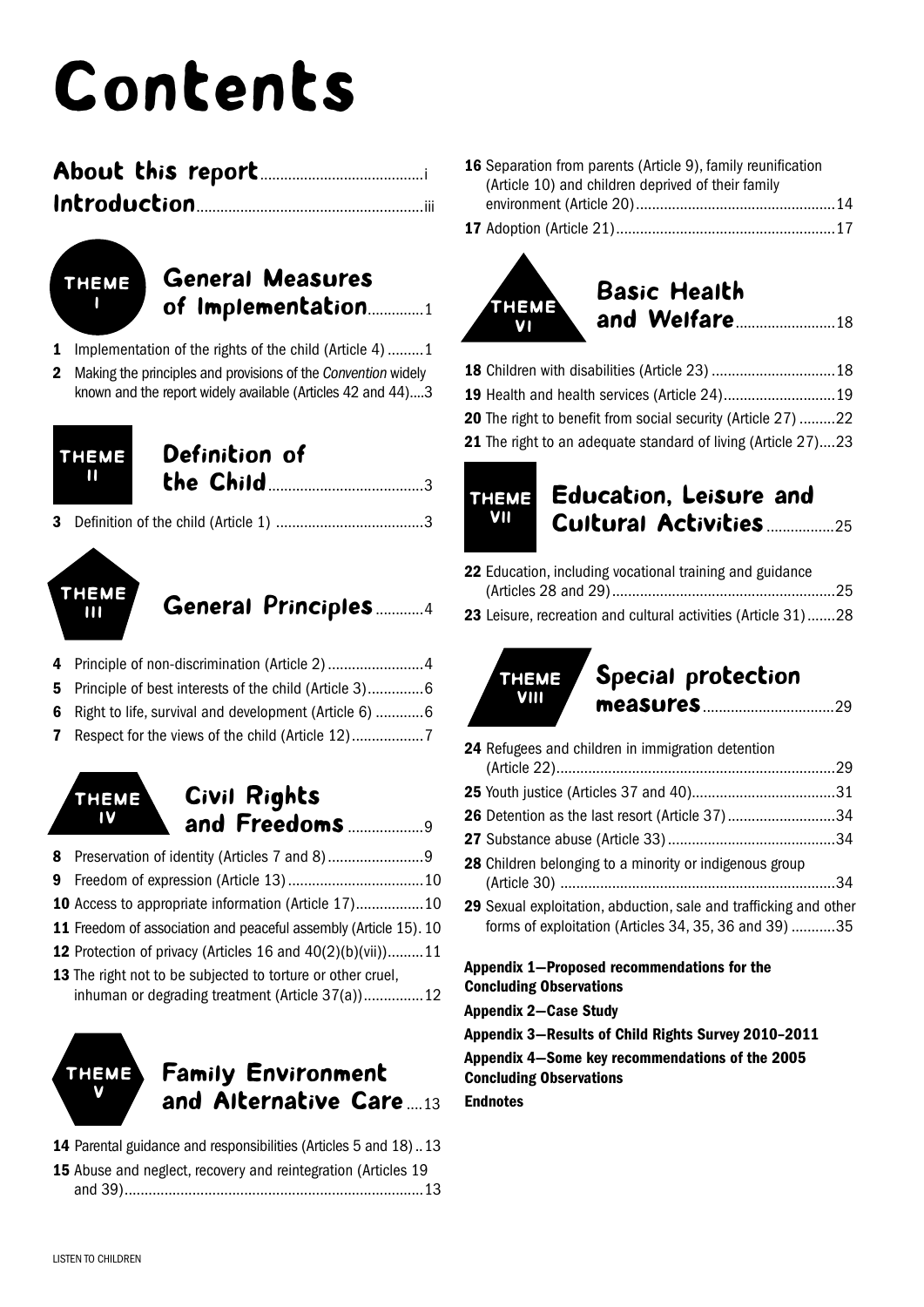# Contents

**About this report** ........ i

**Introduction** ........ iii

## THEME I — General Measures of Implementation ........ 1

1 Implementation of the rights of the child (Article 4) ........ 1

2 Making the principles and provisions of the *Convention* widely known and the report widely available (Articles 42 and 44) ........ 3

## THEME II — Definition of the Child ........ 3

3 Definition of the child (Article 1) ........ 3

## THEME III — General Principles ........ 4

4 Principle of non-discrimination (Article 2) ........ 4

5 Principle of best interests of the child (Article 3) ........ 6

6 Right to life, survival and development (Article 6) ........ 6

7 Respect for the views of the child (Article 12) ........ 7

## THEME IV — Civil Rights and Freedoms ........ 9

8 Preservation of identity (Articles 7 and 8) ........ 9

9 Freedom of expression (Article 13) ........ 10

10 Access to appropriate information (Article 17) ........ 10

11 Freedom of association and peaceful assembly (Article 15) ........ 10

12 Protection of privacy (Articles 16 and 40(2)(b)(vii)) ........ 11

13 The right not to be subjected to torture or other cruel, inhuman or degrading treatment (Article 37(a)) ........ 12

## THEME V — Family Environment and Alternative Care ........ 13

14 Parental guidance and responsibilities (Articles 5 and 18) ........ 13

15 Abuse and neglect, recovery and reintegration (Articles 19 and 39) ........ 13

16 Separation from parents (Article 9), family reunification (Article 10) and children deprived of their family environment (Article 20) ........ 14

17 Adoption (Article 21) ........ 17

## THEME VI — Basic Health and Welfare ........ 18

18 Children with disabilities (Article 23) ........ 18

19 Health and health services (Article 24) ........ 19

20 The right to benefit from social security (Article 27) ........ 22

21 The right to an adequate standard of living (Article 27) ........ 23

## THEME VII — Education, Leisure and Cultural Activities ........ 25

22 Education, including vocational training and guidance (Articles 28 and 29) ........ 25

23 Leisure, recreation and cultural activities (Article 31) ........ 28

## THEME VIII — Special protection measures ........ 29

24 Refugees and children in immigration detention (Article 22) ........ 29

25 Youth justice (Articles 37 and 40) ........ 31

26 Detention as the last resort (Article 37) ........ 34

27 Substance abuse (Article 33) ........ 34

28 Children belonging to a minority or indigenous group (Article 30) ........ 34

29 Sexual exploitation, abduction, sale and trafficking and other forms of exploitation (Articles 34, 35, 36 and 39) ........ 35

**Appendix 1—Proposed recommendations for the Concluding Observations**

**Appendix 2—Case Study**

**Appendix 3—Results of Child Rights Survey 2010–2011**

**Appendix 4—Some key recommendations of the 2005 Concluding Observations**

**Endnotes**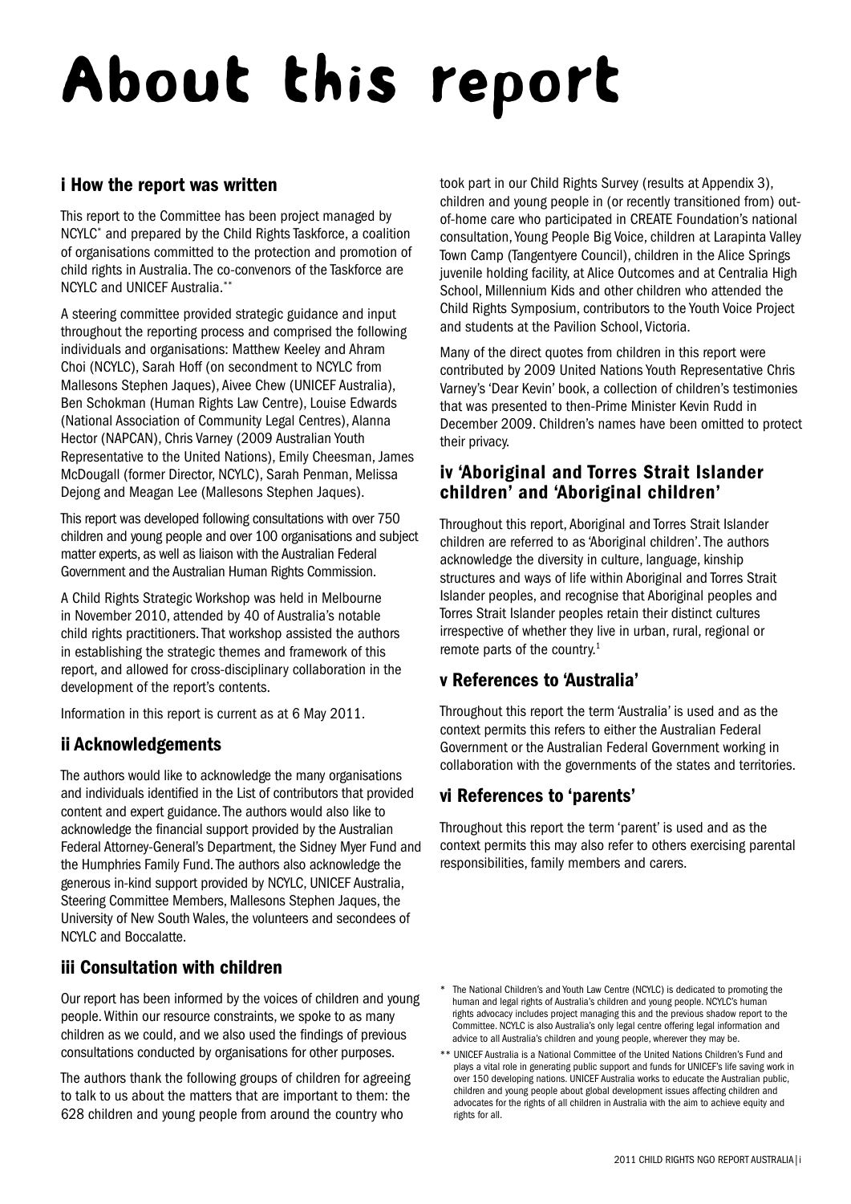# About this report

## i How the report was written

This report to the Committee has been project managed by NCYLC* and prepared by the Child Rights Taskforce, a coalition of organisations committed to the protection and promotion of child rights in Australia. The co-convenors of the Taskforce are NCYLC and UNICEF Australia.**

A steering committee provided strategic guidance and input throughout the reporting process and comprised the following individuals and organisations: Matthew Keeley and Ahram Choi (NCYLC), Sarah Hoff (on secondment to NCYLC from Mallesons Stephen Jaques), Aivee Chew (UNICEF Australia), Ben Schokman (Human Rights Law Centre), Louise Edwards (National Association of Community Legal Centres), Alanna Hector (NAPCAN), Chris Varney (2009 Australian Youth Representative to the United Nations), Emily Cheesman, James McDougall (former Director, NCYLC), Sarah Penman, Melissa Dejong and Meagan Lee (Mallesons Stephen Jaques).

This report was developed following consultations with over 750 children and young people and over 100 organisations and subject matter experts, as well as liaison with the Australian Federal Government and the Australian Human Rights Commission.

A Child Rights Strategic Workshop was held in Melbourne in November 2010, attended by 40 of Australia's notable child rights practitioners. That workshop assisted the authors in establishing the strategic themes and framework of this report, and allowed for cross-disciplinary collaboration in the development of the report's contents.

Information in this report is current as at 6 May 2011.

## ii Acknowledgements

The authors would like to acknowledge the many organisations and individuals identified in the List of contributors that provided content and expert guidance. The authors would also like to acknowledge the financial support provided by the Australian Federal Attorney-General's Department, the Sidney Myer Fund and the Humphries Family Fund. The authors also acknowledge the generous in-kind support provided by NCYLC, UNICEF Australia, Steering Committee Members, Mallesons Stephen Jaques, the University of New South Wales, the volunteers and secondees of NCYLC and Boccalatte.

## iii Consultation with children

Our report has been informed by the voices of children and young people. Within our resource constraints, we spoke to as many children as we could, and we also used the findings of previous consultations conducted by organisations for other purposes.

The authors thank the following groups of children for agreeing to talk to us about the matters that are important to them: the 628 children and young people from around the country who took part in our Child Rights Survey (results at Appendix 3), children and young people in (or recently transitioned from) out-of-home care who participated in CREATE Foundation's national consultation, Young People Big Voice, children at Larapinta Valley Town Camp (Tangentyere Council), children in the Alice Springs juvenile holding facility, at Alice Outcomes and at Centralia High School, Millennium Kids and other children who attended the Child Rights Symposium, contributors to the Youth Voice Project and students at the Pavilion School, Victoria.

Many of the direct quotes from children in this report were contributed by 2009 United Nations Youth Representative Chris Varney's 'Dear Kevin' book, a collection of children's testimonies that was presented to then-Prime Minister Kevin Rudd in December 2009. Children's names have been omitted to protect their privacy.

## iv 'Aboriginal and Torres Strait Islander children' and 'Aboriginal children'

Throughout this report, Aboriginal and Torres Strait Islander children are referred to as 'Aboriginal children'. The authors acknowledge the diversity in culture, language, kinship structures and ways of life within Aboriginal and Torres Strait Islander peoples, and recognise that Aboriginal peoples and Torres Strait Islander peoples retain their distinct cultures irrespective of whether they live in urban, rural, regional or remote parts of the country.[1]

## v References to 'Australia'

Throughout this report the term 'Australia' is used and as the context permits this refers to either the Australian Federal Government or the Australian Federal Government working in collaboration with the governments of the states and territories.

## vi References to 'parents'

Throughout this report the term 'parent' is used and as the context permits this may also refer to others exercising parental responsibilities, family members and carers.

\* The National Children's and Youth Law Centre (NCYLC) is dedicated to promoting the human and legal rights of Australia's children and young people. NCYLC's human rights advocacy includes project managing this and the previous shadow report to the Committee. NCYLC is also Australia's only legal centre offering legal information and advice to all Australia's children and young people, wherever they may be.

\*\* UNICEF Australia is a National Committee of the United Nations Children's Fund and plays a vital role in generating public support and funds for UNICEF's life saving work in over 150 developing nations. UNICEF Australia works to educate the Australian public, children and young people about global development issues affecting children and advocates for the rights of all children in Australia with the aim to achieve equity and rights for all.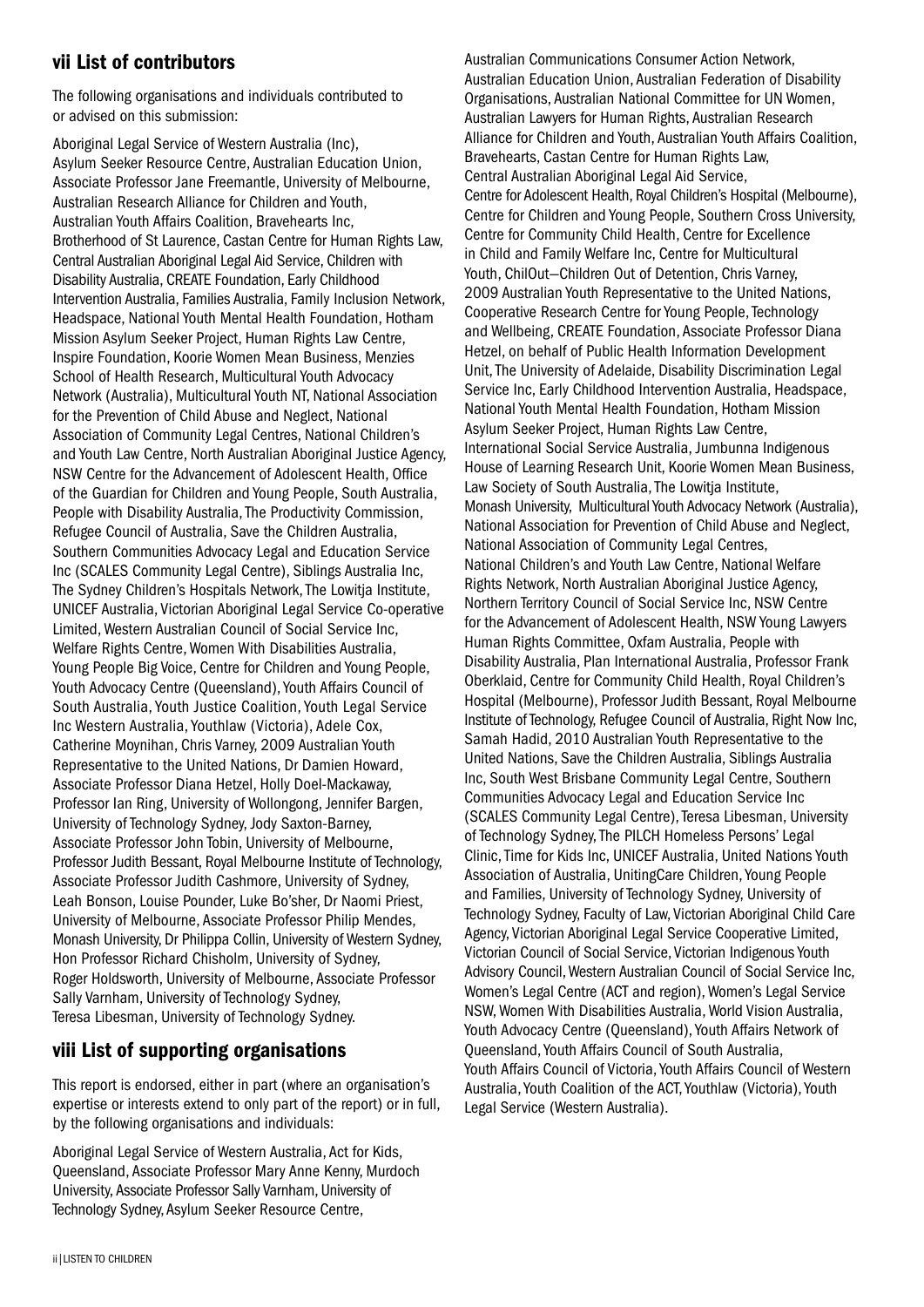## vii List of contributors

The following organisations and individuals contributed to or advised on this submission:

Aboriginal Legal Service of Western Australia (Inc), Asylum Seeker Resource Centre, Australian Education Union, Associate Professor Jane Freemantle, University of Melbourne, Australian Research Alliance for Children and Youth, Australian Youth Affairs Coalition, Bravehearts Inc, Brotherhood of St Laurence, Castan Centre for Human Rights Law, Central Australian Aboriginal Legal Aid Service, Children with Disability Australia, CREATE Foundation, Early Childhood Intervention Australia, Families Australia, Family Inclusion Network, Headspace, National Youth Mental Health Foundation, Hotham Mission Asylum Seeker Project, Human Rights Law Centre, Inspire Foundation, Koorie Women Mean Business, Menzies School of Health Research, Multicultural Youth Advocacy Network (Australia), Multicultural Youth NT, National Association for the Prevention of Child Abuse and Neglect, National Association of Community Legal Centres, National Children's and Youth Law Centre, North Australian Aboriginal Justice Agency, NSW Centre for the Advancement of Adolescent Health, Office of the Guardian for Children and Young People, South Australia, People with Disability Australia, The Productivity Commission, Refugee Council of Australia, Save the Children Australia, Southern Communities Advocacy Legal and Education Service Inc (SCALES Community Legal Centre), Siblings Australia Inc, The Sydney Children's Hospitals Network, The Lowitja Institute, UNICEF Australia, Victorian Aboriginal Legal Service Co-operative Limited, Western Australian Council of Social Service Inc, Welfare Rights Centre, Women With Disabilities Australia, Young People Big Voice, Centre for Children and Young People, Youth Advocacy Centre (Queensland), Youth Affairs Council of South Australia, Youth Justice Coalition, Youth Legal Service Inc Western Australia, Youthlaw (Victoria), Adele Cox, Catherine Moynihan, Chris Varney, 2009 Australian Youth Representative to the United Nations, Dr Damien Howard, Associate Professor Diana Hetzel, Holly Doel-Mackaway, Professor Ian Ring, University of Wollongong, Jennifer Bargen, University of Technology Sydney, Jody Saxton-Barney, Associate Professor John Tobin, University of Melbourne, Professor Judith Bessant, Royal Melbourne Institute of Technology, Associate Professor Judith Cashmore, University of Sydney, Leah Bonson, Louise Pounder, Luke Bo'sher, Dr Naomi Priest, University of Melbourne, Associate Professor Philip Mendes, Monash University, Dr Philippa Collin, University of Western Sydney, Hon Professor Richard Chisholm, University of Sydney, Roger Holdsworth, University of Melbourne, Associate Professor Sally Varnham, University of Technology Sydney, Teresa Libesman, University of Technology Sydney.

## viii List of supporting organisations

This report is endorsed, either in part (where an organisation's expertise or interests extend to only part of the report) or in full, by the following organisations and individuals:

Aboriginal Legal Service of Western Australia, Act for Kids, Queensland, Associate Professor Mary Anne Kenny, Murdoch University, Associate Professor Sally Varnham, University of Technology Sydney, Asylum Seeker Resource Centre, Australian Communications Consumer Action Network, Australian Education Union, Australian Federation of Disability Organisations, Australian National Committee for UN Women, Australian Lawyers for Human Rights, Australian Research Alliance for Children and Youth, Australian Youth Affairs Coalition, Bravehearts, Castan Centre for Human Rights Law, Central Australian Aboriginal Legal Aid Service, Centre for Adolescent Health, Royal Children's Hospital (Melbourne), Centre for Children and Young People, Southern Cross University, Centre for Community Child Health, Centre for Excellence in Child and Family Welfare Inc, Centre for Multicultural Youth, ChilOut—Children Out of Detention, Chris Varney, 2009 Australian Youth Representative to the United Nations, Cooperative Research Centre for Young People, Technology and Wellbeing, CREATE Foundation, Associate Professor Diana Hetzel, on behalf of Public Health Information Development Unit, The University of Adelaide, Disability Discrimination Legal Service Inc, Early Childhood Intervention Australia, Headspace, National Youth Mental Health Foundation, Hotham Mission Asylum Seeker Project, Human Rights Law Centre, International Social Service Australia, Jumbunna Indigenous House of Learning Research Unit, Koorie Women Mean Business, Law Society of South Australia, The Lowitja Institute, Monash University, Multicultural Youth Advocacy Network (Australia), National Association for Prevention of Child Abuse and Neglect, National Association of Community Legal Centres, National Children's and Youth Law Centre, National Welfare Rights Network, North Australian Aboriginal Justice Agency, Northern Territory Council of Social Service Inc, NSW Centre for the Advancement of Adolescent Health, NSW Young Lawyers Human Rights Committee, Oxfam Australia, People with Disability Australia, Plan International Australia, Professor Frank Oberklaid, Centre for Community Child Health, Royal Children's Hospital (Melbourne), Professor Judith Bessant, Royal Melbourne Institute of Technology, Refugee Council of Australia, Right Now Inc, Samah Hadid, 2010 Australian Youth Representative to the United Nations, Save the Children Australia, Siblings Australia Inc, South West Brisbane Community Legal Centre, Southern Communities Advocacy Legal and Education Service Inc (SCALES Community Legal Centre), Teresa Libesman, University of Technology Sydney, The PILCH Homeless Persons' Legal Clinic, Time for Kids Inc, UNICEF Australia, United Nations Youth Association of Australia, UnitingCare Children, Young People and Families, University of Technology Sydney, University of Technology Sydney, Faculty of Law, Victorian Aboriginal Child Care Agency, Victorian Aboriginal Legal Service Cooperative Limited, Victorian Council of Social Service, Victorian Indigenous Youth Advisory Council, Western Australian Council of Social Service Inc, Women's Legal Centre (ACT and region), Women's Legal Service NSW, Women With Disabilities Australia, World Vision Australia, Youth Advocacy Centre (Queensland), Youth Affairs Network of Queensland, Youth Affairs Council of South Australia, Youth Affairs Council of Victoria, Youth Affairs Council of Western Australia, Youth Coalition of the ACT, Youthlaw (Victoria), Youth Legal Service (Western Australia).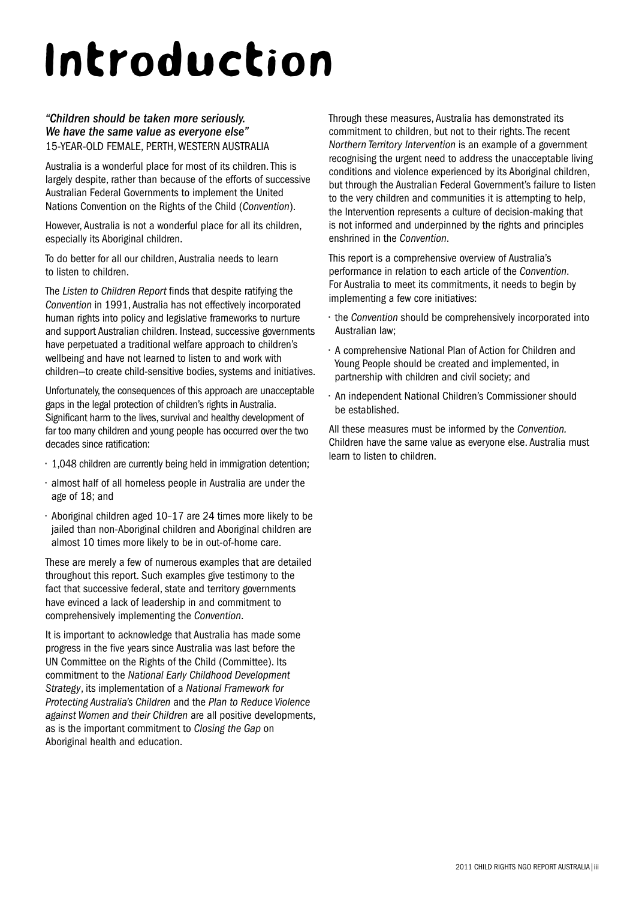# Introduction

*"Children should be taken more seriously. We have the same value as everyone else"*
15-YEAR-OLD FEMALE, PERTH, WESTERN AUSTRALIA

Australia is a wonderful place for most of its children. This is largely despite, rather than because of the efforts of successive Australian Federal Governments to implement the United Nations Convention on the Rights of the Child (*Convention*).

However, Australia is not a wonderful place for all its children, especially its Aboriginal children.

To do better for all our children, Australia needs to learn to listen to children.

The *Listen to Children Report* finds that despite ratifying the *Convention* in 1991, Australia has not effectively incorporated human rights into policy and legislative frameworks to nurture and support Australian children. Instead, successive governments have perpetuated a traditional welfare approach to children's wellbeing and have not learned to listen to and work with children—to create child-sensitive bodies, systems and initiatives.

Unfortunately, the consequences of this approach are unacceptable gaps in the legal protection of children's rights in Australia. Significant harm to the lives, survival and healthy development of far too many children and young people has occurred over the two decades since ratification:

- 1,048 children are currently being held in immigration detention;
- almost half of all homeless people in Australia are under the age of 18; and
- Aboriginal children aged 10–17 are 24 times more likely to be jailed than non-Aboriginal children and Aboriginal children are almost 10 times more likely to be in out-of-home care.

These are merely a few of numerous examples that are detailed throughout this report. Such examples give testimony to the fact that successive federal, state and territory governments have evinced a lack of leadership in and commitment to comprehensively implementing the *Convention*.

It is important to acknowledge that Australia has made some progress in the five years since Australia was last before the UN Committee on the Rights of the Child (Committee). Its commitment to the *National Early Childhood Development Strategy*, its implementation of a *National Framework for Protecting Australia's Children* and the *Plan to Reduce Violence against Women and their Children* are all positive developments, as is the important commitment to *Closing the Gap* on Aboriginal health and education.

Through these measures, Australia has demonstrated its commitment to children, but not to their rights. The recent *Northern Territory Intervention* is an example of a government recognising the urgent need to address the unacceptable living conditions and violence experienced by its Aboriginal children, but through the Australian Federal Government's failure to listen to the very children and communities it is attempting to help, the Intervention represents a culture of decision-making that is not informed and underpinned by the rights and principles enshrined in the *Convention*.

This report is a comprehensive overview of Australia's performance in relation to each article of the *Convention*. For Australia to meet its commitments, it needs to begin by implementing a few core initiatives:

- the *Convention* should be comprehensively incorporated into Australian law;
- A comprehensive National Plan of Action for Children and Young People should be created and implemented, in partnership with children and civil society; and
- An independent National Children's Commissioner should be established.

All these measures must be informed by the *Convention.* Children have the same value as everyone else. Australia must learn to listen to children.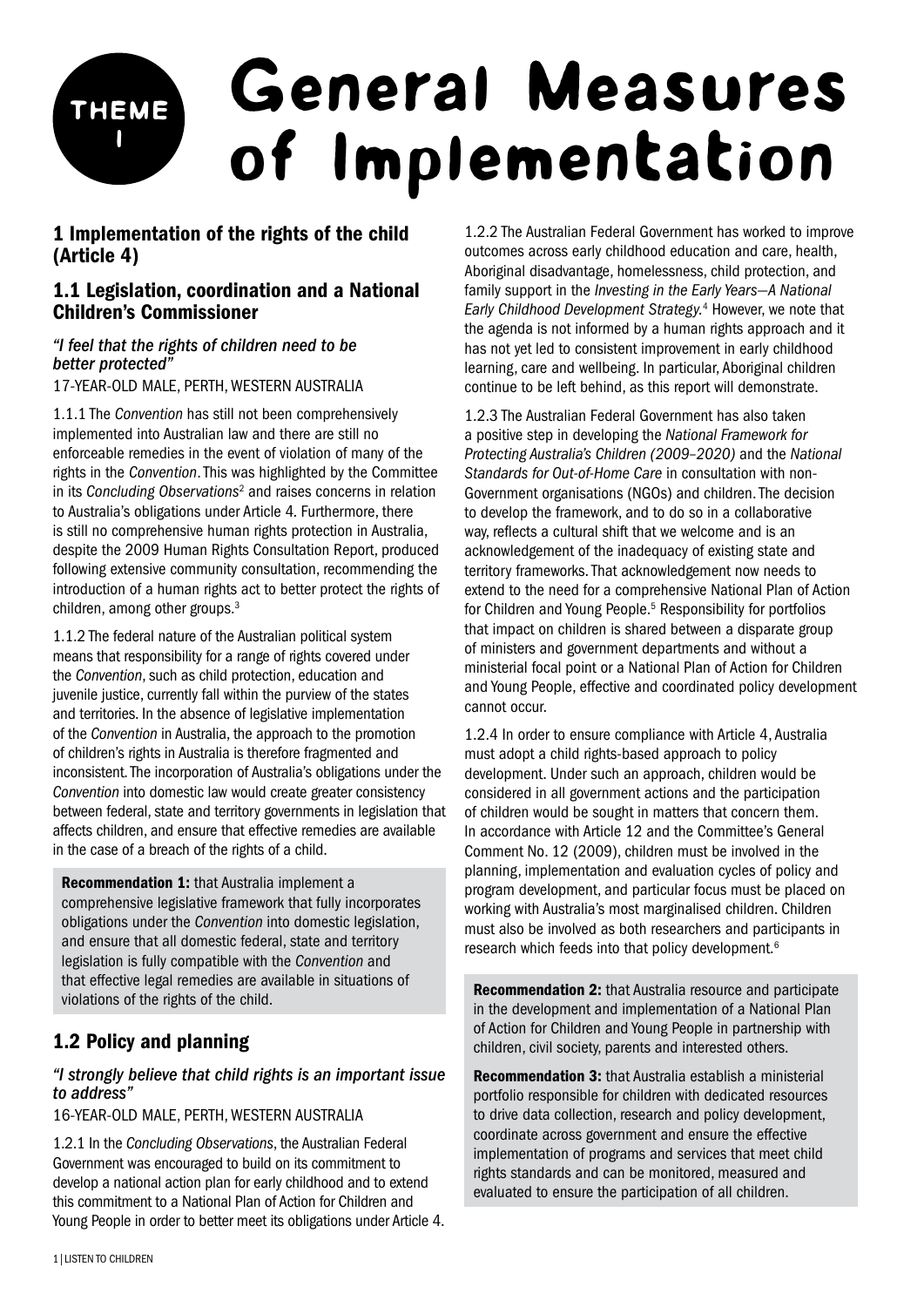# THEME 1 General Measures of Implementation

## 1 Implementation of the rights of the child (Article 4)

### 1.1 Legislation, coordination and a National Children's Commissioner

*"I feel that the rights of children need to be better protected"*

17-YEAR-OLD MALE, PERTH, WESTERN AUSTRALIA

1.1.1 The *Convention* has still not been comprehensively implemented into Australian law and there are still no enforceable remedies in the event of violation of many of the rights in the *Convention*. This was highlighted by the Committee in its *Concluding Observations*[2] and raises concerns in relation to Australia's obligations under Article 4. Furthermore, there is still no comprehensive human rights protection in Australia, despite the 2009 Human Rights Consultation Report, produced following extensive community consultation, recommending the introduction of a human rights act to better protect the rights of children, among other groups.[3]

1.1.2 The federal nature of the Australian political system means that responsibility for a range of rights covered under the *Convention*, such as child protection, education and juvenile justice, currently fall within the purview of the states and territories. In the absence of legislative implementation of the *Convention* in Australia, the approach to the promotion of children's rights in Australia is therefore fragmented and inconsistent. The incorporation of Australia's obligations under the *Convention* into domestic law would create greater consistency between federal, state and territory governments in legislation that affects children, and ensure that effective remedies are available in the case of a breach of the rights of a child.

**Recommendation 1:** that Australia implement a comprehensive legislative framework that fully incorporates obligations under the *Convention* into domestic legislation, and ensure that all domestic federal, state and territory legislation is fully compatible with the *Convention* and that effective legal remedies are available in situations of violations of the rights of the child.

### 1.2 Policy and planning

*"I strongly believe that child rights is an important issue to address"*

16-YEAR-OLD MALE, PERTH, WESTERN AUSTRALIA

1.2.1 In the *Concluding Observations*, the Australian Federal Government was encouraged to build on its commitment to develop a national action plan for early childhood and to extend this commitment to a National Plan of Action for Children and Young People in order to better meet its obligations under Article 4.

1.2.2 The Australian Federal Government has worked to improve outcomes across early childhood education and care, health, Aboriginal disadvantage, homelessness, child protection, and family support in the *Investing in the Early Years—A National Early Childhood Development Strategy.*[4] However, we note that the agenda is not informed by a human rights approach and it has not yet led to consistent improvement in early childhood learning, care and wellbeing. In particular, Aboriginal children continue to be left behind, as this report will demonstrate.

1.2.3 The Australian Federal Government has also taken a positive step in developing the *National Framework for Protecting Australia's Children (2009–2020)* and the *National Standards for Out-of-Home Care* in consultation with non-Government organisations (NGOs) and children. The decision to develop the framework, and to do so in a collaborative way, reflects a cultural shift that we welcome and is an acknowledgement of the inadequacy of existing state and territory frameworks. That acknowledgement now needs to extend to the need for a comprehensive National Plan of Action for Children and Young People.[5] Responsibility for portfolios that impact on children is shared between a disparate group of ministers and government departments and without a ministerial focal point or a National Plan of Action for Children and Young People, effective and coordinated policy development cannot occur.

1.2.4 In order to ensure compliance with Article 4, Australia must adopt a child rights-based approach to policy development. Under such an approach, children would be considered in all government actions and the participation of children would be sought in matters that concern them. In accordance with Article 12 and the Committee's General Comment No. 12 (2009), children must be involved in the planning, implementation and evaluation cycles of policy and program development, and particular focus must be placed on working with Australia's most marginalised children. Children must also be involved as both researchers and participants in research which feeds into that policy development.[6]

**Recommendation 2:** that Australia resource and participate in the development and implementation of a National Plan of Action for Children and Young People in partnership with children, civil society, parents and interested others.

**Recommendation 3:** that Australia establish a ministerial portfolio responsible for children with dedicated resources to drive data collection, research and policy development, coordinate across government and ensure the effective implementation of programs and services that meet child rights standards and can be monitored, measured and evaluated to ensure the participation of all children.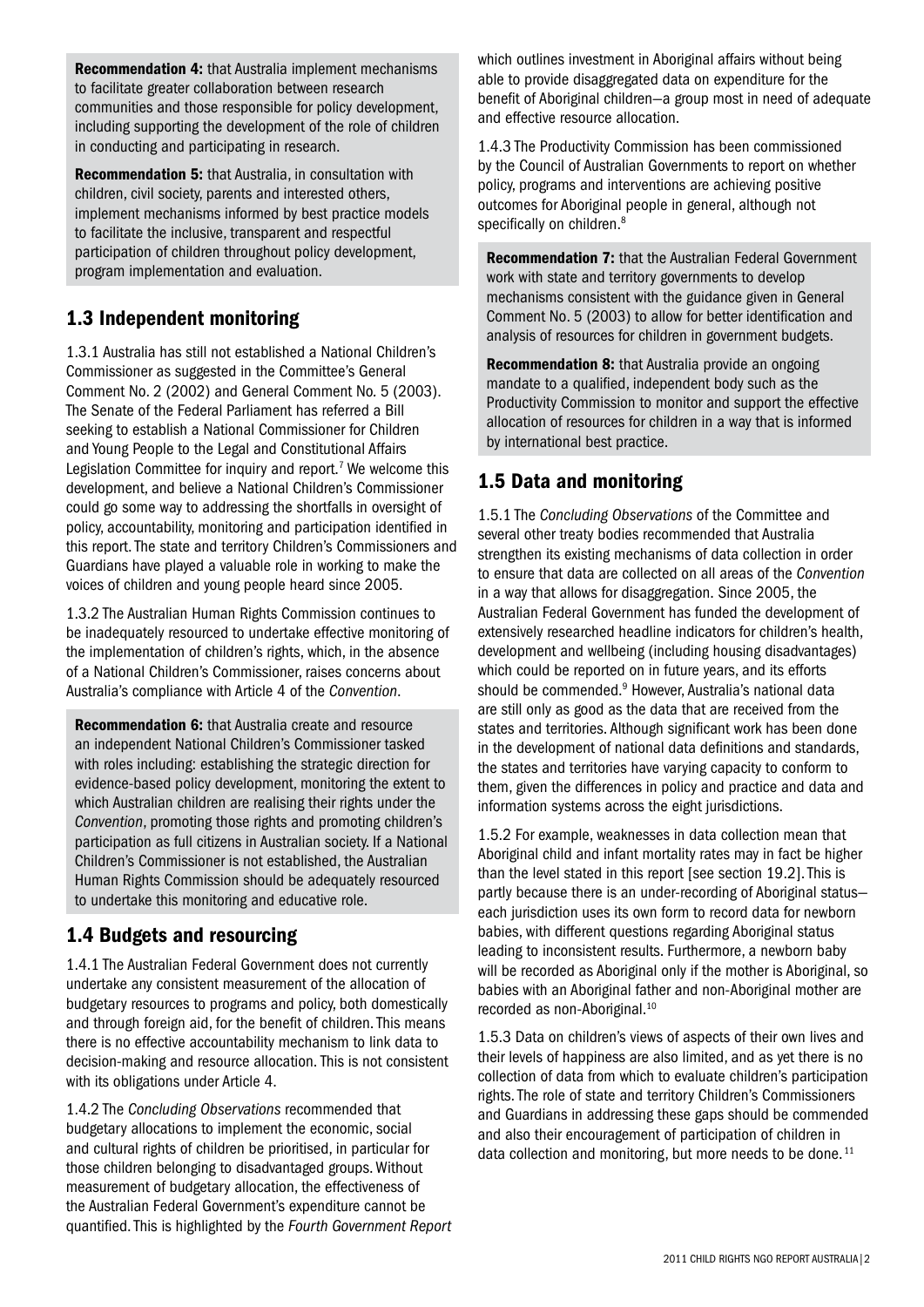**Recommendation 4:** that Australia implement mechanisms to facilitate greater collaboration between research communities and those responsible for policy development, including supporting the development of the role of children in conducting and participating in research.

**Recommendation 5:** that Australia, in consultation with children, civil society, parents and interested others, implement mechanisms informed by best practice models to facilitate the inclusive, transparent and respectful participation of children throughout policy development, program implementation and evaluation.

## 1.3 Independent monitoring

1.3.1 Australia has still not established a National Children's Commissioner as suggested in the Committee's General Comment No. 2 (2002) and General Comment No. 5 (2003). The Senate of the Federal Parliament has referred a Bill seeking to establish a National Commissioner for Children and Young People to the Legal and Constitutional Affairs Legislation Committee for inquiry and report.[7] We welcome this development, and believe a National Children's Commissioner could go some way to addressing the shortfalls in oversight of policy, accountability, monitoring and participation identified in this report. The state and territory Children's Commissioners and Guardians have played a valuable role in working to make the voices of children and young people heard since 2005.

1.3.2 The Australian Human Rights Commission continues to be inadequately resourced to undertake effective monitoring of the implementation of children's rights, which, in the absence of a National Children's Commissioner, raises concerns about Australia's compliance with Article 4 of the *Convention*.

**Recommendation 6:** that Australia create and resource an independent National Children's Commissioner tasked with roles including: establishing the strategic direction for evidence-based policy development, monitoring the extent to which Australian children are realising their rights under the *Convention*, promoting those rights and promoting children's participation as full citizens in Australian society. If a National Children's Commissioner is not established, the Australian Human Rights Commission should be adequately resourced to undertake this monitoring and educative role.

## 1.4 Budgets and resourcing

1.4.1 The Australian Federal Government does not currently undertake any consistent measurement of the allocation of budgetary resources to programs and policy, both domestically and through foreign aid, for the benefit of children. This means there is no effective accountability mechanism to link data to decision-making and resource allocation. This is not consistent with its obligations under Article 4.

1.4.2 The *Concluding Observations* recommended that budgetary allocations to implement the economic, social and cultural rights of children be prioritised, in particular for those children belonging to disadvantaged groups. Without measurement of budgetary allocation, the effectiveness of the Australian Federal Government's expenditure cannot be quantified. This is highlighted by the *Fourth Government Report* which outlines investment in Aboriginal affairs without being able to provide disaggregated data on expenditure for the benefit of Aboriginal children—a group most in need of adequate and effective resource allocation.

1.4.3 The Productivity Commission has been commissioned by the Council of Australian Governments to report on whether policy, programs and interventions are achieving positive outcomes for Aboriginal people in general, although not specifically on children.[8]

**Recommendation 7:** that the Australian Federal Government work with state and territory governments to develop mechanisms consistent with the guidance given in General Comment No. 5 (2003) to allow for better identification and analysis of resources for children in government budgets.

**Recommendation 8:** that Australia provide an ongoing mandate to a qualified, independent body such as the Productivity Commission to monitor and support the effective allocation of resources for children in a way that is informed by international best practice.

## 1.5 Data and monitoring

1.5.1 The *Concluding Observations* of the Committee and several other treaty bodies recommended that Australia strengthen its existing mechanisms of data collection in order to ensure that data are collected on all areas of the *Convention* in a way that allows for disaggregation. Since 2005, the Australian Federal Government has funded the development of extensively researched headline indicators for children's health, development and wellbeing (including housing disadvantages) which could be reported on in future years, and its efforts should be commended.[9] However, Australia's national data are still only as good as the data that are received from the states and territories. Although significant work has been done in the development of national data definitions and standards, the states and territories have varying capacity to conform to them, given the differences in policy and practice and data and information systems across the eight jurisdictions.

1.5.2 For example, weaknesses in data collection mean that Aboriginal child and infant mortality rates may in fact be higher than the level stated in this report [see section 19.2]. This is partly because there is an under-recording of Aboriginal status—each jurisdiction uses its own form to record data for newborn babies, with different questions regarding Aboriginal status leading to inconsistent results. Furthermore, a newborn baby will be recorded as Aboriginal only if the mother is Aboriginal, so babies with an Aboriginal father and non-Aboriginal mother are recorded as non-Aboriginal.[10]

1.5.3 Data on children's views of aspects of their own lives and their levels of happiness are also limited, and as yet there is no collection of data from which to evaluate children's participation rights. The role of state and territory Children's Commissioners and Guardians in addressing these gaps should be commended and also their encouragement of participation of children in data collection and monitoring, but more needs to be done.[11]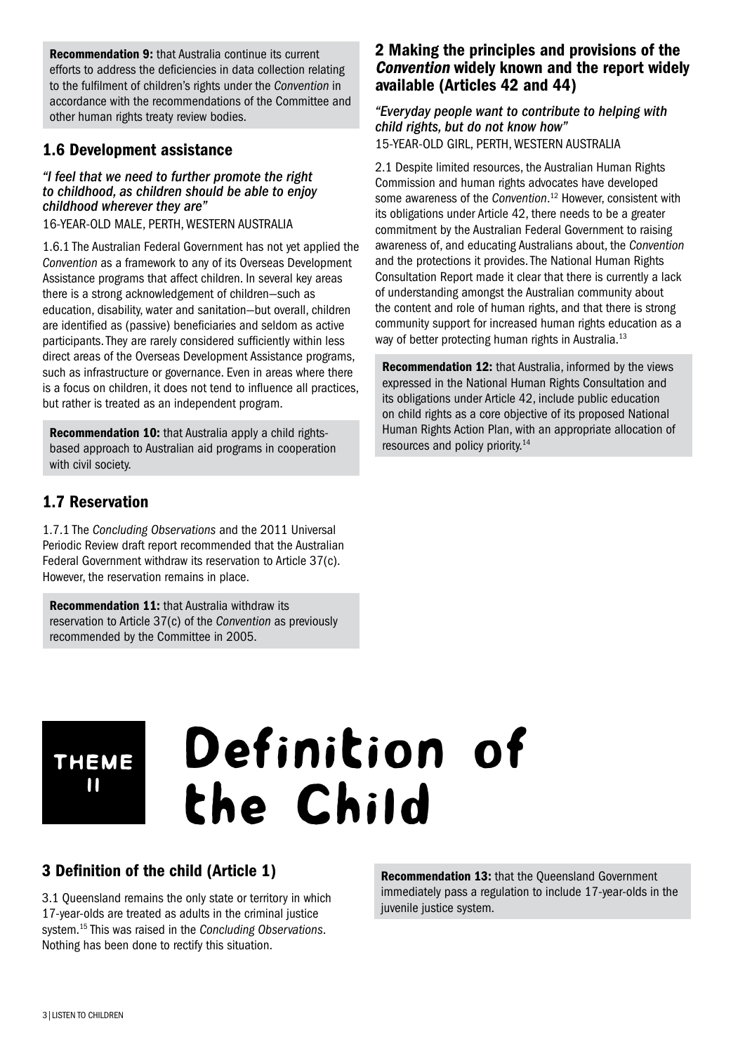**Recommendation 9:** that Australia continue its current efforts to address the deficiencies in data collection relating to the fulfilment of children's rights under the *Convention* in accordance with the recommendations of the Committee and other human rights treaty review bodies.

## 1.6 Development assistance

*"I feel that we need to further promote the right to childhood, as children should be able to enjoy childhood wherever they are"*
16-YEAR-OLD MALE, PERTH, WESTERN AUSTRALIA

1.6.1 The Australian Federal Government has not yet applied the *Convention* as a framework to any of its Overseas Development Assistance programs that affect children. In several key areas there is a strong acknowledgement of children—such as education, disability, water and sanitation—but overall, children are identified as (passive) beneficiaries and seldom as active participants. They are rarely considered sufficiently within less direct areas of the Overseas Development Assistance programs, such as infrastructure or governance. Even in areas where there is a focus on children, it does not tend to influence all practices, but rather is treated as an independent program.

**Recommendation 10:** that Australia apply a child rights-based approach to Australian aid programs in cooperation with civil society.

## 1.7 Reservation

1.7.1 The *Concluding Observations* and the 2011 Universal Periodic Review draft report recommended that the Australian Federal Government withdraw its reservation to Article 37(c). However, the reservation remains in place.

**Recommendation 11:** that Australia withdraw its reservation to Article 37(c) of the *Convention* as previously recommended by the Committee in 2005.

## 2 Making the principles and provisions of the *Convention* widely known and the report widely available (Articles 42 and 44)

*"Everyday people want to contribute to helping with child rights, but do not know how"*
15-YEAR-OLD GIRL, PERTH, WESTERN AUSTRALIA

2.1 Despite limited resources, the Australian Human Rights Commission and human rights advocates have developed some awareness of the *Convention*.[12] However, consistent with its obligations under Article 42, there needs to be a greater commitment by the Australian Federal Government to raising awareness of, and educating Australians about, the *Convention* and the protections it provides. The National Human Rights Consultation Report made it clear that there is currently a lack of understanding amongst the Australian community about the content and role of human rights, and that there is strong community support for increased human rights education as a way of better protecting human rights in Australia.[13]

**Recommendation 12:** that Australia, informed by the views expressed in the National Human Rights Consultation and its obligations under Article 42, include public education on child rights as a core objective of its proposed National Human Rights Action Plan, with an appropriate allocation of resources and policy priority.[14]

# THEME II Definition of the Child

## 3 Definition of the child (Article 1)

3.1 Queensland remains the only state or territory in which 17-year-olds are treated as adults in the criminal justice system.[15] This was raised in the *Concluding Observations*. Nothing has been done to rectify this situation.

**Recommendation 13:** that the Queensland Government immediately pass a regulation to include 17-year-olds in the juvenile justice system.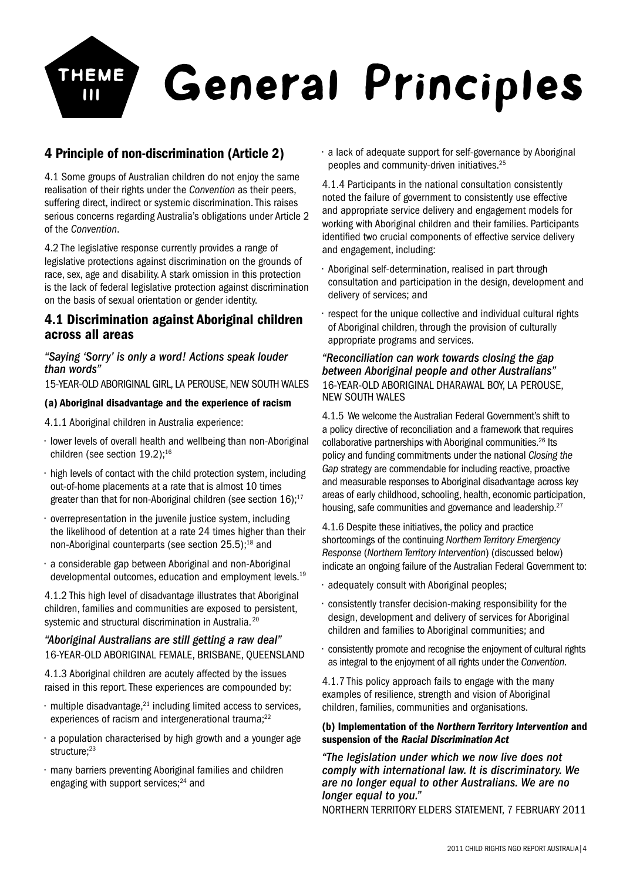# THEME III General Principles

## 4 Principle of non-discrimination (Article 2)

4.1 Some groups of Australian children do not enjoy the same realisation of their rights under the *Convention* as their peers, suffering direct, indirect or systemic discrimination. This raises serious concerns regarding Australia's obligations under Article 2 of the *Convention*.

4.2 The legislative response currently provides a range of legislative protections against discrimination on the grounds of race, sex, age and disability. A stark omission in this protection is the lack of federal legislative protection against discrimination on the basis of sexual orientation or gender identity.

### 4.1 Discrimination against Aboriginal children across all areas

*"Saying 'Sorry' is only a word! Actions speak louder than words"*
15-YEAR-OLD ABORIGINAL GIRL, LA PEROUSE, NEW SOUTH WALES

#### (a) Aboriginal disadvantage and the experience of racism

4.1.1 Aboriginal children in Australia experience:

- lower levels of overall health and wellbeing than non-Aboriginal children (see section 19.2);[16]
- high levels of contact with the child protection system, including out-of-home placements at a rate that is almost 10 times greater than that for non-Aboriginal children (see section 16);[17]
- overrepresentation in the juvenile justice system, including the likelihood of detention at a rate 24 times higher than their non-Aboriginal counterparts (see section 25.5);[18] and
- a considerable gap between Aboriginal and non-Aboriginal developmental outcomes, education and employment levels.[19]

4.1.2 This high level of disadvantage illustrates that Aboriginal children, families and communities are exposed to persistent, systemic and structural discrimination in Australia.[20]

*"Aboriginal Australians are still getting a raw deal"*
16-YEAR-OLD ABORIGINAL FEMALE, BRISBANE, QUEENSLAND

4.1.3 Aboriginal children are acutely affected by the issues raised in this report. These experiences are compounded by:

- multiple disadvantage,[21] including limited access to services, experiences of racism and intergenerational trauma;[22]
- a population characterised by high growth and a younger age structure;[23]
- many barriers preventing Aboriginal families and children engaging with support services;[24] and
- a lack of adequate support for self-governance by Aboriginal peoples and community-driven initiatives.[25]

4.1.4 Participants in the national consultation consistently noted the failure of government to consistently use effective and appropriate service delivery and engagement models for working with Aboriginal children and their families. Participants identified two crucial components of effective service delivery and engagement, including:

- Aboriginal self-determination, realised in part through consultation and participation in the design, development and delivery of services; and
- respect for the unique collective and individual cultural rights of Aboriginal children, through the provision of culturally appropriate programs and services.

*"Reconciliation can work towards closing the gap between Aboriginal people and other Australians"*
16-YEAR-OLD ABORIGINAL DHARAWAL BOY, LA PEROUSE, NEW SOUTH WALES

4.1.5 We welcome the Australian Federal Government's shift to a policy directive of reconciliation and a framework that requires collaborative partnerships with Aboriginal communities.[26] Its policy and funding commitments under the national *Closing the Gap* strategy are commendable for including reactive, proactive and measurable responses to Aboriginal disadvantage across key areas of early childhood, schooling, health, economic participation, housing, safe communities and governance and leadership.[27]

4.1.6 Despite these initiatives, the policy and practice shortcomings of the continuing *Northern Territory Emergency Response* (*Northern Territory Intervention*) (discussed below) indicate an ongoing failure of the Australian Federal Government to:

- adequately consult with Aboriginal peoples;
- consistently transfer decision-making responsibility for the design, development and delivery of services for Aboriginal children and families to Aboriginal communities; and
- consistently promote and recognise the enjoyment of cultural rights as integral to the enjoyment of all rights under the *Convention*.

4.1.7 This policy approach fails to engage with the many examples of resilience, strength and vision of Aboriginal children, families, communities and organisations.

#### (b) Implementation of the *Northern Territory Intervention* and suspension of the *Racial Discrimination Act*

*"The legislation under which we now live does not comply with international law. It is discriminatory. We are no longer equal to other Australians. We are no longer equal to you."*
NORTHERN TERRITORY ELDERS STATEMENT, 7 FEBRUARY 2011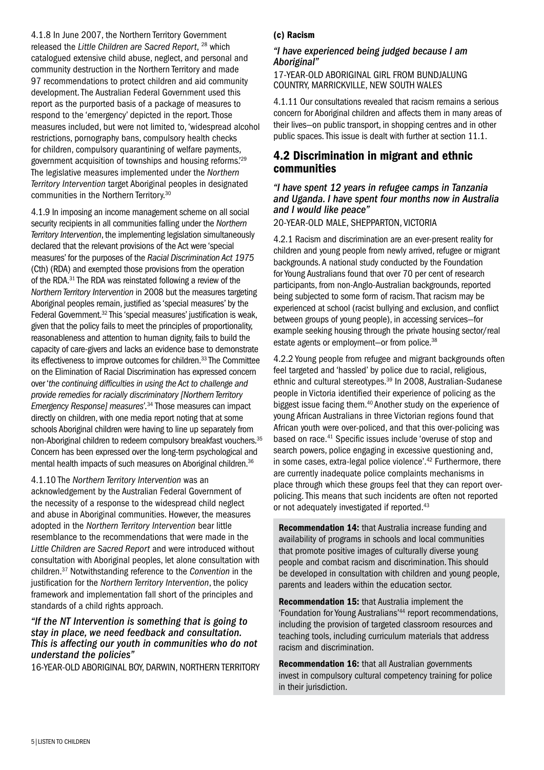4.1.8 In June 2007, the Northern Territory Government released the *Little Children are Sacred Report*, [28] which catalogued extensive child abuse, neglect, and personal and community destruction in the Northern Territory and made 97 recommendations to protect children and aid community development. The Australian Federal Government used this report as the purported basis of a package of measures to respond to the 'emergency' depicted in the report. Those measures included, but were not limited to, 'widespread alcohol restrictions, pornography bans, compulsory health checks for children, compulsory quarantining of welfare payments, government acquisition of townships and housing reforms.'[29] The legislative measures implemented under the *Northern Territory Intervention* target Aboriginal peoples in designated communities in the Northern Territory.[30]

4.1.9 In imposing an income management scheme on all social security recipients in all communities falling under the *Northern Territory Intervention*, the implementing legislation simultaneously declared that the relevant provisions of the Act were 'special measures' for the purposes of the *Racial Discrimination Act 1975* (Cth) (RDA) and exempted those provisions from the operation of the RDA.[31] The RDA was reinstated following a review of the *Northern Territory Intervention* in 2008 but the measures targeting Aboriginal peoples remain, justified as 'special measures' by the Federal Government.[32] This 'special measures' justification is weak, given that the policy fails to meet the principles of proportionality, reasonableness and attention to human dignity, fails to build the capacity of care-givers and lacks an evidence base to demonstrate its effectiveness to improve outcomes for children.[33] The Committee on the Elimination of Racial Discrimination has expressed concern over '*the continuing difficulties in using the Act to challenge and provide remedies for racially discriminatory [Northern Territory Emergency Response] measures*'.[34] Those measures can impact directly on children, with one media report noting that at some schools Aboriginal children were having to line up separately from non-Aboriginal children to redeem compulsory breakfast vouchers.[35] Concern has been expressed over the long-term psychological and mental health impacts of such measures on Aboriginal children.[36]

4.1.10 The *Northern Territory Intervention* was an acknowledgement by the Australian Federal Government of the necessity of a response to the widespread child neglect and abuse in Aboriginal communities. However, the measures adopted in the *Northern Territory Intervention* bear little resemblance to the recommendations that were made in the *Little Children are Sacred Report* and were introduced without consultation with Aboriginal peoples, let alone consultation with children.[37] Notwithstanding reference to the *Convention* in the justification for the *Northern Territory Intervention*, the policy framework and implementation fall short of the principles and standards of a child rights approach.

*"If the NT Intervention is something that is going to stay in place, we need feedback and consultation. This is affecting our youth in communities who do not understand the policies"*

16-YEAR-OLD ABORIGINAL BOY, DARWIN, NORTHERN TERRITORY

#### (c) Racism

*"I have experienced being judged because I am Aboriginal"*

17-YEAR-OLD ABORIGINAL GIRL FROM BUNDJALUNG COUNTRY, MARRICKVILLE, NEW SOUTH WALES

4.1.11 Our consultations revealed that racism remains a serious concern for Aboriginal children and affects them in many areas of their lives—on public transport, in shopping centres and in other public spaces. This issue is dealt with further at section 11.1.

## 4.2 Discrimination in migrant and ethnic communities

*"I have spent 12 years in refugee camps in Tanzania and Uganda. I have spent four months now in Australia and I would like peace"*

20-YEAR-OLD MALE, SHEPPARTON, VICTORIA

4.2.1 Racism and discrimination are an ever-present reality for children and young people from newly arrived, refugee or migrant backgrounds. A national study conducted by the Foundation for Young Australians found that over 70 per cent of research participants, from non-Anglo-Australian backgrounds, reported being subjected to some form of racism. That racism may be experienced at school (racist bullying and exclusion, and conflict between groups of young people), in accessing services—for example seeking housing through the private housing sector/real estate agents or employment—or from police.[38]

4.2.2 Young people from refugee and migrant backgrounds often feel targeted and 'hassled' by police due to racial, religious, ethnic and cultural stereotypes.[39] In 2008, Australian-Sudanese people in Victoria identified their experience of policing as the biggest issue facing them.[40] Another study on the experience of young African Australians in three Victorian regions found that African youth were over-policed, and that this over-policing was based on race.[41] Specific issues include 'overuse of stop and search powers, police engaging in excessive questioning and, in some cases, extra-legal police violence'.[42] Furthermore, there are currently inadequate police complaints mechanisms in place through which these groups feel that they can report over-policing. This means that such incidents are often not reported or not adequately investigated if reported.[43]

**Recommendation 14:** that Australia increase funding and availability of programs in schools and local communities that promote positive images of culturally diverse young people and combat racism and discrimination. This should be developed in consultation with children and young people, parents and leaders within the education sector.

**Recommendation 15:** that Australia implement the 'Foundation for Young Australians'[44] report recommendations, including the provision of targeted classroom resources and teaching tools, including curriculum materials that address racism and discrimination.

**Recommendation 16:** that all Australian governments invest in compulsory cultural competency training for police in their jurisdiction.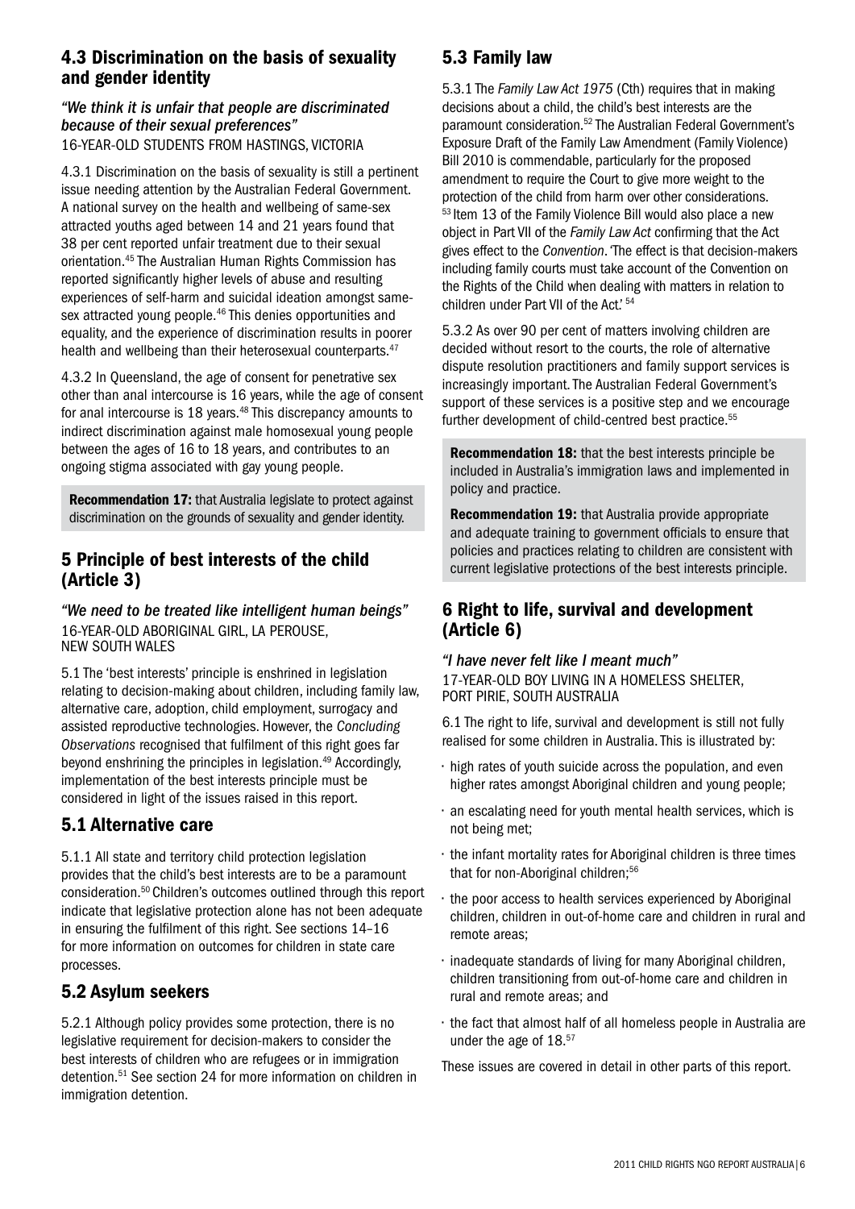## 4.3 Discrimination on the basis of sexuality and gender identity

*"We think it is unfair that people are discriminated because of their sexual preferences"*
16-YEAR-OLD STUDENTS FROM HASTINGS, VICTORIA

4.3.1 Discrimination on the basis of sexuality is still a pertinent issue needing attention by the Australian Federal Government. A national survey on the health and wellbeing of same-sex attracted youths aged between 14 and 21 years found that 38 per cent reported unfair treatment due to their sexual orientation.[45] The Australian Human Rights Commission has reported significantly higher levels of abuse and resulting experiences of self-harm and suicidal ideation amongst same-sex attracted young people.[46] This denies opportunities and equality, and the experience of discrimination results in poorer health and wellbeing than their heterosexual counterparts.[47]

4.3.2 In Queensland, the age of consent for penetrative sex other than anal intercourse is 16 years, while the age of consent for anal intercourse is 18 years.[48] This discrepancy amounts to indirect discrimination against male homosexual young people between the ages of 16 to 18 years, and contributes to an ongoing stigma associated with gay young people.

**Recommendation 17:** that Australia legislate to protect against discrimination on the grounds of sexuality and gender identity.

## 5 Principle of best interests of the child (Article 3)

*"We need to be treated like intelligent human beings"*
16-YEAR-OLD ABORIGINAL GIRL, LA PEROUSE, NEW SOUTH WALES

5.1 The 'best interests' principle is enshrined in legislation relating to decision-making about children, including family law, alternative care, adoption, child employment, surrogacy and assisted reproductive technologies. However, the *Concluding Observations* recognised that fulfilment of this right goes far beyond enshrining the principles in legislation.[49] Accordingly, implementation of the best interests principle must be considered in light of the issues raised in this report.

## 5.1 Alternative care

5.1.1 All state and territory child protection legislation provides that the child's best interests are to be a paramount consideration.[50] Children's outcomes outlined through this report indicate that legislative protection alone has not been adequate in ensuring the fulfilment of this right. See sections 14–16 for more information on outcomes for children in state care processes.

## 5.2 Asylum seekers

5.2.1 Although policy provides some protection, there is no legislative requirement for decision-makers to consider the best interests of children who are refugees or in immigration detention.[51] See section 24 for more information on children in immigration detention.

## 5.3 Family law

5.3.1 The *Family Law Act 1975* (Cth) requires that in making decisions about a child, the child's best interests are the paramount consideration.[52] The Australian Federal Government's Exposure Draft of the Family Law Amendment (Family Violence) Bill 2010 is commendable, particularly for the proposed amendment to require the Court to give more weight to the protection of the child from harm over other considerations.[53] Item 13 of the Family Violence Bill would also place a new object in Part VII of the *Family Law Act* confirming that the Act gives effect to the *Convention*. 'The effect is that decision-makers including family courts must take account of the Convention on the Rights of the Child when dealing with matters in relation to children under Part VII of the Act.'[54]

5.3.2 As over 90 per cent of matters involving children are decided without resort to the courts, the role of alternative dispute resolution practitioners and family support services is increasingly important. The Australian Federal Government's support of these services is a positive step and we encourage further development of child-centred best practice.[55]

**Recommendation 18:** that the best interests principle be included in Australia's immigration laws and implemented in policy and practice.

**Recommendation 19:** that Australia provide appropriate and adequate training to government officials to ensure that policies and practices relating to children are consistent with current legislative protections of the best interests principle.

## 6 Right to life, survival and development (Article 6)

*"I have never felt like I meant much"*
17-YEAR-OLD BOY LIVING IN A HOMELESS SHELTER, PORT PIRIE, SOUTH AUSTRALIA

6.1 The right to life, survival and development is still not fully realised for some children in Australia. This is illustrated by:

- high rates of youth suicide across the population, and even higher rates amongst Aboriginal children and young people;
- an escalating need for youth mental health services, which is not being met;
- the infant mortality rates for Aboriginal children is three times that for non-Aboriginal children;[56]
- the poor access to health services experienced by Aboriginal children, children in out-of-home care and children in rural and remote areas;
- inadequate standards of living for many Aboriginal children, children transitioning from out-of-home care and children in rural and remote areas; and
- the fact that almost half of all homeless people in Australia are under the age of 18.[57]

These issues are covered in detail in other parts of this report.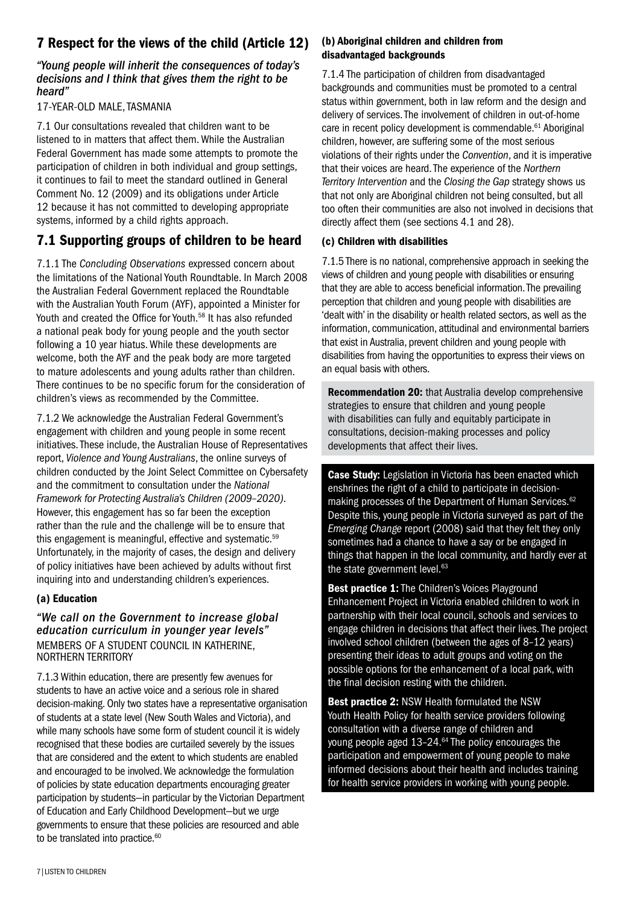## 7 Respect for the views of the child (Article 12)

*"Young people will inherit the consequences of today's decisions and I think that gives them the right to be heard"*

17-YEAR-OLD MALE, TASMANIA

7.1 Our consultations revealed that children want to be listened to in matters that affect them. While the Australian Federal Government has made some attempts to promote the participation of children in both individual and group settings, it continues to fail to meet the standard outlined in General Comment No. 12 (2009) and its obligations under Article 12 because it has not committed to developing appropriate systems, informed by a child rights approach.

## 7.1 Supporting groups of children to be heard

7.1.1 The *Concluding Observations* expressed concern about the limitations of the National Youth Roundtable. In March 2008 the Australian Federal Government replaced the Roundtable with the Australian Youth Forum (AYF), appointed a Minister for Youth and created the Office for Youth.[58] It has also refunded a national peak body for young people and the youth sector following a 10 year hiatus. While these developments are welcome, both the AYF and the peak body are more targeted to mature adolescents and young adults rather than children. There continues to be no specific forum for the consideration of children's views as recommended by the Committee.

7.1.2 We acknowledge the Australian Federal Government's engagement with children and young people in some recent initiatives. These include, the Australian House of Representatives report, *Violence and Young Australians*, the online surveys of children conducted by the Joint Select Committee on Cybersafety and the commitment to consultation under the *National Framework for Protecting Australia's Children (2009–2020)*. However, this engagement has so far been the exception rather than the rule and the challenge will be to ensure that this engagement is meaningful, effective and systematic.[59] Unfortunately, in the majority of cases, the design and delivery of policy initiatives have been achieved by adults without first inquiring into and understanding children's experiences.

### (a) Education

*"We call on the Government to increase global education curriculum in younger year levels"*
MEMBERS OF A STUDENT COUNCIL IN KATHERINE, NORTHERN TERRITORY

7.1.3 Within education, there are presently few avenues for students to have an active voice and a serious role in shared decision-making. Only two states have a representative organisation of students at a state level (New South Wales and Victoria), and while many schools have some form of student council it is widely recognised that these bodies are curtailed severely by the issues that are considered and the extent to which students are enabled and encouraged to be involved. We acknowledge the formulation of policies by state education departments encouraging greater participation by students—in particular by the Victorian Department of Education and Early Childhood Development—but we urge governments to ensure that these policies are resourced and able to be translated into practice.[60]

### (b) Aboriginal children and children from disadvantaged backgrounds

7.1.4 The participation of children from disadvantaged backgrounds and communities must be promoted to a central status within government, both in law reform and the design and delivery of services. The involvement of children in out-of-home care in recent policy development is commendable.[61] Aboriginal children, however, are suffering some of the most serious violations of their rights under the *Convention*, and it is imperative that their voices are heard. The experience of the *Northern Territory Intervention* and the *Closing the Gap* strategy shows us that not only are Aboriginal children not being consulted, but all too often their communities are also not involved in decisions that directly affect them (see sections 4.1 and 28).

### (c) Children with disabilities

7.1.5 There is no national, comprehensive approach in seeking the views of children and young people with disabilities or ensuring that they are able to access beneficial information. The prevailing perception that children and young people with disabilities are 'dealt with' in the disability or health related sectors, as well as the information, communication, attitudinal and environmental barriers that exist in Australia, prevent children and young people with disabilities from having the opportunities to express their views on an equal basis with others.

**Recommendation 20:** that Australia develop comprehensive strategies to ensure that children and young people with disabilities can fully and equitably participate in consultations, decision-making processes and policy developments that affect their lives.

**Case Study:** Legislation in Victoria has been enacted which enshrines the right of a child to participate in decision-making processes of the Department of Human Services.[62] Despite this, young people in Victoria surveyed as part of the *Emerging Change* report (2008) said that they felt they only sometimes had a chance to have a say or be engaged in things that happen in the local community, and hardly ever at the state government level.[63]

**Best practice 1:** The Children's Voices Playground Enhancement Project in Victoria enabled children to work in partnership with their local council, schools and services to engage children in decisions that affect their lives. The project involved school children (between the ages of 8–12 years) presenting their ideas to adult groups and voting on the possible options for the enhancement of a local park, with the final decision resting with the children.

**Best practice 2:** NSW Health formulated the NSW Youth Health Policy for health service providers following consultation with a diverse range of children and young people aged 13–24.[64] The policy encourages the participation and empowerment of young people to make informed decisions about their health and includes training for health service providers in working with young people.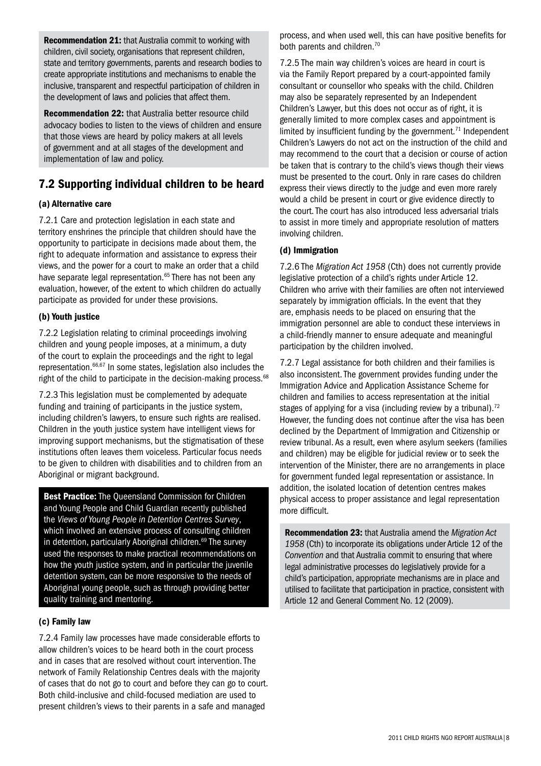**Recommendation 21:** that Australia commit to working with children, civil society, organisations that represent children, state and territory governments, parents and research bodies to create appropriate institutions and mechanisms to enable the inclusive, transparent and respectful participation of children in the development of laws and policies that affect them.

**Recommendation 22:** that Australia better resource child advocacy bodies to listen to the views of children and ensure that those views are heard by policy makers at all levels of government and at all stages of the development and implementation of law and policy.

## 7.2 Supporting individual children to be heard

### (a) Alternative care

7.2.1 Care and protection legislation in each state and territory enshrines the principle that children should have the opportunity to participate in decisions made about them, the right to adequate information and assistance to express their views, and the power for a court to make an order that a child have separate legal representation.[65] There has not been any evaluation, however, of the extent to which children do actually participate as provided for under these provisions.

### (b) Youth justice

7.2.2 Legislation relating to criminal proceedings involving children and young people imposes, at a minimum, a duty of the court to explain the proceedings and the right to legal representation.[66,67] In some states, legislation also includes the right of the child to participate in the decision-making process.[68]

7.2.3 This legislation must be complemented by adequate funding and training of participants in the justice system, including children's lawyers, to ensure such rights are realised. Children in the youth justice system have intelligent views for improving support mechanisms, but the stigmatisation of these institutions often leaves them voiceless. Particular focus needs to be given to children with disabilities and to children from an Aboriginal or migrant background.

**Best Practice:** The Queensland Commission for Children and Young People and Child Guardian recently published the *Views of Young People in Detention Centres Survey*, which involved an extensive process of consulting children in detention, particularly Aboriginal children.[69] The survey used the responses to make practical recommendations on how the youth justice system, and in particular the juvenile detention system, can be more responsive to the needs of Aboriginal young people, such as through providing better quality training and mentoring.

### (c) Family law

7.2.4 Family law processes have made considerable efforts to allow children's voices to be heard both in the court process and in cases that are resolved without court intervention. The network of Family Relationship Centres deals with the majority of cases that do not go to court and before they can go to court. Both child-inclusive and child-focused mediation are used to present children's views to their parents in a safe and managed process, and when used well, this can have positive benefits for both parents and children.[70]

7.2.5 The main way children's voices are heard in court is via the Family Report prepared by a court-appointed family consultant or counsellor who speaks with the child. Children may also be separately represented by an Independent Children's Lawyer, but this does not occur as of right, it is generally limited to more complex cases and appointment is limited by insufficient funding by the government.[71] Independent Children's Lawyers do not act on the instruction of the child and may recommend to the court that a decision or course of action be taken that is contrary to the child's views though their views must be presented to the court. Only in rare cases do children express their views directly to the judge and even more rarely would a child be present in court or give evidence directly to the court. The court has also introduced less adversarial trials to assist in more timely and appropriate resolution of matters involving children.

### (d) Immigration

7.2.6 The *Migration Act 1958* (Cth) does not currently provide legislative protection of a child's rights under Article 12. Children who arrive with their families are often not interviewed separately by immigration officials. In the event that they are, emphasis needs to be placed on ensuring that the immigration personnel are able to conduct these interviews in a child-friendly manner to ensure adequate and meaningful participation by the children involved.

7.2.7 Legal assistance for both children and their families is also inconsistent. The government provides funding under the Immigration Advice and Application Assistance Scheme for children and families to access representation at the initial stages of applying for a visa (including review by a tribunal).[72] However, the funding does not continue after the visa has been declined by the Department of Immigration and Citizenship or review tribunal. As a result, even where asylum seekers (families and children) may be eligible for judicial review or to seek the intervention of the Minister, there are no arrangements in place for government funded legal representation or assistance. In addition, the isolated location of detention centres makes physical access to proper assistance and legal representation more difficult.

**Recommendation 23:** that Australia amend the *Migration Act 1958* (Cth) to incorporate its obligations under Article 12 of the *Convention* and that Australia commit to ensuring that where legal administrative processes do legislatively provide for a child's participation, appropriate mechanisms are in place and utilised to facilitate that participation in practice, consistent with Article 12 and General Comment No. 12 (2009).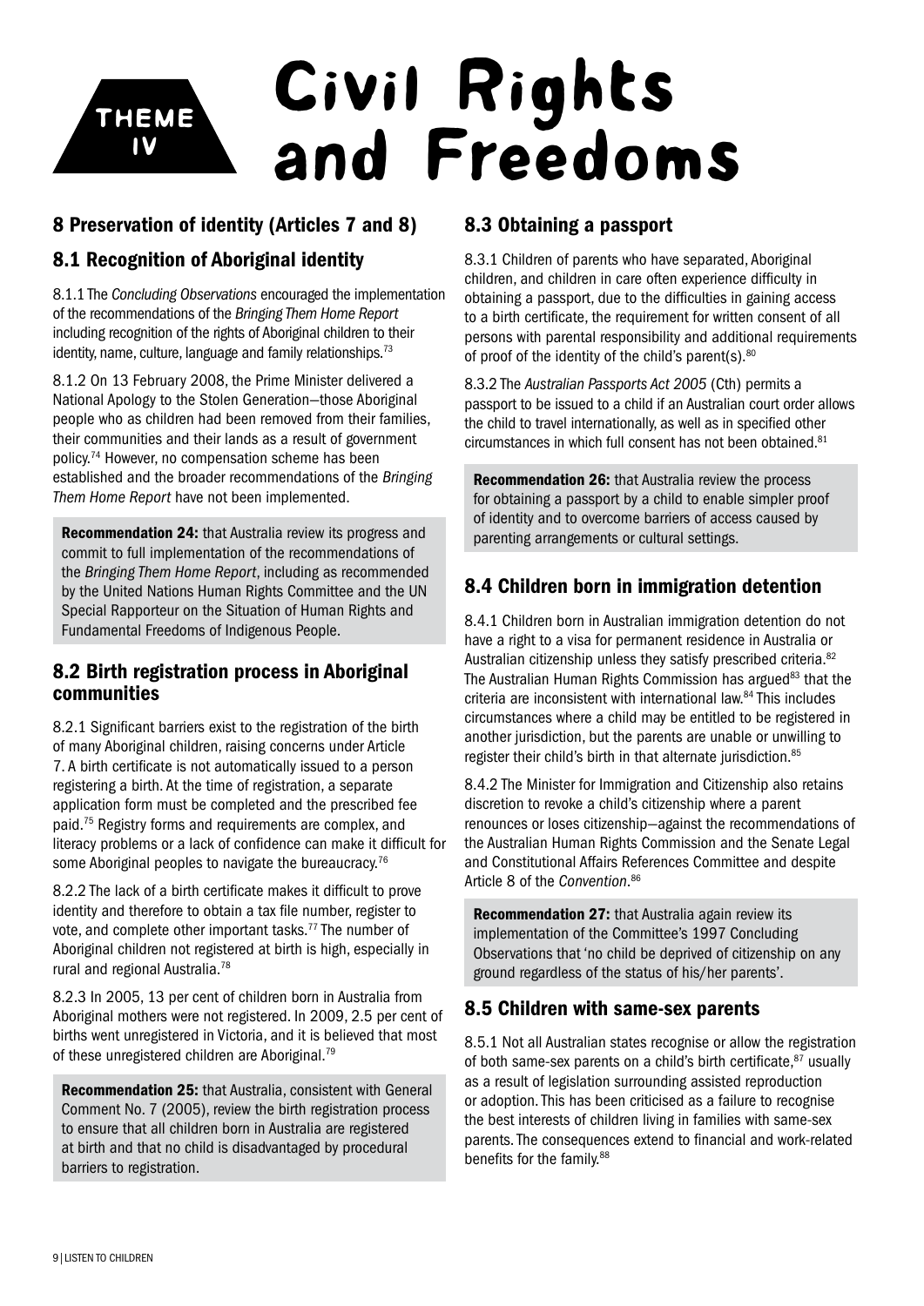THEME IV

# Civil Rights and Freedoms

## 8 Preservation of identity (Articles 7 and 8)

### 8.1 Recognition of Aboriginal identity

8.1.1 The *Concluding Observations* encouraged the implementation of the recommendations of the *Bringing Them Home Report* including recognition of the rights of Aboriginal children to their identity, name, culture, language and family relationships.[73]

8.1.2 On 13 February 2008, the Prime Minister delivered a National Apology to the Stolen Generation—those Aboriginal people who as children had been removed from their families, their communities and their lands as a result of government policy.[74] However, no compensation scheme has been established and the broader recommendations of the *Bringing Them Home Report* have not been implemented.

**Recommendation 24:** that Australia review its progress and commit to full implementation of the recommendations of the *Bringing Them Home Report*, including as recommended by the United Nations Human Rights Committee and the UN Special Rapporteur on the Situation of Human Rights and Fundamental Freedoms of Indigenous People.

### 8.2 Birth registration process in Aboriginal communities

8.2.1 Significant barriers exist to the registration of the birth of many Aboriginal children, raising concerns under Article 7. A birth certificate is not automatically issued to a person registering a birth. At the time of registration, a separate application form must be completed and the prescribed fee paid.[75] Registry forms and requirements are complex, and literacy problems or a lack of confidence can make it difficult for some Aboriginal peoples to navigate the bureaucracy.[76]

8.2.2 The lack of a birth certificate makes it difficult to prove identity and therefore to obtain a tax file number, register to vote, and complete other important tasks.[77] The number of Aboriginal children not registered at birth is high, especially in rural and regional Australia.[78]

8.2.3 In 2005, 13 per cent of children born in Australia from Aboriginal mothers were not registered. In 2009, 2.5 per cent of births went unregistered in Victoria, and it is believed that most of these unregistered children are Aboriginal.[79]

**Recommendation 25:** that Australia, consistent with General Comment No. 7 (2005), review the birth registration process to ensure that all children born in Australia are registered at birth and that no child is disadvantaged by procedural barriers to registration.

### 8.3 Obtaining a passport

8.3.1 Children of parents who have separated, Aboriginal children, and children in care often experience difficulty in obtaining a passport, due to the difficulties in gaining access to a birth certificate, the requirement for written consent of all persons with parental responsibility and additional requirements of proof of the identity of the child's parent(s).[80]

8.3.2 The *Australian Passports Act 2005* (Cth) permits a passport to be issued to a child if an Australian court order allows the child to travel internationally, as well as in specified other circumstances in which full consent has not been obtained.[81]

**Recommendation 26:** that Australia review the process for obtaining a passport by a child to enable simpler proof of identity and to overcome barriers of access caused by parenting arrangements or cultural settings.

### 8.4 Children born in immigration detention

8.4.1 Children born in Australian immigration detention do not have a right to a visa for permanent residence in Australia or Australian citizenship unless they satisfy prescribed criteria.[82] The Australian Human Rights Commission has argued[83] that the criteria are inconsistent with international law.[84] This includes circumstances where a child may be entitled to be registered in another jurisdiction, but the parents are unable or unwilling to register their child's birth in that alternate jurisdiction.[85]

8.4.2 The Minister for Immigration and Citizenship also retains discretion to revoke a child's citizenship where a parent renounces or loses citizenship—against the recommendations of the Australian Human Rights Commission and the Senate Legal and Constitutional Affairs References Committee and despite Article 8 of the *Convention*.[86]

**Recommendation 27:** that Australia again review its implementation of the Committee's 1997 Concluding Observations that 'no child be deprived of citizenship on any ground regardless of the status of his/her parents'.

### 8.5 Children with same-sex parents

8.5.1 Not all Australian states recognise or allow the registration of both same-sex parents on a child's birth certificate,[87] usually as a result of legislation surrounding assisted reproduction or adoption. This has been criticised as a failure to recognise the best interests of children living in families with same-sex parents. The consequences extend to financial and work-related benefits for the family.[88]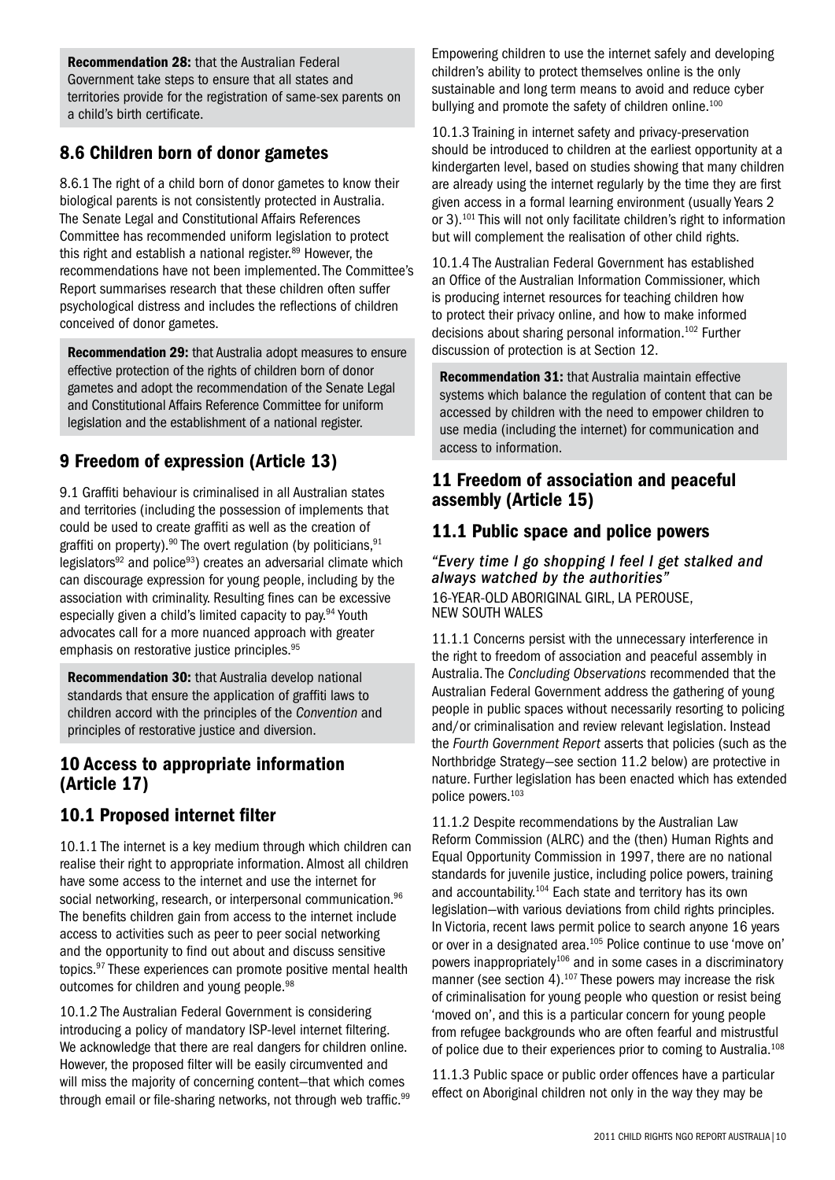**Recommendation 28:** that the Australian Federal Government take steps to ensure that all states and territories provide for the registration of same-sex parents on a child's birth certificate.

## 8.6 Children born of donor gametes

8.6.1 The right of a child born of donor gametes to know their biological parents is not consistently protected in Australia. The Senate Legal and Constitutional Affairs References Committee has recommended uniform legislation to protect this right and establish a national register.[89] However, the recommendations have not been implemented. The Committee's Report summarises research that these children often suffer psychological distress and includes the reflections of children conceived of donor gametes.

**Recommendation 29:** that Australia adopt measures to ensure effective protection of the rights of children born of donor gametes and adopt the recommendation of the Senate Legal and Constitutional Affairs Reference Committee for uniform legislation and the establishment of a national register.

# 9 Freedom of expression (Article 13)

9.1 Graffiti behaviour is criminalised in all Australian states and territories (including the possession of implements that could be used to create graffiti as well as the creation of graffiti on property).[90] The overt regulation (by politicians,[91] legislators[92] and police[93]) creates an adversarial climate which can discourage expression for young people, including by the association with criminality. Resulting fines can be excessive especially given a child's limited capacity to pay.[94] Youth advocates call for a more nuanced approach with greater emphasis on restorative justice principles.[95]

**Recommendation 30:** that Australia develop national standards that ensure the application of graffiti laws to children accord with the principles of the *Convention* and principles of restorative justice and diversion.

# 10 Access to appropriate information (Article 17)

## 10.1 Proposed internet filter

10.1.1 The internet is a key medium through which children can realise their right to appropriate information. Almost all children have some access to the internet and use the internet for social networking, research, or interpersonal communication.[96] The benefits children gain from access to the internet include access to activities such as peer to peer social networking and the opportunity to find out about and discuss sensitive topics.[97] These experiences can promote positive mental health outcomes for children and young people.[98]

10.1.2 The Australian Federal Government is considering introducing a policy of mandatory ISP-level internet filtering. We acknowledge that there are real dangers for children online. However, the proposed filter will be easily circumvented and will miss the majority of concerning content—that which comes through email or file-sharing networks, not through web traffic.[99] Empowering children to use the internet safely and developing children's ability to protect themselves online is the only sustainable and long term means to avoid and reduce cyber bullying and promote the safety of children online.[100]

10.1.3 Training in internet safety and privacy-preservation should be introduced to children at the earliest opportunity at a kindergarten level, based on studies showing that many children are already using the internet regularly by the time they are first given access in a formal learning environment (usually Years 2 or 3).[101] This will not only facilitate children's right to information but will complement the realisation of other child rights.

10.1.4 The Australian Federal Government has established an Office of the Australian Information Commissioner, which is producing internet resources for teaching children how to protect their privacy online, and how to make informed decisions about sharing personal information.[102] Further discussion of protection is at Section 12.

**Recommendation 31:** that Australia maintain effective systems which balance the regulation of content that can be accessed by children with the need to empower children to use media (including the internet) for communication and access to information.

# 11 Freedom of association and peaceful assembly (Article 15)

## 11.1 Public space and police powers

*"Every time I go shopping I feel I get stalked and always watched by the authorities"*
16-YEAR-OLD ABORIGINAL GIRL, LA PEROUSE, NEW SOUTH WALES

11.1.1 Concerns persist with the unnecessary interference in the right to freedom of association and peaceful assembly in Australia. The *Concluding Observations* recommended that the Australian Federal Government address the gathering of young people in public spaces without necessarily resorting to policing and/or criminalisation and review relevant legislation. Instead the *Fourth Government Report* asserts that policies (such as the Northbridge Strategy—see section 11.2 below) are protective in nature. Further legislation has been enacted which has extended police powers.[103]

11.1.2 Despite recommendations by the Australian Law Reform Commission (ALRC) and the (then) Human Rights and Equal Opportunity Commission in 1997, there are no national standards for juvenile justice, including police powers, training and accountability.[104] Each state and territory has its own legislation—with various deviations from child rights principles. In Victoria, recent laws permit police to search anyone 16 years or over in a designated area.[105] Police continue to use 'move on' powers inappropriately[106] and in some cases in a discriminatory manner (see section 4).[107] These powers may increase the risk of criminalisation for young people who question or resist being 'moved on', and this is a particular concern for young people from refugee backgrounds who are often fearful and mistrustful of police due to their experiences prior to coming to Australia.[108]

11.1.3 Public space or public order offences have a particular effect on Aboriginal children not only in the way they may be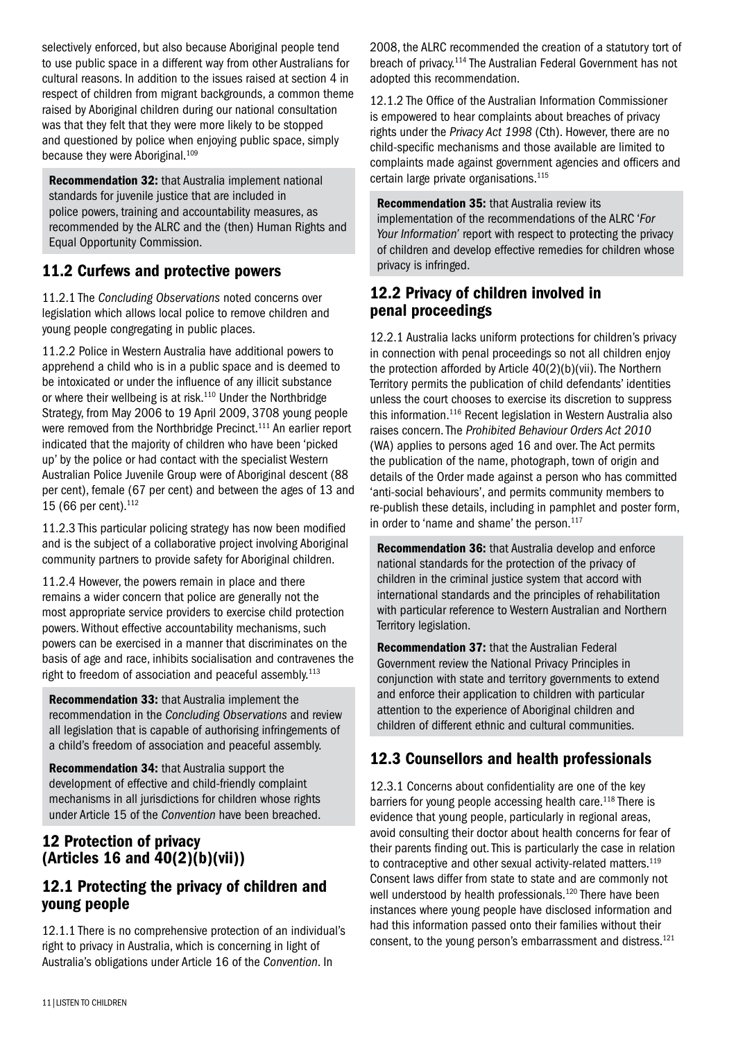selectively enforced, but also because Aboriginal people tend to use public space in a different way from other Australians for cultural reasons. In addition to the issues raised at section 4 in respect of children from migrant backgrounds, a common theme raised by Aboriginal children during our national consultation was that they felt that they were more likely to be stopped and questioned by police when enjoying public space, simply because they were Aboriginal.[109]

**Recommendation 32:** that Australia implement national standards for juvenile justice that are included in police powers, training and accountability measures, as recommended by the ALRC and the (then) Human Rights and Equal Opportunity Commission.

## 11.2 Curfews and protective powers

11.2.1 The *Concluding Observations* noted concerns over legislation which allows local police to remove children and young people congregating in public places.

11.2.2 Police in Western Australia have additional powers to apprehend a child who is in a public space and is deemed to be intoxicated or under the influence of any illicit substance or where their wellbeing is at risk.[110] Under the Northbridge Strategy, from May 2006 to 19 April 2009, 3708 young people were removed from the Northbridge Precinct.[111] An earlier report indicated that the majority of children who have been 'picked up' by the police or had contact with the specialist Western Australian Police Juvenile Group were of Aboriginal descent (88 per cent), female (67 per cent) and between the ages of 13 and 15 (66 per cent).[112]

11.2.3 This particular policing strategy has now been modified and is the subject of a collaborative project involving Aboriginal community partners to provide safety for Aboriginal children.

11.2.4 However, the powers remain in place and there remains a wider concern that police are generally not the most appropriate service providers to exercise child protection powers. Without effective accountability mechanisms, such powers can be exercised in a manner that discriminates on the basis of age and race, inhibits socialisation and contravenes the right to freedom of association and peaceful assembly.[113]

**Recommendation 33:** that Australia implement the recommendation in the *Concluding Observations* and review all legislation that is capable of authorising infringements of a child's freedom of association and peaceful assembly.

**Recommendation 34:** that Australia support the development of effective and child-friendly complaint mechanisms in all jurisdictions for children whose rights under Article 15 of the *Convention* have been breached.

# 12 Protection of privacy (Articles 16 and 40(2)(b)(vii))

## 12.1 Protecting the privacy of children and young people

12.1.1 There is no comprehensive protection of an individual's right to privacy in Australia, which is concerning in light of Australia's obligations under Article 16 of the *Convention*. In 2008, the ALRC recommended the creation of a statutory tort of breach of privacy.[114] The Australian Federal Government has not adopted this recommendation.

12.1.2 The Office of the Australian Information Commissioner is empowered to hear complaints about breaches of privacy rights under the *Privacy Act 1998* (Cth). However, there are no child-specific mechanisms and those available are limited to complaints made against government agencies and officers and certain large private organisations.[115]

**Recommendation 35:** that Australia review its implementation of the recommendations of the ALRC '*For Your Information*' report with respect to protecting the privacy of children and develop effective remedies for children whose privacy is infringed.

## 12.2 Privacy of children involved in penal proceedings

12.2.1 Australia lacks uniform protections for children's privacy in connection with penal proceedings so not all children enjoy the protection afforded by Article 40(2)(b)(vii). The Northern Territory permits the publication of child defendants' identities unless the court chooses to exercise its discretion to suppress this information.[116] Recent legislation in Western Australia also raises concern. The *Prohibited Behaviour Orders Act 2010* (WA) applies to persons aged 16 and over. The Act permits the publication of the name, photograph, town of origin and details of the Order made against a person who has committed 'anti-social behaviours', and permits community members to re-publish these details, including in pamphlet and poster form, in order to 'name and shame' the person.[117]

**Recommendation 36:** that Australia develop and enforce national standards for the protection of the privacy of children in the criminal justice system that accord with international standards and the principles of rehabilitation with particular reference to Western Australian and Northern Territory legislation.

**Recommendation 37:** that the Australian Federal Government review the National Privacy Principles in conjunction with state and territory governments to extend and enforce their application to children with particular attention to the experience of Aboriginal children and children of different ethnic and cultural communities.

## 12.3 Counsellors and health professionals

12.3.1 Concerns about confidentiality are one of the key barriers for young people accessing health care.[118] There is evidence that young people, particularly in regional areas, avoid consulting their doctor about health concerns for fear of their parents finding out. This is particularly the case in relation to contraceptive and other sexual activity-related matters.[119] Consent laws differ from state to state and are commonly not well understood by health professionals.[120] There have been instances where young people have disclosed information and had this information passed onto their families without their consent, to the young person's embarrassment and distress.[121]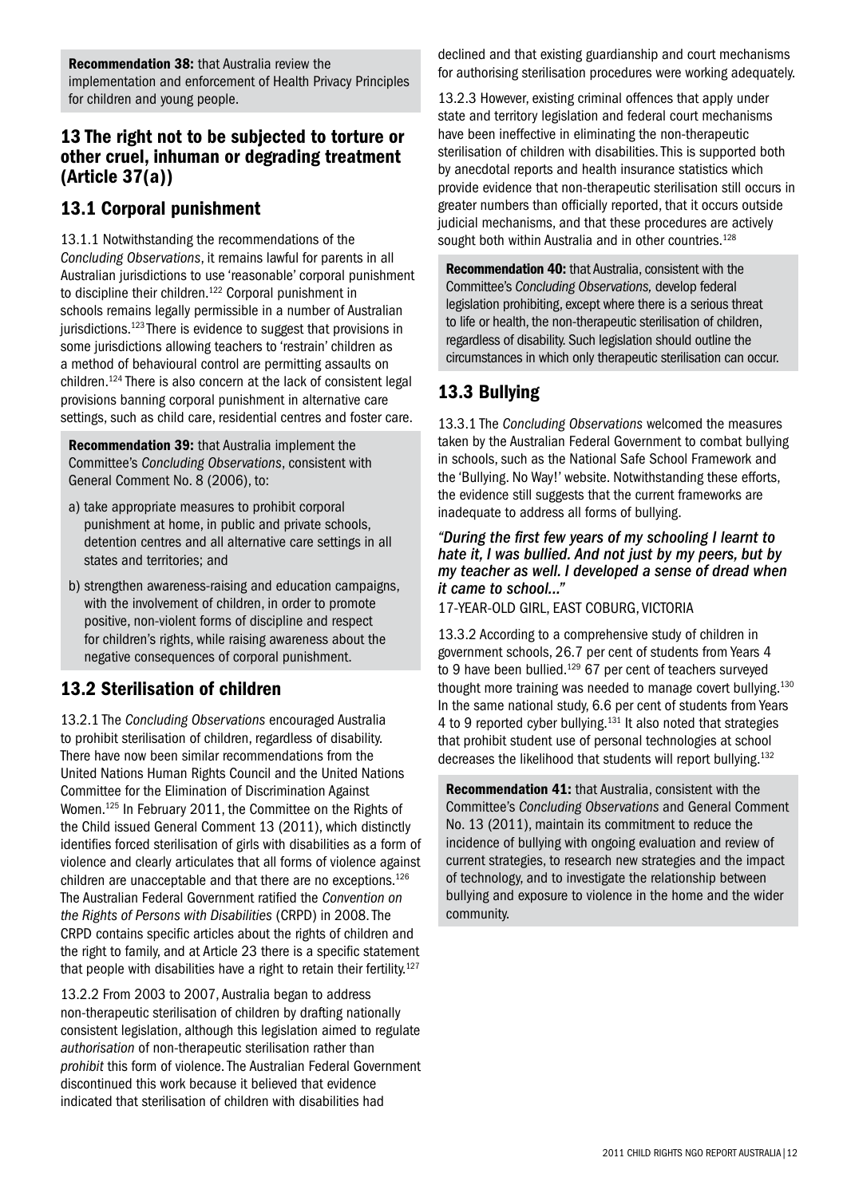**Recommendation 38:** that Australia review the implementation and enforcement of Health Privacy Principles for children and young people.

## 13 The right not to be subjected to torture or other cruel, inhuman or degrading treatment (Article 37(a))

### 13.1 Corporal punishment

13.1.1 Notwithstanding the recommendations of the *Concluding Observations*, it remains lawful for parents in all Australian jurisdictions to use 'reasonable' corporal punishment to discipline their children.[122] Corporal punishment in schools remains legally permissible in a number of Australian jurisdictions.[123] There is evidence to suggest that provisions in some jurisdictions allowing teachers to 'restrain' children as a method of behavioural control are permitting assaults on children.[124] There is also concern at the lack of consistent legal provisions banning corporal punishment in alternative care settings, such as child care, residential centres and foster care.

**Recommendation 39:** that Australia implement the Committee's *Concluding Observations*, consistent with General Comment No. 8 (2006), to:

a) take appropriate measures to prohibit corporal punishment at home, in public and private schools, detention centres and all alternative care settings in all states and territories; and

b) strengthen awareness-raising and education campaigns, with the involvement of children, in order to promote positive, non-violent forms of discipline and respect for children's rights, while raising awareness about the negative consequences of corporal punishment.

### 13.2 Sterilisation of children

13.2.1 The *Concluding Observations* encouraged Australia to prohibit sterilisation of children, regardless of disability. There have now been similar recommendations from the United Nations Human Rights Council and the United Nations Committee for the Elimination of Discrimination Against Women.[125] In February 2011, the Committee on the Rights of the Child issued General Comment 13 (2011), which distinctly identifies forced sterilisation of girls with disabilities as a form of violence and clearly articulates that all forms of violence against children are unacceptable and that there are no exceptions.[126] The Australian Federal Government ratified the *Convention on the Rights of Persons with Disabilities* (CRPD) in 2008. The CRPD contains specific articles about the rights of children and the right to family, and at Article 23 there is a specific statement that people with disabilities have a right to retain their fertility.[127]

13.2.2 From 2003 to 2007, Australia began to address non-therapeutic sterilisation of children by drafting nationally consistent legislation, although this legislation aimed to regulate *authorisation* of non-therapeutic sterilisation rather than *prohibit* this form of violence. The Australian Federal Government discontinued this work because it believed that evidence indicated that sterilisation of children with disabilities had declined and that existing guardianship and court mechanisms for authorising sterilisation procedures were working adequately.

13.2.3 However, existing criminal offences that apply under state and territory legislation and federal court mechanisms have been ineffective in eliminating the non-therapeutic sterilisation of children with disabilities. This is supported both by anecdotal reports and health insurance statistics which provide evidence that non-therapeutic sterilisation still occurs in greater numbers than officially reported, that it occurs outside judicial mechanisms, and that these procedures are actively sought both within Australia and in other countries.[128]

**Recommendation 40:** that Australia, consistent with the Committee's *Concluding Observations,* develop federal legislation prohibiting, except where there is a serious threat to life or health, the non-therapeutic sterilisation of children, regardless of disability. Such legislation should outline the circumstances in which only therapeutic sterilisation can occur.

### 13.3 Bullying

13.3.1 The *Concluding Observations* welcomed the measures taken by the Australian Federal Government to combat bullying in schools, such as the National Safe School Framework and the 'Bullying. No Way!' website. Notwithstanding these efforts, the evidence still suggests that the current frameworks are inadequate to address all forms of bullying.

***"During the first few years of my schooling I learnt to hate it, I was bullied. And not just by my peers, but by my teacher as well. I developed a sense of dread when it came to school..."***

17-YEAR-OLD GIRL, EAST COBURG, VICTORIA

13.3.2 According to a comprehensive study of children in government schools, 26.7 per cent of students from Years 4 to 9 have been bullied.[129] 67 per cent of teachers surveyed thought more training was needed to manage covert bullying.[130] In the same national study, 6.6 per cent of students from Years 4 to 9 reported cyber bullying.[131] It also noted that strategies that prohibit student use of personal technologies at school decreases the likelihood that students will report bullying.[132]

**Recommendation 41:** that Australia, consistent with the Committee's *Concluding Observations* and General Comment No. 13 (2011), maintain its commitment to reduce the incidence of bullying with ongoing evaluation and review of current strategies, to research new strategies and the impact of technology, and to investigate the relationship between bullying and exposure to violence in the home and the wider community.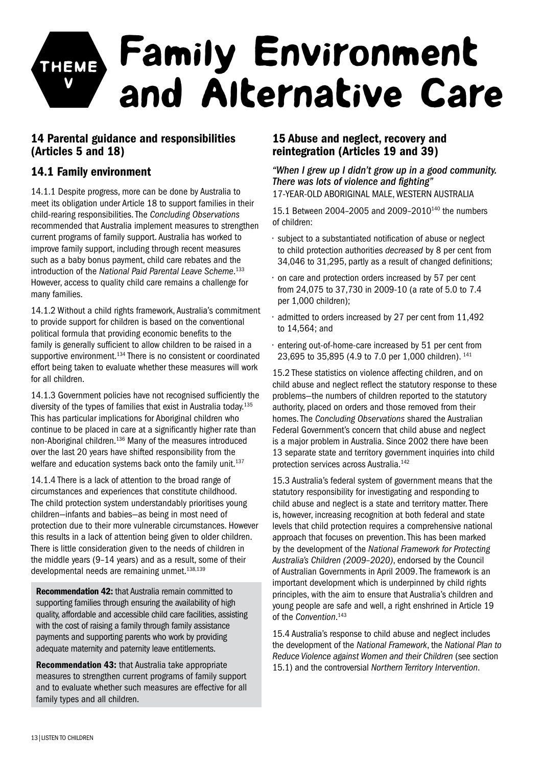# THEME V Family Environment and Alternative Care

## 14 Parental guidance and responsibilities (Articles 5 and 18)

### 14.1 Family environment

14.1.1 Despite progress, more can be done by Australia to meet its obligation under Article 18 to support families in their child-rearing responsibilities. The *Concluding Observations* recommended that Australia implement measures to strengthen current programs of family support. Australia has worked to improve family support, including through recent measures such as a baby bonus payment, child care rebates and the introduction of the *National Paid Parental Leave Scheme*.[133] However, access to quality child care remains a challenge for many families.

14.1.2 Without a child rights framework, Australia's commitment to provide support for children is based on the conventional political formula that providing economic benefits to the family is generally sufficient to allow children to be raised in a supportive environment.[134] There is no consistent or coordinated effort being taken to evaluate whether these measures will work for all children.

14.1.3 Government policies have not recognised sufficiently the diversity of the types of families that exist in Australia today.[135] This has particular implications for Aboriginal children who continue to be placed in care at a significantly higher rate than non-Aboriginal children.[136] Many of the measures introduced over the last 20 years have shifted responsibility from the welfare and education systems back onto the family unit.[137]

14.1.4 There is a lack of attention to the broad range of circumstances and experiences that constitute childhood. The child protection system understandably prioritises young children—infants and babies—as being in most need of protection due to their more vulnerable circumstances. However this results in a lack of attention being given to older children. There is little consideration given to the needs of children in the middle years (9–14 years) and as a result, some of their developmental needs are remaining unmet.[138,139]

**Recommendation 42:** that Australia remain committed to supporting families through ensuring the availability of high quality, affordable and accessible child care facilities, assisting with the cost of raising a family through family assistance payments and supporting parents who work by providing adequate maternity and paternity leave entitlements.

**Recommendation 43:** that Australia take appropriate measures to strengthen current programs of family support and to evaluate whether such measures are effective for all family types and all children.

## 15 Abuse and neglect, recovery and reintegration (Articles 19 and 39)

*"When I grew up I didn't grow up in a good community. There was lots of violence and fighting"*
17-YEAR-OLD ABORIGINAL MALE, WESTERN AUSTRALIA

15.1 Between 2004–2005 and 2009–2010[140] the numbers of children:

- subject to a substantiated notification of abuse or neglect to child protection authorities *decreased* by 8 per cent from 34,046 to 31,295, partly as a result of changed definitions;
- on care and protection orders increased by 57 per cent from 24,075 to 37,730 in 2009-10 (a rate of 5.0 to 7.4 per 1,000 children);
- admitted to orders increased by 27 per cent from 11,492 to 14,564; and
- entering out-of-home-care increased by 51 per cent from 23,695 to 35,895 (4.9 to 7.0 per 1,000 children).[141]

15.2 These statistics on violence affecting children, and on child abuse and neglect reflect the statutory response to these problems—the numbers of children reported to the statutory authority, placed on orders and those removed from their homes. The *Concluding Observations* shared the Australian Federal Government's concern that child abuse and neglect is a major problem in Australia. Since 2002 there have been 13 separate state and territory government inquiries into child protection services across Australia.[142]

15.3 Australia's federal system of government means that the statutory responsibility for investigating and responding to child abuse and neglect is a state and territory matter. There is, however, increasing recognition at both federal and state levels that child protection requires a comprehensive national approach that focuses on prevention. This has been marked by the development of the *National Framework for Protecting Australia's Children (2009–2020)*, endorsed by the Council of Australian Governments in April 2009. The framework is an important development which is underpinned by child rights principles, with the aim to ensure that Australia's children and young people are safe and well, a right enshrined in Article 19 of the *Convention*.[143]

15.4 Australia's response to child abuse and neglect includes the development of the *National Framework*, the *National Plan to Reduce Violence against Women and their Children* (see section 15.1) and the controversial *Northern Territory Intervention*.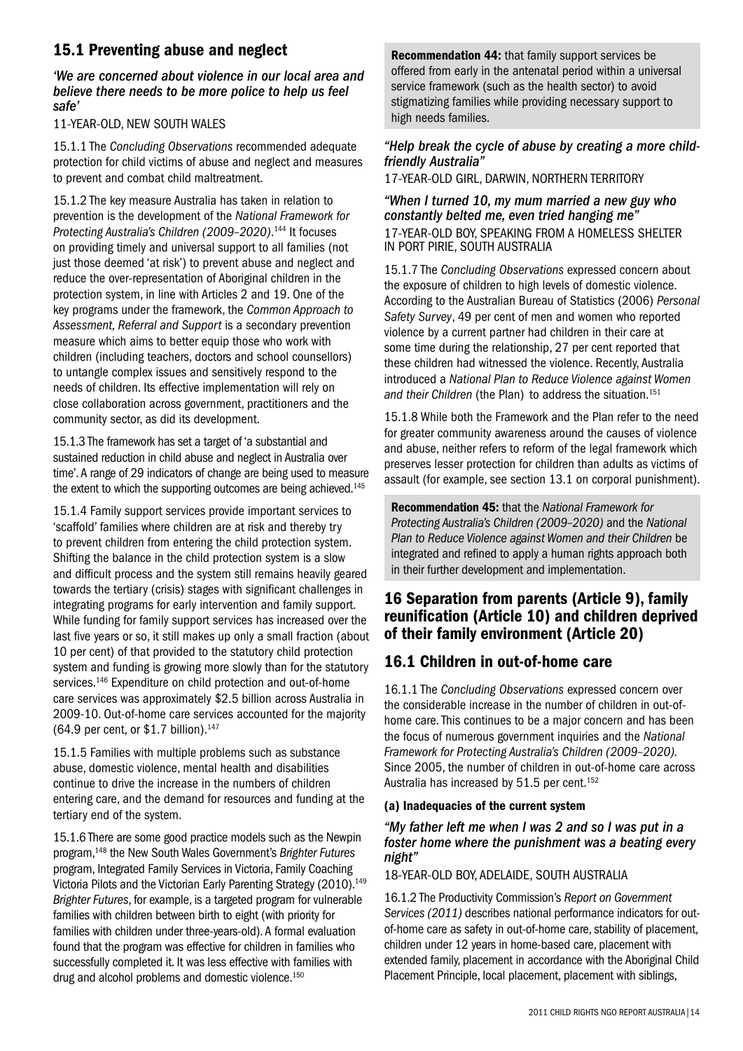## 15.1 Preventing abuse and neglect

***'We are concerned about violence in our local area and believe there needs to be more police to help us feel safe'***

11-YEAR-OLD, NEW SOUTH WALES

15.1.1 The *Concluding Observations* recommended adequate protection for child victims of abuse and neglect and measures to prevent and combat child maltreatment.

15.1.2 The key measure Australia has taken in relation to prevention is the development of the *National Framework for Protecting Australia's Children (2009–2020)*.[144] It focuses on providing timely and universal support to all families (not just those deemed 'at risk') to prevent abuse and neglect and reduce the over-representation of Aboriginal children in the protection system, in line with Articles 2 and 19. One of the key programs under the framework, the *Common Approach to Assessment, Referral and Support* is a secondary prevention measure which aims to better equip those who work with children (including teachers, doctors and school counsellors) to untangle complex issues and sensitively respond to the needs of children. Its effective implementation will rely on close collaboration across government, practitioners and the community sector, as did its development.

15.1.3 The framework has set a target of 'a substantial and sustained reduction in child abuse and neglect in Australia over time'. A range of 29 indicators of change are being used to measure the extent to which the supporting outcomes are being achieved.[145]

15.1.4 Family support services provide important services to 'scaffold' families where children are at risk and thereby try to prevent children from entering the child protection system. Shifting the balance in the child protection system is a slow and difficult process and the system still remains heavily geared towards the tertiary (crisis) stages with significant challenges in integrating programs for early intervention and family support. While funding for family support services has increased over the last five years or so, it still makes up only a small fraction (about 10 per cent) of that provided to the statutory child protection system and funding is growing more slowly than for the statutory services.[146] Expenditure on child protection and out-of-home care services was approximately $2.5 billion across Australia in 2009-10. Out-of-home care services accounted for the majority (64.9 per cent, or $1.7 billion).[147]

15.1.5 Families with multiple problems such as substance abuse, domestic violence, mental health and disabilities continue to drive the increase in the numbers of children entering care, and the demand for resources and funding at the tertiary end of the system.

15.1.6 There are some good practice models such as the Newpin program,[148] the New South Wales Government's *Brighter Futures* program, Integrated Family Services in Victoria, Family Coaching Victoria Pilots and the Victorian Early Parenting Strategy (2010).[149] *Brighter Futures*, for example, is a targeted program for vulnerable families with children between birth to eight (with priority for families with children under three-years-old). A formal evaluation found that the program was effective for children in families who successfully completed it. It was less effective with families with drug and alcohol problems and domestic violence.[150]

> **Recommendation 44:** that family support services be offered from early in the antenatal period within a universal service framework (such as the health sector) to avoid stigmatizing families while providing necessary support to high needs families.

***"Help break the cycle of abuse by creating a more child-friendly Australia"***

17-YEAR-OLD GIRL, DARWIN, NORTHERN TERRITORY

***"When I turned 10, my mum married a new guy who constantly belted me, even tried hanging me"***

17-YEAR-OLD BOY, SPEAKING FROM A HOMELESS SHELTER IN PORT PIRIE, SOUTH AUSTRALIA

15.1.7 The *Concluding Observations* expressed concern about the exposure of children to high levels of domestic violence. According to the Australian Bureau of Statistics (2006) *Personal Safety Survey*, 49 per cent of men and women who reported violence by a current partner had children in their care at some time during the relationship, 27 per cent reported that these children had witnessed the violence. Recently, Australia introduced a *National Plan to Reduce Violence against Women and their Children* (the Plan) to address the situation.[151]

15.1.8 While both the Framework and the Plan refer to the need for greater community awareness around the causes of violence and abuse, neither refers to reform of the legal framework which preserves lesser protection for children than adults as victims of assault (for example, see section 13.1 on corporal punishment).

> **Recommendation 45:** that the *National Framework for Protecting Australia's Children (2009–2020)* and the *National Plan to Reduce Violence against Women and their Children* be integrated and refined to apply a human rights approach both in their further development and implementation.

# 16 Separation from parents (Article 9), family reunification (Article 10) and children deprived of their family environment (Article 20)

## 16.1 Children in out-of-home care

16.1.1 The *Concluding Observations* expressed concern over the considerable increase in the number of children in out-of-home care. This continues to be a major concern and has been the focus of numerous government inquiries and the *National Framework for Protecting Australia's Children (2009–2020).* Since 2005, the number of children in out-of-home care across Australia has increased by 51.5 per cent.[152]

### (a) Inadequacies of the current system

***"My father left me when I was 2 and so I was put in a foster home where the punishment was a beating every night"***

18-YEAR-OLD BOY, ADELAIDE, SOUTH AUSTRALIA

16.1.2 The Productivity Commission's *Report on Government Services (2011)* describes national performance indicators for out-of-home care as safety in out-of-home care, stability of placement, children under 12 years in home-based care, placement with extended family, placement in accordance with the Aboriginal Child Placement Principle, local placement, placement with siblings,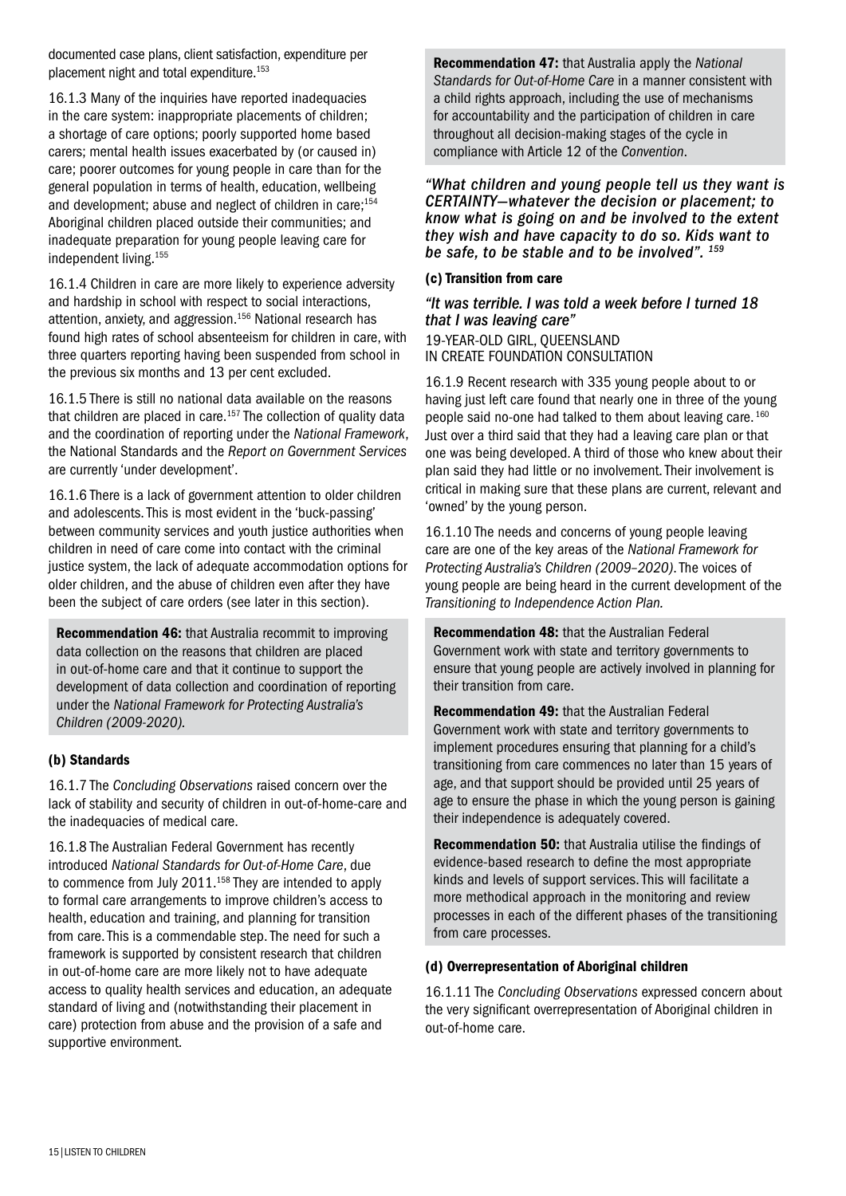documented case plans, client satisfaction, expenditure per placement night and total expenditure.[153]

16.1.3 Many of the inquiries have reported inadequacies in the care system: inappropriate placements of children; a shortage of care options; poorly supported home based carers; mental health issues exacerbated by (or caused in) care; poorer outcomes for young people in care than for the general population in terms of health, education, wellbeing and development; abuse and neglect of children in care;[154] Aboriginal children placed outside their communities; and inadequate preparation for young people leaving care for independent living.[155]

16.1.4 Children in care are more likely to experience adversity and hardship in school with respect to social interactions, attention, anxiety, and aggression.[156] National research has found high rates of school absenteeism for children in care, with three quarters reporting having been suspended from school in the previous six months and 13 per cent excluded.

16.1.5 There is still no national data available on the reasons that children are placed in care.[157] The collection of quality data and the coordination of reporting under the *National Framework*, the National Standards and the *Report on Government Services* are currently 'under development'.

16.1.6 There is a lack of government attention to older children and adolescents. This is most evident in the 'buck-passing' between community services and youth justice authorities when children in need of care come into contact with the criminal justice system, the lack of adequate accommodation options for older children, and the abuse of children even after they have been the subject of care orders (see later in this section).

**Recommendation 46:** that Australia recommit to improving data collection on the reasons that children are placed in out-of-home care and that it continue to support the development of data collection and coordination of reporting under the *National Framework for Protecting Australia's Children (2009-2020).*

### (b) Standards

16.1.7 The *Concluding Observations* raised concern over the lack of stability and security of children in out-of-home-care and the inadequacies of medical care.

16.1.8 The Australian Federal Government has recently introduced *National Standards for Out-of-Home Care*, due to commence from July 2011.[158] They are intended to apply to formal care arrangements to improve children's access to health, education and training, and planning for transition from care. This is a commendable step. The need for such a framework is supported by consistent research that children in out-of-home care are more likely not to have adequate access to quality health services and education, an adequate standard of living and (notwithstanding their placement in care) protection from abuse and the provision of a safe and supportive environment.

**Recommendation 47:** that Australia apply the *National Standards for Out-of-Home Care* in a manner consistent with a child rights approach, including the use of mechanisms for accountability and the participation of children in care throughout all decision-making stages of the cycle in compliance with Article 12 of the *Convention*.

*"What children and young people tell us they want is CERTAINTY—whatever the decision or placement; to know what is going on and be involved to the extent they wish and have capacity to do so. Kids want to be safe, to be stable and to be involved".* [159]

### (c) Transition from care

*"It was terrible. I was told a week before I turned 18 that I was leaving care"*
19-YEAR-OLD GIRL, QUEENSLAND
IN CREATE FOUNDATION CONSULTATION

16.1.9 Recent research with 335 young people about to or having just left care found that nearly one in three of the young people said no-one had talked to them about leaving care.[160] Just over a third said that they had a leaving care plan or that one was being developed. A third of those who knew about their plan said they had little or no involvement. Their involvement is critical in making sure that these plans are current, relevant and 'owned' by the young person.

16.1.10 The needs and concerns of young people leaving care are one of the key areas of the *National Framework for Protecting Australia's Children (2009–2020)*. The voices of young people are being heard in the current development of the *Transitioning to Independence Action Plan.*

**Recommendation 48:** that the Australian Federal Government work with state and territory governments to ensure that young people are actively involved in planning for their transition from care.

**Recommendation 49:** that the Australian Federal Government work with state and territory governments to implement procedures ensuring that planning for a child's transitioning from care commences no later than 15 years of age, and that support should be provided until 25 years of age to ensure the phase in which the young person is gaining their independence is adequately covered.

**Recommendation 50:** that Australia utilise the findings of evidence-based research to define the most appropriate kinds and levels of support services. This will facilitate a more methodical approach in the monitoring and review processes in each of the different phases of the transitioning from care processes.

### (d) Overrepresentation of Aboriginal children

16.1.11 The *Concluding Observations* expressed concern about the very significant overrepresentation of Aboriginal children in out-of-home care.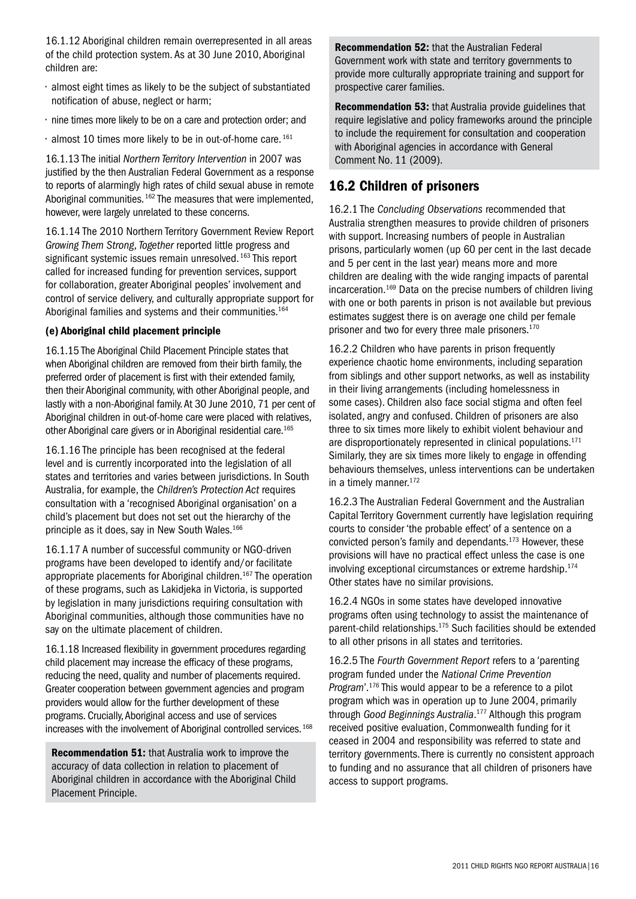16.1.12 Aboriginal children remain overrepresented in all areas of the child protection system. As at 30 June 2010, Aboriginal children are:

- almost eight times as likely to be the subject of substantiated notification of abuse, neglect or harm;
- nine times more likely to be on a care and protection order; and
- almost 10 times more likely to be in out-of-home care. [161]

16.1.13 The initial *Northern Territory Intervention* in 2007 was justified by the then Australian Federal Government as a response to reports of alarmingly high rates of child sexual abuse in remote Aboriginal communities. [162] The measures that were implemented, however, were largely unrelated to these concerns.

16.1.14 The 2010 Northern Territory Government Review Report *Growing Them Strong, Together* reported little progress and significant systemic issues remain unresolved. [163] This report called for increased funding for prevention services, support for collaboration, greater Aboriginal peoples' involvement and control of service delivery, and culturally appropriate support for Aboriginal families and systems and their communities.[164]

#### (e) Aboriginal child placement principle

16.1.15 The Aboriginal Child Placement Principle states that when Aboriginal children are removed from their birth family, the preferred order of placement is first with their extended family, then their Aboriginal community, with other Aboriginal people, and lastly with a non-Aboriginal family. At 30 June 2010, 71 per cent of Aboriginal children in out-of-home care were placed with relatives, other Aboriginal care givers or in Aboriginal residential care.[165]

16.1.16 The principle has been recognised at the federal level and is currently incorporated into the legislation of all states and territories and varies between jurisdictions. In South Australia, for example, the *Children's Protection Act* requires consultation with a 'recognised Aboriginal organisation' on a child's placement but does not set out the hierarchy of the principle as it does, say in New South Wales.[166]

16.1.17 A number of successful community or NGO-driven programs have been developed to identify and/or facilitate appropriate placements for Aboriginal children.[167] The operation of these programs, such as Lakidjeka in Victoria, is supported by legislation in many jurisdictions requiring consultation with Aboriginal communities, although those communities have no say on the ultimate placement of children.

16.1.18 Increased flexibility in government procedures regarding child placement may increase the efficacy of these programs, reducing the need, quality and number of placements required. Greater cooperation between government agencies and program providers would allow for the further development of these programs. Crucially, Aboriginal access and use of services increases with the involvement of Aboriginal controlled services. [168]

**Recommendation 51:** that Australia work to improve the accuracy of data collection in relation to placement of Aboriginal children in accordance with the Aboriginal Child Placement Principle.

**Recommendation 52:** that the Australian Federal Government work with state and territory governments to provide more culturally appropriate training and support for prospective carer families.

**Recommendation 53:** that Australia provide guidelines that require legislative and policy frameworks around the principle to include the requirement for consultation and cooperation with Aboriginal agencies in accordance with General Comment No. 11 (2009).

## 16.2 Children of prisoners

16.2.1 The *Concluding Observations* recommended that Australia strengthen measures to provide children of prisoners with support. Increasing numbers of people in Australian prisons, particularly women (up 60 per cent in the last decade and 5 per cent in the last year) means more and more children are dealing with the wide ranging impacts of parental incarceration.[169] Data on the precise numbers of children living with one or both parents in prison is not available but previous estimates suggest there is on average one child per female prisoner and two for every three male prisoners.[170]

16.2.2 Children who have parents in prison frequently experience chaotic home environments, including separation from siblings and other support networks, as well as instability in their living arrangements (including homelessness in some cases). Children also face social stigma and often feel isolated, angry and confused. Children of prisoners are also three to six times more likely to exhibit violent behaviour and are disproportionately represented in clinical populations.[171] Similarly, they are six times more likely to engage in offending behaviours themselves, unless interventions can be undertaken in a timely manner.[172]

16.2.3 The Australian Federal Government and the Australian Capital Territory Government currently have legislation requiring courts to consider 'the probable effect' of a sentence on a convicted person's family and dependants.[173] However, these provisions will have no practical effect unless the case is one involving exceptional circumstances or extreme hardship.[174] Other states have no similar provisions.

16.2.4 NGOs in some states have developed innovative programs often using technology to assist the maintenance of parent-child relationships.[175] Such facilities should be extended to all other prisons in all states and territories.

16.2.5 The *Fourth Government Report* refers to a 'parenting program funded under the *National Crime Prevention Program*'.[176] This would appear to be a reference to a pilot program which was in operation up to June 2004, primarily through *Good Beginnings Australia*.[177] Although this program received positive evaluation, Commonwealth funding for it ceased in 2004 and responsibility was referred to state and territory governments. There is currently no consistent approach to funding and no assurance that all children of prisoners have access to support programs.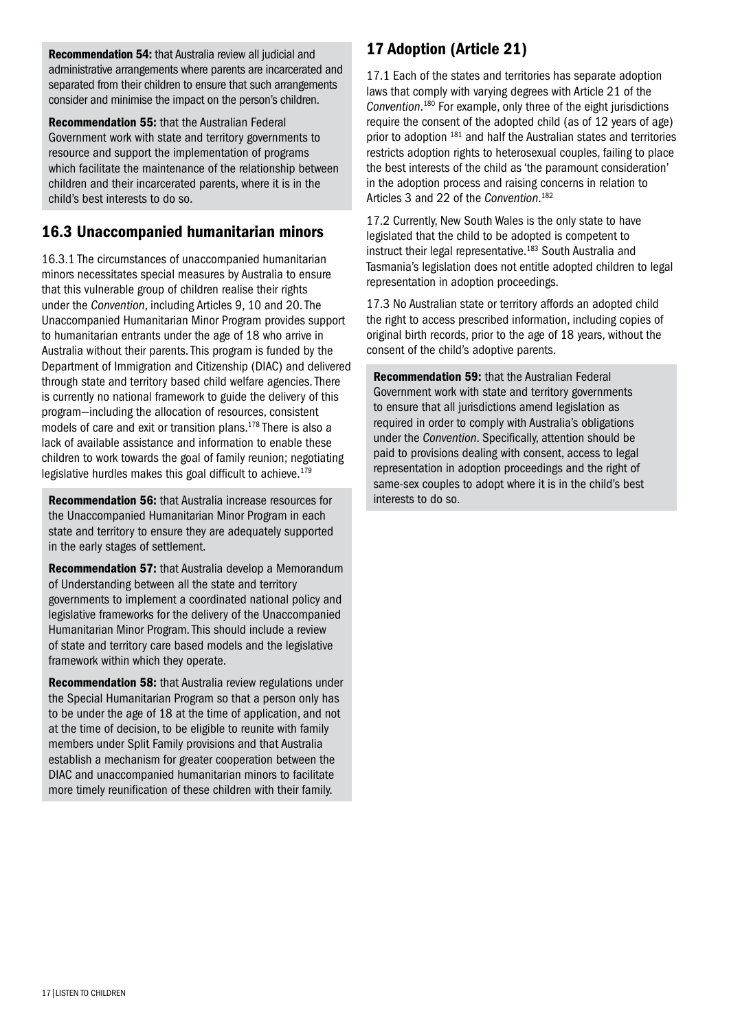**Recommendation 54:** that Australia review all judicial and administrative arrangements where parents are incarcerated and separated from their children to ensure that such arrangements consider and minimise the impact on the person's children.

**Recommendation 55:** that the Australian Federal Government work with state and territory governments to resource and support the implementation of programs which facilitate the maintenance of the relationship between children and their incarcerated parents, where it is in the child's best interests to do so.

## 16.3 Unaccompanied humanitarian minors

16.3.1 The circumstances of unaccompanied humanitarian minors necessitates special measures by Australia to ensure that this vulnerable group of children realise their rights under the *Convention*, including Articles 9, 10 and 20. The Unaccompanied Humanitarian Minor Program provides support to humanitarian entrants under the age of 18 who arrive in Australia without their parents. This program is funded by the Department of Immigration and Citizenship (DIAC) and delivered through state and territory based child welfare agencies. There is currently no national framework to guide the delivery of this program—including the allocation of resources, consistent models of care and exit or transition plans.[178] There is also a lack of available assistance and information to enable these children to work towards the goal of family reunion; negotiating legislative hurdles makes this goal difficult to achieve.[179]

**Recommendation 56:** that Australia increase resources for the Unaccompanied Humanitarian Minor Program in each state and territory to ensure they are adequately supported in the early stages of settlement.

**Recommendation 57:** that Australia develop a Memorandum of Understanding between all the state and territory governments to implement a coordinated national policy and legislative frameworks for the delivery of the Unaccompanied Humanitarian Minor Program. This should include a review of state and territory care based models and the legislative framework within which they operate.

**Recommendation 58:** that Australia review regulations under the Special Humanitarian Program so that a person only has to be under the age of 18 at the time of application, and not at the time of decision, to be eligible to reunite with family members under Split Family provisions and that Australia establish a mechanism for greater cooperation between the DIAC and unaccompanied humanitarian minors to facilitate more timely reunification of these children with their family.

## 17 Adoption (Article 21)

17.1 Each of the states and territories has separate adoption laws that comply with varying degrees with Article 21 of the *Convention*.[180] For example, only three of the eight jurisdictions require the consent of the adopted child (as of 12 years of age) prior to adoption [181] and half the Australian states and territories restricts adoption rights to heterosexual couples, failing to place the best interests of the child as 'the paramount consideration' in the adoption process and raising concerns in relation to Articles 3 and 22 of the *Convention*.[182]

17.2 Currently, New South Wales is the only state to have legislated that the child to be adopted is competent to instruct their legal representative.[183] South Australia and Tasmania's legislation does not entitle adopted children to legal representation in adoption proceedings.

17.3 No Australian state or territory affords an adopted child the right to access prescribed information, including copies of original birth records, prior to the age of 18 years, without the consent of the child's adoptive parents.

**Recommendation 59:** that the Australian Federal Government work with state and territory governments to ensure that all jurisdictions amend legislation as required in order to comply with Australia's obligations under the *Convention*. Specifically, attention should be paid to provisions dealing with consent, access to legal representation in adoption proceedings and the right of same-sex couples to adopt where it is in the child's best interests to do so.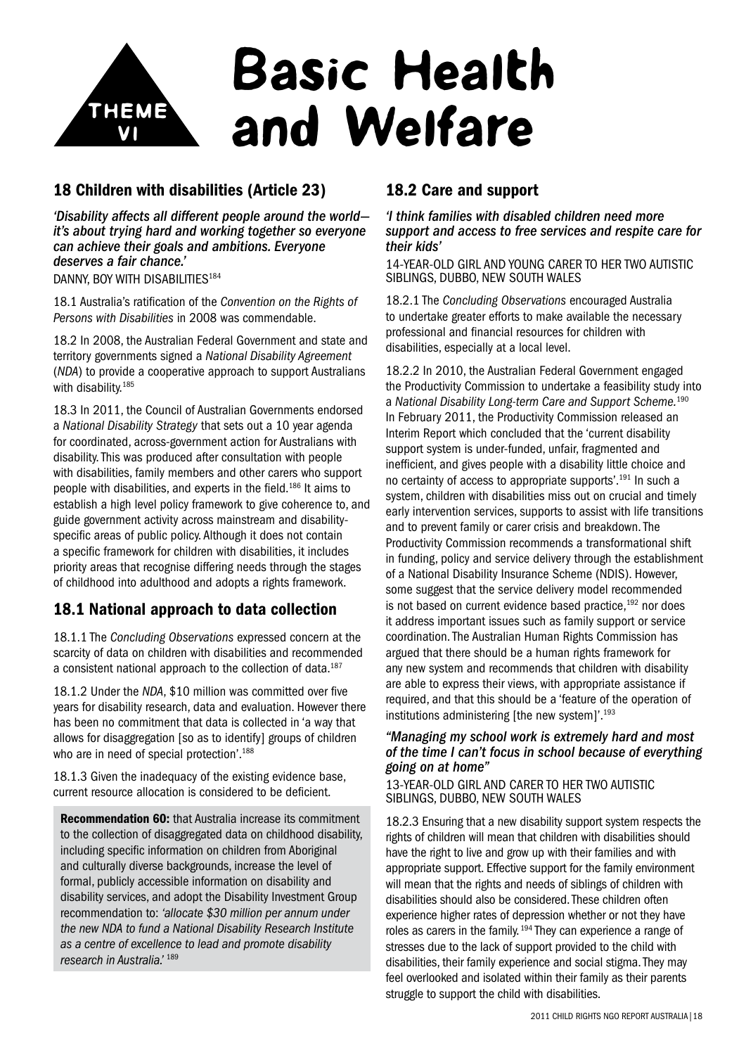# THEME VI Basic Health and Welfare

## 18 Children with disabilities (Article 23)

***'Disability affects all different people around the world—it's about trying hard and working together so everyone can achieve their goals and ambitions. Everyone deserves a fair chance.'***

DANNY, BOY WITH DISABILITIES[184]

18.1 Australia's ratification of the *Convention on the Rights of Persons with Disabilities* in 2008 was commendable.

18.2 In 2008, the Australian Federal Government and state and territory governments signed a *National Disability Agreement* (*NDA*) to provide a cooperative approach to support Australians with disability.[185]

18.3 In 2011, the Council of Australian Governments endorsed a *National Disability Strategy* that sets out a 10 year agenda for coordinated, across-government action for Australians with disability. This was produced after consultation with people with disabilities, family members and other carers who support people with disabilities, and experts in the field.[186] It aims to establish a high level policy framework to give coherence to, and guide government activity across mainstream and disability-specific areas of public policy. Although it does not contain a specific framework for children with disabilities, it includes priority areas that recognise differing needs through the stages of childhood into adulthood and adopts a rights framework.

## 18.1 National approach to data collection

18.1.1 The *Concluding Observations* expressed concern at the scarcity of data on children with disabilities and recommended a consistent national approach to the collection of data.[187]

18.1.2 Under the *NDA*, $10 million was committed over five years for disability research, data and evaluation. However there has been no commitment that data is collected in 'a way that allows for disaggregation [so as to identify] groups of children who are in need of special protection'.[188]

18.1.3 Given the inadequacy of the existing evidence base, current resource allocation is considered to be deficient.

**Recommendation 60:** that Australia increase its commitment to the collection of disaggregated data on childhood disability, including specific information on children from Aboriginal and culturally diverse backgrounds, increase the level of formal, publicly accessible information on disability and disability services, and adopt the Disability Investment Group recommendation to: *'allocate $30 million per annum under the new NDA to fund a National Disability Research Institute as a centre of excellence to lead and promote disability research in Australia.'* [189]

## 18.2 Care and support

***'I think families with disabled children need more support and access to free services and respite care for their kids'***

14-YEAR-OLD GIRL AND YOUNG CARER TO HER TWO AUTISTIC SIBLINGS, DUBBO, NEW SOUTH WALES

18.2.1 The *Concluding Observations* encouraged Australia to undertake greater efforts to make available the necessary professional and financial resources for children with disabilities, especially at a local level.

18.2.2 In 2010, the Australian Federal Government engaged the Productivity Commission to undertake a feasibility study into a *National Disability Long-term Care and Support Scheme.*[190] In February 2011, the Productivity Commission released an Interim Report which concluded that the 'current disability support system is under-funded, unfair, fragmented and inefficient, and gives people with a disability little choice and no certainty of access to appropriate supports'.[191] In such a system, children with disabilities miss out on crucial and timely early intervention services, supports to assist with life transitions and to prevent family or carer crisis and breakdown. The Productivity Commission recommends a transformational shift in funding, policy and service delivery through the establishment of a National Disability Insurance Scheme (NDIS). However, some suggest that the service delivery model recommended is not based on current evidence based practice,[192] nor does it address important issues such as family support or service coordination. The Australian Human Rights Commission has argued that there should be a human rights framework for any new system and recommends that children with disability are able to express their views, with appropriate assistance if required, and that this should be a 'feature of the operation of institutions administering [the new system]'.[193]

***"Managing my school work is extremely hard and most of the time I can't focus in school because of everything going on at home"***

13-YEAR-OLD GIRL AND CARER TO HER TWO AUTISTIC SIBLINGS, DUBBO, NEW SOUTH WALES

18.2.3 Ensuring that a new disability support system respects the rights of children will mean that children with disabilities should have the right to live and grow up with their families and with appropriate support. Effective support for the family environment will mean that the rights and needs of siblings of children with disabilities should also be considered. These children often experience higher rates of depression whether or not they have roles as carers in the family.[194] They can experience a range of stresses due to the lack of support provided to the child with disabilities, their family experience and social stigma. They may feel overlooked and isolated within their family as their parents struggle to support the child with disabilities.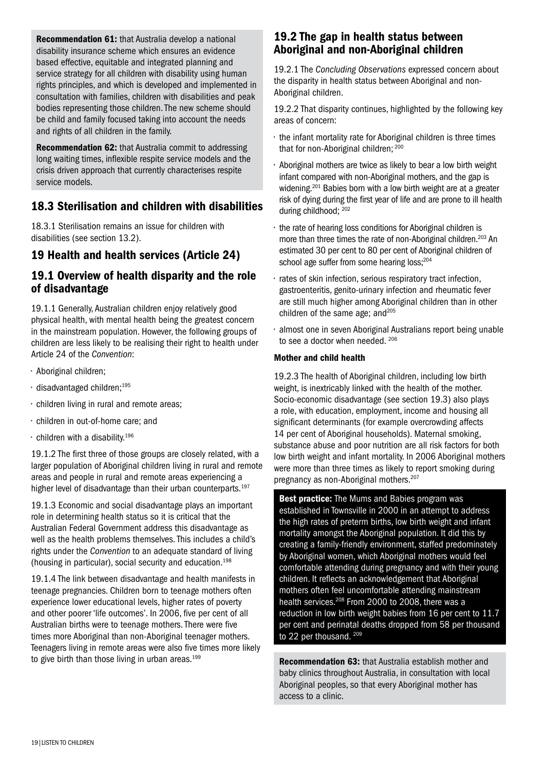**Recommendation 61:** that Australia develop a national disability insurance scheme which ensures an evidence based effective, equitable and integrated planning and service strategy for all children with disability using human rights principles, and which is developed and implemented in consultation with families, children with disabilities and peak bodies representing those children. The new scheme should be child and family focused taking into account the needs and rights of all children in the family.

**Recommendation 62:** that Australia commit to addressing long waiting times, inflexible respite service models and the crisis driven approach that currently characterises respite service models.

## 18.3 Sterilisation and children with disabilities

18.3.1 Sterilisation remains an issue for children with disabilities (see section 13.2).

# 19 Health and health services (Article 24)

## 19.1 Overview of health disparity and the role of disadvantage

19.1.1 Generally, Australian children enjoy relatively good physical health, with mental health being the greatest concern in the mainstream population. However, the following groups of children are less likely to be realising their right to health under Article 24 of the *Convention*:

- Aboriginal children;
- disadvantaged children;[195]
- children living in rural and remote areas;
- children in out-of-home care; and
- children with a disability.[196]

19.1.2 The first three of those groups are closely related, with a larger population of Aboriginal children living in rural and remote areas and people in rural and remote areas experiencing a higher level of disadvantage than their urban counterparts.[197]

19.1.3 Economic and social disadvantage plays an important role in determining health status so it is critical that the Australian Federal Government address this disadvantage as well as the health problems themselves. This includes a child's rights under the *Convention* to an adequate standard of living (housing in particular), social security and education.[198]

19.1.4 The link between disadvantage and health manifests in teenage pregnancies. Children born to teenage mothers often experience lower educational levels, higher rates of poverty and other poorer 'life outcomes'. In 2006, five per cent of all Australian births were to teenage mothers. There were five times more Aboriginal than non-Aboriginal teenager mothers. Teenagers living in remote areas were also five times more likely to give birth than those living in urban areas.[199]

## 19.2 The gap in health status between Aboriginal and non-Aboriginal children

19.2.1 The *Concluding Observations* expressed concern about the disparity in health status between Aboriginal and non-Aboriginal children.

19.2.2 That disparity continues, highlighted by the following key areas of concern:

- the infant mortality rate for Aboriginal children is three times that for non-Aboriginal children; [200]
- Aboriginal mothers are twice as likely to bear a low birth weight infant compared with non-Aboriginal mothers, and the gap is widening.[201] Babies born with a low birth weight are at a greater risk of dying during the first year of life and are prone to ill health during childhood; [202]
- the rate of hearing loss conditions for Aboriginal children is more than three times the rate of non-Aboriginal children.[203] An estimated 30 per cent to 80 per cent of Aboriginal children of school age suffer from some hearing loss;[204]
- rates of skin infection, serious respiratory tract infection, gastroenteritis, genito-urinary infection and rheumatic fever are still much higher among Aboriginal children than in other children of the same age; and[205]
- almost one in seven Aboriginal Australians report being unable to see a doctor when needed. [206]

### Mother and child health

19.2.3 The health of Aboriginal children, including low birth weight, is inextricably linked with the health of the mother. Socio-economic disadvantage (see section 19.3) also plays a role, with education, employment, income and housing all significant determinants (for example overcrowding affects 14 per cent of Aboriginal households). Maternal smoking, substance abuse and poor nutrition are all risk factors for both low birth weight and infant mortality. In 2006 Aboriginal mothers were more than three times as likely to report smoking during pregnancy as non-Aboriginal mothers.[207]

**Best practice:** The Mums and Babies program was established in Townsville in 2000 in an attempt to address the high rates of preterm births, low birth weight and infant mortality amongst the Aboriginal population. It did this by creating a family-friendly environment, staffed predominately by Aboriginal women, which Aboriginal mothers would feel comfortable attending during pregnancy and with their young children. It reflects an acknowledgement that Aboriginal mothers often feel uncomfortable attending mainstream health services.[208] From 2000 to 2008, there was a reduction in low birth weight babies from 16 per cent to 11.7 per cent and perinatal deaths dropped from 58 per thousand to 22 per thousand. [209]

**Recommendation 63:** that Australia establish mother and baby clinics throughout Australia, in consultation with local Aboriginal peoples, so that every Aboriginal mother has access to a clinic.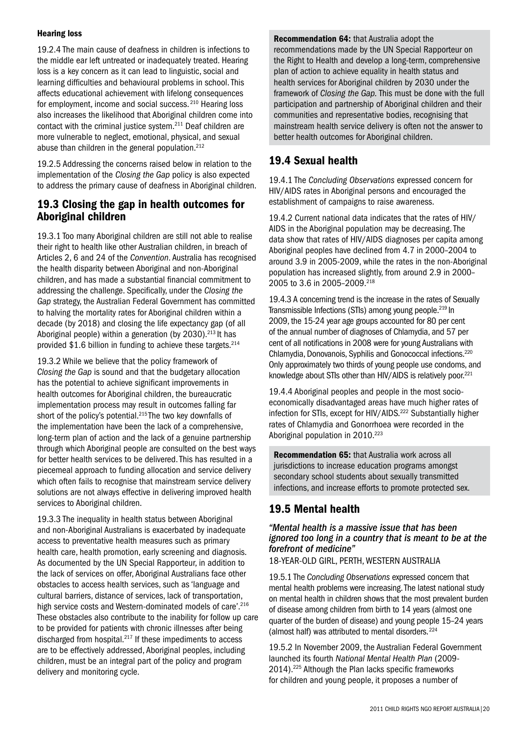### Hearing loss

19.2.4 The main cause of deafness in children is infections to the middle ear left untreated or inadequately treated. Hearing loss is a key concern as it can lead to linguistic, social and learning difficulties and behavioural problems in school. This affects educational achievement with lifelong consequences for employment, income and social success.[210] Hearing loss also increases the likelihood that Aboriginal children come into contact with the criminal justice system.[211] Deaf children are more vulnerable to neglect, emotional, physical, and sexual abuse than children in the general population.[212]

19.2.5 Addressing the concerns raised below in relation to the implementation of the *Closing the Gap* policy is also expected to address the primary cause of deafness in Aboriginal children.

## 19.3 Closing the gap in health outcomes for Aboriginal children

19.3.1 Too many Aboriginal children are still not able to realise their right to health like other Australian children, in breach of Articles 2, 6 and 24 of the *Convention*. Australia has recognised the health disparity between Aboriginal and non-Aboriginal children, and has made a substantial financial commitment to addressing the challenge. Specifically, under the *Closing the Gap* strategy, the Australian Federal Government has committed to halving the mortality rates for Aboriginal children within a decade (by 2018) and closing the life expectancy gap (of all Aboriginal people) within a generation (by 2030).[213] It has provided $1.6 billion in funding to achieve these targets.[214]

19.3.2 While we believe that the policy framework of *Closing the Gap* is sound and that the budgetary allocation has the potential to achieve significant improvements in health outcomes for Aboriginal children, the bureaucratic implementation process may result in outcomes falling far short of the policy's potential.[215] The two key downfalls of the implementation have been the lack of a comprehensive, long-term plan of action and the lack of a genuine partnership through which Aboriginal people are consulted on the best ways for better health services to be delivered. This has resulted in a piecemeal approach to funding allocation and service delivery which often fails to recognise that mainstream service delivery solutions are not always effective in delivering improved health services to Aboriginal children.

19.3.3 The inequality in health status between Aboriginal and non-Aboriginal Australians is exacerbated by inadequate access to preventative health measures such as primary health care, health promotion, early screening and diagnosis. As documented by the UN Special Rapporteur, in addition to the lack of services on offer, Aboriginal Australians face other obstacles to access health services, such as 'language and cultural barriers, distance of services, lack of transportation, high service costs and Western-dominated models of care'.[216] These obstacles also contribute to the inability for follow up care to be provided for patients with chronic illnesses after being discharged from hospital.[217] If these impediments to access are to be effectively addressed, Aboriginal peoples, including children, must be an integral part of the policy and program delivery and monitoring cycle.

**Recommendation 64:** that Australia adopt the recommendations made by the UN Special Rapporteur on the Right to Health and develop a long-term, comprehensive plan of action to achieve equality in health status and health services for Aboriginal children by 2030 under the framework of *Closing the Gap*. This must be done with the full participation and partnership of Aboriginal children and their communities and representative bodies, recognising that mainstream health service delivery is often not the answer to better health outcomes for Aboriginal children.

## 19.4 Sexual health

19.4.1 The *Concluding Observations* expressed concern for HIV/AIDS rates in Aboriginal persons and encouraged the establishment of campaigns to raise awareness.

19.4.2 Current national data indicates that the rates of HIV/AIDS in the Aboriginal population may be decreasing. The data show that rates of HIV/AIDS diagnoses per capita among Aboriginal peoples have declined from 4.7 in 2000–2004 to around 3.9 in 2005-2009, while the rates in the non-Aboriginal population has increased slightly, from around 2.9 in 2000–2005 to 3.6 in 2005–2009.[218]

19.4.3 A concerning trend is the increase in the rates of Sexually Transmissible Infections (STIs) among young people.[219] In 2009, the 15-24 year age groups accounted for 80 per cent of the annual number of diagnoses of Chlamydia, and 57 per cent of all notifications in 2008 were for young Australians with Chlamydia, Donovanois, Syphilis and Gonococcal infections.[220] Only approximately two thirds of young people use condoms, and knowledge about STIs other than HIV/AIDS is relatively poor.[221]

19.4.4 Aboriginal peoples and people in the most socio-economically disadvantaged areas have much higher rates of infection for STIs, except for HIV/AIDS.[222] Substantially higher rates of Chlamydia and Gonorrhoea were recorded in the Aboriginal population in 2010.[223]

**Recommendation 65:** that Australia work across all jurisdictions to increase education programs amongst secondary school students about sexually transmitted infections, and increase efforts to promote protected sex.

## 19.5 Mental health

***"Mental health is a massive issue that has been ignored too long in a country that is meant to be at the forefront of medicine"***

18-YEAR-OLD GIRL, PERTH, WESTERN AUSTRALIA

19.5.1 The *Concluding Observations* expressed concern that mental health problems were increasing. The latest national study on mental health in children shows that the most prevalent burden of disease among children from birth to 14 years (almost one quarter of the burden of disease) and young people 15–24 years (almost half) was attributed to mental disorders.[224]

19.5.2 In November 2009, the Australian Federal Government launched its fourth *National Mental Health Plan* (2009-2014).[225] Although the Plan lacks specific frameworks for children and young people, it proposes a number of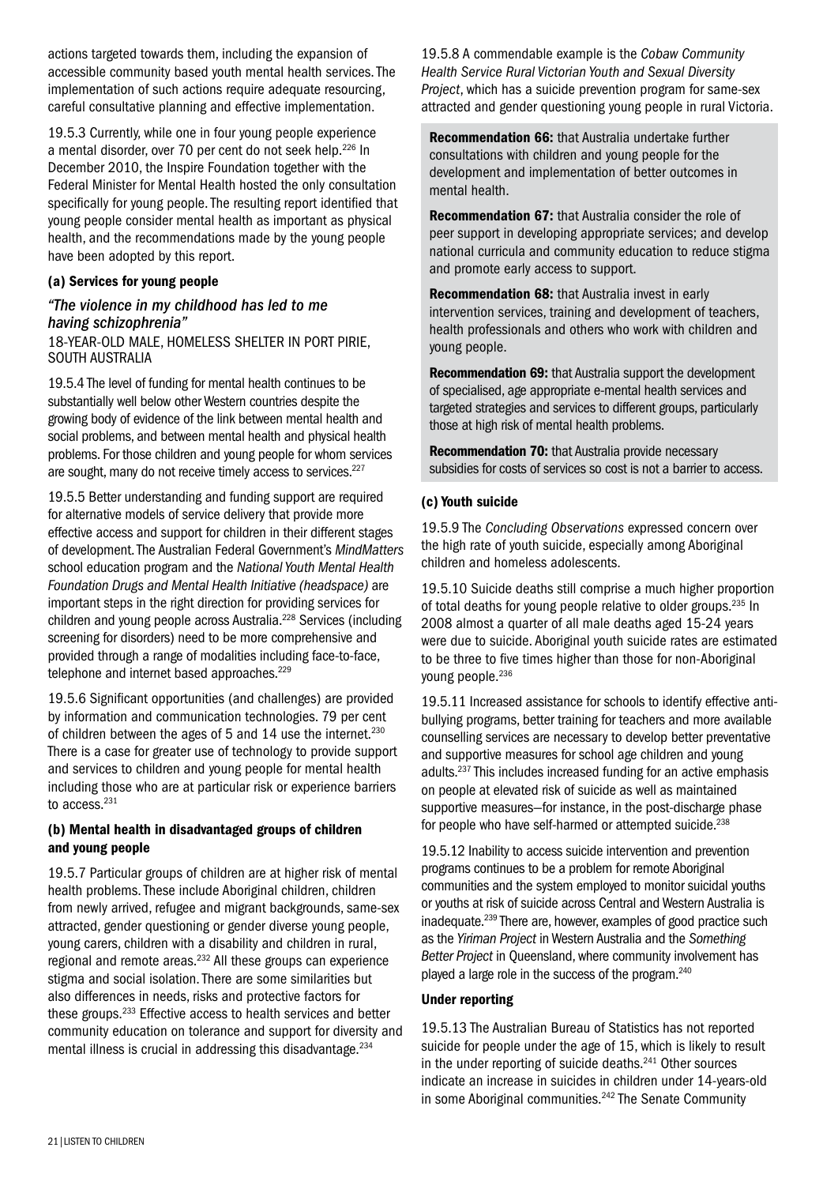actions targeted towards them, including the expansion of accessible community based youth mental health services. The implementation of such actions require adequate resourcing, careful consultative planning and effective implementation.

19.5.3 Currently, while one in four young people experience a mental disorder, over 70 per cent do not seek help.[226] In December 2010, the Inspire Foundation together with the Federal Minister for Mental Health hosted the only consultation specifically for young people. The resulting report identified that young people consider mental health as important as physical health, and the recommendations made by the young people have been adopted by this report.

### (a) Services for young people

*"The violence in my childhood has led to me having schizophrenia"*
18-YEAR-OLD MALE, HOMELESS SHELTER IN PORT PIRIE, SOUTH AUSTRALIA

19.5.4 The level of funding for mental health continues to be substantially well below other Western countries despite the growing body of evidence of the link between mental health and social problems, and between mental health and physical health problems. For those children and young people for whom services are sought, many do not receive timely access to services.[227]

19.5.5 Better understanding and funding support are required for alternative models of service delivery that provide more effective access and support for children in their different stages of development. The Australian Federal Government's *MindMatters* school education program and the *National Youth Mental Health Foundation Drugs and Mental Health Initiative (headspace)* are important steps in the right direction for providing services for children and young people across Australia.[228] Services (including screening for disorders) need to be more comprehensive and provided through a range of modalities including face-to-face, telephone and internet based approaches.[229]

19.5.6 Significant opportunities (and challenges) are provided by information and communication technologies. 79 per cent of children between the ages of 5 and 14 use the internet.[230] There is a case for greater use of technology to provide support and services to children and young people for mental health including those who are at particular risk or experience barriers to access.[231]

### (b) Mental health in disadvantaged groups of children and young people

19.5.7 Particular groups of children are at higher risk of mental health problems. These include Aboriginal children, children from newly arrived, refugee and migrant backgrounds, same-sex attracted, gender questioning or gender diverse young people, young carers, children with a disability and children in rural, regional and remote areas.[232] All these groups can experience stigma and social isolation. There are some similarities but also differences in needs, risks and protective factors for these groups.[233] Effective access to health services and better community education on tolerance and support for diversity and mental illness is crucial in addressing this disadvantage.[234]

19.5.8 A commendable example is the *Cobaw Community Health Service Rural Victorian Youth and Sexual Diversity Project*, which has a suicide prevention program for same-sex attracted and gender questioning young people in rural Victoria.

**Recommendation 66:** that Australia undertake further consultations with children and young people for the development and implementation of better outcomes in mental health.

**Recommendation 67:** that Australia consider the role of peer support in developing appropriate services; and develop national curricula and community education to reduce stigma and promote early access to support.

**Recommendation 68:** that Australia invest in early intervention services, training and development of teachers, health professionals and others who work with children and young people.

**Recommendation 69:** that Australia support the development of specialised, age appropriate e-mental health services and targeted strategies and services to different groups, particularly those at high risk of mental health problems.

**Recommendation 70:** that Australia provide necessary subsidies for costs of services so cost is not a barrier to access.

### (c) Youth suicide

19.5.9 The *Concluding Observations* expressed concern over the high rate of youth suicide, especially among Aboriginal children and homeless adolescents.

19.5.10 Suicide deaths still comprise a much higher proportion of total deaths for young people relative to older groups.[235] In 2008 almost a quarter of all male deaths aged 15-24 years were due to suicide. Aboriginal youth suicide rates are estimated to be three to five times higher than those for non-Aboriginal young people.[236]

19.5.11 Increased assistance for schools to identify effective anti-bullying programs, better training for teachers and more available counselling services are necessary to develop better preventative and supportive measures for school age children and young adults.[237] This includes increased funding for an active emphasis on people at elevated risk of suicide as well as maintained supportive measures—for instance, in the post-discharge phase for people who have self-harmed or attempted suicide.[238]

19.5.12 Inability to access suicide intervention and prevention programs continues to be a problem for remote Aboriginal communities and the system employed to monitor suicidal youths or youths at risk of suicide across Central and Western Australia is inadequate.[239] There are, however, examples of good practice such as the *Yiriman Project* in Western Australia and the *Something Better Project* in Queensland, where community involvement has played a large role in the success of the program.[240]

#### Under reporting

19.5.13 The Australian Bureau of Statistics has not reported suicide for people under the age of 15, which is likely to result in the under reporting of suicide deaths.[241] Other sources indicate an increase in suicides in children under 14-years-old in some Aboriginal communities.[242] The Senate Community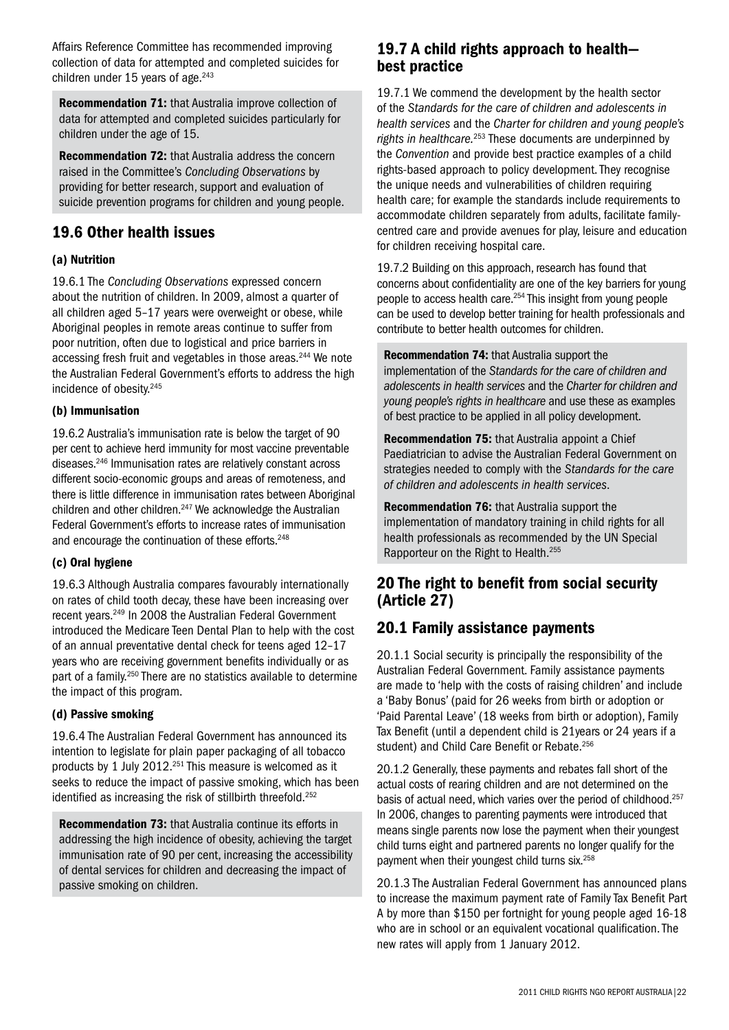Affairs Reference Committee has recommended improving collection of data for attempted and completed suicides for children under 15 years of age.[243]

**Recommendation 71:** that Australia improve collection of data for attempted and completed suicides particularly for children under the age of 15.

**Recommendation 72:** that Australia address the concern raised in the Committee's *Concluding Observations* by providing for better research, support and evaluation of suicide prevention programs for children and young people.

## 19.6 Other health issues

### (a) Nutrition

19.6.1 The *Concluding Observations* expressed concern about the nutrition of children. In 2009, almost a quarter of all children aged 5–17 years were overweight or obese, while Aboriginal peoples in remote areas continue to suffer from poor nutrition, often due to logistical and price barriers in accessing fresh fruit and vegetables in those areas.[244] We note the Australian Federal Government's efforts to address the high incidence of obesity.[245]

### (b) Immunisation

19.6.2 Australia's immunisation rate is below the target of 90 per cent to achieve herd immunity for most vaccine preventable diseases.[246] Immunisation rates are relatively constant across different socio-economic groups and areas of remoteness, and there is little difference in immunisation rates between Aboriginal children and other children.[247] We acknowledge the Australian Federal Government's efforts to increase rates of immunisation and encourage the continuation of these efforts.[248]

### (c) Oral hygiene

19.6.3 Although Australia compares favourably internationally on rates of child tooth decay, these have been increasing over recent years.[249] In 2008 the Australian Federal Government introduced the Medicare Teen Dental Plan to help with the cost of an annual preventative dental check for teens aged 12–17 years who are receiving government benefits individually or as part of a family.[250] There are no statistics available to determine the impact of this program.

### (d) Passive smoking

19.6.4 The Australian Federal Government has announced its intention to legislate for plain paper packaging of all tobacco products by 1 July 2012.[251] This measure is welcomed as it seeks to reduce the impact of passive smoking, which has been identified as increasing the risk of stillbirth threefold.[252]

**Recommendation 73:** that Australia continue its efforts in addressing the high incidence of obesity, achieving the target immunisation rate of 90 per cent, increasing the accessibility of dental services for children and decreasing the impact of passive smoking on children.

## 19.7 A child rights approach to health—best practice

19.7.1 We commend the development by the health sector of the *Standards for the care of children and adolescents in health services* and the *Charter for children and young people's rights in healthcare.*[253] These documents are underpinned by the *Convention* and provide best practice examples of a child rights-based approach to policy development. They recognise the unique needs and vulnerabilities of children requiring health care; for example the standards include requirements to accommodate children separately from adults, facilitate family-centred care and provide avenues for play, leisure and education for children receiving hospital care.

19.7.2 Building on this approach, research has found that concerns about confidentiality are one of the key barriers for young people to access health care.[254] This insight from young people can be used to develop better training for health professionals and contribute to better health outcomes for children.

**Recommendation 74:** that Australia support the implementation of the *Standards for the care of children and adolescents in health services* and the *Charter for children and young people's rights in healthcare* and use these as examples of best practice to be applied in all policy development.

**Recommendation 75:** that Australia appoint a Chief Paediatrician to advise the Australian Federal Government on strategies needed to comply with the *Standards for the care of children and adolescents in health services*.

**Recommendation 76:** that Australia support the implementation of mandatory training in child rights for all health professionals as recommended by the UN Special Rapporteur on the Right to Health.[255]

# 20 The right to benefit from social security (Article 27)

## 20.1 Family assistance payments

20.1.1 Social security is principally the responsibility of the Australian Federal Government. Family assistance payments are made to 'help with the costs of raising children' and include a 'Baby Bonus' (paid for 26 weeks from birth or adoption or 'Paid Parental Leave' (18 weeks from birth or adoption), Family Tax Benefit (until a dependent child is 21years or 24 years if a student) and Child Care Benefit or Rebate.[256]

20.1.2 Generally, these payments and rebates fall short of the actual costs of rearing children and are not determined on the basis of actual need, which varies over the period of childhood.[257] In 2006, changes to parenting payments were introduced that means single parents now lose the payment when their youngest child turns eight and partnered parents no longer qualify for the payment when their youngest child turns six.[258]

20.1.3 The Australian Federal Government has announced plans to increase the maximum payment rate of Family Tax Benefit Part A by more than $150 per fortnight for young people aged 16-18 who are in school or an equivalent vocational qualification. The new rates will apply from 1 January 2012.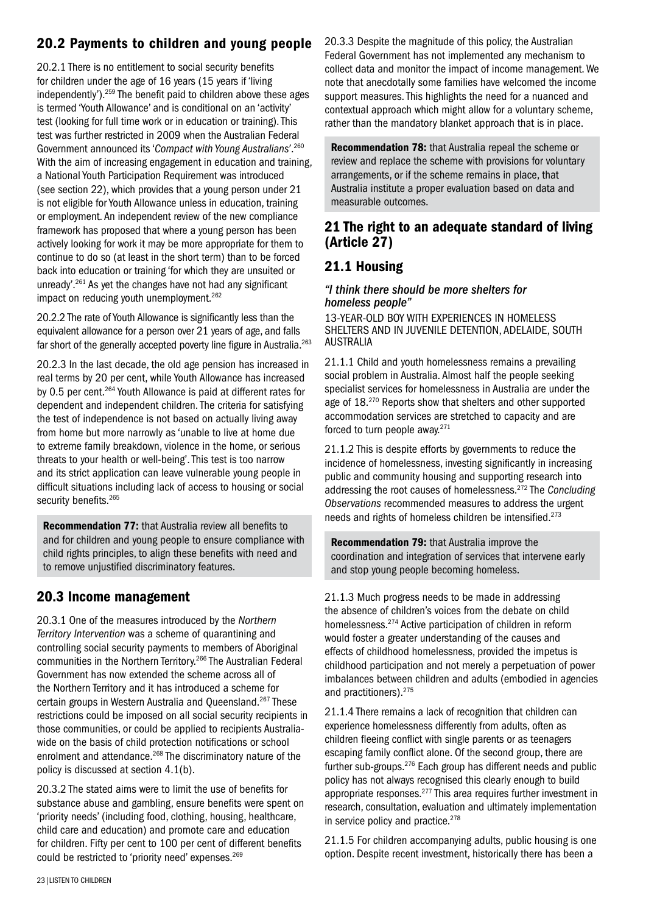## 20.2 Payments to children and young people

20.2.1 There is no entitlement to social security benefits for children under the age of 16 years (15 years if 'living independently').[259] The benefit paid to children above these ages is termed 'Youth Allowance' and is conditional on an 'activity' test (looking for full time work or in education or training). This test was further restricted in 2009 when the Australian Federal Government announced its '*Compact with Young Australians*'.[260] With the aim of increasing engagement in education and training, a National Youth Participation Requirement was introduced (see section 22), which provides that a young person under 21 is not eligible for Youth Allowance unless in education, training or employment. An independent review of the new compliance framework has proposed that where a young person has been actively looking for work it may be more appropriate for them to continue to do so (at least in the short term) than to be forced back into education or training 'for which they are unsuited or unready'.[261] As yet the changes have not had any significant impact on reducing youth unemployment.[262]

20.2.2 The rate of Youth Allowance is significantly less than the equivalent allowance for a person over 21 years of age, and falls far short of the generally accepted poverty line figure in Australia.[263]

20.2.3 In the last decade, the old age pension has increased in real terms by 20 per cent, while Youth Allowance has increased by 0.5 per cent.[264] Youth Allowance is paid at different rates for dependent and independent children. The criteria for satisfying the test of independence is not based on actually living away from home but more narrowly as 'unable to live at home due to extreme family breakdown, violence in the home, or serious threats to your health or well-being'. This test is too narrow and its strict application can leave vulnerable young people in difficult situations including lack of access to housing or social security benefits.[265]

**Recommendation 77:** that Australia review all benefits to and for children and young people to ensure compliance with child rights principles, to align these benefits with need and to remove unjustified discriminatory features.

## 20.3 Income management

20.3.1 One of the measures introduced by the *Northern Territory Intervention* was a scheme of quarantining and controlling social security payments to members of Aboriginal communities in the Northern Territory.[266] The Australian Federal Government has now extended the scheme across all of the Northern Territory and it has introduced a scheme for certain groups in Western Australia and Queensland.[267] These restrictions could be imposed on all social security recipients in those communities, or could be applied to recipients Australia-wide on the basis of child protection notifications or school enrolment and attendance.[268] The discriminatory nature of the policy is discussed at section 4.1(b).

20.3.2 The stated aims were to limit the use of benefits for substance abuse and gambling, ensure benefits were spent on 'priority needs' (including food, clothing, housing, healthcare, child care and education) and promote care and education for children. Fifty per cent to 100 per cent of different benefits could be restricted to 'priority need' expenses.[269]

20.3.3 Despite the magnitude of this policy, the Australian Federal Government has not implemented any mechanism to collect data and monitor the impact of income management. We note that anecdotally some families have welcomed the income support measures. This highlights the need for a nuanced and contextual approach which might allow for a voluntary scheme, rather than the mandatory blanket approach that is in place.

**Recommendation 78:** that Australia repeal the scheme or review and replace the scheme with provisions for voluntary arrangements, or if the scheme remains in place, that Australia institute a proper evaluation based on data and measurable outcomes.

# 21 The right to an adequate standard of living (Article 27)

## 21.1 Housing

*"I think there should be more shelters for homeless people"*

13-YEAR-OLD BOY WITH EXPERIENCES IN HOMELESS SHELTERS AND IN JUVENILE DETENTION, ADELAIDE, SOUTH AUSTRALIA

21.1.1 Child and youth homelessness remains a prevailing social problem in Australia. Almost half the people seeking specialist services for homelessness in Australia are under the age of 18.[270] Reports show that shelters and other supported accommodation services are stretched to capacity and are forced to turn people away.[271]

21.1.2 This is despite efforts by governments to reduce the incidence of homelessness, investing significantly in increasing public and community housing and supporting research into addressing the root causes of homelessness.[272] The *Concluding Observations* recommended measures to address the urgent needs and rights of homeless children be intensified.[273]

**Recommendation 79:** that Australia improve the coordination and integration of services that intervene early and stop young people becoming homeless.

21.1.3 Much progress needs to be made in addressing the absence of children's voices from the debate on child homelessness.[274] Active participation of children in reform would foster a greater understanding of the causes and effects of childhood homelessness, provided the impetus is childhood participation and not merely a perpetuation of power imbalances between children and adults (embodied in agencies and practitioners).[275]

21.1.4 There remains a lack of recognition that children can experience homelessness differently from adults, often as children fleeing conflict with single parents or as teenagers escaping family conflict alone. Of the second group, there are further sub-groups.[276] Each group has different needs and public policy has not always recognised this clearly enough to build appropriate responses.[277] This area requires further investment in research, consultation, evaluation and ultimately implementation in service policy and practice.[278]

21.1.5 For children accompanying adults, public housing is one option. Despite recent investment, historically there has been a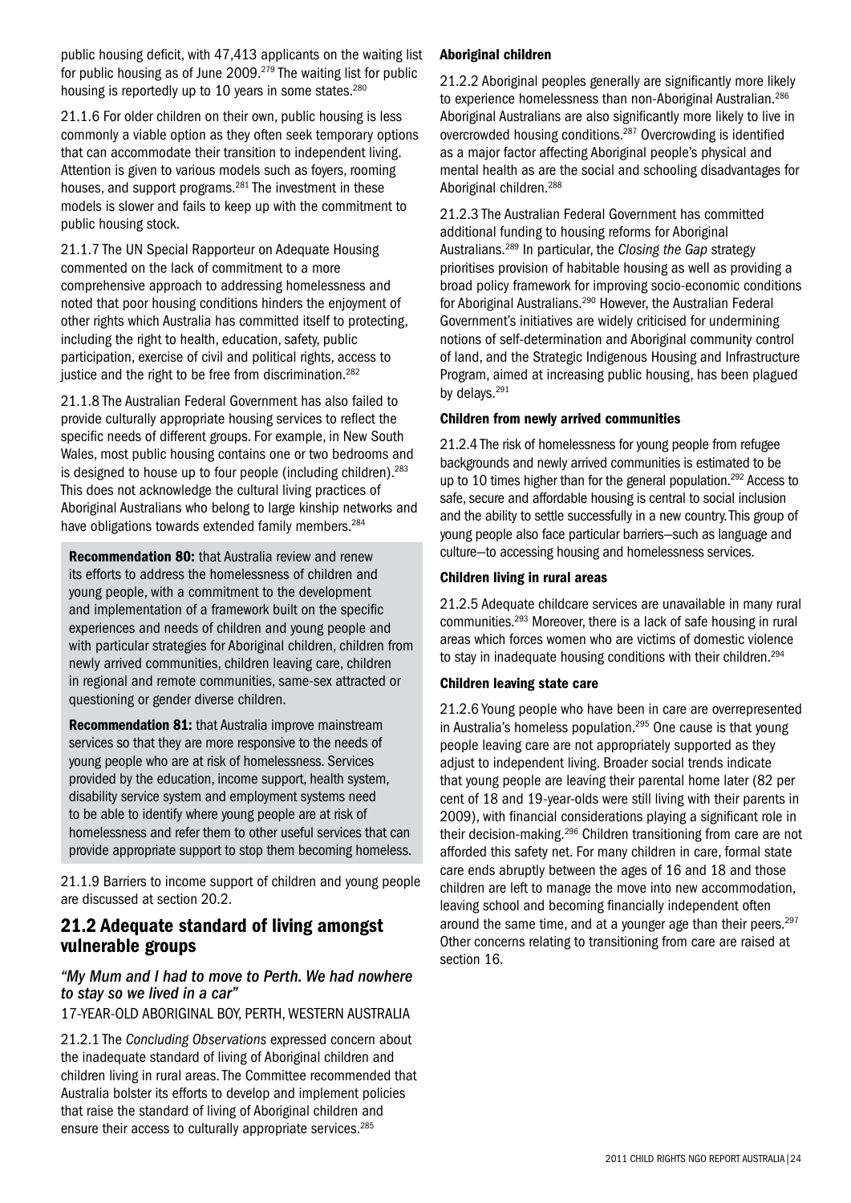public housing deficit, with 47,413 applicants on the waiting list for public housing as of June 2009.[279] The waiting list for public housing is reportedly up to 10 years in some states.[280]

21.1.6 For older children on their own, public housing is less commonly a viable option as they often seek temporary options that can accommodate their transition to independent living. Attention is given to various models such as foyers, rooming houses, and support programs.[281] The investment in these models is slower and fails to keep up with the commitment to public housing stock.

21.1.7 The UN Special Rapporteur on Adequate Housing commented on the lack of commitment to a more comprehensive approach to addressing homelessness and noted that poor housing conditions hinders the enjoyment of other rights which Australia has committed itself to protecting, including the right to health, education, safety, public participation, exercise of civil and political rights, access to justice and the right to be free from discrimination.[282]

21.1.8 The Australian Federal Government has also failed to provide culturally appropriate housing services to reflect the specific needs of different groups. For example, in New South Wales, most public housing contains one or two bedrooms and is designed to house up to four people (including children).[283] This does not acknowledge the cultural living practices of Aboriginal Australians who belong to large kinship networks and have obligations towards extended family members.[284]

**Recommendation 80:** that Australia review and renew its efforts to address the homelessness of children and young people, with a commitment to the development and implementation of a framework built on the specific experiences and needs of children and young people and with particular strategies for Aboriginal children, children from newly arrived communities, children leaving care, children in regional and remote communities, same-sex attracted or questioning or gender diverse children.

**Recommendation 81:** that Australia improve mainstream services so that they are more responsive to the needs of young people who are at risk of homelessness. Services provided by the education, income support, health system, disability service system and employment systems need to be able to identify where young people are at risk of homelessness and refer them to other useful services that can provide appropriate support to stop them becoming homeless.

21.1.9 Barriers to income support of children and young people are discussed at section 20.2.

## 21.2 Adequate standard of living amongst vulnerable groups

*"My Mum and I had to move to Perth. We had nowhere to stay so we lived in a car"*

17-YEAR-OLD ABORIGINAL BOY, PERTH, WESTERN AUSTRALIA

21.2.1 The *Concluding Observations* expressed concern about the inadequate standard of living of Aboriginal children and children living in rural areas. The Committee recommended that Australia bolster its efforts to develop and implement policies that raise the standard of living of Aboriginal children and ensure their access to culturally appropriate services.[285]

### Aboriginal children

21.2.2 Aboriginal peoples generally are significantly more likely to experience homelessness than non-Aboriginal Australian.[286] Aboriginal Australians are also significantly more likely to live in overcrowded housing conditions.[287] Overcrowding is identified as a major factor affecting Aboriginal people's physical and mental health as are the social and schooling disadvantages for Aboriginal children.[288]

21.2.3 The Australian Federal Government has committed additional funding to housing reforms for Aboriginal Australians.[289] In particular, the *Closing the Gap* strategy prioritises provision of habitable housing as well as providing a broad policy framework for improving socio-economic conditions for Aboriginal Australians.[290] However, the Australian Federal Government's initiatives are widely criticised for undermining notions of self-determination and Aboriginal community control of land, and the Strategic Indigenous Housing and Infrastructure Program, aimed at increasing public housing, has been plagued by delays.[291]

### Children from newly arrived communities

21.2.4 The risk of homelessness for young people from refugee backgrounds and newly arrived communities is estimated to be up to 10 times higher than for the general population.[292] Access to safe, secure and affordable housing is central to social inclusion and the ability to settle successfully in a new country. This group of young people also face particular barriers—such as language and culture—to accessing housing and homelessness services.

### Children living in rural areas

21.2.5 Adequate childcare services are unavailable in many rural communities.[293] Moreover, there is a lack of safe housing in rural areas which forces women who are victims of domestic violence to stay in inadequate housing conditions with their children.[294]

### Children leaving state care

21.2.6 Young people who have been in care are overrepresented in Australia's homeless population.[295] One cause is that young people leaving care are not appropriately supported as they adjust to independent living. Broader social trends indicate that young people are leaving their parental home later (82 per cent of 18 and 19-year-olds were still living with their parents in 2009), with financial considerations playing a significant role in their decision-making.[296] Children transitioning from care are not afforded this safety net. For many children in care, formal state care ends abruptly between the ages of 16 and 18 and those children are left to manage the move into new accommodation, leaving school and becoming financially independent often around the same time, and at a younger age than their peers.[297] Other concerns relating to transitioning from care are raised at section 16.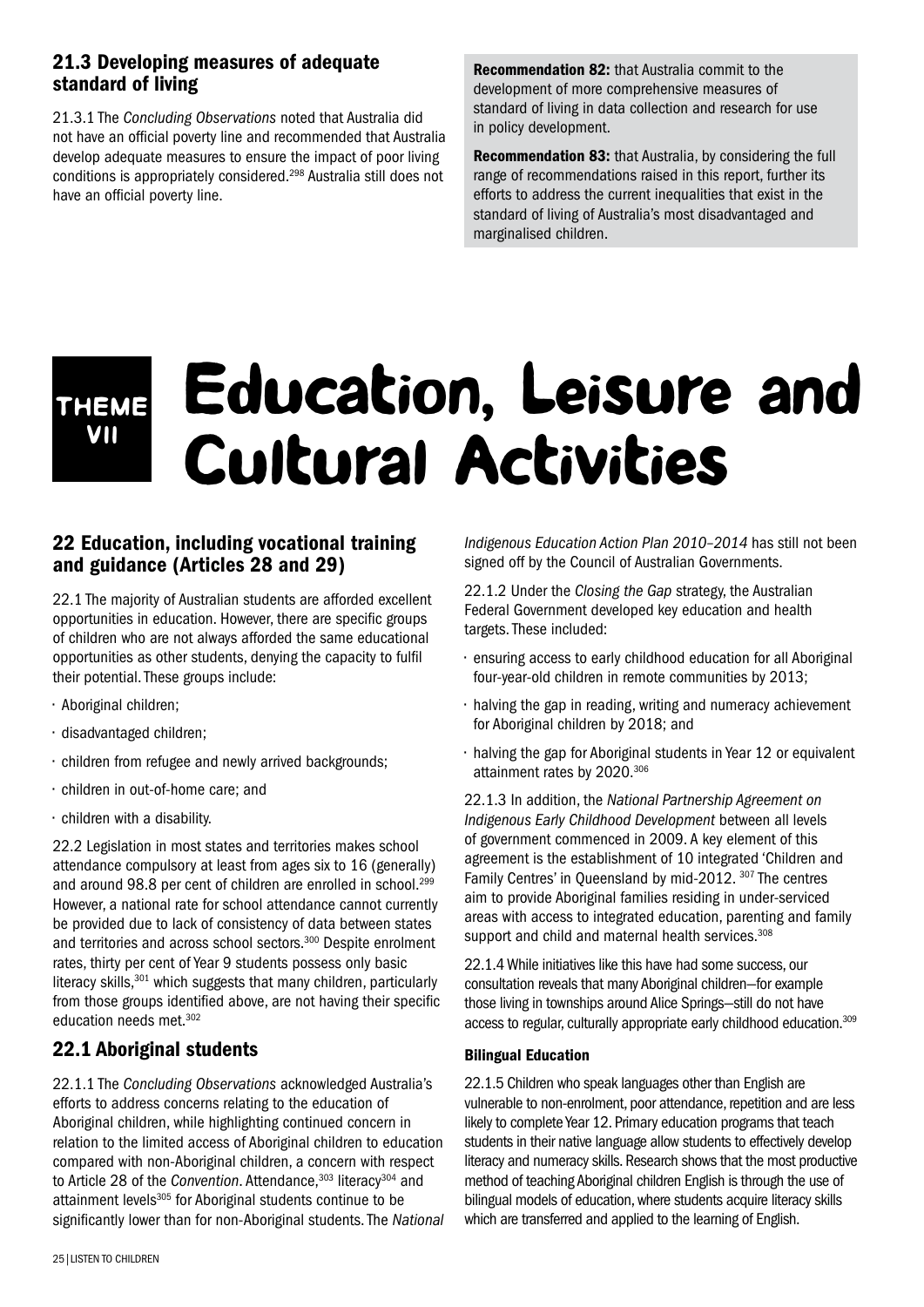## 21.3 Developing measures of adequate standard of living

21.3.1 The *Concluding Observations* noted that Australia did not have an official poverty line and recommended that Australia develop adequate measures to ensure the impact of poor living conditions is appropriately considered.[298] Australia still does not have an official poverty line.

**Recommendation 82:** that Australia commit to the development of more comprehensive measures of standard of living in data collection and research for use in policy development.

**Recommendation 83:** that Australia, by considering the full range of recommendations raised in this report, further its efforts to address the current inequalities that exist in the standard of living of Australia's most disadvantaged and marginalised children.

# THEME VII Education, Leisure and Cultural Activities

## 22 Education, including vocational training and guidance (Articles 28 and 29)

22.1 The majority of Australian students are afforded excellent opportunities in education. However, there are specific groups of children who are not always afforded the same educational opportunities as other students, denying the capacity to fulfil their potential. These groups include:

- Aboriginal children;
- disadvantaged children;
- children from refugee and newly arrived backgrounds;
- children in out-of-home care; and
- children with a disability.

22.2 Legislation in most states and territories makes school attendance compulsory at least from ages six to 16 (generally) and around 98.8 per cent of children are enrolled in school.[299] However, a national rate for school attendance cannot currently be provided due to lack of consistency of data between states and territories and across school sectors.[300] Despite enrolment rates, thirty per cent of Year 9 students possess only basic literacy skills,[301] which suggests that many children, particularly from those groups identified above, are not having their specific education needs met.[302]

## 22.1 Aboriginal students

22.1.1 The *Concluding Observations* acknowledged Australia's efforts to address concerns relating to the education of Aboriginal children, while highlighting continued concern in relation to the limited access of Aboriginal children to education compared with non-Aboriginal children, a concern with respect to Article 28 of the *Convention*. Attendance,[303] literacy[304] and attainment levels[305] for Aboriginal students continue to be significantly lower than for non-Aboriginal students. The *National Indigenous Education Action Plan 2010–2014* has still not been signed off by the Council of Australian Governments.

22.1.2 Under the *Closing the Gap* strategy, the Australian Federal Government developed key education and health targets. These included:

- ensuring access to early childhood education for all Aboriginal four-year-old children in remote communities by 2013;
- halving the gap in reading, writing and numeracy achievement for Aboriginal children by 2018; and
- halving the gap for Aboriginal students in Year 12 or equivalent attainment rates by 2020.[306]

22.1.3 In addition, the *National Partnership Agreement on Indigenous Early Childhood Development* between all levels of government commenced in 2009. A key element of this agreement is the establishment of 10 integrated 'Children and Family Centres' in Queensland by mid-2012. [307] The centres aim to provide Aboriginal families residing in under-serviced areas with access to integrated education, parenting and family support and child and maternal health services.[308]

22.1.4 While initiatives like this have had some success, our consultation reveals that many Aboriginal children—for example those living in townships around Alice Springs—still do not have access to regular, culturally appropriate early childhood education.[309]

#### Bilingual Education

22.1.5 Children who speak languages other than English are vulnerable to non-enrolment, poor attendance, repetition and are less likely to complete Year 12. Primary education programs that teach students in their native language allow students to effectively develop literacy and numeracy skills. Research shows that the most productive method of teaching Aboriginal children English is through the use of bilingual models of education, where students acquire literacy skills which are transferred and applied to the learning of English.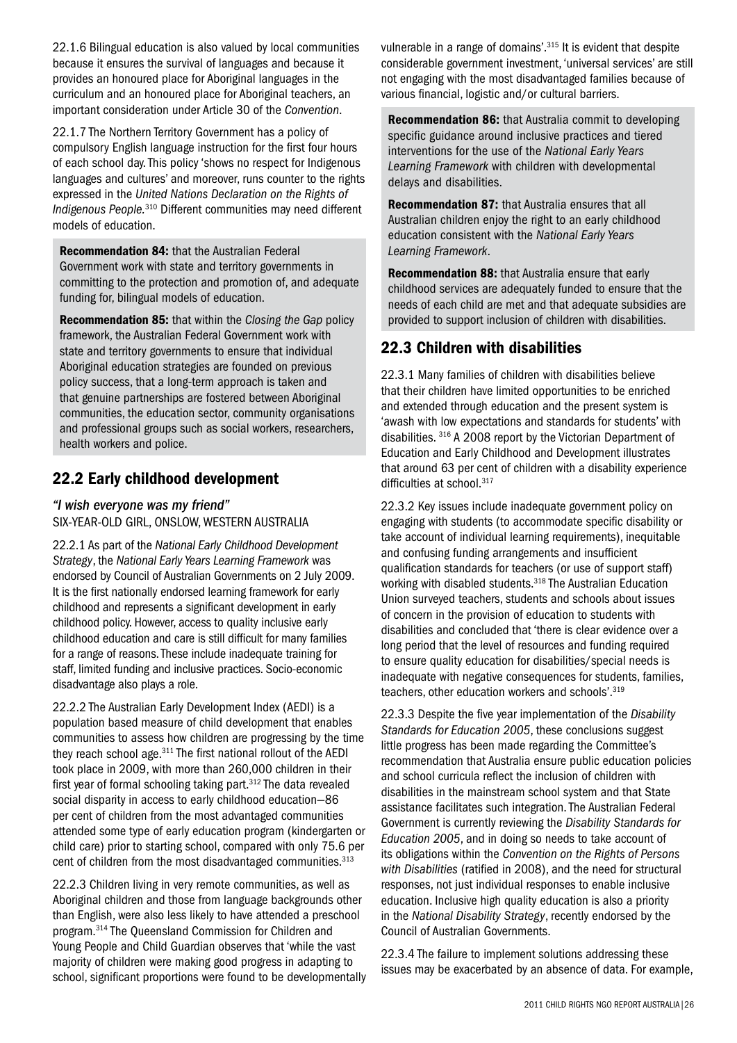22.1.6 Bilingual education is also valued by local communities because it ensures the survival of languages and because it provides an honoured place for Aboriginal languages in the curriculum and an honoured place for Aboriginal teachers, an important consideration under Article 30 of the *Convention*.

22.1.7 The Northern Territory Government has a policy of compulsory English language instruction for the first four hours of each school day. This policy 'shows no respect for Indigenous languages and cultures' and moreover, runs counter to the rights expressed in the *United Nations Declaration on the Rights of Indigenous People*.[310] Different communities may need different models of education.

**Recommendation 84:** that the Australian Federal Government work with state and territory governments in committing to the protection and promotion of, and adequate funding for, bilingual models of education.

**Recommendation 85:** that within the *Closing the Gap* policy framework, the Australian Federal Government work with state and territory governments to ensure that individual Aboriginal education strategies are founded on previous policy success, that a long-term approach is taken and that genuine partnerships are fostered between Aboriginal communities, the education sector, community organisations and professional groups such as social workers, researchers, health workers and police.

## 22.2 Early childhood development

*"I wish everyone was my friend"*
SIX-YEAR-OLD GIRL, ONSLOW, WESTERN AUSTRALIA

22.2.1 As part of the *National Early Childhood Development Strategy*, the *National Early Years Learning Framework* was endorsed by Council of Australian Governments on 2 July 2009. It is the first nationally endorsed learning framework for early childhood and represents a significant development in early childhood policy. However, access to quality inclusive early childhood education and care is still difficult for many families for a range of reasons. These include inadequate training for staff, limited funding and inclusive practices. Socio-economic disadvantage also plays a role.

22.2.2 The Australian Early Development Index (AEDI) is a population based measure of child development that enables communities to assess how children are progressing by the time they reach school age.[311] The first national rollout of the AEDI took place in 2009, with more than 260,000 children in their first year of formal schooling taking part.[312] The data revealed social disparity in access to early childhood education—86 per cent of children from the most advantaged communities attended some type of early education program (kindergarten or child care) prior to starting school, compared with only 75.6 per cent of children from the most disadvantaged communities.[313]

22.2.3 Children living in very remote communities, as well as Aboriginal children and those from language backgrounds other than English, were also less likely to have attended a preschool program.[314] The Queensland Commission for Children and Young People and Child Guardian observes that 'while the vast majority of children were making good progress in adapting to school, significant proportions were found to be developmentally vulnerable in a range of domains'.[315] It is evident that despite considerable government investment, 'universal services' are still not engaging with the most disadvantaged families because of various financial, logistic and/or cultural barriers.

**Recommendation 86:** that Australia commit to developing specific guidance around inclusive practices and tiered interventions for the use of the *National Early Years Learning Framework* with children with developmental delays and disabilities.

**Recommendation 87:** that Australia ensures that all Australian children enjoy the right to an early childhood education consistent with the *National Early Years Learning Framework*.

**Recommendation 88:** that Australia ensure that early childhood services are adequately funded to ensure that the needs of each child are met and that adequate subsidies are provided to support inclusion of children with disabilities.

## 22.3 Children with disabilities

22.3.1 Many families of children with disabilities believe that their children have limited opportunities to be enriched and extended through education and the present system is 'awash with low expectations and standards for students' with disabilities. [316] A 2008 report by the Victorian Department of Education and Early Childhood and Development illustrates that around 63 per cent of children with a disability experience difficulties at school.[317]

22.3.2 Key issues include inadequate government policy on engaging with students (to accommodate specific disability or take account of individual learning requirements), inequitable and confusing funding arrangements and insufficient qualification standards for teachers (or use of support staff) working with disabled students.[318] The Australian Education Union surveyed teachers, students and schools about issues of concern in the provision of education to students with disabilities and concluded that 'there is clear evidence over a long period that the level of resources and funding required to ensure quality education for disabilities/special needs is inadequate with negative consequences for students, families, teachers, other education workers and schools'.[319]

22.3.3 Despite the five year implementation of the *Disability Standards for Education 2005*, these conclusions suggest little progress has been made regarding the Committee's recommendation that Australia ensure public education policies and school curricula reflect the inclusion of children with disabilities in the mainstream school system and that State assistance facilitates such integration. The Australian Federal Government is currently reviewing the *Disability Standards for Education 2005*, and in doing so needs to take account of its obligations within the *Convention on the Rights of Persons with Disabilities* (ratified in 2008), and the need for structural responses, not just individual responses to enable inclusive education. Inclusive high quality education is also a priority in the *National Disability Strategy*, recently endorsed by the Council of Australian Governments.

22.3.4 The failure to implement solutions addressing these issues may be exacerbated by an absence of data. For example,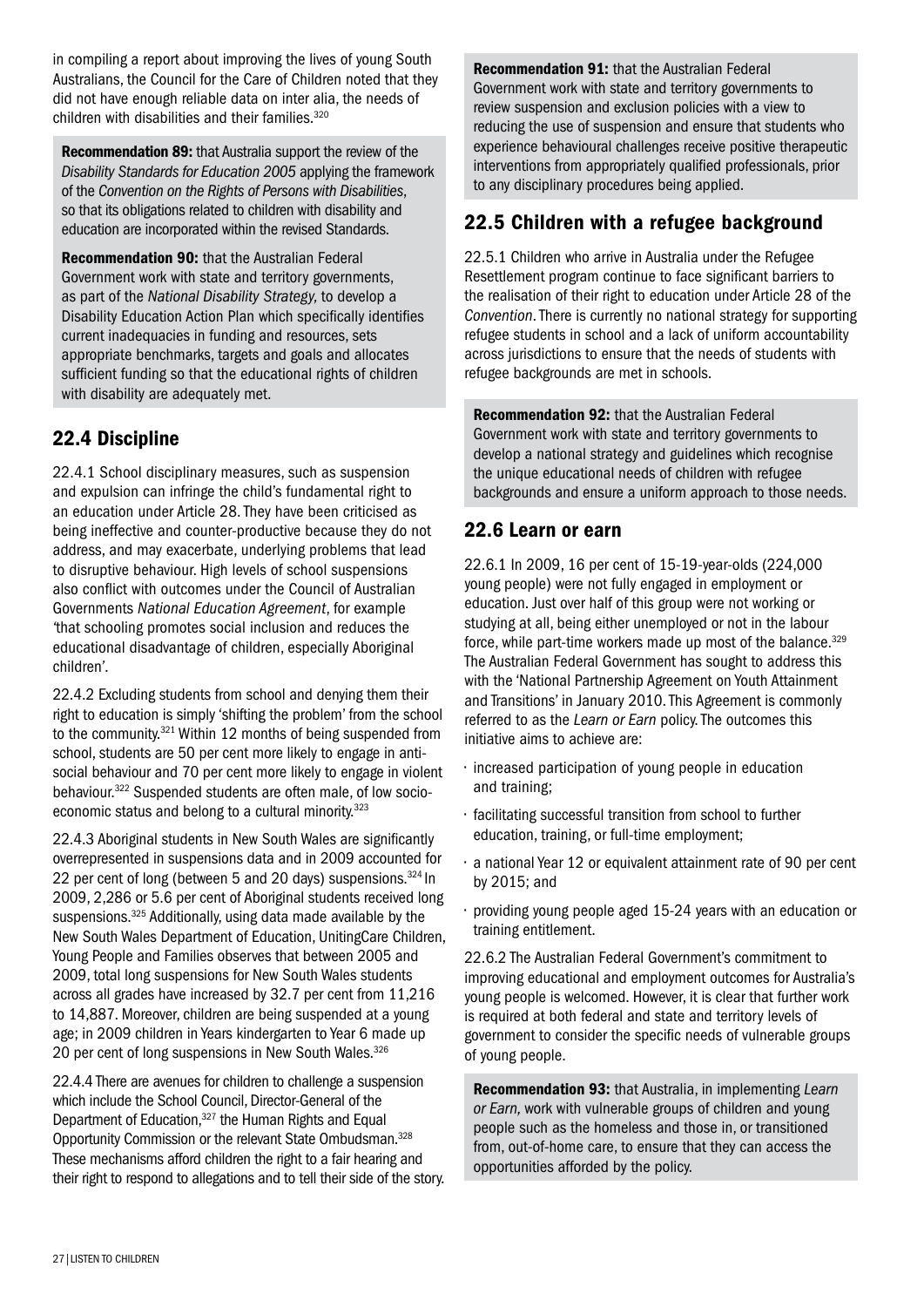in compiling a report about improving the lives of young South Australians, the Council for the Care of Children noted that they did not have enough reliable data on inter alia, the needs of children with disabilities and their families.[320]

**Recommendation 89:** that Australia support the review of the *Disability Standards for Education 2005* applying the framework of the *Convention on the Rights of Persons with Disabilities*, so that its obligations related to children with disability and education are incorporated within the revised Standards.

**Recommendation 90:** that the Australian Federal Government work with state and territory governments, as part of the *National Disability Strategy,* to develop a Disability Education Action Plan which specifically identifies current inadequacies in funding and resources, sets appropriate benchmarks, targets and goals and allocates sufficient funding so that the educational rights of children with disability are adequately met.

## 22.4 Discipline

22.4.1 School disciplinary measures, such as suspension and expulsion can infringe the child's fundamental right to an education under Article 28. They have been criticised as being ineffective and counter-productive because they do not address, and may exacerbate, underlying problems that lead to disruptive behaviour. High levels of school suspensions also conflict with outcomes under the Council of Australian Governments *National Education Agreement*, for example 'that schooling promotes social inclusion and reduces the educational disadvantage of children, especially Aboriginal children'.

22.4.2 Excluding students from school and denying them their right to education is simply 'shifting the problem' from the school to the community.[321] Within 12 months of being suspended from school, students are 50 per cent more likely to engage in anti-social behaviour and 70 per cent more likely to engage in violent behaviour.[322] Suspended students are often male, of low socio-economic status and belong to a cultural minority.[323]

22.4.3 Aboriginal students in New South Wales are significantly overrepresented in suspensions data and in 2009 accounted for 22 per cent of long (between 5 and 20 days) suspensions.[324] In 2009, 2,286 or 5.6 per cent of Aboriginal students received long suspensions.[325] Additionally, using data made available by the New South Wales Department of Education, UnitingCare Children, Young People and Families observes that between 2005 and 2009, total long suspensions for New South Wales students across all grades have increased by 32.7 per cent from 11,216 to 14,887. Moreover, children are being suspended at a young age; in 2009 children in Years kindergarten to Year 6 made up 20 per cent of long suspensions in New South Wales.[326]

22.4.4 There are avenues for children to challenge a suspension which include the School Council, Director-General of the Department of Education,[327] the Human Rights and Equal Opportunity Commission or the relevant State Ombudsman.[328] These mechanisms afford children the right to a fair hearing and their right to respond to allegations and to tell their side of the story.

**Recommendation 91:** that the Australian Federal Government work with state and territory governments to review suspension and exclusion policies with a view to reducing the use of suspension and ensure that students who experience behavioural challenges receive positive therapeutic interventions from appropriately qualified professionals, prior to any disciplinary procedures being applied.

## 22.5 Children with a refugee background

22.5.1 Children who arrive in Australia under the Refugee Resettlement program continue to face significant barriers to the realisation of their right to education under Article 28 of the *Convention*. There is currently no national strategy for supporting refugee students in school and a lack of uniform accountability across jurisdictions to ensure that the needs of students with refugee backgrounds are met in schools.

**Recommendation 92:** that the Australian Federal Government work with state and territory governments to develop a national strategy and guidelines which recognise the unique educational needs of children with refugee backgrounds and ensure a uniform approach to those needs.

## 22.6 Learn or earn

22.6.1 In 2009, 16 per cent of 15-19-year-olds (224,000 young people) were not fully engaged in employment or education. Just over half of this group were not working or studying at all, being either unemployed or not in the labour force, while part-time workers made up most of the balance.[329] The Australian Federal Government has sought to address this with the 'National Partnership Agreement on Youth Attainment and Transitions' in January 2010. This Agreement is commonly referred to as the *Learn or Earn* policy. The outcomes this initiative aims to achieve are:

- increased participation of young people in education and training;
- facilitating successful transition from school to further education, training, or full-time employment;
- a national Year 12 or equivalent attainment rate of 90 per cent by 2015; and
- providing young people aged 15-24 years with an education or training entitlement.

22.6.2 The Australian Federal Government's commitment to improving educational and employment outcomes for Australia's young people is welcomed. However, it is clear that further work is required at both federal and state and territory levels of government to consider the specific needs of vulnerable groups of young people.

**Recommendation 93:** that Australia, in implementing *Learn or Earn,* work with vulnerable groups of children and young people such as the homeless and those in, or transitioned from, out-of-home care, to ensure that they can access the opportunities afforded by the policy.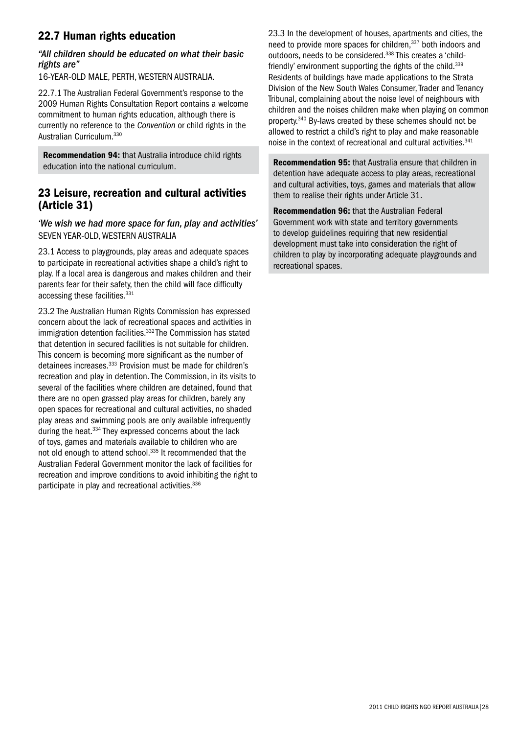## 22.7 Human rights education

*"All children should be educated on what their basic rights are"*

16-YEAR-OLD MALE, PERTH, WESTERN AUSTRALIA.

22.7.1 The Australian Federal Government's response to the 2009 Human Rights Consultation Report contains a welcome commitment to human rights education, although there is currently no reference to the *Convention* or child rights in the Australian Curriculum.[330]

**Recommendation 94:** that Australia introduce child rights education into the national curriculum.

## 23 Leisure, recreation and cultural activities (Article 31)

*'We wish we had more space for fun, play and activities'*

SEVEN YEAR-OLD, WESTERN AUSTRALIA

23.1 Access to playgrounds, play areas and adequate spaces to participate in recreational activities shape a child's right to play. If a local area is dangerous and makes children and their parents fear for their safety, then the child will face difficulty accessing these facilities.[331]

23.2 The Australian Human Rights Commission has expressed concern about the lack of recreational spaces and activities in immigration detention facilities.[332] The Commission has stated that detention in secured facilities is not suitable for children. This concern is becoming more significant as the number of detainees increases.[333] Provision must be made for children's recreation and play in detention. The Commission, in its visits to several of the facilities where children are detained, found that there are no open grassed play areas for children, barely any open spaces for recreational and cultural activities, no shaded play areas and swimming pools are only available infrequently during the heat.[334] They expressed concerns about the lack of toys, games and materials available to children who are not old enough to attend school.[335] It recommended that the Australian Federal Government monitor the lack of facilities for recreation and improve conditions to avoid inhibiting the right to participate in play and recreational activities.[336]

23.3 In the development of houses, apartments and cities, the need to provide more spaces for children,[337] both indoors and outdoors, needs to be considered.[338] This creates a 'child-friendly' environment supporting the rights of the child.[339] Residents of buildings have made applications to the Strata Division of the New South Wales Consumer, Trader and Tenancy Tribunal, complaining about the noise level of neighbours with children and the noises children make when playing on common property.[340] By-laws created by these schemes should not be allowed to restrict a child's right to play and make reasonable noise in the context of recreational and cultural activities.[341]

**Recommendation 95:** that Australia ensure that children in detention have adequate access to play areas, recreational and cultural activities, toys, games and materials that allow them to realise their rights under Article 31.

**Recommendation 96:** that the Australian Federal Government work with state and territory governments to develop guidelines requiring that new residential development must take into consideration the right of children to play by incorporating adequate playgrounds and recreational spaces.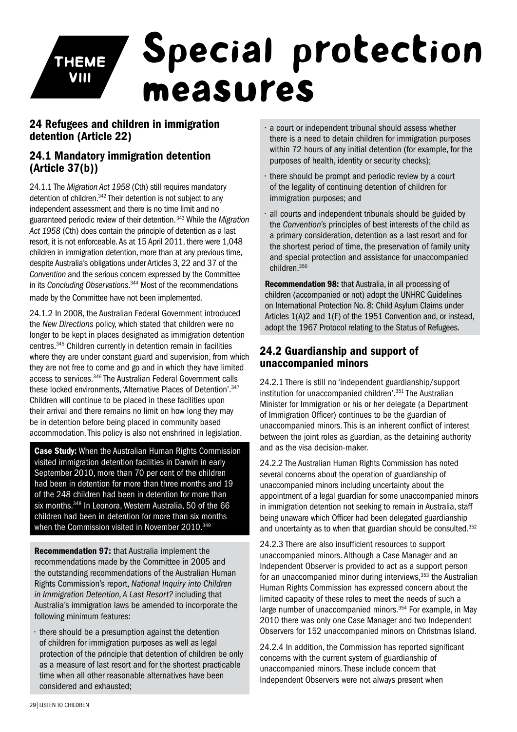THEME VIII

# Special protection measures

## 24 Refugees and children in immigration detention (Article 22)

### 24.1 Mandatory immigration detention (Article 37(b))

24.1.1 The *Migration Act 1958* (Cth) still requires mandatory detention of children.[342] Their detention is not subject to any independent assessment and there is no time limit and no guaranteed periodic review of their detention.[343] While the *Migration Act 1958* (Cth) does contain the principle of detention as a last resort, it is not enforceable. As at 15 April 2011, there were 1,048 children in immigration detention, more than at any previous time, despite Australia's obligations under Articles 3, 22 and 37 of the *Convention* and the serious concern expressed by the Committee in its *Concluding Observations*.[344] Most of the recommendations made by the Committee have not been implemented.

24.1.2 In 2008, the Australian Federal Government introduced the *New Directions* policy, which stated that children were no longer to be kept in places designated as immigration detention centres.[345] Children currently in detention remain in facilities where they are under constant guard and supervision, from which they are not free to come and go and in which they have limited access to services.[346] The Australian Federal Government calls these locked environments, 'Alternative Places of Detention'.[347] Children will continue to be placed in these facilities upon their arrival and there remains no limit on how long they may be in detention before being placed in community based accommodation. This policy is also not enshrined in legislation.

**Case Study:** When the Australian Human Rights Commission visited immigration detention facilities in Darwin in early September 2010, more than 70 per cent of the children had been in detention for more than three months and 19 of the 248 children had been in detention for more than six months.[348] In Leonora, Western Australia, 50 of the 66 children had been in detention for more than six months when the Commission visited in November 2010.[349]

**Recommendation 97:** that Australia implement the recommendations made by the Committee in 2005 and the outstanding recommendations of the Australian Human Rights Commission's report, *National Inquiry into Children in Immigration Detention, A Last Resort?* including that Australia's immigration laws be amended to incorporate the following minimum features:

- there should be a presumption against the detention of children for immigration purposes as well as legal protection of the principle that detention of children be only as a measure of last resort and for the shortest practicable time when all other reasonable alternatives have been considered and exhausted;
- a court or independent tribunal should assess whether there is a need to detain children for immigration purposes within 72 hours of any initial detention (for example, for the purposes of health, identity or security checks);
- there should be prompt and periodic review by a court of the legality of continuing detention of children for immigration purposes; and
- all courts and independent tribunals should be guided by the *Convention*'s principles of best interests of the child as a primary consideration, detention as a last resort and for the shortest period of time, the preservation of family unity and special protection and assistance for unaccompanied children.[350]

**Recommendation 98:** that Australia, in all processing of children (accompanied or not) adopt the UNHRC Guidelines on International Protection No. 8: Child Asylum Claims under Articles 1(A)2 and 1(F) of the 1951 Convention and, or instead, adopt the 1967 Protocol relating to the Status of Refugees.

### 24.2 Guardianship and support of unaccompanied minors

24.2.1 There is still no 'independent guardianship/support institution for unaccompanied children'.[351] The Australian Minister for Immigration or his or her delegate (a Department of Immigration Officer) continues to be the guardian of unaccompanied minors. This is an inherent conflict of interest between the joint roles as guardian, as the detaining authority and as the visa decision-maker.

24.2.2 The Australian Human Rights Commission has noted several concerns about the operation of guardianship of unaccompanied minors including uncertainty about the appointment of a legal guardian for some unaccompanied minors in immigration detention not seeking to remain in Australia, staff being unaware which Officer had been delegated guardianship and uncertainty as to when that guardian should be consulted.[352]

24.2.3 There are also insufficient resources to support unaccompanied minors. Although a Case Manager and an Independent Observer is provided to act as a support person for an unaccompanied minor during interviews,[353] the Australian Human Rights Commission has expressed concern about the limited capacity of these roles to meet the needs of such a large number of unaccompanied minors.[354] For example, in May 2010 there was only one Case Manager and two Independent Observers for 152 unaccompanied minors on Christmas Island.

24.2.4 In addition, the Commission has reported significant concerns with the current system of guardianship of unaccompanied minors. These include concern that Independent Observers were not always present when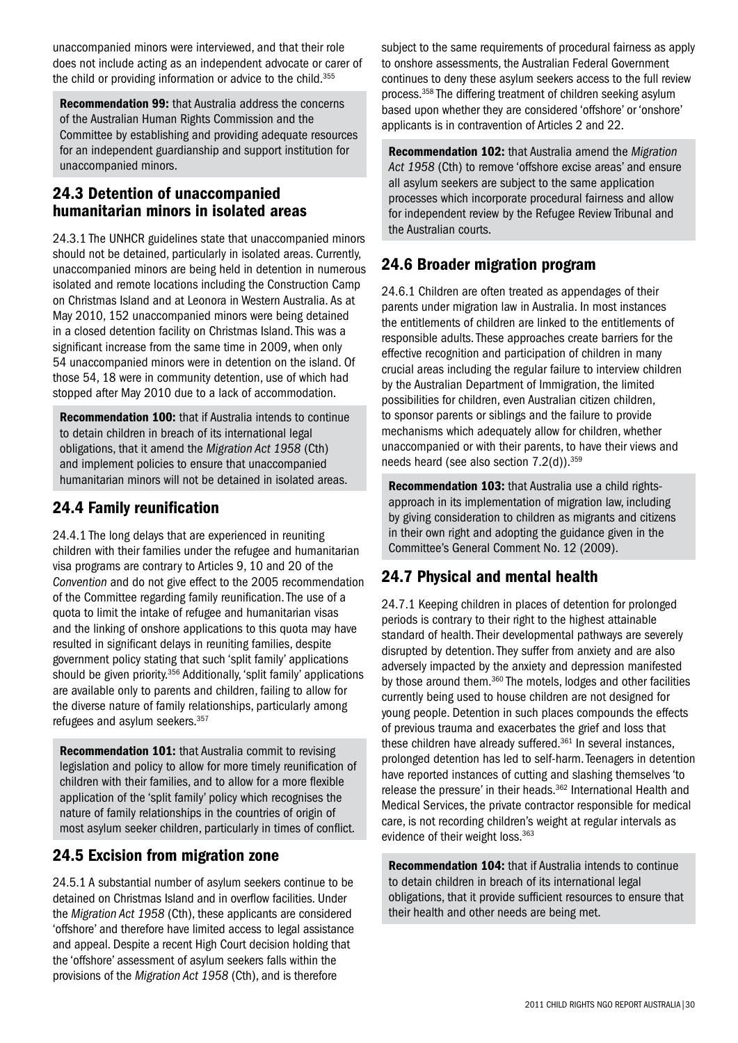unaccompanied minors were interviewed, and that their role does not include acting as an independent advocate or carer of the child or providing information or advice to the child.[355]

**Recommendation 99:** that Australia address the concerns of the Australian Human Rights Commission and the Committee by establishing and providing adequate resources for an independent guardianship and support institution for unaccompanied minors.

## 24.3 Detention of unaccompanied humanitarian minors in isolated areas

24.3.1 The UNHCR guidelines state that unaccompanied minors should not be detained, particularly in isolated areas. Currently, unaccompanied minors are being held in detention in numerous isolated and remote locations including the Construction Camp on Christmas Island and at Leonora in Western Australia. As at May 2010, 152 unaccompanied minors were being detained in a closed detention facility on Christmas Island. This was a significant increase from the same time in 2009, when only 54 unaccompanied minors were in detention on the island. Of those 54, 18 were in community detention, use of which had stopped after May 2010 due to a lack of accommodation.

**Recommendation 100:** that if Australia intends to continue to detain children in breach of its international legal obligations, that it amend the *Migration Act 1958* (Cth) and implement policies to ensure that unaccompanied humanitarian minors will not be detained in isolated areas.

## 24.4 Family reunification

24.4.1 The long delays that are experienced in reuniting children with their families under the refugee and humanitarian visa programs are contrary to Articles 9, 10 and 20 of the *Convention* and do not give effect to the 2005 recommendation of the Committee regarding family reunification. The use of a quota to limit the intake of refugee and humanitarian visas and the linking of onshore applications to this quota may have resulted in significant delays in reuniting families, despite government policy stating that such 'split family' applications should be given priority.[356] Additionally, 'split family' applications are available only to parents and children, failing to allow for the diverse nature of family relationships, particularly among refugees and asylum seekers.[357]

**Recommendation 101:** that Australia commit to revising legislation and policy to allow for more timely reunification of children with their families, and to allow for a more flexible application of the 'split family' policy which recognises the nature of family relationships in the countries of origin of most asylum seeker children, particularly in times of conflict.

## 24.5 Excision from migration zone

24.5.1 A substantial number of asylum seekers continue to be detained on Christmas Island and in overflow facilities. Under the *Migration Act 1958* (Cth), these applicants are considered 'offshore' and therefore have limited access to legal assistance and appeal. Despite a recent High Court decision holding that the 'offshore' assessment of asylum seekers falls within the provisions of the *Migration Act 1958* (Cth), and is therefore subject to the same requirements of procedural fairness as apply to onshore assessments, the Australian Federal Government continues to deny these asylum seekers access to the full review process.[358] The differing treatment of children seeking asylum based upon whether they are considered 'offshore' or 'onshore' applicants is in contravention of Articles 2 and 22.

**Recommendation 102:** that Australia amend the *Migration Act 1958* (Cth) to remove 'offshore excise areas' and ensure all asylum seekers are subject to the same application processes which incorporate procedural fairness and allow for independent review by the Refugee Review Tribunal and the Australian courts.

## 24.6 Broader migration program

24.6.1 Children are often treated as appendages of their parents under migration law in Australia. In most instances the entitlements of children are linked to the entitlements of responsible adults. These approaches create barriers for the effective recognition and participation of children in many crucial areas including the regular failure to interview children by the Australian Department of Immigration, the limited possibilities for children, even Australian citizen children, to sponsor parents or siblings and the failure to provide mechanisms which adequately allow for children, whether unaccompanied or with their parents, to have their views and needs heard (see also section 7.2(d)).[359]

**Recommendation 103:** that Australia use a child rights-approach in its implementation of migration law, including by giving consideration to children as migrants and citizens in their own right and adopting the guidance given in the Committee's General Comment No. 12 (2009).

## 24.7 Physical and mental health

24.7.1 Keeping children in places of detention for prolonged periods is contrary to their right to the highest attainable standard of health. Their developmental pathways are severely disrupted by detention. They suffer from anxiety and are also adversely impacted by the anxiety and depression manifested by those around them.[360] The motels, lodges and other facilities currently being used to house children are not designed for young people. Detention in such places compounds the effects of previous trauma and exacerbates the grief and loss that these children have already suffered.[361] In several instances, prolonged detention has led to self-harm. Teenagers in detention have reported instances of cutting and slashing themselves 'to release the pressure' in their heads.[362] International Health and Medical Services, the private contractor responsible for medical care, is not recording children's weight at regular intervals as evidence of their weight loss.[363]

**Recommendation 104:** that if Australia intends to continue to detain children in breach of its international legal obligations, that it provide sufficient resources to ensure that their health and other needs are being met.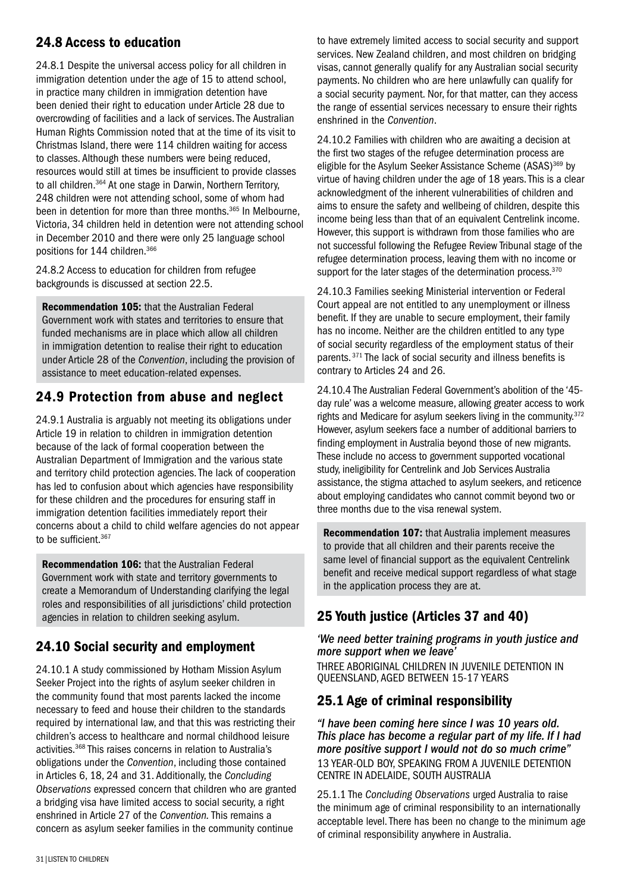## 24.8 Access to education

24.8.1 Despite the universal access policy for all children in immigration detention under the age of 15 to attend school, in practice many children in immigration detention have been denied their right to education under Article 28 due to overcrowding of facilities and a lack of services. The Australian Human Rights Commission noted that at the time of its visit to Christmas Island, there were 114 children waiting for access to classes. Although these numbers were being reduced, resources would still at times be insufficient to provide classes to all children.[364] At one stage in Darwin, Northern Territory, 248 children were not attending school, some of whom had been in detention for more than three months.[365] In Melbourne, Victoria, 34 children held in detention were not attending school in December 2010 and there were only 25 language school positions for 144 children.[366]

24.8.2 Access to education for children from refugee backgrounds is discussed at section 22.5.

**Recommendation 105:** that the Australian Federal Government work with states and territories to ensure that funded mechanisms are in place which allow all children in immigration detention to realise their right to education under Article 28 of the *Convention*, including the provision of assistance to meet education-related expenses.

## 24.9 Protection from abuse and neglect

24.9.1 Australia is arguably not meeting its obligations under Article 19 in relation to children in immigration detention because of the lack of formal cooperation between the Australian Department of Immigration and the various state and territory child protection agencies. The lack of cooperation has led to confusion about which agencies have responsibility for these children and the procedures for ensuring staff in immigration detention facilities immediately report their concerns about a child to child welfare agencies do not appear to be sufficient.[367]

**Recommendation 106:** that the Australian Federal Government work with state and territory governments to create a Memorandum of Understanding clarifying the legal roles and responsibilities of all jurisdictions' child protection agencies in relation to children seeking asylum.

## 24.10 Social security and employment

24.10.1 A study commissioned by Hotham Mission Asylum Seeker Project into the rights of asylum seeker children in the community found that most parents lacked the income necessary to feed and house their children to the standards required by international law, and that this was restricting their children's access to healthcare and normal childhood leisure activities.[368] This raises concerns in relation to Australia's obligations under the *Convention*, including those contained in Articles 6, 18, 24 and 31. Additionally, the *Concluding Observations* expressed concern that children who are granted a bridging visa have limited access to social security, a right enshrined in Article 27 of the *Convention.* This remains a concern as asylum seeker families in the community continue to have extremely limited access to social security and support services. New Zealand children, and most children on bridging visas, cannot generally qualify for any Australian social security payments. No children who are here unlawfully can qualify for a social security payment. Nor, for that matter, can they access the range of essential services necessary to ensure their rights enshrined in the *Convention*.

24.10.2 Families with children who are awaiting a decision at the first two stages of the refugee determination process are eligible for the Asylum Seeker Assistance Scheme (ASAS)[369] by virtue of having children under the age of 18 years. This is a clear acknowledgment of the inherent vulnerabilities of children and aims to ensure the safety and wellbeing of children, despite this income being less than that of an equivalent Centrelink income. However, this support is withdrawn from those families who are not successful following the Refugee Review Tribunal stage of the refugee determination process, leaving them with no income or support for the later stages of the determination process.[370]

24.10.3 Families seeking Ministerial intervention or Federal Court appeal are not entitled to any unemployment or illness benefit. If they are unable to secure employment, their family has no income. Neither are the children entitled to any type of social security regardless of the employment status of their parents.[371] The lack of social security and illness benefits is contrary to Articles 24 and 26.

24.10.4 The Australian Federal Government's abolition of the '45-day rule' was a welcome measure, allowing greater access to work rights and Medicare for asylum seekers living in the community.[372] However, asylum seekers face a number of additional barriers to finding employment in Australia beyond those of new migrants. These include no access to government supported vocational study, ineligibility for Centrelink and Job Services Australia assistance, the stigma attached to asylum seekers, and reticence about employing candidates who cannot commit beyond two or three months due to the visa renewal system.

**Recommendation 107:** that Australia implement measures to provide that all children and their parents receive the same level of financial support as the equivalent Centrelink benefit and receive medical support regardless of what stage in the application process they are at.

# 25 Youth justice (Articles 37 and 40)

***'We need better training programs in youth justice and more support when we leave'***

THREE ABORIGINAL CHILDREN IN JUVENILE DETENTION IN QUEENSLAND, AGED BETWEEN 15-17 YEARS

## 25.1 Age of criminal responsibility

***"I have been coming here since I was 10 years old. This place has become a regular part of my life. If I had more positive support I would not do so much crime"***

13 YEAR-OLD BOY, SPEAKING FROM A JUVENILE DETENTION CENTRE IN ADELAIDE, SOUTH AUSTRALIA

25.1.1 The *Concluding Observations* urged Australia to raise the minimum age of criminal responsibility to an internationally acceptable level. There has been no change to the minimum age of criminal responsibility anywhere in Australia.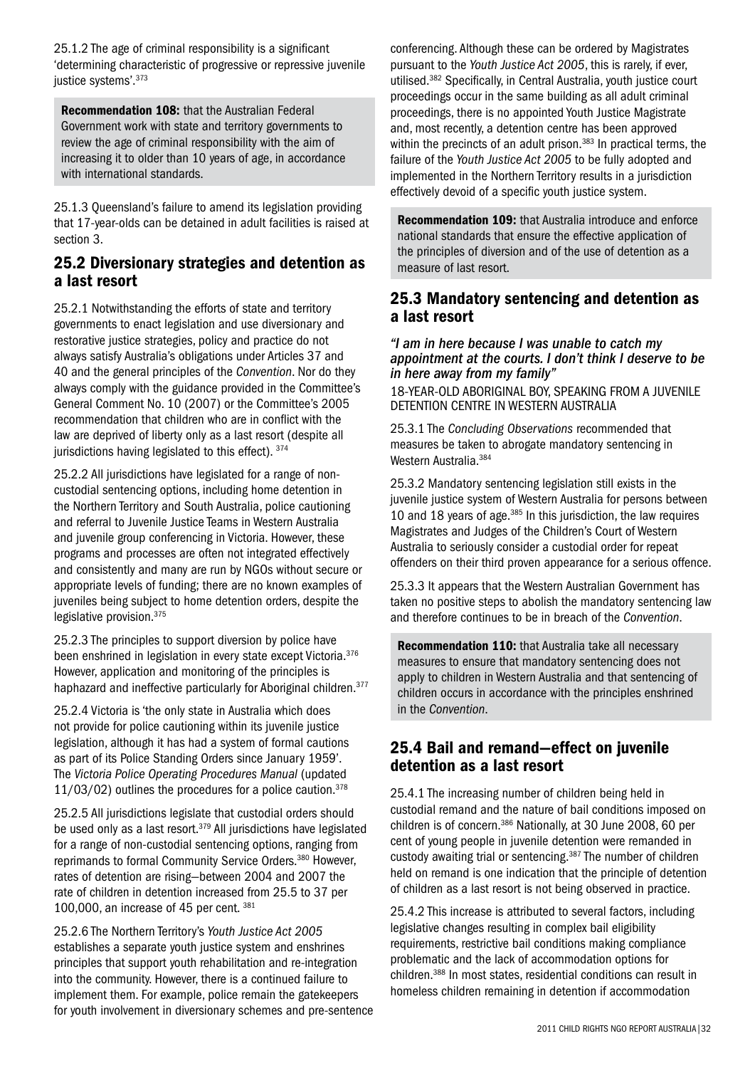25.1.2 The age of criminal responsibility is a significant 'determining characteristic of progressive or repressive juvenile justice systems'.[373]

**Recommendation 108:** that the Australian Federal Government work with state and territory governments to review the age of criminal responsibility with the aim of increasing it to older than 10 years of age, in accordance with international standards.

25.1.3 Queensland's failure to amend its legislation providing that 17-year-olds can be detained in adult facilities is raised at section 3.

## 25.2 Diversionary strategies and detention as a last resort

25.2.1 Notwithstanding the efforts of state and territory governments to enact legislation and use diversionary and restorative justice strategies, policy and practice do not always satisfy Australia's obligations under Articles 37 and 40 and the general principles of the *Convention*. Nor do they always comply with the guidance provided in the Committee's General Comment No. 10 (2007) or the Committee's 2005 recommendation that children who are in conflict with the law are deprived of liberty only as a last resort (despite all jurisdictions having legislated to this effect). [374]

25.2.2 All jurisdictions have legislated for a range of non-custodial sentencing options, including home detention in the Northern Territory and South Australia, police cautioning and referral to Juvenile Justice Teams in Western Australia and juvenile group conferencing in Victoria. However, these programs and processes are often not integrated effectively and consistently and many are run by NGOs without secure or appropriate levels of funding; there are no known examples of juveniles being subject to home detention orders, despite the legislative provision.[375]

25.2.3 The principles to support diversion by police have been enshrined in legislation in every state except Victoria.[376] However, application and monitoring of the principles is haphazard and ineffective particularly for Aboriginal children.[377]

25.2.4 Victoria is 'the only state in Australia which does not provide for police cautioning within its juvenile justice legislation, although it has had a system of formal cautions as part of its Police Standing Orders since January 1959'. The *Victoria Police Operating Procedures Manual* (updated 11/03/02) outlines the procedures for a police caution.[378]

25.2.5 All jurisdictions legislate that custodial orders should be used only as a last resort.[379] All jurisdictions have legislated for a range of non-custodial sentencing options, ranging from reprimands to formal Community Service Orders.[380] However, rates of detention are rising—between 2004 and 2007 the rate of children in detention increased from 25.5 to 37 per 100,000, an increase of 45 per cent. [381]

25.2.6 The Northern Territory's *Youth Justice Act 2005* establishes a separate youth justice system and enshrines principles that support youth rehabilitation and re-integration into the community. However, there is a continued failure to implement them. For example, police remain the gatekeepers for youth involvement in diversionary schemes and pre-sentence conferencing. Although these can be ordered by Magistrates pursuant to the *Youth Justice Act 2005*, this is rarely, if ever, utilised.[382] Specifically, in Central Australia, youth justice court proceedings occur in the same building as all adult criminal proceedings, there is no appointed Youth Justice Magistrate and, most recently, a detention centre has been approved within the precincts of an adult prison.[383] In practical terms, the failure of the *Youth Justice Act 2005* to be fully adopted and implemented in the Northern Territory results in a jurisdiction effectively devoid of a specific youth justice system.

**Recommendation 109:** that Australia introduce and enforce national standards that ensure the effective application of the principles of diversion and of the use of detention as a measure of last resort.

## 25.3 Mandatory sentencing and detention as a last resort

***"I am in here because I was unable to catch my appointment at the courts. I don't think I deserve to be in here away from my family"***

18-YEAR-OLD ABORIGINAL BOY, SPEAKING FROM A JUVENILE DETENTION CENTRE IN WESTERN AUSTRALIA

25.3.1 The *Concluding Observations* recommended that measures be taken to abrogate mandatory sentencing in Western Australia.[384]

25.3.2 Mandatory sentencing legislation still exists in the juvenile justice system of Western Australia for persons between 10 and 18 years of age.[385] In this jurisdiction, the law requires Magistrates and Judges of the Children's Court of Western Australia to seriously consider a custodial order for repeat offenders on their third proven appearance for a serious offence.

25.3.3 It appears that the Western Australian Government has taken no positive steps to abolish the mandatory sentencing law and therefore continues to be in breach of the *Convention*.

**Recommendation 110:** that Australia take all necessary measures to ensure that mandatory sentencing does not apply to children in Western Australia and that sentencing of children occurs in accordance with the principles enshrined in the *Convention*.

## 25.4 Bail and remand—effect on juvenile detention as a last resort

25.4.1 The increasing number of children being held in custodial remand and the nature of bail conditions imposed on children is of concern.[386] Nationally, at 30 June 2008, 60 per cent of young people in juvenile detention were remanded in custody awaiting trial or sentencing.[387] The number of children held on remand is one indication that the principle of detention of children as a last resort is not being observed in practice.

25.4.2 This increase is attributed to several factors, including legislative changes resulting in complex bail eligibility requirements, restrictive bail conditions making compliance problematic and the lack of accommodation options for children.[388] In most states, residential conditions can result in homeless children remaining in detention if accommodation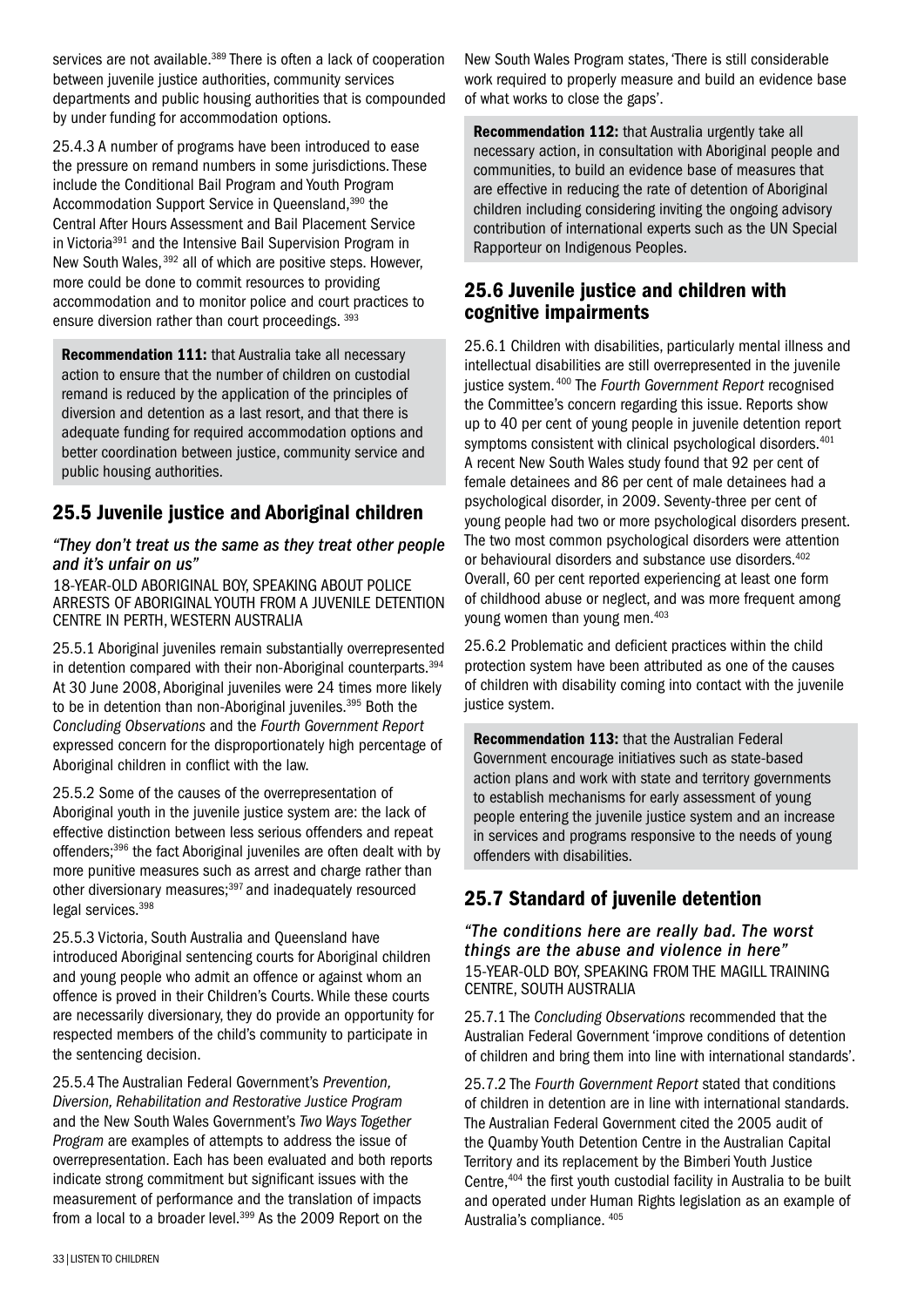services are not available.[389] There is often a lack of cooperation between juvenile justice authorities, community services departments and public housing authorities that is compounded by under funding for accommodation options.

25.4.3 A number of programs have been introduced to ease the pressure on remand numbers in some jurisdictions. These include the Conditional Bail Program and Youth Program Accommodation Support Service in Queensland,[390] the Central After Hours Assessment and Bail Placement Service in Victoria[391] and the Intensive Bail Supervision Program in New South Wales,[392] all of which are positive steps. However, more could be done to commit resources to providing accommodation and to monitor police and court practices to ensure diversion rather than court proceedings.[393]

**Recommendation 111:** that Australia take all necessary action to ensure that the number of children on custodial remand is reduced by the application of the principles of diversion and detention as a last resort, and that there is adequate funding for required accommodation options and better coordination between justice, community service and public housing authorities.

## 25.5 Juvenile justice and Aboriginal children

*"They don't treat us the same as they treat other people and it's unfair on us"*

18-YEAR-OLD ABORIGINAL BOY, SPEAKING ABOUT POLICE ARRESTS OF ABORIGINAL YOUTH FROM A JUVENILE DETENTION CENTRE IN PERTH, WESTERN AUSTRALIA

25.5.1 Aboriginal juveniles remain substantially overrepresented in detention compared with their non-Aboriginal counterparts.[394] At 30 June 2008, Aboriginal juveniles were 24 times more likely to be in detention than non-Aboriginal juveniles.[395] Both the *Concluding Observations* and the *Fourth Government Report* expressed concern for the disproportionately high percentage of Aboriginal children in conflict with the law.

25.5.2 Some of the causes of the overrepresentation of Aboriginal youth in the juvenile justice system are: the lack of effective distinction between less serious offenders and repeat offenders;[396] the fact Aboriginal juveniles are often dealt with by more punitive measures such as arrest and charge rather than other diversionary measures;[397] and inadequately resourced legal services.[398]

25.5.3 Victoria, South Australia and Queensland have introduced Aboriginal sentencing courts for Aboriginal children and young people who admit an offence or against whom an offence is proved in their Children's Courts. While these courts are necessarily diversionary, they do provide an opportunity for respected members of the child's community to participate in the sentencing decision.

25.5.4 The Australian Federal Government's *Prevention, Diversion, Rehabilitation and Restorative Justice Program* and the New South Wales Government's *Two Ways Together Program* are examples of attempts to address the issue of overrepresentation. Each has been evaluated and both reports indicate strong commitment but significant issues with the measurement of performance and the translation of impacts from a local to a broader level.[399] As the 2009 Report on the New South Wales Program states, 'There is still considerable work required to properly measure and build an evidence base of what works to close the gaps'.

**Recommendation 112:** that Australia urgently take all necessary action, in consultation with Aboriginal people and communities, to build an evidence base of measures that are effective in reducing the rate of detention of Aboriginal children including considering inviting the ongoing advisory contribution of international experts such as the UN Special Rapporteur on Indigenous Peoples.

## 25.6 Juvenile justice and children with cognitive impairments

25.6.1 Children with disabilities, particularly mental illness and intellectual disabilities are still overrepresented in the juvenile justice system.[400] The *Fourth Government Report* recognised the Committee's concern regarding this issue. Reports show up to 40 per cent of young people in juvenile detention report symptoms consistent with clinical psychological disorders.[401] A recent New South Wales study found that 92 per cent of female detainees and 86 per cent of male detainees had a psychological disorder, in 2009. Seventy-three per cent of young people had two or more psychological disorders present. The two most common psychological disorders were attention or behavioural disorders and substance use disorders.[402] Overall, 60 per cent reported experiencing at least one form of childhood abuse or neglect, and was more frequent among young women than young men.[403]

25.6.2 Problematic and deficient practices within the child protection system have been attributed as one of the causes of children with disability coming into contact with the juvenile justice system.

**Recommendation 113:** that the Australian Federal Government encourage initiatives such as state-based action plans and work with state and territory governments to establish mechanisms for early assessment of young people entering the juvenile justice system and an increase in services and programs responsive to the needs of young offenders with disabilities.

## 25.7 Standard of juvenile detention

*"The conditions here are really bad. The worst things are the abuse and violence in here"*

15-YEAR-OLD BOY, SPEAKING FROM THE MAGILL TRAINING CENTRE, SOUTH AUSTRALIA

25.7.1 The *Concluding Observations* recommended that the Australian Federal Government 'improve conditions of detention of children and bring them into line with international standards'.

25.7.2 The *Fourth Government Report* stated that conditions of children in detention are in line with international standards. The Australian Federal Government cited the 2005 audit of the Quamby Youth Detention Centre in the Australian Capital Territory and its replacement by the Bimberi Youth Justice Centre,[404] the first youth custodial facility in Australia to be built and operated under Human Rights legislation as an example of Australia's compliance.[405]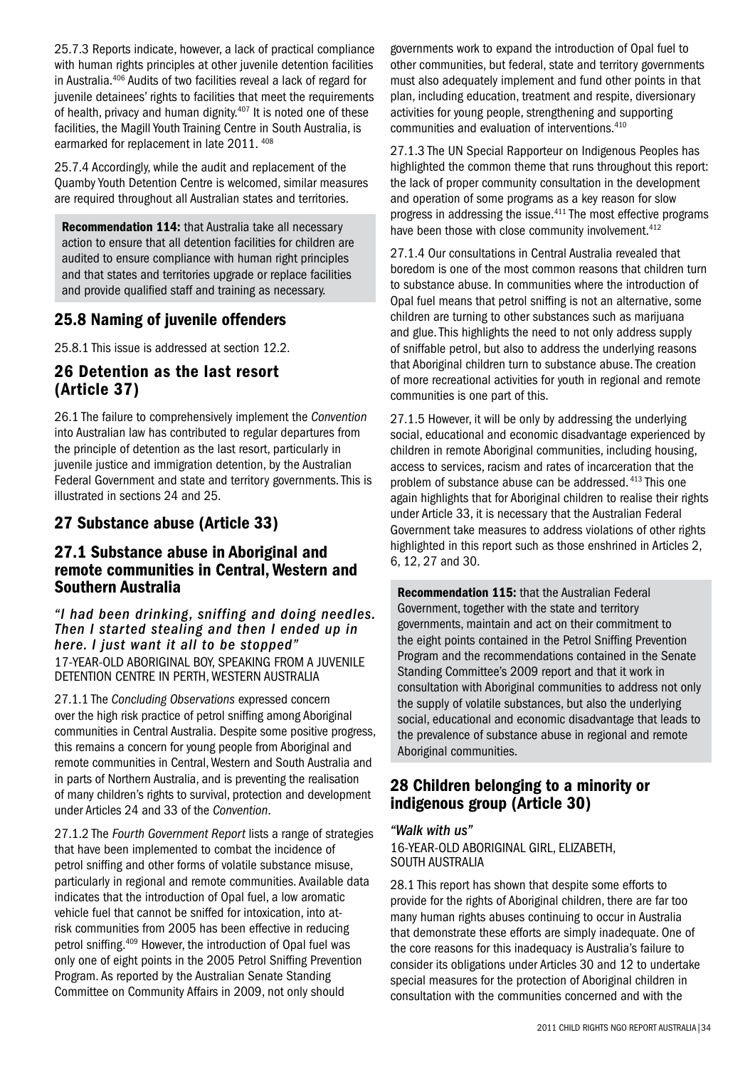25.7.3 Reports indicate, however, a lack of practical compliance with human rights principles at other juvenile detention facilities in Australia.[406] Audits of two facilities reveal a lack of regard for juvenile detainees' rights to facilities that meet the requirements of health, privacy and human dignity.[407] It is noted one of these facilities, the Magill Youth Training Centre in South Australia, is earmarked for replacement in late 2011. [408]

25.7.4 Accordingly, while the audit and replacement of the Quamby Youth Detention Centre is welcomed, similar measures are required throughout all Australian states and territories.

**Recommendation 114:** that Australia take all necessary action to ensure that all detention facilities for children are audited to ensure compliance with human right principles and that states and territories upgrade or replace facilities and provide qualified staff and training as necessary.

## 25.8 Naming of juvenile offenders

25.8.1 This issue is addressed at section 12.2.

## 26 Detention as the last resort (Article 37)

26.1 The failure to comprehensively implement the *Convention* into Australian law has contributed to regular departures from the principle of detention as the last resort, particularly in juvenile justice and immigration detention, by the Australian Federal Government and state and territory governments. This is illustrated in sections 24 and 25.

## 27 Substance abuse (Article 33)

## 27.1 Substance abuse in Aboriginal and remote communities in Central, Western and Southern Australia

*"I had been drinking, sniffing and doing needles. Then I started stealing and then I ended up in here. I just want it all to be stopped"*
17-YEAR-OLD ABORIGINAL BOY, SPEAKING FROM A JUVENILE DETENTION CENTRE IN PERTH, WESTERN AUSTRALIA

27.1.1 The *Concluding Observations* expressed concern over the high risk practice of petrol sniffing among Aboriginal communities in Central Australia. Despite some positive progress, this remains a concern for young people from Aboriginal and remote communities in Central, Western and South Australia and in parts of Northern Australia, and is preventing the realisation of many children's rights to survival, protection and development under Articles 24 and 33 of the *Convention*.

27.1.2 The *Fourth Government Report* lists a range of strategies that have been implemented to combat the incidence of petrol sniffing and other forms of volatile substance misuse, particularly in regional and remote communities. Available data indicates that the introduction of Opal fuel, a low aromatic vehicle fuel that cannot be sniffed for intoxication, into at-risk communities from 2005 has been effective in reducing petrol sniffing.[409] However, the introduction of Opal fuel was only one of eight points in the 2005 Petrol Sniffing Prevention Program. As reported by the Australian Senate Standing Committee on Community Affairs in 2009, not only should governments work to expand the introduction of Opal fuel to other communities, but federal, state and territory governments must also adequately implement and fund other points in that plan, including education, treatment and respite, diversionary activities for young people, strengthening and supporting communities and evaluation of interventions.[410]

27.1.3 The UN Special Rapporteur on Indigenous Peoples has highlighted the common theme that runs throughout this report: the lack of proper community consultation in the development and operation of some programs as a key reason for slow progress in addressing the issue.[411] The most effective programs have been those with close community involvement.[412]

27.1.4 Our consultations in Central Australia revealed that boredom is one of the most common reasons that children turn to substance abuse. In communities where the introduction of Opal fuel means that petrol sniffing is not an alternative, some children are turning to other substances such as marijuana and glue. This highlights the need to not only address supply of sniffable petrol, but also to address the underlying reasons that Aboriginal children turn to substance abuse. The creation of more recreational activities for youth in regional and remote communities is one part of this.

27.1.5 However, it will be only by addressing the underlying social, educational and economic disadvantage experienced by children in remote Aboriginal communities, including housing, access to services, racism and rates of incarceration that the problem of substance abuse can be addressed. [413] This one again highlights that for Aboriginal children to realise their rights under Article 33, it is necessary that the Australian Federal Government take measures to address violations of other rights highlighted in this report such as those enshrined in Articles 2, 6, 12, 27 and 30.

**Recommendation 115:** that the Australian Federal Government, together with the state and territory governments, maintain and act on their commitment to the eight points contained in the Petrol Sniffing Prevention Program and the recommendations contained in the Senate Standing Committee's 2009 report and that it work in consultation with Aboriginal communities to address not only the supply of volatile substances, but also the underlying social, educational and economic disadvantage that leads to the prevalence of substance abuse in regional and remote Aboriginal communities.

## 28 Children belonging to a minority or indigenous group (Article 30)

*"Walk with us"*
16-YEAR-OLD ABORIGINAL GIRL, ELIZABETH, SOUTH AUSTRALIA

28.1 This report has shown that despite some efforts to provide for the rights of Aboriginal children, there are far too many human rights abuses continuing to occur in Australia that demonstrate these efforts are simply inadequate. One of the core reasons for this inadequacy is Australia's failure to consider its obligations under Articles 30 and 12 to undertake special measures for the protection of Aboriginal children in consultation with the communities concerned and with the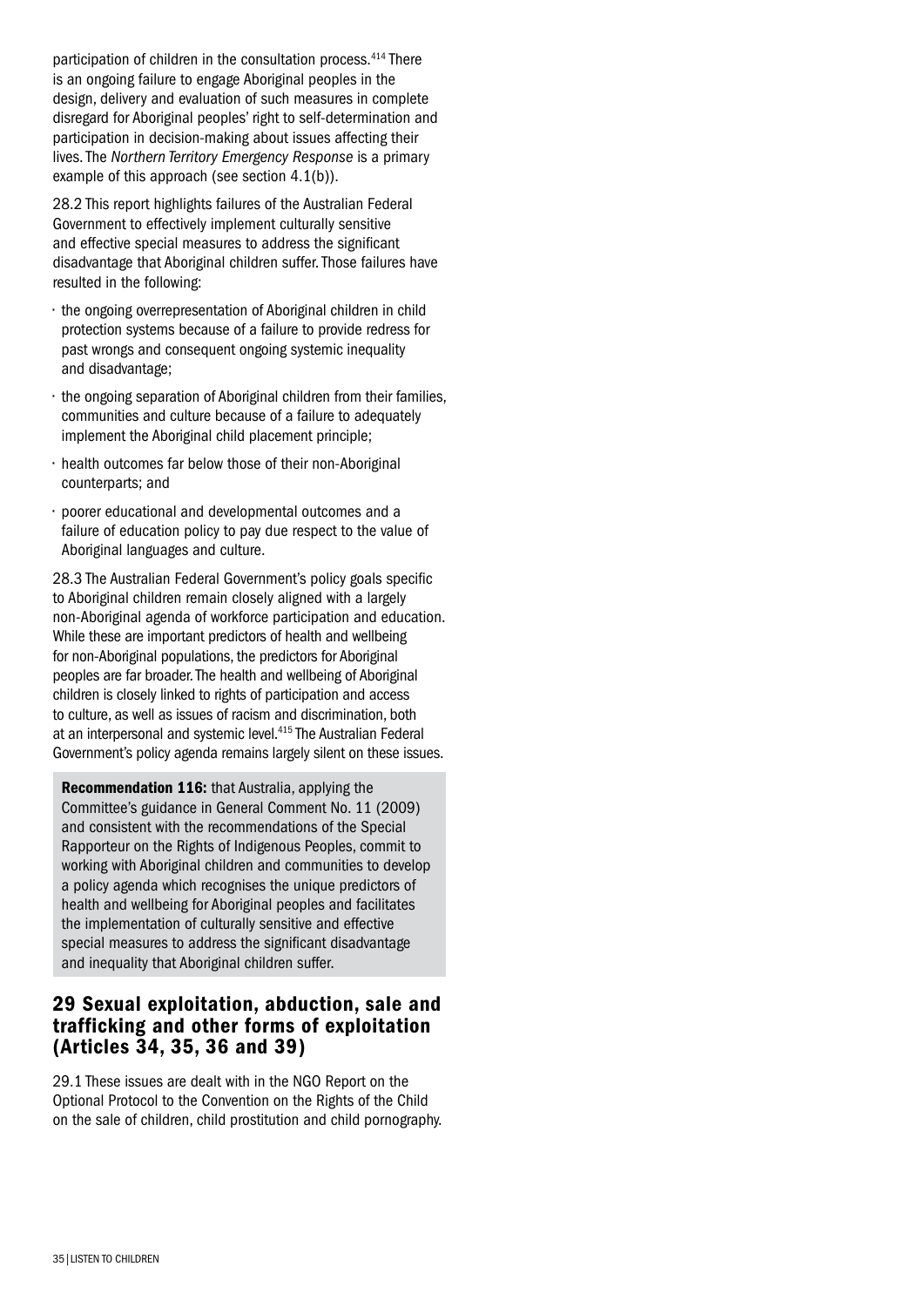participation of children in the consultation process.[414] There is an ongoing failure to engage Aboriginal peoples in the design, delivery and evaluation of such measures in complete disregard for Aboriginal peoples' right to self-determination and participation in decision-making about issues affecting their lives. The *Northern Territory Emergency Response* is a primary example of this approach (see section 4.1(b)).

28.2 This report highlights failures of the Australian Federal Government to effectively implement culturally sensitive and effective special measures to address the significant disadvantage that Aboriginal children suffer. Those failures have resulted in the following:

- the ongoing overrepresentation of Aboriginal children in child protection systems because of a failure to provide redress for past wrongs and consequent ongoing systemic inequality and disadvantage;
- the ongoing separation of Aboriginal children from their families, communities and culture because of a failure to adequately implement the Aboriginal child placement principle;
- health outcomes far below those of their non-Aboriginal counterparts; and
- poorer educational and developmental outcomes and a failure of education policy to pay due respect to the value of Aboriginal languages and culture.

28.3 The Australian Federal Government's policy goals specific to Aboriginal children remain closely aligned with a largely non-Aboriginal agenda of workforce participation and education. While these are important predictors of health and wellbeing for non-Aboriginal populations, the predictors for Aboriginal peoples are far broader. The health and wellbeing of Aboriginal children is closely linked to rights of participation and access to culture, as well as issues of racism and discrimination, both at an interpersonal and systemic level.[415] The Australian Federal Government's policy agenda remains largely silent on these issues.

**Recommendation 116:** that Australia, applying the Committee's guidance in General Comment No. 11 (2009) and consistent with the recommendations of the Special Rapporteur on the Rights of Indigenous Peoples, commit to working with Aboriginal children and communities to develop a policy agenda which recognises the unique predictors of health and wellbeing for Aboriginal peoples and facilitates the implementation of culturally sensitive and effective special measures to address the significant disadvantage and inequality that Aboriginal children suffer.

## 29 Sexual exploitation, abduction, sale and trafficking and other forms of exploitation (Articles 34, 35, 36 and 39)

29.1 These issues are dealt with in the NGO Report on the Optional Protocol to the Convention on the Rights of the Child on the sale of children, child prostitution and child pornography.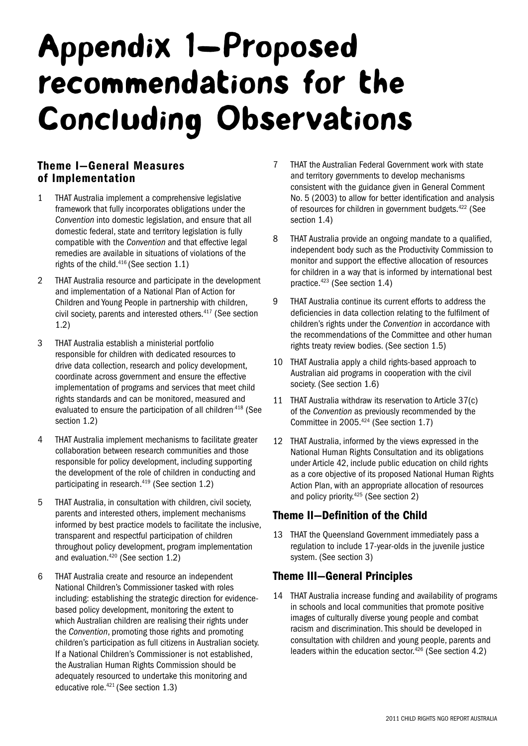# Appendix 1—Proposed recommendations for the Concluding Observations

## Theme I—General Measures of Implementation

1. THAT Australia implement a comprehensive legislative framework that fully incorporates obligations under the *Convention* into domestic legislation, and ensure that all domestic federal, state and territory legislation is fully compatible with the *Convention* and that effective legal remedies are available in situations of violations of the rights of the child.[416] (See section 1.1)

2. THAT Australia resource and participate in the development and implementation of a National Plan of Action for Children and Young People in partnership with children, civil society, parents and interested others.[417] (See section 1.2)

3. THAT Australia establish a ministerial portfolio responsible for children with dedicated resources to drive data collection, research and policy development, coordinate across government and ensure the effective implementation of programs and services that meet child rights standards and can be monitored, measured and evaluated to ensure the participation of all children.[418] (See section 1.2)

4. THAT Australia implement mechanisms to facilitate greater collaboration between research communities and those responsible for policy development, including supporting the development of the role of children in conducting and participating in research.[419] (See section 1.2)

5. THAT Australia, in consultation with children, civil society, parents and interested others, implement mechanisms informed by best practice models to facilitate the inclusive, transparent and respectful participation of children throughout policy development, program implementation and evaluation.[420] (See section 1.2)

6. THAT Australia create and resource an independent National Children's Commissioner tasked with roles including: establishing the strategic direction for evidence-based policy development, monitoring the extent to which Australian children are realising their rights under the *Convention*, promoting those rights and promoting children's participation as full citizens in Australian society. If a National Children's Commissioner is not established, the Australian Human Rights Commission should be adequately resourced to undertake this monitoring and educative role.[421] (See section 1.3)

7. THAT the Australian Federal Government work with state and territory governments to develop mechanisms consistent with the guidance given in General Comment No. 5 (2003) to allow for better identification and analysis of resources for children in government budgets.[422] (See section 1.4)

8. THAT Australia provide an ongoing mandate to a qualified, independent body such as the Productivity Commission to monitor and support the effective allocation of resources for children in a way that is informed by international best practice.[423] (See section 1.4)

9. THAT Australia continue its current efforts to address the deficiencies in data collection relating to the fulfilment of children's rights under the *Convention* in accordance with the recommendations of the Committee and other human rights treaty review bodies. (See section 1.5)

10. THAT Australia apply a child rights-based approach to Australian aid programs in cooperation with the civil society. (See section 1.6)

11. THAT Australia withdraw its reservation to Article 37(c) of the *Convention* as previously recommended by the Committee in 2005.[424] (See section 1.7)

12. THAT Australia, informed by the views expressed in the National Human Rights Consultation and its obligations under Article 42, include public education on child rights as a core objective of its proposed National Human Rights Action Plan, with an appropriate allocation of resources and policy priority.[425] (See section 2)

## Theme II—Definition of the Child

13. THAT the Queensland Government immediately pass a regulation to include 17-year-olds in the juvenile justice system. (See section 3)

## Theme III—General Principles

14. THAT Australia increase funding and availability of programs in schools and local communities that promote positive images of culturally diverse young people and combat racism and discrimination. This should be developed in consultation with children and young people, parents and leaders within the education sector.[426] (See section 4.2)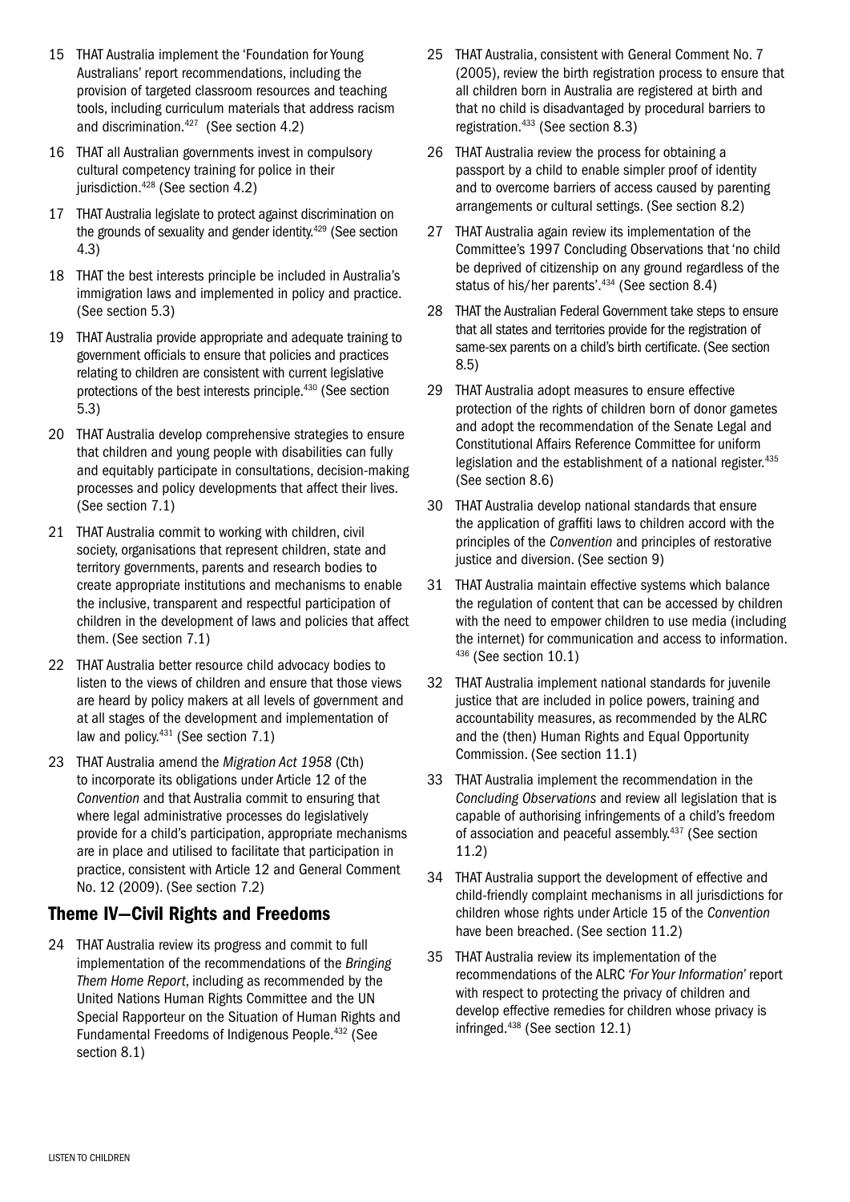15 THAT Australia implement the 'Foundation for Young Australians' report recommendations, including the provision of targeted classroom resources and teaching tools, including curriculum materials that address racism and discrimination.[427] (See section 4.2)

16 THAT all Australian governments invest in compulsory cultural competency training for police in their jurisdiction.[428] (See section 4.2)

17 THAT Australia legislate to protect against discrimination on the grounds of sexuality and gender identity.[429] (See section 4.3)

18 THAT the best interests principle be included in Australia's immigration laws and implemented in policy and practice. (See section 5.3)

19 THAT Australia provide appropriate and adequate training to government officials to ensure that policies and practices relating to children are consistent with current legislative protections of the best interests principle.[430] (See section 5.3)

20 THAT Australia develop comprehensive strategies to ensure that children and young people with disabilities can fully and equitably participate in consultations, decision-making processes and policy developments that affect their lives. (See section 7.1)

21 THAT Australia commit to working with children, civil society, organisations that represent children, state and territory governments, parents and research bodies to create appropriate institutions and mechanisms to enable the inclusive, transparent and respectful participation of children in the development of laws and policies that affect them. (See section 7.1)

22 THAT Australia better resource child advocacy bodies to listen to the views of children and ensure that those views are heard by policy makers at all levels of government and at all stages of the development and implementation of law and policy.[431] (See section 7.1)

23 THAT Australia amend the *Migration Act 1958* (Cth) to incorporate its obligations under Article 12 of the *Convention* and that Australia commit to ensuring that where legal administrative processes do legislatively provide for a child's participation, appropriate mechanisms are in place and utilised to facilitate that participation in practice, consistent with Article 12 and General Comment No. 12 (2009). (See section 7.2)

## Theme IV—Civil Rights and Freedoms

24 THAT Australia review its progress and commit to full implementation of the recommendations of the *Bringing Them Home Report*, including as recommended by the United Nations Human Rights Committee and the UN Special Rapporteur on the Situation of Human Rights and Fundamental Freedoms of Indigenous People.[432] (See section 8.1)

25 THAT Australia, consistent with General Comment No. 7 (2005), review the birth registration process to ensure that all children born in Australia are registered at birth and that no child is disadvantaged by procedural barriers to registration.[433] (See section 8.3)

26 THAT Australia review the process for obtaining a passport by a child to enable simpler proof of identity and to overcome barriers of access caused by parenting arrangements or cultural settings. (See section 8.2)

27 THAT Australia again review its implementation of the Committee's 1997 Concluding Observations that 'no child be deprived of citizenship on any ground regardless of the status of his/her parents'.[434] (See section 8.4)

28 THAT the Australian Federal Government take steps to ensure that all states and territories provide for the registration of same-sex parents on a child's birth certificate. (See section 8.5)

29 THAT Australia adopt measures to ensure effective protection of the rights of children born of donor gametes and adopt the recommendation of the Senate Legal and Constitutional Affairs Reference Committee for uniform legislation and the establishment of a national register.[435] (See section 8.6)

30 THAT Australia develop national standards that ensure the application of graffiti laws to children accord with the principles of the *Convention* and principles of restorative justice and diversion. (See section 9)

31 THAT Australia maintain effective systems which balance the regulation of content that can be accessed by children with the need to empower children to use media (including the internet) for communication and access to information.[436] (See section 10.1)

32 THAT Australia implement national standards for juvenile justice that are included in police powers, training and accountability measures, as recommended by the ALRC and the (then) Human Rights and Equal Opportunity Commission. (See section 11.1)

33 THAT Australia implement the recommendation in the *Concluding Observations* and review all legislation that is capable of authorising infringements of a child's freedom of association and peaceful assembly.[437] (See section 11.2)

34 THAT Australia support the development of effective and child-friendly complaint mechanisms in all jurisdictions for children whose rights under Article 15 of the *Convention* have been breached. (See section 11.2)

35 THAT Australia review its implementation of the recommendations of the ALRC *'For Your Information'* report with respect to protecting the privacy of children and develop effective remedies for children whose privacy is infringed.[438] (See section 12.1)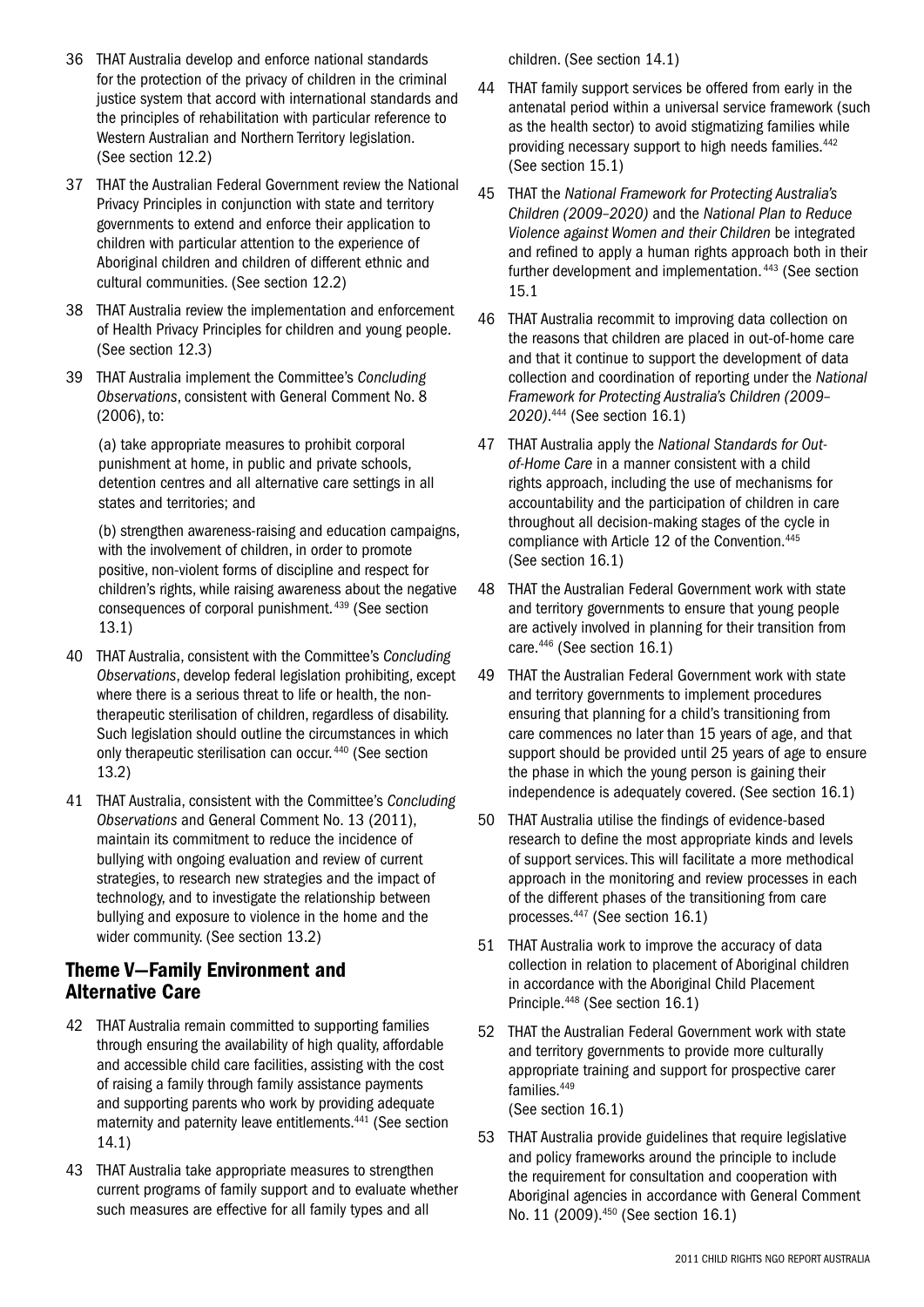36 THAT Australia develop and enforce national standards for the protection of the privacy of children in the criminal justice system that accord with international standards and the principles of rehabilitation with particular reference to Western Australian and Northern Territory legislation. (See section 12.2)

37 THAT the Australian Federal Government review the National Privacy Principles in conjunction with state and territory governments to extend and enforce their application to children with particular attention to the experience of Aboriginal children and children of different ethnic and cultural communities. (See section 12.2)

38 THAT Australia review the implementation and enforcement of Health Privacy Principles for children and young people. (See section 12.3)

39 THAT Australia implement the Committee's *Concluding Observations*, consistent with General Comment No. 8 (2006), to:

(a) take appropriate measures to prohibit corporal punishment at home, in public and private schools, detention centres and all alternative care settings in all states and territories; and

(b) strengthen awareness-raising and education campaigns, with the involvement of children, in order to promote positive, non-violent forms of discipline and respect for children's rights, while raising awareness about the negative consequences of corporal punishment.[439] (See section 13.1)

40 THAT Australia, consistent with the Committee's *Concluding Observations*, develop federal legislation prohibiting, except where there is a serious threat to life or health, the non-therapeutic sterilisation of children, regardless of disability. Such legislation should outline the circumstances in which only therapeutic sterilisation can occur.[440] (See section 13.2)

41 THAT Australia, consistent with the Committee's *Concluding Observations* and General Comment No. 13 (2011), maintain its commitment to reduce the incidence of bullying with ongoing evaluation and review of current strategies, to research new strategies and the impact of technology, and to investigate the relationship between bullying and exposure to violence in the home and the wider community. (See section 13.2)

## Theme V—Family Environment and Alternative Care

42 THAT Australia remain committed to supporting families through ensuring the availability of high quality, affordable and accessible child care facilities, assisting with the cost of raising a family through family assistance payments and supporting parents who work by providing adequate maternity and paternity leave entitlements.[441] (See section 14.1)

43 THAT Australia take appropriate measures to strengthen current programs of family support and to evaluate whether such measures are effective for all family types and all children. (See section 14.1)

44 THAT family support services be offered from early in the antenatal period within a universal service framework (such as the health sector) to avoid stigmatizing families while providing necessary support to high needs families.[442] (See section 15.1)

45 THAT the *National Framework for Protecting Australia's Children (2009–2020)* and the *National Plan to Reduce Violence against Women and their Children* be integrated and refined to apply a human rights approach both in their further development and implementation.[443] (See section 15.1

46 THAT Australia recommit to improving data collection on the reasons that children are placed in out-of-home care and that it continue to support the development of data collection and coordination of reporting under the *National Framework for Protecting Australia's Children (2009–2020)*.[444] (See section 16.1)

47 THAT Australia apply the *National Standards for Out-of-Home Care* in a manner consistent with a child rights approach, including the use of mechanisms for accountability and the participation of children in care throughout all decision-making stages of the cycle in compliance with Article 12 of the Convention.[445] (See section 16.1)

48 THAT the Australian Federal Government work with state and territory governments to ensure that young people are actively involved in planning for their transition from care.[446] (See section 16.1)

49 THAT the Australian Federal Government work with state and territory governments to implement procedures ensuring that planning for a child's transitioning from care commences no later than 15 years of age, and that support should be provided until 25 years of age to ensure the phase in which the young person is gaining their independence is adequately covered. (See section 16.1)

50 THAT Australia utilise the findings of evidence-based research to define the most appropriate kinds and levels of support services. This will facilitate a more methodical approach in the monitoring and review processes in each of the different phases of the transitioning from care processes.[447] (See section 16.1)

51 THAT Australia work to improve the accuracy of data collection in relation to placement of Aboriginal children in accordance with the Aboriginal Child Placement Principle.[448] (See section 16.1)

52 THAT the Australian Federal Government work with state and territory governments to provide more culturally appropriate training and support for prospective carer families.[449] (See section 16.1)

53 THAT Australia provide guidelines that require legislative and policy frameworks around the principle to include the requirement for consultation and cooperation with Aboriginal agencies in accordance with General Comment No. 11 (2009).[450] (See section 16.1)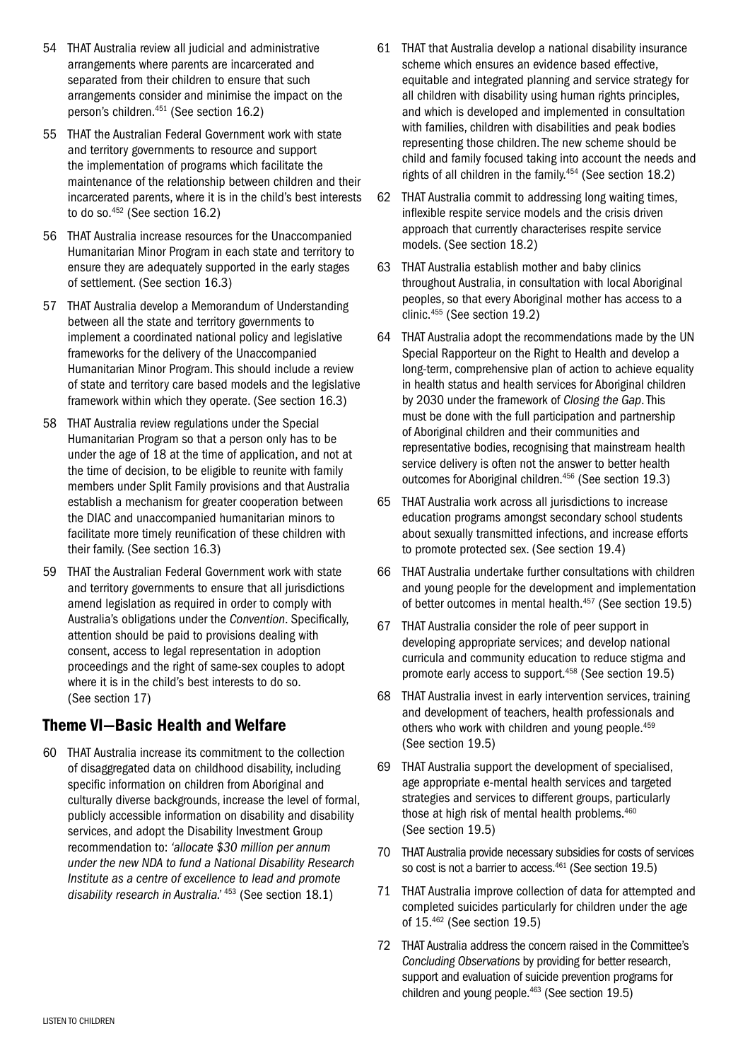54 THAT Australia review all judicial and administrative arrangements where parents are incarcerated and separated from their children to ensure that such arrangements consider and minimise the impact on the person's children.[451] (See section 16.2)

55 THAT the Australian Federal Government work with state and territory governments to resource and support the implementation of programs which facilitate the maintenance of the relationship between children and their incarcerated parents, where it is in the child's best interests to do so.[452] (See section 16.2)

56 THAT Australia increase resources for the Unaccompanied Humanitarian Minor Program in each state and territory to ensure they are adequately supported in the early stages of settlement. (See section 16.3)

57 THAT Australia develop a Memorandum of Understanding between all the state and territory governments to implement a coordinated national policy and legislative frameworks for the delivery of the Unaccompanied Humanitarian Minor Program. This should include a review of state and territory care based models and the legislative framework within which they operate. (See section 16.3)

58 THAT Australia review regulations under the Special Humanitarian Program so that a person only has to be under the age of 18 at the time of application, and not at the time of decision, to be eligible to reunite with family members under Split Family provisions and that Australia establish a mechanism for greater cooperation between the DIAC and unaccompanied humanitarian minors to facilitate more timely reunification of these children with their family. (See section 16.3)

59 THAT the Australian Federal Government work with state and territory governments to ensure that all jurisdictions amend legislation as required in order to comply with Australia's obligations under the *Convention*. Specifically, attention should be paid to provisions dealing with consent, access to legal representation in adoption proceedings and the right of same-sex couples to adopt where it is in the child's best interests to do so. (See section 17)

## Theme VI—Basic Health and Welfare

60 THAT Australia increase its commitment to the collection of disaggregated data on childhood disability, including specific information on children from Aboriginal and culturally diverse backgrounds, increase the level of formal, publicly accessible information on disability and disability services, and adopt the Disability Investment Group recommendation to: *'allocate $30 million per annum under the new NDA to fund a National Disability Research Institute as a centre of excellence to lead and promote disability research in Australia.'* [453] (See section 18.1)

61 THAT that Australia develop a national disability insurance scheme which ensures an evidence based effective, equitable and integrated planning and service strategy for all children with disability using human rights principles, and which is developed and implemented in consultation with families, children with disabilities and peak bodies representing those children. The new scheme should be child and family focused taking into account the needs and rights of all children in the family.[454] (See section 18.2)

62 THAT Australia commit to addressing long waiting times, inflexible respite service models and the crisis driven approach that currently characterises respite service models. (See section 18.2)

63 THAT Australia establish mother and baby clinics throughout Australia, in consultation with local Aboriginal peoples, so that every Aboriginal mother has access to a clinic.[455] (See section 19.2)

64 THAT Australia adopt the recommendations made by the UN Special Rapporteur on the Right to Health and develop a long-term, comprehensive plan of action to achieve equality in health status and health services for Aboriginal children by 2030 under the framework of *Closing the Gap*. This must be done with the full participation and partnership of Aboriginal children and their communities and representative bodies, recognising that mainstream health service delivery is often not the answer to better health outcomes for Aboriginal children.[456] (See section 19.3)

65 THAT Australia work across all jurisdictions to increase education programs amongst secondary school students about sexually transmitted infections, and increase efforts to promote protected sex. (See section 19.4)

66 THAT Australia undertake further consultations with children and young people for the development and implementation of better outcomes in mental health.[457] (See section 19.5)

67 THAT Australia consider the role of peer support in developing appropriate services; and develop national curricula and community education to reduce stigma and promote early access to support.[458] (See section 19.5)

68 THAT Australia invest in early intervention services, training and development of teachers, health professionals and others who work with children and young people.[459] (See section 19.5)

69 THAT Australia support the development of specialised, age appropriate e-mental health services and targeted strategies and services to different groups, particularly those at high risk of mental health problems.[460] (See section 19.5)

70 THAT Australia provide necessary subsidies for costs of services so cost is not a barrier to access.[461] (See section 19.5)

71 THAT Australia improve collection of data for attempted and completed suicides particularly for children under the age of 15.[462] (See section 19.5)

72 THAT Australia address the concern raised in the Committee's *Concluding Observations* by providing for better research, support and evaluation of suicide prevention programs for children and young people.[463] (See section 19.5)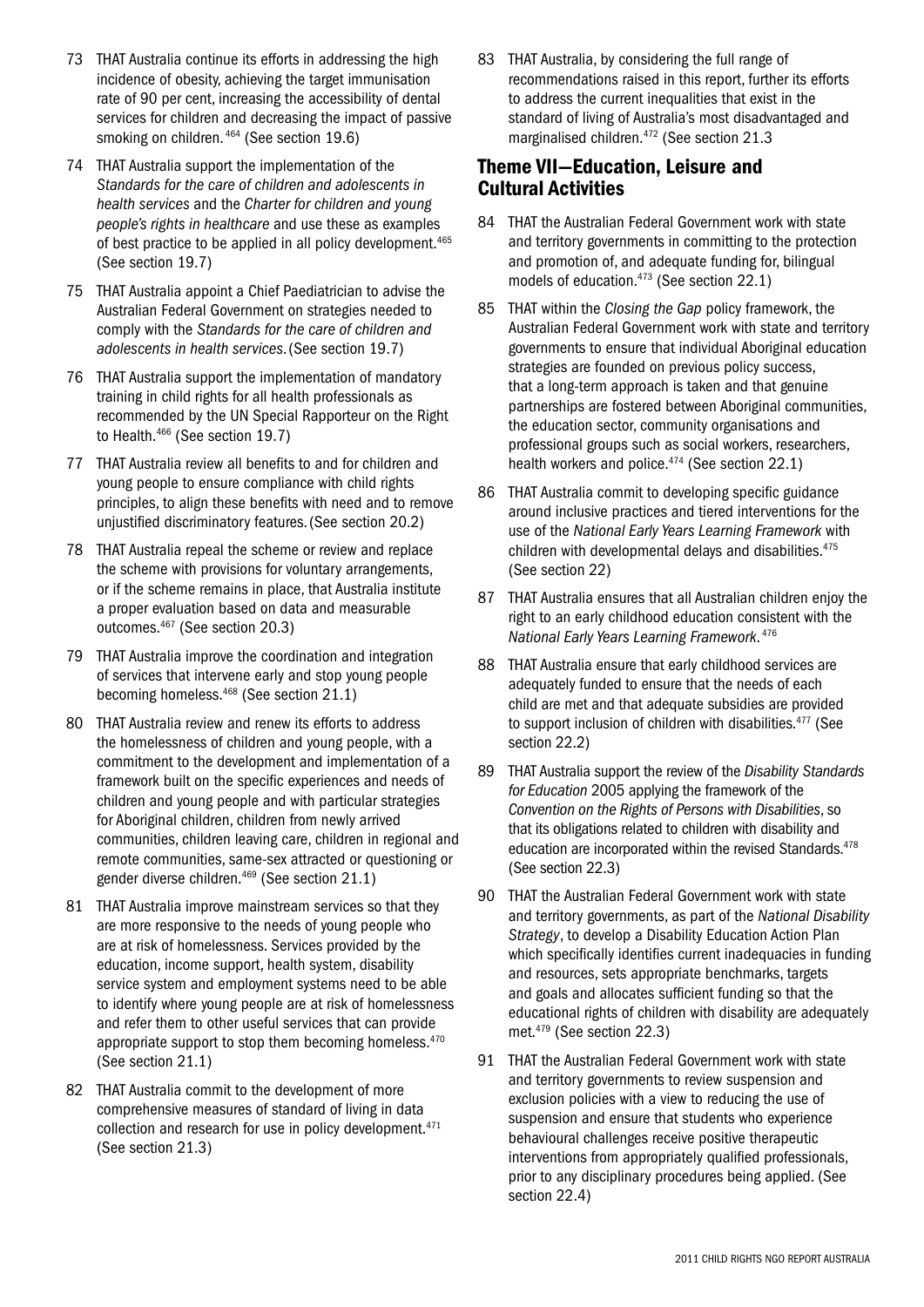73 THAT Australia continue its efforts in addressing the high incidence of obesity, achieving the target immunisation rate of 90 per cent, increasing the accessibility of dental services for children and decreasing the impact of passive smoking on children.[464] (See section 19.6)

74 THAT Australia support the implementation of the *Standards for the care of children and adolescents in health services* and the *Charter for children and young people's rights in healthcare* and use these as examples of best practice to be applied in all policy development.[465] (See section 19.7)

75 THAT Australia appoint a Chief Paediatrician to advise the Australian Federal Government on strategies needed to comply with the *Standards for the care of children and adolescents in health services*. (See section 19.7)

76 THAT Australia support the implementation of mandatory training in child rights for all health professionals as recommended by the UN Special Rapporteur on the Right to Health.[466] (See section 19.7)

77 THAT Australia review all benefits to and for children and young people to ensure compliance with child rights principles, to align these benefits with need and to remove unjustified discriminatory features. (See section 20.2)

78 THAT Australia repeal the scheme or review and replace the scheme with provisions for voluntary arrangements, or if the scheme remains in place, that Australia institute a proper evaluation based on data and measurable outcomes.[467] (See section 20.3)

79 THAT Australia improve the coordination and integration of services that intervene early and stop young people becoming homeless.[468] (See section 21.1)

80 THAT Australia review and renew its efforts to address the homelessness of children and young people, with a commitment to the development and implementation of a framework built on the specific experiences and needs of children and young people and with particular strategies for Aboriginal children, children from newly arrived communities, children leaving care, children in regional and remote communities, same-sex attracted or questioning or gender diverse children.[469] (See section 21.1)

81 THAT Australia improve mainstream services so that they are more responsive to the needs of young people who are at risk of homelessness. Services provided by the education, income support, health system, disability service system and employment systems need to be able to identify where young people are at risk of homelessness and refer them to other useful services that can provide appropriate support to stop them becoming homeless.[470] (See section 21.1)

82 THAT Australia commit to the development of more comprehensive measures of standard of living in data collection and research for use in policy development.[471] (See section 21.3)

83 THAT Australia, by considering the full range of recommendations raised in this report, further its efforts to address the current inequalities that exist in the standard of living of Australia's most disadvantaged and marginalised children.[472] (See section 21.3

## Theme VII—Education, Leisure and Cultural Activities

84 THAT the Australian Federal Government work with state and territory governments in committing to the protection and promotion of, and adequate funding for, bilingual models of education.[473] (See section 22.1)

85 THAT within the *Closing the Gap* policy framework, the Australian Federal Government work with state and territory governments to ensure that individual Aboriginal education strategies are founded on previous policy success, that a long-term approach is taken and that genuine partnerships are fostered between Aboriginal communities, the education sector, community organisations and professional groups such as social workers, researchers, health workers and police.[474] (See section 22.1)

86 THAT Australia commit to developing specific guidance around inclusive practices and tiered interventions for the use of the *National Early Years Learning Framework* with children with developmental delays and disabilities.[475] (See section 22)

87 THAT Australia ensures that all Australian children enjoy the right to an early childhood education consistent with the *National Early Years Learning Framework*.[476]

88 THAT Australia ensure that early childhood services are adequately funded to ensure that the needs of each child are met and that adequate subsidies are provided to support inclusion of children with disabilities.[477] (See section 22.2)

89 THAT Australia support the review of the *Disability Standards for Education* 2005 applying the framework of the *Convention on the Rights of Persons with Disabilities*, so that its obligations related to children with disability and education are incorporated within the revised Standards.[478] (See section 22.3)

90 THAT the Australian Federal Government work with state and territory governments, as part of the *National Disability Strategy*, to develop a Disability Education Action Plan which specifically identifies current inadequacies in funding and resources, sets appropriate benchmarks, targets and goals and allocates sufficient funding so that the educational rights of children with disability are adequately met.[479] (See section 22.3)

91 THAT the Australian Federal Government work with state and territory governments to review suspension and exclusion policies with a view to reducing the use of suspension and ensure that students who experience behavioural challenges receive positive therapeutic interventions from appropriately qualified professionals, prior to any disciplinary procedures being applied. (See section 22.4)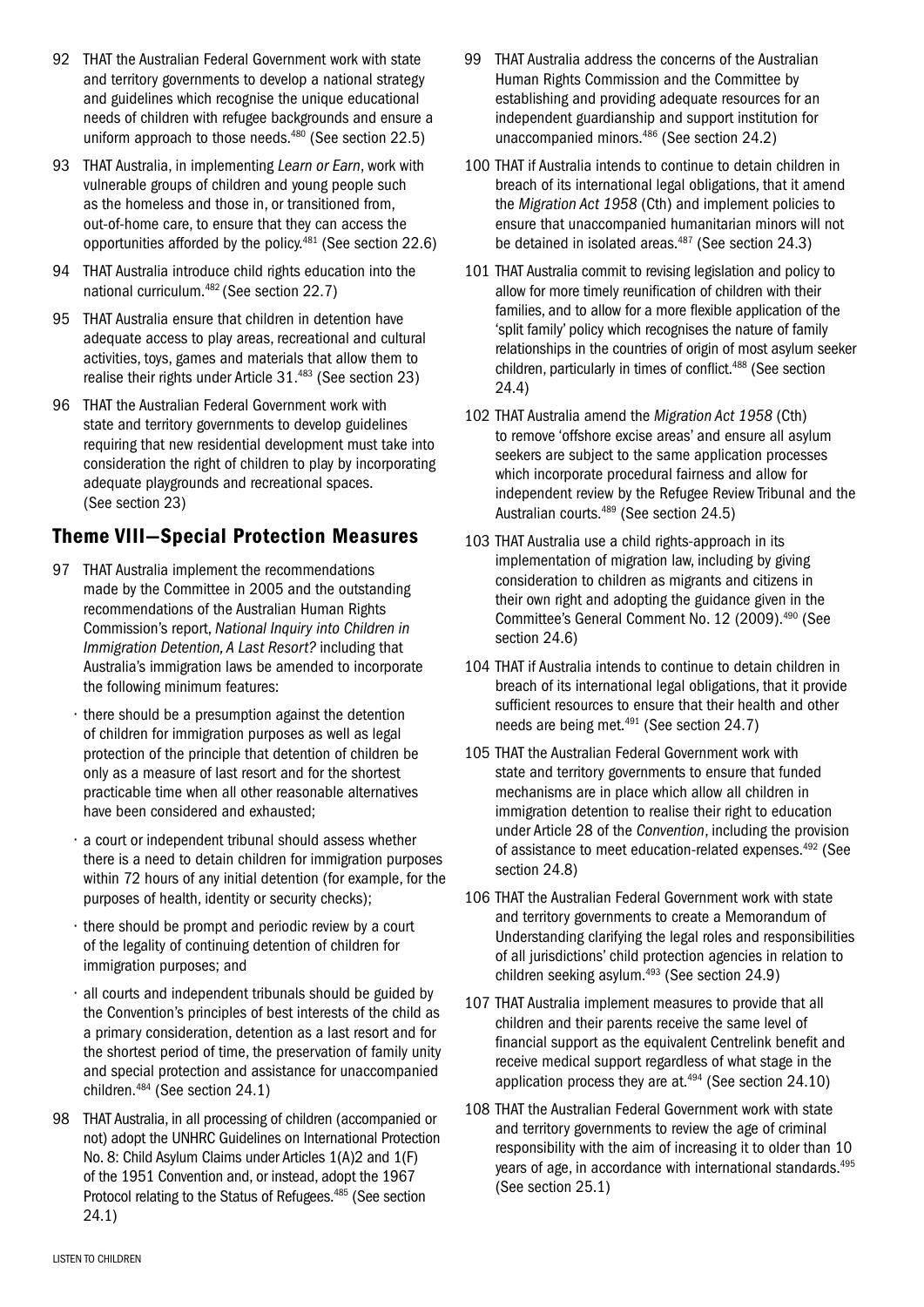92 THAT the Australian Federal Government work with state and territory governments to develop a national strategy and guidelines which recognise the unique educational needs of children with refugee backgrounds and ensure a uniform approach to those needs.[480] (See section 22.5)

93 THAT Australia, in implementing *Learn or Earn*, work with vulnerable groups of children and young people such as the homeless and those in, or transitioned from, out-of-home care, to ensure that they can access the opportunities afforded by the policy.[481] (See section 22.6)

94 THAT Australia introduce child rights education into the national curriculum.[482] (See section 22.7)

95 THAT Australia ensure that children in detention have adequate access to play areas, recreational and cultural activities, toys, games and materials that allow them to realise their rights under Article 31.[483] (See section 23)

96 THAT the Australian Federal Government work with state and territory governments to develop guidelines requiring that new residential development must take into consideration the right of children to play by incorporating adequate playgrounds and recreational spaces. (See section 23)

## Theme VIII—Special Protection Measures

97 THAT Australia implement the recommendations made by the Committee in 2005 and the outstanding recommendations of the Australian Human Rights Commission's report, *National Inquiry into Children in Immigration Detention, A Last Resort?* including that Australia's immigration laws be amended to incorporate the following minimum features:

- there should be a presumption against the detention of children for immigration purposes as well as legal protection of the principle that detention of children be only as a measure of last resort and for the shortest practicable time when all other reasonable alternatives have been considered and exhausted;
- a court or independent tribunal should assess whether there is a need to detain children for immigration purposes within 72 hours of any initial detention (for example, for the purposes of health, identity or security checks);
- there should be prompt and periodic review by a court of the legality of continuing detention of children for immigration purposes; and
- all courts and independent tribunals should be guided by the Convention's principles of best interests of the child as a primary consideration, detention as a last resort and for the shortest period of time, the preservation of family unity and special protection and assistance for unaccompanied children.[484] (See section 24.1)

98 THAT Australia, in all processing of children (accompanied or not) adopt the UNHRC Guidelines on International Protection No. 8: Child Asylum Claims under Articles 1(A)2 and 1(F) of the 1951 Convention and, or instead, adopt the 1967 Protocol relating to the Status of Refugees.[485] (See section 24.1)

99 THAT Australia address the concerns of the Australian Human Rights Commission and the Committee by establishing and providing adequate resources for an independent guardianship and support institution for unaccompanied minors.[486] (See section 24.2)

100 THAT if Australia intends to continue to detain children in breach of its international legal obligations, that it amend the *Migration Act 1958* (Cth) and implement policies to ensure that unaccompanied humanitarian minors will not be detained in isolated areas.[487] (See section 24.3)

101 THAT Australia commit to revising legislation and policy to allow for more timely reunification of children with their families, and to allow for a more flexible application of the 'split family' policy which recognises the nature of family relationships in the countries of origin of most asylum seeker children, particularly in times of conflict.[488] (See section 24.4)

102 THAT Australia amend the *Migration Act 1958* (Cth) to remove 'offshore excise areas' and ensure all asylum seekers are subject to the same application processes which incorporate procedural fairness and allow for independent review by the Refugee Review Tribunal and the Australian courts.[489] (See section 24.5)

103 THAT Australia use a child rights-approach in its implementation of migration law, including by giving consideration to children as migrants and citizens in their own right and adopting the guidance given in the Committee's General Comment No. 12 (2009).[490] (See section 24.6)

104 THAT if Australia intends to continue to detain children in breach of its international legal obligations, that it provide sufficient resources to ensure that their health and other needs are being met.[491] (See section 24.7)

105 THAT the Australian Federal Government work with state and territory governments to ensure that funded mechanisms are in place which allow all children in immigration detention to realise their right to education under Article 28 of the *Convention*, including the provision of assistance to meet education-related expenses.[492] (See section 24.8)

106 THAT the Australian Federal Government work with state and territory governments to create a Memorandum of Understanding clarifying the legal roles and responsibilities of all jurisdictions' child protection agencies in relation to children seeking asylum.[493] (See section 24.9)

107 THAT Australia implement measures to provide that all children and their parents receive the same level of financial support as the equivalent Centrelink benefit and receive medical support regardless of what stage in the application process they are at.[494] (See section 24.10)

108 THAT the Australian Federal Government work with state and territory governments to review the age of criminal responsibility with the aim of increasing it to older than 10 years of age, in accordance with international standards.[495] (See section 25.1)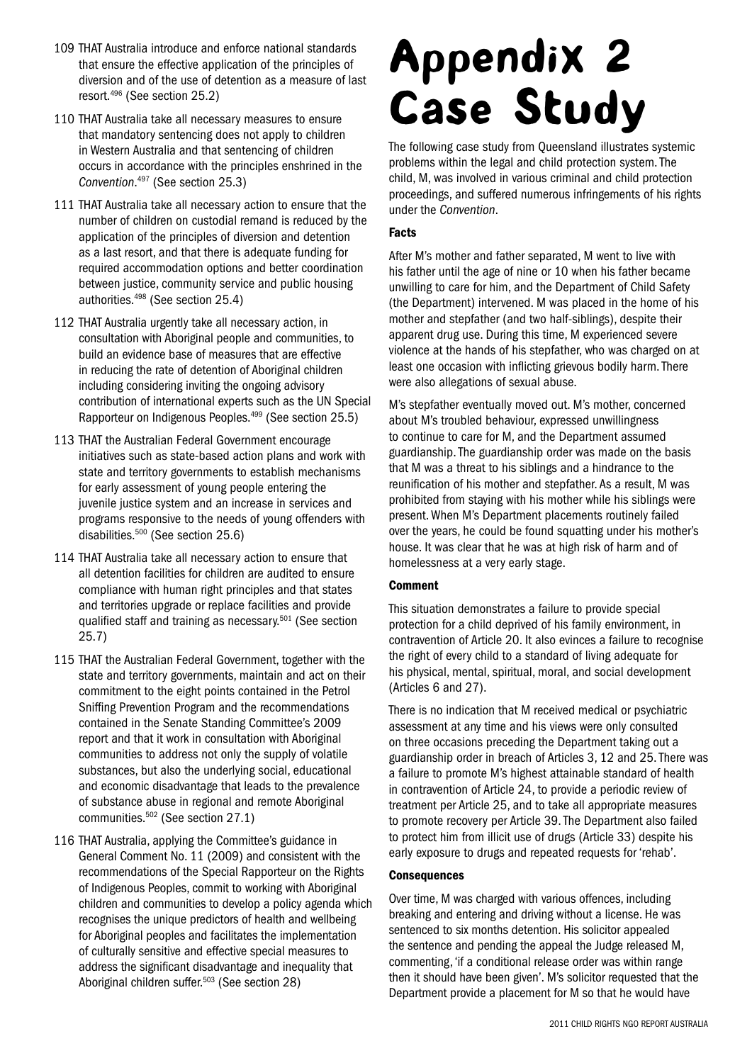109 THAT Australia introduce and enforce national standards that ensure the effective application of the principles of diversion and of the use of detention as a measure of last resort.[496] (See section 25.2)

110 THAT Australia take all necessary measures to ensure that mandatory sentencing does not apply to children in Western Australia and that sentencing of children occurs in accordance with the principles enshrined in the *Convention*.[497] (See section 25.3)

111 THAT Australia take all necessary action to ensure that the number of children on custodial remand is reduced by the application of the principles of diversion and detention as a last resort, and that there is adequate funding for required accommodation options and better coordination between justice, community service and public housing authorities.[498] (See section 25.4)

112 THAT Australia urgently take all necessary action, in consultation with Aboriginal people and communities, to build an evidence base of measures that are effective in reducing the rate of detention of Aboriginal children including considering inviting the ongoing advisory contribution of international experts such as the UN Special Rapporteur on Indigenous Peoples.[499] (See section 25.5)

113 THAT the Australian Federal Government encourage initiatives such as state-based action plans and work with state and territory governments to establish mechanisms for early assessment of young people entering the juvenile justice system and an increase in services and programs responsive to the needs of young offenders with disabilities.[500] (See section 25.6)

114 THAT Australia take all necessary action to ensure that all detention facilities for children are audited to ensure compliance with human right principles and that states and territories upgrade or replace facilities and provide qualified staff and training as necessary.[501] (See section 25.7)

115 THAT the Australian Federal Government, together with the state and territory governments, maintain and act on their commitment to the eight points contained in the Petrol Sniffing Prevention Program and the recommendations contained in the Senate Standing Committee's 2009 report and that it work in consultation with Aboriginal communities to address not only the supply of volatile substances, but also the underlying social, educational and economic disadvantage that leads to the prevalence of substance abuse in regional and remote Aboriginal communities.[502] (See section 27.1)

116 THAT Australia, applying the Committee's guidance in General Comment No. 11 (2009) and consistent with the recommendations of the Special Rapporteur on the Rights of Indigenous Peoples, commit to working with Aboriginal children and communities to develop a policy agenda which recognises the unique predictors of health and wellbeing for Aboriginal peoples and facilitates the implementation of culturally sensitive and effective special measures to address the significant disadvantage and inequality that Aboriginal children suffer.[503] (See section 28)

# Appendix 2 Case Study

The following case study from Queensland illustrates systemic problems within the legal and child protection system. The child, M, was involved in various criminal and child protection proceedings, and suffered numerous infringements of his rights under the *Convention*.

### Facts

After M's mother and father separated, M went to live with his father until the age of nine or 10 when his father became unwilling to care for him, and the Department of Child Safety (the Department) intervened. M was placed in the home of his mother and stepfather (and two half-siblings), despite their apparent drug use. During this time, M experienced severe violence at the hands of his stepfather, who was charged on at least one occasion with inflicting grievous bodily harm. There were also allegations of sexual abuse.

M's stepfather eventually moved out. M's mother, concerned about M's troubled behaviour, expressed unwillingness to continue to care for M, and the Department assumed guardianship. The guardianship order was made on the basis that M was a threat to his siblings and a hindrance to the reunification of his mother and stepfather. As a result, M was prohibited from staying with his mother while his siblings were present. When M's Department placements routinely failed over the years, he could be found squatting under his mother's house. It was clear that he was at high risk of harm and of homelessness at a very early stage.

### Comment

This situation demonstrates a failure to provide special protection for a child deprived of his family environment, in contravention of Article 20. It also evinces a failure to recognise the right of every child to a standard of living adequate for his physical, mental, spiritual, moral, and social development (Articles 6 and 27).

There is no indication that M received medical or psychiatric assessment at any time and his views were only consulted on three occasions preceding the Department taking out a guardianship order in breach of Articles 3, 12 and 25. There was a failure to promote M's highest attainable standard of health in contravention of Article 24, to provide a periodic review of treatment per Article 25, and to take all appropriate measures to promote recovery per Article 39. The Department also failed to protect him from illicit use of drugs (Article 33) despite his early exposure to drugs and repeated requests for 'rehab'.

### Consequences

Over time, M was charged with various offences, including breaking and entering and driving without a license. He was sentenced to six months detention. His solicitor appealed the sentence and pending the appeal the Judge released M, commenting, 'if a conditional release order was within range then it should have been given'. M's solicitor requested that the Department provide a placement for M so that he would have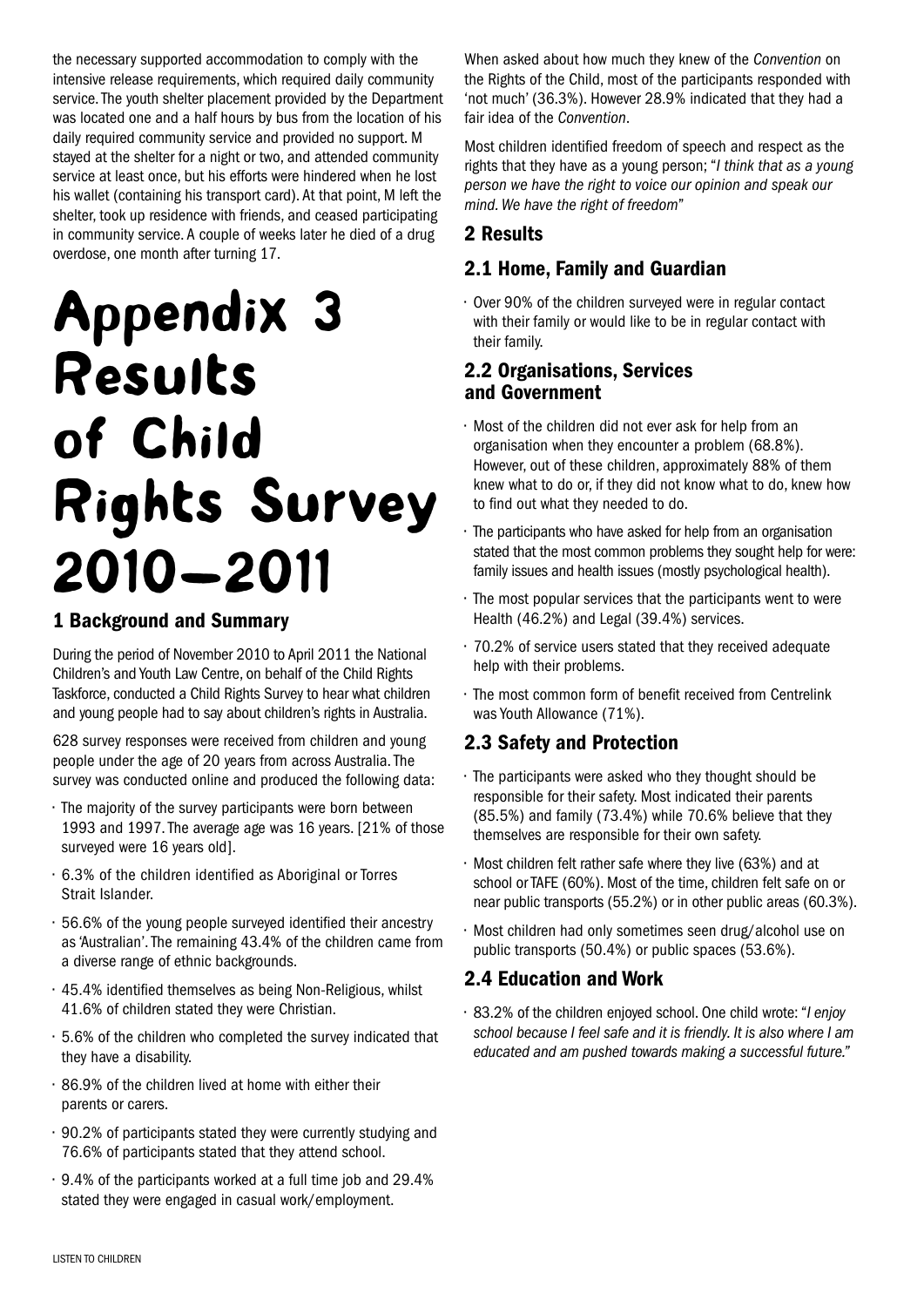the necessary supported accommodation to comply with the intensive release requirements, which required daily community service. The youth shelter placement provided by the Department was located one and a half hours by bus from the location of his daily required community service and provided no support. M stayed at the shelter for a night or two, and attended community service at least once, but his efforts were hindered when he lost his wallet (containing his transport card). At that point, M left the shelter, took up residence with friends, and ceased participating in community service. A couple of weeks later he died of a drug overdose, one month after turning 17.

# Appendix 3 Results of Child Rights Survey 2010–2011

## 1 Background and Summary

During the period of November 2010 to April 2011 the National Children's and Youth Law Centre, on behalf of the Child Rights Taskforce, conducted a Child Rights Survey to hear what children and young people had to say about children's rights in Australia.

628 survey responses were received from children and young people under the age of 20 years from across Australia. The survey was conducted online and produced the following data:

- The majority of the survey participants were born between 1993 and 1997. The average age was 16 years. [21% of those surveyed were 16 years old].
- 6.3% of the children identified as Aboriginal or Torres Strait Islander.
- 56.6% of the young people surveyed identified their ancestry as 'Australian'. The remaining 43.4% of the children came from a diverse range of ethnic backgrounds.
- 45.4% identified themselves as being Non-Religious, whilst 41.6% of children stated they were Christian.
- 5.6% of the children who completed the survey indicated that they have a disability.
- 86.9% of the children lived at home with either their parents or carers.
- 90.2% of participants stated they were currently studying and 76.6% of participants stated that they attend school.
- 9.4% of the participants worked at a full time job and 29.4% stated they were engaged in casual work/employment.

When asked about how much they knew of the *Convention* on the Rights of the Child, most of the participants responded with 'not much' (36.3%). However 28.9% indicated that they had a fair idea of the *Convention*.

Most children identified freedom of speech and respect as the rights that they have as a young person; "*I think that as a young person we have the right to voice our opinion and speak our mind. We have the right of freedom*"

## 2 Results

### 2.1 Home, Family and Guardian

- Over 90% of the children surveyed were in regular contact with their family or would like to be in regular contact with their family.

### 2.2 Organisations, Services and Government

- Most of the children did not ever ask for help from an organisation when they encounter a problem (68.8%). However, out of these children, approximately 88% of them knew what to do or, if they did not know what to do, knew how to find out what they needed to do.
- The participants who have asked for help from an organisation stated that the most common problems they sought help for were: family issues and health issues (mostly psychological health).
- The most popular services that the participants went to were Health (46.2%) and Legal (39.4%) services.
- 70.2% of service users stated that they received adequate help with their problems.
- The most common form of benefit received from Centrelink was Youth Allowance (71%).

### 2.3 Safety and Protection

- The participants were asked who they thought should be responsible for their safety. Most indicated their parents (85.5%) and family (73.4%) while 70.6% believe that they themselves are responsible for their own safety.
- Most children felt rather safe where they live (63%) and at school or TAFE (60%). Most of the time, children felt safe on or near public transports (55.2%) or in other public areas (60.3%).
- Most children had only sometimes seen drug/alcohol use on public transports (50.4%) or public spaces (53.6%).

### 2.4 Education and Work

- 83.2% of the children enjoyed school. One child wrote: "*I enjoy school because I feel safe and it is friendly. It is also where I am educated and am pushed towards making a successful future.*"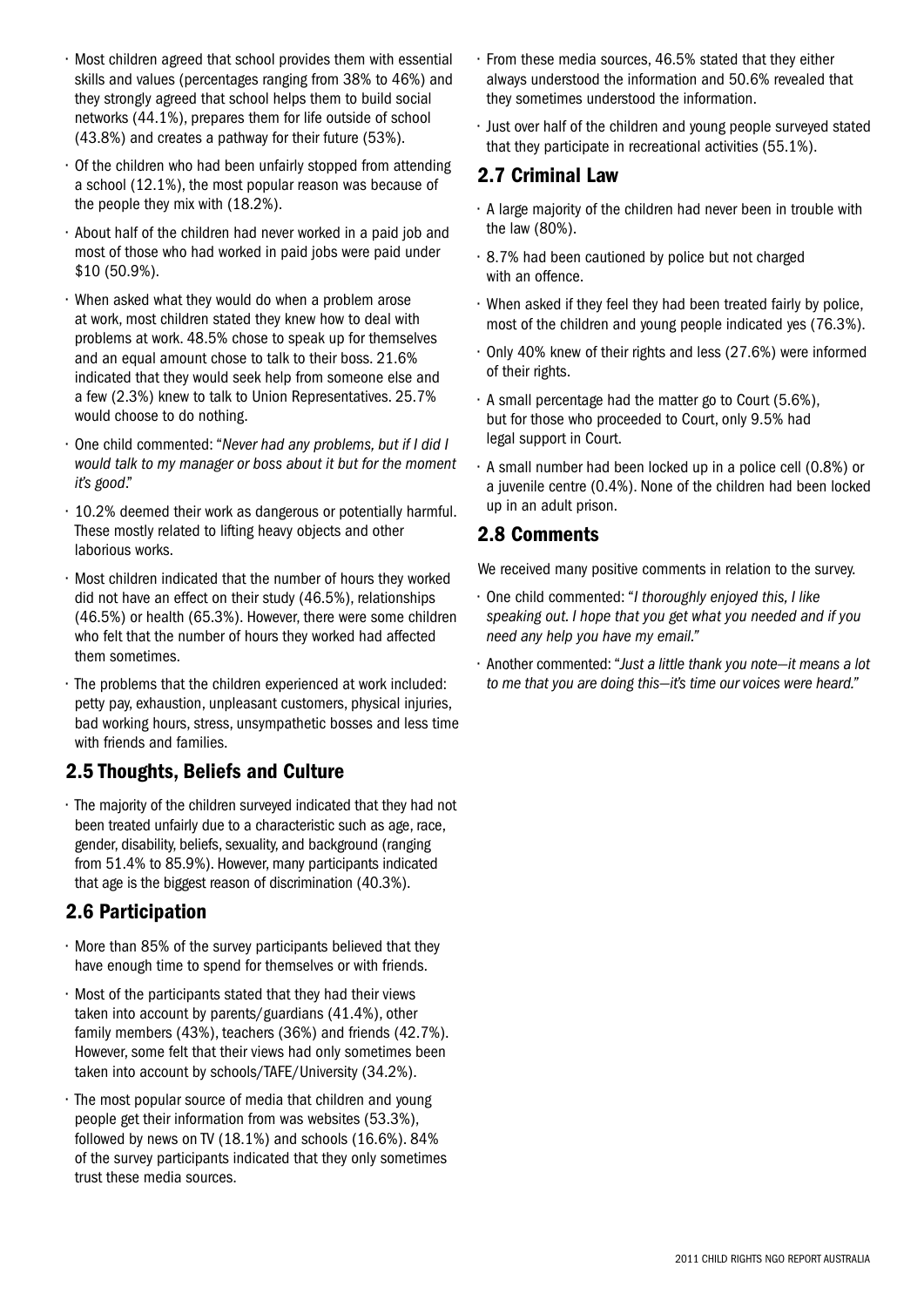- Most children agreed that school provides them with essential skills and values (percentages ranging from 38% to 46%) and they strongly agreed that school helps them to build social networks (44.1%), prepares them for life outside of school (43.8%) and creates a pathway for their future (53%).
- Of the children who had been unfairly stopped from attending a school (12.1%), the most popular reason was because of the people they mix with (18.2%).
- About half of the children had never worked in a paid job and most of those who had worked in paid jobs were paid under $10 (50.9%).
- When asked what they would do when a problem arose at work, most children stated they knew how to deal with problems at work. 48.5% chose to speak up for themselves and an equal amount chose to talk to their boss. 21.6% indicated that they would seek help from someone else and a few (2.3%) knew to talk to Union Representatives. 25.7% would choose to do nothing.
- One child commented: "*Never had any problems, but if I did I would talk to my manager or boss about it but for the moment it's good*."
- 10.2% deemed their work as dangerous or potentially harmful. These mostly related to lifting heavy objects and other laborious works.
- Most children indicated that the number of hours they worked did not have an effect on their study (46.5%), relationships (46.5%) or health (65.3%). However, there were some children who felt that the number of hours they worked had affected them sometimes.
- The problems that the children experienced at work included: petty pay, exhaustion, unpleasant customers, physical injuries, bad working hours, stress, unsympathetic bosses and less time with friends and families.

## 2.5 Thoughts, Beliefs and Culture

- The majority of the children surveyed indicated that they had not been treated unfairly due to a characteristic such as age, race, gender, disability, beliefs, sexuality, and background (ranging from 51.4% to 85.9%). However, many participants indicated that age is the biggest reason of discrimination (40.3%).

## 2.6 Participation

- More than 85% of the survey participants believed that they have enough time to spend for themselves or with friends.
- Most of the participants stated that they had their views taken into account by parents/guardians (41.4%), other family members (43%), teachers (36%) and friends (42.7%). However, some felt that their views had only sometimes been taken into account by schools/TAFE/University (34.2%).
- The most popular source of media that children and young people get their information from was websites (53.3%), followed by news on TV (18.1%) and schools (16.6%). 84% of the survey participants indicated that they only sometimes trust these media sources.
- From these media sources, 46.5% stated that they either always understood the information and 50.6% revealed that they sometimes understood the information.
- Just over half of the children and young people surveyed stated that they participate in recreational activities (55.1%).

## 2.7 Criminal Law

- A large majority of the children had never been in trouble with the law (80%).
- 8.7% had been cautioned by police but not charged with an offence.
- When asked if they feel they had been treated fairly by police, most of the children and young people indicated yes (76.3%).
- Only 40% knew of their rights and less (27.6%) were informed of their rights.
- A small percentage had the matter go to Court (5.6%), but for those who proceeded to Court, only 9.5% had legal support in Court.
- A small number had been locked up in a police cell (0.8%) or a juvenile centre (0.4%). None of the children had been locked up in an adult prison.

## 2.8 Comments

We received many positive comments in relation to the survey.

- One child commented: "*I thoroughly enjoyed this, I like speaking out. I hope that you get what you needed and if you need any help you have my email.*"
- Another commented: "*Just a little thank you note—it means a lot to me that you are doing this—it's time our voices were heard.*"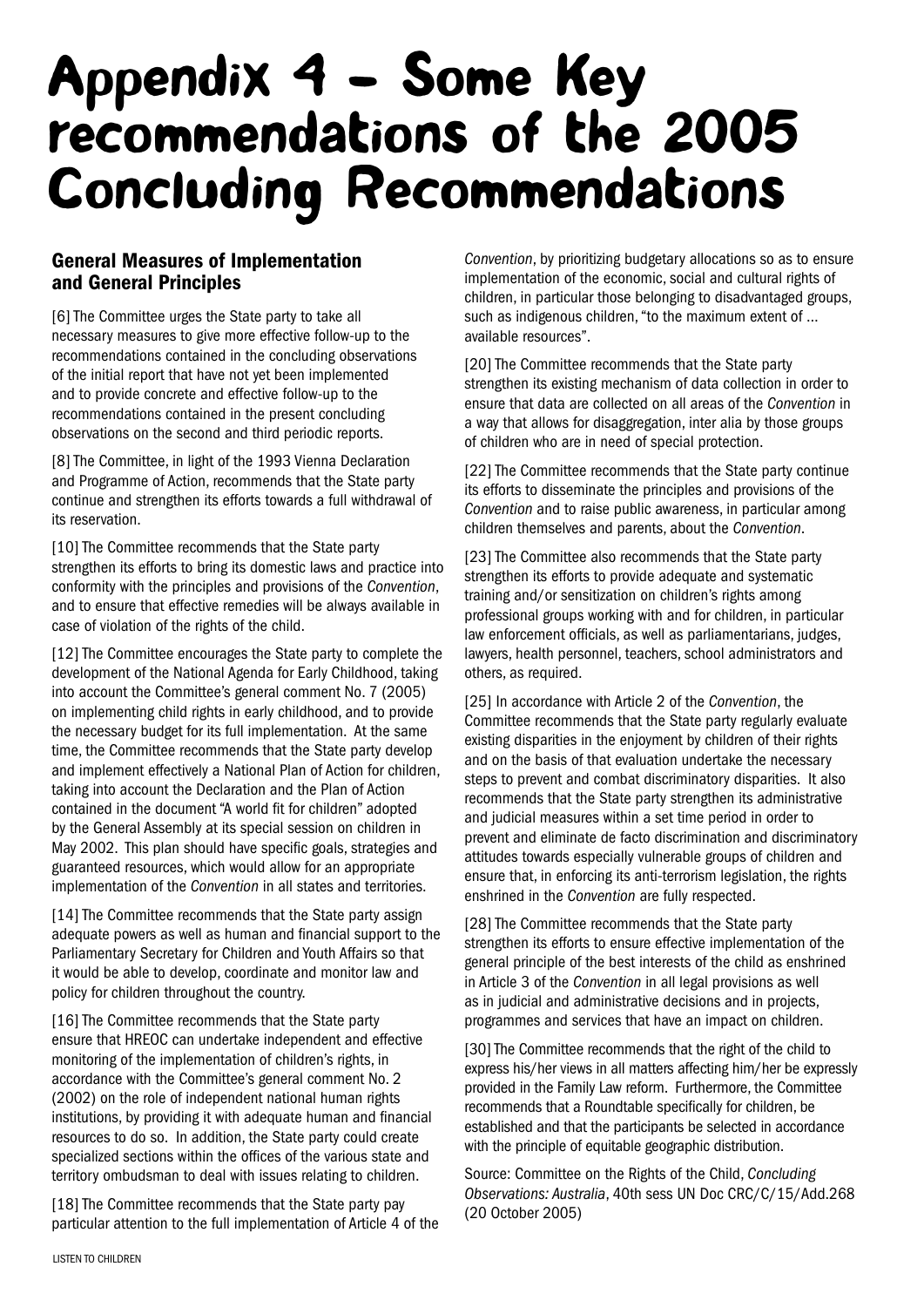# Appendix 4 - Some Key recommendations of the 2005 Concluding Recommendations

## General Measures of Implementation and General Principles

[6] The Committee urges the State party to take all necessary measures to give more effective follow-up to the recommendations contained in the concluding observations of the initial report that have not yet been implemented and to provide concrete and effective follow-up to the recommendations contained in the present concluding observations on the second and third periodic reports.

[8] The Committee, in light of the 1993 Vienna Declaration and Programme of Action, recommends that the State party continue and strengthen its efforts towards a full withdrawal of its reservation.

[10] The Committee recommends that the State party strengthen its efforts to bring its domestic laws and practice into conformity with the principles and provisions of the *Convention*, and to ensure that effective remedies will be always available in case of violation of the rights of the child.

[12] The Committee encourages the State party to complete the development of the National Agenda for Early Childhood, taking into account the Committee's general comment No. 7 (2005) on implementing child rights in early childhood, and to provide the necessary budget for its full implementation. At the same time, the Committee recommends that the State party develop and implement effectively a National Plan of Action for children, taking into account the Declaration and the Plan of Action contained in the document "A world fit for children" adopted by the General Assembly at its special session on children in May 2002. This plan should have specific goals, strategies and guaranteed resources, which would allow for an appropriate implementation of the *Convention* in all states and territories.

[14] The Committee recommends that the State party assign adequate powers as well as human and financial support to the Parliamentary Secretary for Children and Youth Affairs so that it would be able to develop, coordinate and monitor law and policy for children throughout the country.

[16] The Committee recommends that the State party ensure that HREOC can undertake independent and effective monitoring of the implementation of children's rights, in accordance with the Committee's general comment No. 2 (2002) on the role of independent national human rights institutions, by providing it with adequate human and financial resources to do so. In addition, the State party could create specialized sections within the offices of the various state and territory ombudsman to deal with issues relating to children.

[18] The Committee recommends that the State party pay particular attention to the full implementation of Article 4 of the *Convention*, by prioritizing budgetary allocations so as to ensure implementation of the economic, social and cultural rights of children, in particular those belonging to disadvantaged groups, such as indigenous children, "to the maximum extent of ... available resources".

[20] The Committee recommends that the State party strengthen its existing mechanism of data collection in order to ensure that data are collected on all areas of the *Convention* in a way that allows for disaggregation, inter alia by those groups of children who are in need of special protection.

[22] The Committee recommends that the State party continue its efforts to disseminate the principles and provisions of the *Convention* and to raise public awareness, in particular among children themselves and parents, about the *Convention*.

[23] The Committee also recommends that the State party strengthen its efforts to provide adequate and systematic training and/or sensitization on children's rights among professional groups working with and for children, in particular law enforcement officials, as well as parliamentarians, judges, lawyers, health personnel, teachers, school administrators and others, as required.

[25] In accordance with Article 2 of the *Convention*, the Committee recommends that the State party regularly evaluate existing disparities in the enjoyment by children of their rights and on the basis of that evaluation undertake the necessary steps to prevent and combat discriminatory disparities. It also recommends that the State party strengthen its administrative and judicial measures within a set time period in order to prevent and eliminate de facto discrimination and discriminatory attitudes towards especially vulnerable groups of children and ensure that, in enforcing its anti-terrorism legislation, the rights enshrined in the *Convention* are fully respected.

[28] The Committee recommends that the State party strengthen its efforts to ensure effective implementation of the general principle of the best interests of the child as enshrined in Article 3 of the *Convention* in all legal provisions as well as in judicial and administrative decisions and in projects, programmes and services that have an impact on children.

[30] The Committee recommends that the right of the child to express his/her views in all matters affecting him/her be expressly provided in the Family Law reform. Furthermore, the Committee recommends that a Roundtable specifically for children, be established and that the participants be selected in accordance with the principle of equitable geographic distribution.

Source: Committee on the Rights of the Child, *Concluding Observations: Australia*, 40th sess UN Doc CRC/C/15/Add.268 (20 October 2005)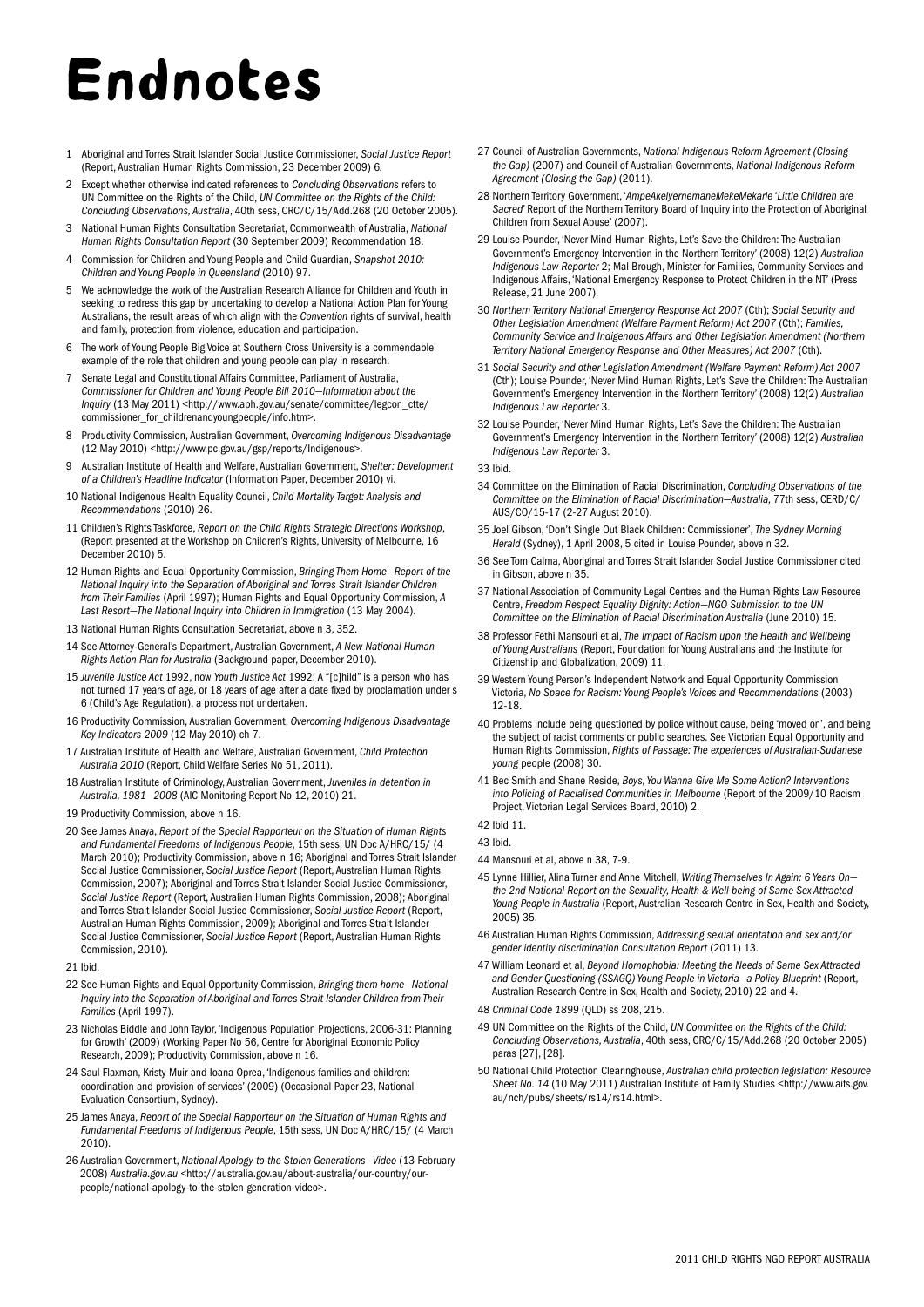# Endnotes

1 Aboriginal and Torres Strait Islander Social Justice Commissioner, *Social Justice Report* (Report, Australian Human Rights Commission, 23 December 2009) 6.

2 Except whether otherwise indicated references to *Concluding Observations* refers to UN Committee on the Rights of the Child, *UN Committee on the Rights of the Child: Concluding Observations, Australia*, 40th sess, CRC/C/15/Add.268 (20 October 2005).

3 National Human Rights Consultation Secretariat, Commonwealth of Australia, *National Human Rights Consultation Report* (30 September 2009) Recommendation 18.

4 Commission for Children and Young People and Child Guardian, *Snapshot 2010: Children and Young People in Queensland* (2010) 97.

5 We acknowledge the work of the Australian Research Alliance for Children and Youth in seeking to redress this gap by undertaking to develop a National Action Plan for Young Australians, the result areas of which align with the *Convention* rights of survival, health and family, protection from violence, education and participation.

6 The work of Young People Big Voice at Southern Cross University is a commendable example of the role that children and young people can play in research.

7 Senate Legal and Constitutional Affairs Committee, Parliament of Australia, *Commissioner for Children and Young People Bill 2010—Information about the Inquiry* (13 May 2011) <http://www.aph.gov.au/senate/committee/legcon_ctte/commissioner_for_childrenandyoungpeople/info.htm>.

8 Productivity Commission, Australian Government, *Overcoming Indigenous Disadvantage* (12 May 2010) <http://www.pc.gov.au/gsp/reports/Indigenous>.

9 Australian Institute of Health and Welfare, Australian Government, *Shelter: Development of a Children's Headline Indicator* (Information Paper, December 2010) vi.

10 National Indigenous Health Equality Council, *Child Mortality Target: Analysis and Recommendations* (2010) 26.

11 Children's Rights Taskforce, *Report on the Child Rights Strategic Directions Workshop*, (Report presented at the Workshop on Children's Rights, University of Melbourne, 16 December 2010) 5.

12 Human Rights and Equal Opportunity Commission, *Bringing Them Home—Report of the National Inquiry into the Separation of Aboriginal and Torres Strait Islander Children from Their Families* (April 1997); Human Rights and Equal Opportunity Commission, *A Last Resort—The National Inquiry into Children in Immigration* (13 May 2004).

13 National Human Rights Consultation Secretariat, above n 3, 352.

14 See Attorney-General's Department, Australian Government, *A New National Human Rights Action Plan for Australia* (Background paper, December 2010).

15 *Juvenile Justice Act* 1992, now *Youth Justice Act* 1992: A "[c]hild" is a person who has not turned 17 years of age, or 18 years of age after a date fixed by proclamation under s 6 (Child's Age Regulation), a process not undertaken.

16 Productivity Commission, Australian Government, *Overcoming Indigenous Disadvantage Key Indicators 2009* (12 May 2010) ch 7.

17 Australian Institute of Health and Welfare, Australian Government, *Child Protection Australia 2010* (Report, Child Welfare Series No 51, 2011).

18 Australian Institute of Criminology, Australian Government, *Juveniles in detention in Australia, 1981–2008* (AIC Monitoring Report No 12, 2010) 21.

19 Productivity Commission, above n 16.

20 See James Anaya, *Report of the Special Rapporteur on the Situation of Human Rights and Fundamental Freedoms of Indigenous People*, 15th sess, UN Doc A/HRC/15/ (4 March 2010); Productivity Commission, above n 16; Aboriginal and Torres Strait Islander Social Justice Commissioner, *Social Justice Report* (Report, Australian Human Rights Commission, 2007); Aboriginal and Torres Strait Islander Social Justice Commissioner, *Social Justice Report* (Report, Australian Human Rights Commission, 2008); Aboriginal and Torres Strait Islander Social Justice Commissioner, *Social Justice Report* (Report, Australian Human Rights Commission, 2009); Aboriginal and Torres Strait Islander Social Justice Commissioner, *Social Justice Report* (Report, Australian Human Rights Commission, 2010).

21 Ibid.

22 See Human Rights and Equal Opportunity Commission, *Bringing them home—National Inquiry into the Separation of Aboriginal and Torres Strait Islander Children from Their Families* (April 1997).

23 Nicholas Biddle and John Taylor, 'Indigenous Population Projections, 2006-31: Planning for Growth' (2009) (Working Paper No 56, Centre for Aboriginal Economic Policy Research, 2009); Productivity Commission, above n 16.

24 Saul Flaxman, Kristy Muir and Ioana Oprea, 'Indigenous families and children: coordination and provision of services' (2009) (Occasional Paper 23, National Evaluation Consortium, Sydney).

25 James Anaya, *Report of the Special Rapporteur on the Situation of Human Rights and Fundamental Freedoms of Indigenous People*, 15th sess, UN Doc A/HRC/15/ (4 March 2010).

26 Australian Government, *National Apology to the Stolen Generations—Video* (13 February 2008) *Australia.gov.au* <http://australia.gov.au/about-australia/our-country/our-people/national-apology-to-the-stolen-generation-video>.

27 Council of Australian Governments, *National Indigenous Reform Agreement (Closing the Gap)* (2007) and Council of Australian Governments, *National Indigenous Reform Agreement (Closing the Gap)* (2011).

28 Northern Territory Government, '*AmpeAkelyernemaneMekeMekarle* '*Little Children are Sacred*' Report of the Northern Territory Board of Inquiry into the Protection of Aboriginal Children from Sexual Abuse' (2007).

29 Louise Pounder, 'Never Mind Human Rights, Let's Save the Children: The Australian Government's Emergency Intervention in the Northern Territory' (2008) 12(2) *Australian Indigenous Law Reporter* 2; Mal Brough, Minister for Families, Community Services and Indigenous Affairs, 'National Emergency Response to Protect Children in the NT' (Press Release, 21 June 2007).

30 *Northern Territory National Emergency Response Act 2007* (Cth); *Social Security and Other Legislation Amendment (Welfare Payment Reform) Act 2007* (Cth); *Families, Community Service and Indigenous Affairs and Other Legislation Amendment (Northern Territory National Emergency Response and Other Measures) Act 2007* (Cth).

31 *Social Security and other Legislation Amendment (Welfare Payment Reform) Act 2007* (Cth); Louise Pounder, 'Never Mind Human Rights, Let's Save the Children: The Australian Government's Emergency Intervention in the Northern Territory' (2008) 12(2) *Australian Indigenous Law Reporter* 3.

32 Louise Pounder, 'Never Mind Human Rights, Let's Save the Children: The Australian Government's Emergency Intervention in the Northern Territory' (2008) 12(2) *Australian Indigenous Law Reporter* 3.

33 Ibid.

34 Committee on the Elimination of Racial Discrimination, *Concluding Observations of the Committee on the Elimination of Racial Discrimination—Australia*, 77th sess, CERD/C/AUS/CO/15-17 (2-27 August 2010).

35 Joel Gibson, 'Don't Single Out Black Children: Commissioner', *The Sydney Morning Herald* (Sydney), 1 April 2008, 5 cited in Louise Pounder, above n 32.

36 See Tom Calma, Aboriginal and Torres Strait Islander Social Justice Commissioner cited in Gibson, above n 35.

37 National Association of Community Legal Centres and the Human Rights Law Resource Centre, *Freedom Respect Equality Dignity: Action—NGO Submission to the UN Committee on the Elimination of Racial Discrimination Australia* (June 2010) 15.

38 Professor Fethi Mansouri et al, *The Impact of Racism upon the Health and Wellbeing of Young Australians* (Report, Foundation for Young Australians and the Institute for Citizenship and Globalization, 2009) 11.

39 Western Young Person's Independent Network and Equal Opportunity Commission Victoria, *No Space for Racism: Young People's Voices and Recommendations* (2003) 12-18.

40 Problems include being questioned by police without cause, being 'moved on', and being the subject of racist comments or public searches. See Victorian Equal Opportunity and Human Rights Commission, *Rights of Passage: The experiences of Australian-Sudanese young* people (2008) 30.

41 Bec Smith and Shane Reside, *Boys, You Wanna Give Me Some Action? Interventions into Policing of Racialised Communities in Melbourne* (Report of the 2009/10 Racism Project, Victorian Legal Services Board, 2010) 2.

42 Ibid 11.

43 Ibid.

44 Mansouri et al, above n 38, 7-9.

45 Lynne Hillier, Alina Turner and Anne Mitchell, *Writing Themselves In Again: 6 Years On—the 2nd National Report on the Sexuality, Health & Well-being of Same Sex Attracted Young People in Australia* (Report, Australian Research Centre in Sex, Health and Society, 2005) 35.

46 Australian Human Rights Commission, *Addressing sexual orientation and sex and/or gender identity discrimination Consultation Report* (2011) 13.

47 William Leonard et al, *Beyond Homophobia: Meeting the Needs of Same Sex Attracted and Gender Questioning (SSAGQ) Young People in Victoria—a Policy Blueprint* (Report, Australian Research Centre in Sex, Health and Society, 2010) 22 and 4.

48 *Criminal Code 1899* (QLD) ss 208, 215.

49 UN Committee on the Rights of the Child, *UN Committee on the Rights of the Child: Concluding Observations, Australia*, 40th sess, CRC/C/15/Add.268 (20 October 2005) paras [27], [28].

50 National Child Protection Clearinghouse, *Australian child protection legislation: Resource Sheet No. 14* (10 May 2011) Australian Institute of Family Studies <http://www.aifs.gov.au/nch/pubs/sheets/rs14/rs14.html>.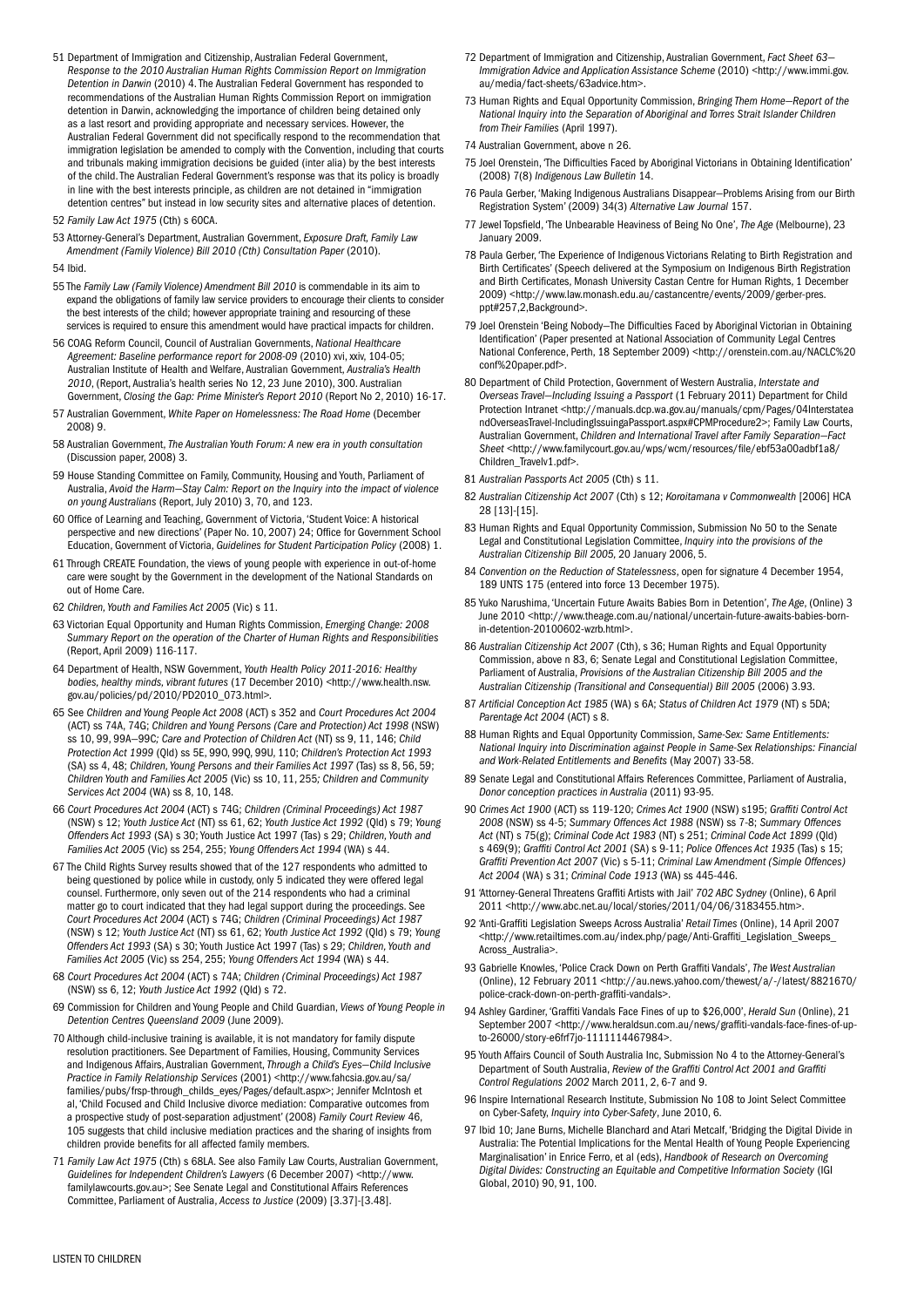51 Department of Immigration and Citizenship, Australian Federal Government, *Response to the 2010 Australian Human Rights Commission Report on Immigration Detention in Darwin* (2010) 4. The Australian Federal Government has responded to recommendations of the Australian Human Rights Commission Report on immigration detention in Darwin, acknowledging the importance of children being detained only as a last resort and providing appropriate and necessary services. However, the Australian Federal Government did not specifically respond to the recommendation that immigration legislation be amended to comply with the Convention, including that courts and tribunals making immigration decisions be guided (inter alia) by the best interests of the child. The Australian Federal Government's response was that its policy is broadly in line with the best interests principle, as children are not detained in "immigration detention centres" but instead in low security sites and alternative places of detention.

52 *Family Law Act 1975* (Cth) s 60CA.

53 Attorney-General's Department, Australian Government, *Exposure Draft, Family Law Amendment (Family Violence) Bill 2010 (Cth) Consultation Paper* (2010).

54 Ibid.

55 The *Family Law (Family Violence) Amendment Bill 2010* is commendable in its aim to expand the obligations of family law service providers to encourage their clients to consider the best interests of the child; however appropriate training and resourcing of these services is required to ensure this amendment would have practical impacts for children.

56 COAG Reform Council, Council of Australian Governments, *National Healthcare Agreement: Baseline performance report for 2008-09* (2010) xvi, xxiv, 104-05; Australian Institute of Health and Welfare, Australian Government, *Australia's Health 2010*, (Report, Australia's health series No 12, 23 June 2010), 300. Australian Government, *Closing the Gap: Prime Minister's Report 2010* (Report No 2, 2010) 16-17.

57 Australian Government, *White Paper on Homelessness: The Road Home* (December 2008) 9.

58 Australian Government, *The Australian Youth Forum: A new era in youth consultation* (Discussion paper, 2008) 3.

59 House Standing Committee on Family, Community, Housing and Youth, Parliament of Australia, *Avoid the Harm—Stay Calm: Report on the Inquiry into the impact of violence on young Australians* (Report, July 2010) 3, 70, and 123.

60 Office of Learning and Teaching, Government of Victoria, 'Student Voice: A historical perspective and new directions' (Paper No. 10, 2007) 24; Office for Government School Education, Government of Victoria, *Guidelines for Student Participation Policy* (2008) 1.

61 Through CREATE Foundation, the views of young people with experience in out-of-home care were sought by the Government in the development of the National Standards on out of Home Care.

62 *Children, Youth and Families Act 2005* (Vic) s 11.

63 Victorian Equal Opportunity and Human Rights Commission, *Emerging Change: 2008 Summary Report on the operation of the Charter of Human Rights and Responsibilities* (Report, April 2009) 116-117.

64 Department of Health, NSW Government, *Youth Health Policy 2011-2016: Healthy bodies, healthy minds, vibrant futures* (17 December 2010) <http://www.health.nsw.gov.au/policies/pd/2010/PD2010_073.html>.

65 See *Children and Young People Act 2008* (ACT) s 352 and *Court Procedures Act 2004* (ACT) ss 74A, 74G; *Children and Young Persons (Care and Protection) Act 1998* (NSW) ss 10, 99, 99A–99C; *Care and Protection of Children Act* (NT) ss 9, 11, 146; *Child Protection Act 1999* (Qld) ss 5E, 99O, 99Q, 99U, 110; *Children's Protection Act 1993* (SA) ss 4, 48; *Children, Young Persons and their Families Act 1997* (Tas) ss 8, 56, 59; *Children Youth and Families Act 2005* (Vic) ss 10, 11, 255; *Children and Community Services Act 2004* (WA) ss 8, 10, 148.

66 *Court Procedures Act 2004* (ACT) s 74G; *Children (Criminal Proceedings) Act 1987* (NSW) s 12; *Youth Justice Act* (NT) ss 61, 62; *Youth Justice Act 1992* (Qld) s 79; *Young Offenders Act 1993* (SA) s 30; Youth Justice Act 1997 (Tas) s 29; *Children, Youth and Families Act 2005* (Vic) ss 254, 255; *Young Offenders Act 1994* (WA) s 44.

67 The Child Rights Survey results showed that of the 127 respondents who admitted to being questioned by police while in custody, only 5 indicated they were offered legal counsel. Furthermore, only seven out of the 214 respondents who had a criminal matter go to court indicated that they had legal support during the proceedings. See *Court Procedures Act 2004* (ACT) s 74G; *Children (Criminal Proceedings) Act 1987* (NSW) s 12; *Youth Justice Act* (NT) ss 61, 62; *Youth Justice Act 1992* (Qld) s 79; *Young Offenders Act 1993* (SA) s 30; Youth Justice Act 1997 (Tas) s 29; *Children, Youth and Families Act 2005* (Vic) ss 254, 255; *Young Offenders Act 1994* (WA) s 44.

68 *Court Procedures Act 2004* (ACT) s 74A; *Children (Criminal Proceedings) Act 1987* (NSW) ss 6, 12; *Youth Justice Act 1992* (Qld) s 72.

69 Commission for Children and Young People and Child Guardian, *Views of Young People in Detention Centres Queensland 2009* (June 2009).

70 Although child-inclusive training is available, it is not mandatory for family dispute resolution practitioners. See Department of Families, Housing, Community Services and Indigenous Affairs, Australian Government, *Through a Child's Eyes—Child Inclusive Practice in Family Relationship Services* (2001) <http://www.fahcsia.gov.au/sa/families/pubs/frsp-through_childs_eyes/Pages/default.aspx>; Jennifer McIntosh et al, 'Child Focused and Child Inclusive divorce mediation: Comparative outcomes from a prospective study of post-separation adjustment' (2008) *Family Court Review* 46, 105 suggests that child inclusive mediation practices and the sharing of insights from children provide benefits for all affected family members.

71 *Family Law Act 1975* (Cth) s 68LA. See also Family Law Courts, Australian Government, *Guidelines for Independent Children's Lawyers* (6 December 2007) <http://www.familylawcourts.gov.au>; See Senate Legal and Constitutional Affairs References Committee, Parliament of Australia, *Access to Justice* (2009) [3.37]-[3.48].

72 Department of Immigration and Citizenship, Australian Government, *Fact Sheet 63—Immigration Advice and Application Assistance Scheme* (2010) <http://www.immi.gov.au/media/fact-sheets/63advice.htm>.

73 Human Rights and Equal Opportunity Commission, *Bringing Them Home—Report of the National Inquiry into the Separation of Aboriginal and Torres Strait Islander Children from Their Families* (April 1997).

74 Australian Government, above n 26.

75 Joel Orenstein, 'The Difficulties Faced by Aboriginal Victorians in Obtaining Identification' (2008) 7(8) *Indigenous Law Bulletin* 14.

76 Paula Gerber, 'Making Indigenous Australians Disappear—Problems Arising from our Birth Registration System' (2009) 34(3) *Alternative Law Journal* 157.

77 Jewel Topsfield, 'The Unbearable Heaviness of Being No One', *The Age* (Melbourne), 23 January 2009.

78 Paula Gerber, 'The Experience of Indigenous Victorians Relating to Birth Registration and Birth Certificates' (Speech delivered at the Symposium on Indigenous Birth Registration and Birth Certificates, Monash University Castan Centre for Human Rights, 1 December 2009) <http://www.law.monash.edu.au/castancentre/events/2009/gerber-pres.ppt#257,2,Background>.

79 Joel Orenstein 'Being Nobody—The Difficulties Faced by Aboriginal Victorian in Obtaining Identification' (Paper presented at National Association of Community Legal Centres National Conference, Perth, 18 September 2009) <http://orenstein.com.au/NACLC%20conf%20paper.pdf>.

80 Department of Child Protection, Government of Western Australia, *Interstate and Overseas Travel—Including Issuing a Passport* (1 February 2011) Department for Child Protection Intranet <http://manuals.dcp.wa.gov.au/manuals/cpm/Pages/04InterstateandOverseasTravel-IncludingIssuingaPassport.aspx#CPMProcedure2>; Family Law Courts, Australian Government, *Children and International Travel after Family Separation—Fact Sheet* <http://www.familycourt.gov.au/wps/wcm/resources/file/ebf53a00adbf1a8/Children_Travelv1.pdf>.

81 *Australian Passports Act 2005* (Cth) s 11.

82 *Australian Citizenship Act 2007* (Cth) s 12; *Koroitamana v Commonwealth* [2006] HCA 28 [13]-[15].

83 Human Rights and Equal Opportunity Commission, Submission No 50 to the Senate Legal and Constitutional Legislation Committee, *Inquiry into the provisions of the Australian Citizenship Bill 2005*, 20 January 2006, 5.

84 *Convention on the Reduction of Statelessness*, open for signature 4 December 1954, 189 UNTS 175 (entered into force 13 December 1975).

85 Yuko Narushima, 'Uncertain Future Awaits Babies Born in Detention', *The Age*, (Online) 3 June 2010 <http://www.theage.com.au/national/uncertain-future-awaits-babies-born-in-detention-20100602-wzrb.html>.

86 *Australian Citizenship Act 2007* (Cth), s 36; Human Rights and Equal Opportunity Commission, above n 83, 6; Senate Legal and Constitutional Legislation Committee, Parliament of Australia, *Provisions of the Australian Citizenship Bill 2005 and the Australian Citizenship (Transitional and Consequential) Bill 2005* (2006) 3.93.

87 *Artificial Conception Act 1985* (WA) s 6A; *Status of Children Act 1979* (NT) s 5DA; *Parentage Act 2004* (ACT) s 8.

88 Human Rights and Equal Opportunity Commission, *Same-Sex: Same Entitlements: National Inquiry into Discrimination against People in Same-Sex Relationships: Financial and Work-Related Entitlements and Benefits* (May 2007) 33-58.

89 Senate Legal and Constitutional Affairs References Committee, Parliament of Australia, *Donor conception practices in Australia* (2011) 93-95.

90 *Crimes Act 1900* (ACT) ss 119-120; *Crimes Act 1900* (NSW) s195; *Graffiti Control Act 2008* (NSW) ss 4-5; *Summary Offences Act 1988* (NSW) ss 7-8; *Summary Offences Act* (NT) s 75(g); *Criminal Code Act 1983* (NT) s 251; *Criminal Code Act 1899* (Qld) s 469(9); *Graffiti Control Act 2001* (SA) s 9-11; *Police Offences Act 1935* (Tas) s 15; *Graffiti Prevention Act 2007* (Vic) s 5-11; *Criminal Law Amendment (Simple Offences) Act 2004* (WA) s 31; *Criminal Code 1913* (WA) ss 445-446.

91 'Attorney-General Threatens Graffiti Artists with Jail' *702 ABC Sydney* (Online), 6 April 2011 <http://www.abc.net.au/local/stories/2011/04/06/3183455.htm>.

92 'Anti-Graffiti Legislation Sweeps Across Australia' *Retail Times* (Online), 14 April 2007 <http://www.retailtimes.com.au/index.php/page/Anti-Graffiti_Legislation_Sweeps_Across_Australia>.

93 Gabrielle Knowles, 'Police Crack Down on Perth Graffiti Vandals', *The West Australian* (Online), 12 February 2011 <http://au.news.yahoo.com/thewest/a/-/latest/8821670/police-crack-down-on-perth-graffiti-vandals>.

94 Ashley Gardiner, 'Graffiti Vandals Face Fines of up to $26,000', *Herald Sun* (Online), 21 September 2007 <http://www.heraldsun.com.au/news/graffiti-vandals-face-fines-of-up-to-26000/story-e6frf7jo-1111114467984>.

95 Youth Affairs Council of South Australia Inc, Submission No 4 to the Attorney-General's Department of South Australia, *Review of the Graffiti Control Act 2001 and Graffiti Control Regulations 2002* March 2011, 2, 6-7 and 9.

96 Inspire International Research Institute, Submission No 108 to Joint Select Committee on Cyber-Safety, *Inquiry into Cyber-Safety*, June 2010, 6.

97 Ibid 10; Jane Burns, Michelle Blanchard and Atari Metcalf, 'Bridging the Digital Divide in Australia: The Potential Implications for the Mental Health of Young People Experiencing Marginalisation' in Enrico Ferro, et al (eds), *Handbook of Research on Overcoming Digital Divides: Constructing an Equitable and Competitive Information Society* (IGI Global, 2010) 90, 91, 100.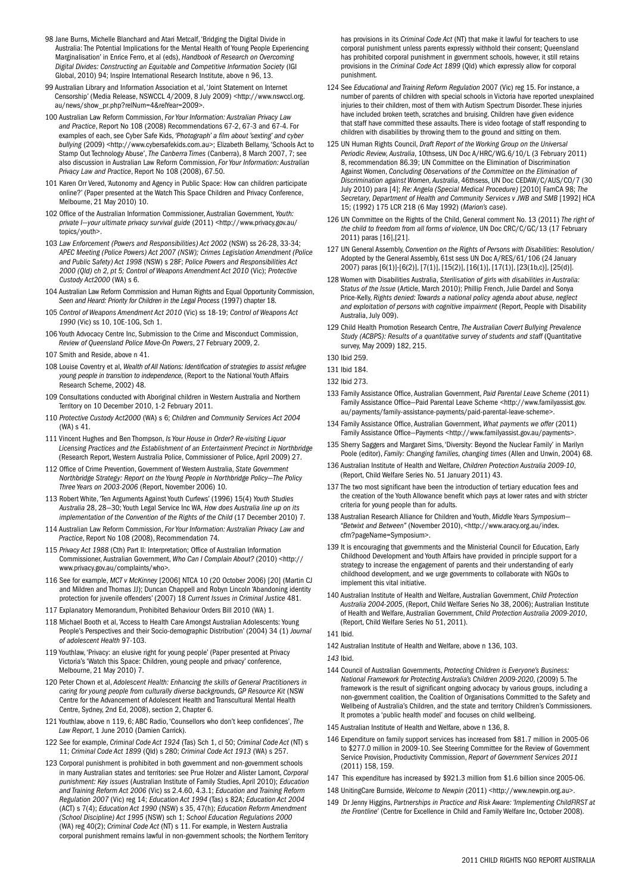98 Jane Burns, Michelle Blanchard and Atari Metcalf, 'Bridging the Digital Divide in Australia: The Potential Implications for the Mental Health of Young People Experiencing Marginalisation' in Enrice Ferro, et al (eds), *Handbook of Research on Overcoming Digital Divides: Constructing an Equitable and Competitive Information Society* (IGI Global, 2010) 94; Inspire International Research Institute, above n 96, 13.

99 Australian Library and Information Association et al, 'Joint Statement on Internet Censorship' (Media Release, NSWCCL 4/2009, 8 July 2009) <http://www.nswccl.org.au/news/show_pr.php?relNum=4&relYear=2009>.

100 Australian Law Reform Commission, *For Your Information: Australian Privacy Law and Practice*, Report No 108 (2008) Recommendations 67-2, 67-3 and 67-4. For examples of each, see Cyber Safe Kids, *'Photograph' a film about 'sexting' and cyber bullying* (2009) <http://www.cybersafekids.com.au>; Elizabeth Bellamy, 'Schools Act to Stamp Out Technology Abuse', *The Canberra Times* (Canberra), 8 March 2007, 7; see also discussion in Australian Law Reform Commission, *For Your Information: Australian Privacy Law and Practice*, Report No 108 (2008), 67.50.

101 Karen Orr Vered, 'Autonomy and Agency in Public Space: How can children participate online?' (Paper presented at the Watch This Space Children and Privacy Conference, Melbourne, 21 May 2010) 10.

102 Office of the Australian Information Commissioner, Australian Government, *Youth: private I—your ultimate privacy survival guide* (2011) <http://www.privacy.gov.au/topics/youth>.

103 *Law Enforcement (Powers and Responsibilities) Act 2002* (NSW) ss 26-28, 33-34; *APEC Meeting (Police Powers) Act 2007 (NSW); Crimes Legislation Amendment (Police and Public Safety) Act 1998* (NSW) s 28F; *Police Powers and Responsibilities Act 2000 (Qld) ch 2, pt 5; Control of Weapons Amendment Act 2010* (Vic); *Protective Custody Act2000* (WA) s 6.

104 Australian Law Reform Commission and Human Rights and Equal Opportunity Commission, *Seen and Heard: Priority for Children in the Legal Process* (1997) chapter 18.

105 *Control of Weapons Amendment Act 2010* (Vic) ss 18-19; *Control of Weapons Act 1990* (Vic) ss 10, 10E-10G, Sch 1.

106 Youth Advocacy Centre Inc, Submission to the Crime and Misconduct Commission, *Review of Queensland Police Move-On Powers*, 27 February 2009, 2.

107 Smith and Reside, above n 41.

108 Louise Coventry et al, *Wealth of All Nations: Identification of strategies to assist refugee young people in transition to independence*, (Report to the National Youth Affairs Research Scheme, 2002) 48.

109 Consultations conducted with Aboriginal children in Western Australia and Northern Territory on 10 December 2010, 1-2 February 2011.

110 *Protective Custody Act2000* (WA) s 6; *Children and Community Services Act 2004* (WA) s 41.

111 Vincent Hughes and Ben Thompson, *Is Your House in Order? Re-visiting Liquor Licensing Practices and the Establishment of an Entertainment Precinct in Northbridge* (Research Report, Western Australia Police, Commissioner of Police, April 2009) 27.

112 Office of Crime Prevention, Government of Western Australia, *State Government Northbridge Strategy: Report on the Young People in Northbridge Policy—The Policy Three Years on 2003-2006* (Report, November 2006) 10.

113 Robert White, 'Ten Arguments Against Youth Curfews' (1996) 15(4) *Youth Studies Australia* 28, 28—30; Youth Legal Service Inc WA, *How does Australia line up on its implementation of the Convention of the Rights of the Child* (17 December 2010) 7.

114 Australian Law Reform Commission, *For Your Information: Australian Privacy Law and Practice*, Report No 108 (2008), Recommendation 74.

115 *Privacy Act 1988* (Cth) Part II: Interpretation; Office of Australian Information Commissioner, Australian Government, *Who Can I Complain About?* (2010) <http://www.privacy.gov.au/complaints/who>.

116 See for example, *MCT v McKinney* [2006] NTCA 10 (20 October 2006) [20] (Martin CJ and Mildren and Thomas JJ); Duncan Chappell and Robyn Lincoln 'Abandoning identity protection for juvenile offenders' (2007) 18 *Current Issues in Criminal Justice* 481.

117 Explanatory Memorandum, Prohibited Behaviour Orders Bill 2010 (WA) 1.

118 Michael Booth et al, 'Access to Health Care Amongst Australian Adolescents: Young People's Perspectives and their Socio-demographic Distribution' (2004) 34 (1) *Journal of adolescent Health* 97-103.

119 Youthlaw, 'Privacy: an elusive right for young people' (Paper presented at Privacy Victoria's 'Watch this Space: Children, young people and privacy' conference, Melbourne, 21 May 2010) 7.

120 Peter Chown et al, *Adolescent Health: Enhancing the skills of General Practitioners in caring for young people from culturally diverse backgrounds, GP Resource Kit* (NSW Centre for the Advancement of Adolescent Health and Transcultural Mental Health Centre, Sydney, 2nd Ed, 2008), section 2, Chapter 6.

121 Youthlaw, above n 119, 6; ABC Radio, 'Counsellors who don't keep confidences', *The Law Report*, 1 June 2010 (Damien Carrick).

122 See for example, *Criminal Code Act 1924* (Tas) Sch 1, cl 50; *Criminal Code Act* (NT) s 11; *Criminal Code Act 1899* (Qld) s 280; *Criminal Code Act 1913* (WA) s 257.

123 Corporal punishment is prohibited in both government and non-government schools in many Australian states and territories: see Prue Holzer and Alister Lamont, *Corporal punishment: Key issues* (Australian Institute of Family Studies, April 2010); *Education and Training Reform Act 2006* (Vic) ss 2.4.60, 4.3.1; *Education and Training Reform Regulation 2007* (Vic) reg 14; *Education Act 1994* (Tas) s 82A; *Education Act 2004* (ACT) s 7(4); *Education Act 1990* (NSW) s 35, 47(h); *Education Reform Amendment (School Discipline) Act 1995* (NSW) sch 1; *School Education Regulations 2000* (WA) reg 40(2); *Criminal Code Act* (NT) s 11. For example, in Western Australia corporal punishment remains lawful in non-government schools; the Northern Territory has provisions in its *Criminal Code Act* (NT) that make it lawful for teachers to use corporal punishment unless parents expressly withhold their consent; Queensland has prohibited corporal punishment in government schools, however, it still retains provisions in the *Criminal Code Act 1899* (Qld) which expressly allow for corporal punishment.

124 See *Educational and Training Reform Regulation* 2007 (Vic) reg 15. For instance, a number of parents of children with special schools in Victoria have reported unexplained injuries to their children, most of them with Autism Spectrum Disorder. These injuries have included broken teeth, scratches and bruising. Children have given evidence that staff have committed these assaults. There is video footage of staff responding to children with disabilities by throwing them to the ground and sitting on them.

125 UN Human Rights Council, *Draft Report of the Working Group on the Universal Periodic Review, Australia*, 10thsess, UN Doc A/HRC/WG.6/10/L (3 February 2011) 8, recommendation 86.39; UN Committee on the Elimination of Discrimination Against Women, *Concluding Observations of the Committee on the Elimination of Discrimination against Women, Australia*, 46thsess, UN Doc CEDAW/C/AUS/CO/7 (30 July 2010) para [4]; *Re: Angela (Special Medical Procedure)* [2010] FamCA 98; *The Secretary, Department of Health and Community Services v JWB and SMB* [1992] HCA 15; (1992) 175 LCR 218 (6 May 1992) (*Marion's case*).

126 UN Committee on the Rights of the Child, General comment No. 13 (2011) *The right of the child to freedom from all forms of violence*, UN Doc CRC/C/GC/13 (17 February 2011) paras [16],[21].

127 UN General Assembly, *Convention on the Rights of Persons with Disabilities*: Resolution/Adopted by the General Assembly, 61st sess UN Doc A/RES/61/106 (24 January 2007) paras [6(1)]-[6(2)], [7(1)], [15(2)], [16(1)], [17(1)], [23(1b,c)], [25(d)].

128 Women with Disabilities Australia, *Sterilisation of girls with disabilities in Australia: Status of the Issue* (Article, March 2010); Phillip French, Julie Dardel and Sonya Price-Kelly, *Rights denied: Towards a national policy agenda about abuse, neglect and exploitation of persons with cognitive impairment* (Report, People with Disability Australia, July 009).

129 Child Health Promotion Research Centre, *The Australian Covert Bullying Prevalence Study (ACBPS): Results of a quantitative survey of students and staff* (Quantitative survey, May 2009) 182, 215.

130 Ibid 259.

131 Ibid 184.

132 Ibid 273.

133 Family Assistance Office, Australian Government, *Paid Parental Leave Scheme* (2011) Family Assistance Office—Paid Parental Leave Scheme <http://www.familyassist.gov.au/payments/family-assistance-payments/paid-parental-leave-scheme>.

134 Family Assistance Office, Australian Government, *What payments we offer* (2011) Family Assistance Office—Payments <http://www.familyassist.gov.au/payments>.

135 Sherry Saggers and Margaret Sims, 'Diversity: Beyond the Nuclear Family' in Marilyn Poole (editor), *Family: Changing families, changing times* (Allen and Unwin, 2004) 68.

136 Australian Institute of Health and Welfare, *Children Protection Australia 2009-10*, (Report, Child Welfare Series No. 51 January 2011) 43.

137 The two most significant have been the introduction of tertiary education fees and the creation of the Youth Allowance benefit which pays at lower rates and with stricter criteria for young people than for adults.

138 Australian Research Alliance for Children and Youth, *Middle Years Symposium—"Betwixt and Between"* (November 2010), <http://www.aracy.org.au/index.cfm?pageName=Symposium>.

139 It is encouraging that governments and the Ministerial Council for Education, Early Childhood Development and Youth Affairs have provided in principle support for a strategy to increase the engagement of parents and their understanding of early childhood development, and we urge governments to collaborate with NGOs to implement this vital initiative.

140 Australian Institute of Health and Welfare, Australian Government, *Child Protection Australia 2004-2005*, (Report, Child Welfare Series No 38, 2006); Australian Institute of Health and Welfare, Australian Government, *Child Protection Australia 2009-2010*, (Report, Child Welfare Series No 51, 2011).

141 Ibid.

142 Australian Institute of Health and Welfare, above n 136, 103.

*143* Ibid.

144 Council of Australian Governments, *Protecting Children is Everyone's Business: National Framework for Protecting Australia's Children 2009-2020*, (2009) 5. The framework is the result of significant ongoing advocacy by various groups, including a non-government coalition, the Coalition of Organisations Committed to the Safety and Wellbeing of Australia's Children, and the state and territory Children's Commissioners. It promotes a 'public health model' and focuses on child wellbeing.

145 Australian Institute of Health and Welfare, above n 136, 8.

146 Expenditure on family support services has increased from $81.7 million in 2005-06 to $277.0 million in 2009-10. See Steering Committee for the Review of Government Service Provision, Productivity Commission, *Report of Government Services 2011* (2011) 158, 159.

147 This expenditure has increased by $921.3 million from $1.6 billion since 2005-06.

148 UnitingCare Burnside, *Welcome to Newpin* (2011) <http://www.newpin.org.au>.

149 Dr Jenny Higgins, *Partnerships in Practice and Risk Aware: 'Implementing ChildFIRST at the Frontline'* (Centre for Excellence in Child and Family Welfare Inc, October 2008).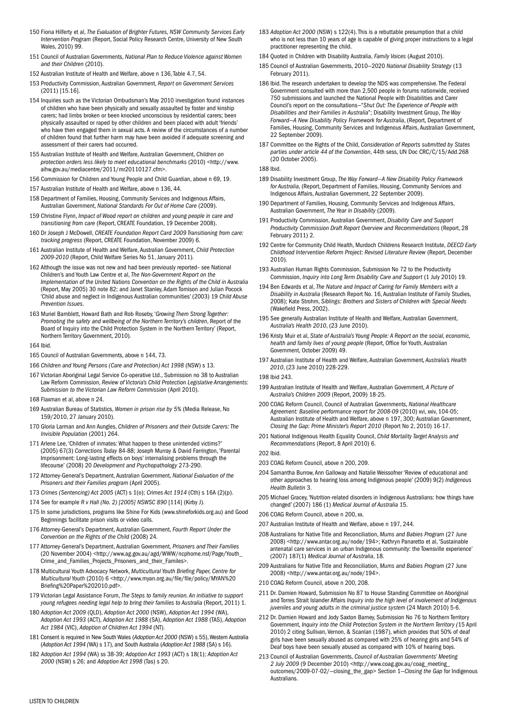150 Fiona Hilferty et al, *The Evaluation of Brighter Futures, NSW Community Services Early Intervention Program* (Report, Social Policy Research Centre, University of New South Wales, 2010) 99.

151 Council of Australian Governments, *National Plan to Reduce Violence against Women and their Children* (2010).

152 Australian Institute of Health and Welfare, above n 136, Table 4.7, 54.

153 Productivity Commission, Australian Government, *Report on Government Services* (2011) [15.16].

154 Inquiries such as the Victorian Ombudsman's May 2010 investigation found instances of children who have been physically and sexually assaulted by foster and kinship carers; had limbs broken or been knocked unconscious by residential carers; been physically assaulted or raped by other children and been placed with adult 'friends' who have then engaged them in sexual acts. A review of the circumstances of a number of children found that further harm may have been avoided if adequate screening and assessment of their carers had occurred.

155 Australian Institute of Health and Welfare, Australian Government, *Children on protection orders less likely to meet educational benchmarks* (2010) <http://www.aihw.gov.au/mediacentre/2011/mr20110127.cfm>.

156 Commission for Children and Young People and Child Guardian, above n 69, 19.

157 Australian Institute of Health and Welfare, above n 136, 44.

158 Department of Families, Housing, Community Services and Indigenous Affairs, Australian Government, *National Standards For Out of Home Care* (2009).

159 Christine Flynn, *Impact of Wood report on children and young people in care and transitioning from care* (Report, CREATE Foundation, 19 December 2008).

160 Dr Joseph J McDowell, *CREATE Foundation Report Card 2009 Transitioning from care: tracking progress* (Report, CREATE Foundation, November 2009) 6.

161 Australian Institute of Health and Welfare, Australian Government, *Child Protection 2009-2010* (Report, Child Welfare Series No 51, January 2011).

162 Although the issue was not new and had been previously reported– see National Children's and Youth Law Centre et al, *The Non-Government Report on the Implementation of the United Nations Convention on the Rights of the Child in Australia* (Report, May 2005) 30 note 82; and Janet Stanley, Adam Tomison and Julian Pocock 'Child abuse and neglect in Indigenous Australian communities' (2003) 19 *Child Abuse Prevention Issues*.

163 Muriel Bamblett, Howard Bath and Rob Roseby, '*Growing Them Strong Together: Promoting the safety and wellbeing of the Northern Territory's children*, Report of the Board of Inquiry into the Child Protection System in the Northern Territory' (Report, Northern Territory Government, 2010).

164 Ibid.

165 Council of Australian Governments, above n 144, 73.

166 *Children and Young Persons (Care and Protection) Act 1998* (NSW) s 13.

167 Victorian Aboriginal Legal Service Co-operative Ltd., Submission no 38 to Australian Law Reform Commission, *Review of Victoria's Child Protection Legislative Arrangements: Submission to the Victorian Law Reform Commission* (April 2010).

168 Flaxman et al, above n 24.

169 Australian Bureau of Statistics, *Women in prison rise by 5%* (Media Release, No 159/2010, 27 January 2010).

170 Gloria Larman and Ann Aungles, *Children of Prisoners and their Outside Carers: The Invisible Population* (2001) 264.

171 Arlene Lee, 'Children of inmates: What happen to these unintended victims?' (2005) 67(3) *Corrections Today* 84-88; Joseph Murray & David Farrington, 'Parental Imprisonment: Long-lasting effects on boys' internalising problems through the lifecourse' (2008) 20 *Development and Psychopathology* 273-290.

172 Attorney-General's Department, Australian Government, *National Evaluation of the Prisoners and their Families program* (April 2005).

173 *Crimes (Sentencing) Act 2005* (ACT) s 1(o); *Crimes Act 1914* (Cth) s 16A (2)(p).

174 See for example *R v Hall (No. 2) [2005] NSWSC 890* [114] (Kirby J).

175 In some jurisdictions, programs like Shine For Kids (www.shineforkids.org.au) and Good Beginnings facilitate prison visits or video calls.

176 Attorney-General's Department, Australian Government, *Fourth Report Under the Convention on the Rights of the Child* (2008) 24.

177 Attorney-General's Department, Australian Government, *Prisoners and Their Families* (20 November 2004) <http://www.ag.gov.au/agd/WWW/ncphome.nsf/Page/Youth_Crime_and_Families_Projects_Prisoners_and_their_Familes>.

178 Multicultural Youth Advocacy Network, *Multicultural Youth Briefing Paper, Centre for Multicultural Youth* (2010) 6 <http://www.myan.org.au/file/file/policy/MYAN%20Briefing%20Paper%202010.pdf>.

179 Victorian Legal Assistance Forum, *The Steps to family reunion. An initiative to support young refugees needing legal help to bring their families to Australia* (Report, 2011) 1.

180 *Adoption Act 2009* (QLD), *Adoption Act 2000* (NSW), *Adoption Act 1994* (WA), *Adoption Act 1993* (ACT), *Adoption Act 1988* (SA), *Adoption Act 1988* (TAS), *Adoption Act 1984* (VIC), *Adoption of Children Act 1994* (NT).

181 Consent is required in New South Wales (*Adoption Act 2000* (NSW) s 55), Western Australia (*Adoption Act 1994* (WA) s 17), and South Australia (*Adoption Act 1988* (SA) s 16).

182 *Adoption Act 1994* (WA) ss 38-39; *Adoption Act 1993* (ACT) s 18(1); *Adoption Act 2000* (NSW) s 26; and *Adoption Act 1998* (Tas) s 20.

183 *Adoption Act 2000* (NSW) s 122(4). This is a rebuttable presumption that a child who is not less than 10 years of age is capable of giving proper instructions to a legal practitioner representing the child.

184 Quoted in Children with Disability Australia, *Family Voices* (August 2010).

185 Council of Australian Governments, 2010–2020 *National Disability Strategy* (13 February 2011).

186 Ibid. The research undertaken to develop the NDS was comprehensive. The Federal Government consulted with more than 2,500 people in forums nationwide, received 750 submissions and launched the National People with Disabilities and Carer Council's report on the consultations–"*Shut Out: The Experience of People with Disabilities and their Families in Australia*"; Disability Investment Group, *The Way Forward–A New Disability Policy Framework for Australia*, (Report, Department of Families, Housing, Community Services and Indigenous Affairs, Australian Government, 22 September 2009).

187 Committee on the Rights of the Child, *Consideration of Reports submitted by States parties under article 44 of the Convention*, 44th sess, UN Doc CRC/C/15/Add.268 (20 October 2005).

188 Ibid.

189 Disability Investment Group, *The Way Forward–A New Disability Policy Framework for Australia*, (Report, Department of Families, Housing, Community Services and Indigenous Affairs, Australian Government, 22 September 2009).

190 Department of Families, Housing, Community Services and Indigenous Affairs, Australian Government, *The Year in Disability* (2009).

191 Productivity Commission, Australian Government, *Disability Care and Support Productivity Commission Draft Report Overview and Recommendations* (Report, 28 February 2011) 2.

192 Centre for Community Child Health, Murdoch Childrens Research Institute, *DEECD Early Childhood Intervention Reform Project: Revised Literature Review* (Report, December 2010).

193 Australian Human Rights Commission, Submission No 72 to the Productivity Commission, *Inquiry into Long Term Disability Care and Support* (1 July 2010) 19.

194 Ben Edwards et al, *The Nature and Impact of Caring for Family Members with a Disability in Australia* (Research Report No. 16, Australian Institute of Family Studies, 2008); Kate Strohm, *Siblings: Brothers and Sisters of Children with Special Needs* (Wakefield Press, 2002).

195 See generally Australian Institute of Health and Welfare, Australian Government, *Australia's Health 2010*, (23 June 2010).

196 Kristy Muir et al, *State of Australia's Young People: A Report on the social, economic, health and family lives of young people* (Report, Office for Youth, Australian Government, October 2009) 49.

197 Australian Institute of Health and Welfare, Australian Government, *Australia's Health 2010*, (23 June 2010) 228-229.

198 Ibid 243.

199 Australian Institute of Health and Welfare, Australian Government, *A Picture of Australia's Children 2009* (Report, 2009) 18-25.

200 COAG Reform Council, Council of Australian Governments, *National Healthcare Agreement: Baseline performance report for 2008-09* (2010) xvi, xxiv, 104-05; Australian Institute of Health and Welfare, above n 197, 300; Australian Government, *Closing the Gap: Prime Minister's Report 2010* (Report No 2, 2010) 16-17.

201 National Indigenous Health Equality Council, *Child Mortality Target Analysis and Recommendations* (Report, 8 April 2010) 6.

202 Ibid.

203 COAG Reform Council, above n 200, 209.

204 Samantha Burrow, Ann Galloway and Natalie Weissofner 'Review of educational and other approaches to hearing loss among Indigenous people' (2009) 9(2) *Indigenous Health Bulletin* 3.

205 Michael Gracey, 'Nutrition-related disorders in Indigenous Australians: how things have changed' (2007) 186 (1) *Medical Journal of Australia* 15.

206 COAG Reform Council, above n 200, xx.

207 Australian Institute of Health and Welfare, above n 197, 244.

208 Australians for Native Title and Reconciliation, *Mums and Babies Program* (27 June 2008) <http://www.antar.org.au/node/194>; Kathryn Panaretto et al, 'Sustainable antenatal care services in an urban Indigenous community: the Townsville experience' (2007) 187(1) *Medical Journal of Australia*, 18.

209 Australians for Native Title and Reconciliation, *Mums and Babies Program* (27 June 2008) <http://www.antar.org.au/node/194>.

210 COAG Reform Council, above n 200, 208.

211 Dr. Damien Howard, Submission No 87 to House Standing Committee on Aboriginal and Torres Strait Islander Affairs *Inquiry into the high level of involvement of Indigenous juveniles and young adults in the criminal justice system* (24 March 2010) 5-6.

212 Dr. Damien Howard and Jody Saxton Barney, Submission No 76 to Northern Territory Government, *Inquiry into the Child Protection System in the Northern Territory (*15 April 2010) 2 citing Sullivan, Vernon, & Scanlan (1987), which provides that 50% of deaf girls have been sexually abused as compared with 25% of hearing girls and 54% of Deaf boys have been sexually abused as compared with 10% of hearing boys.

213 Council of Australian Governments, *Council of Australian Governments' Meeting 2 July 2009* (9 December 2010) <http://www.coag.gov.au/coag_meeting_outcomes/2009-07-02/–closing_the_gap> Section 1–*Closing the Gap* for Indigenous Australians.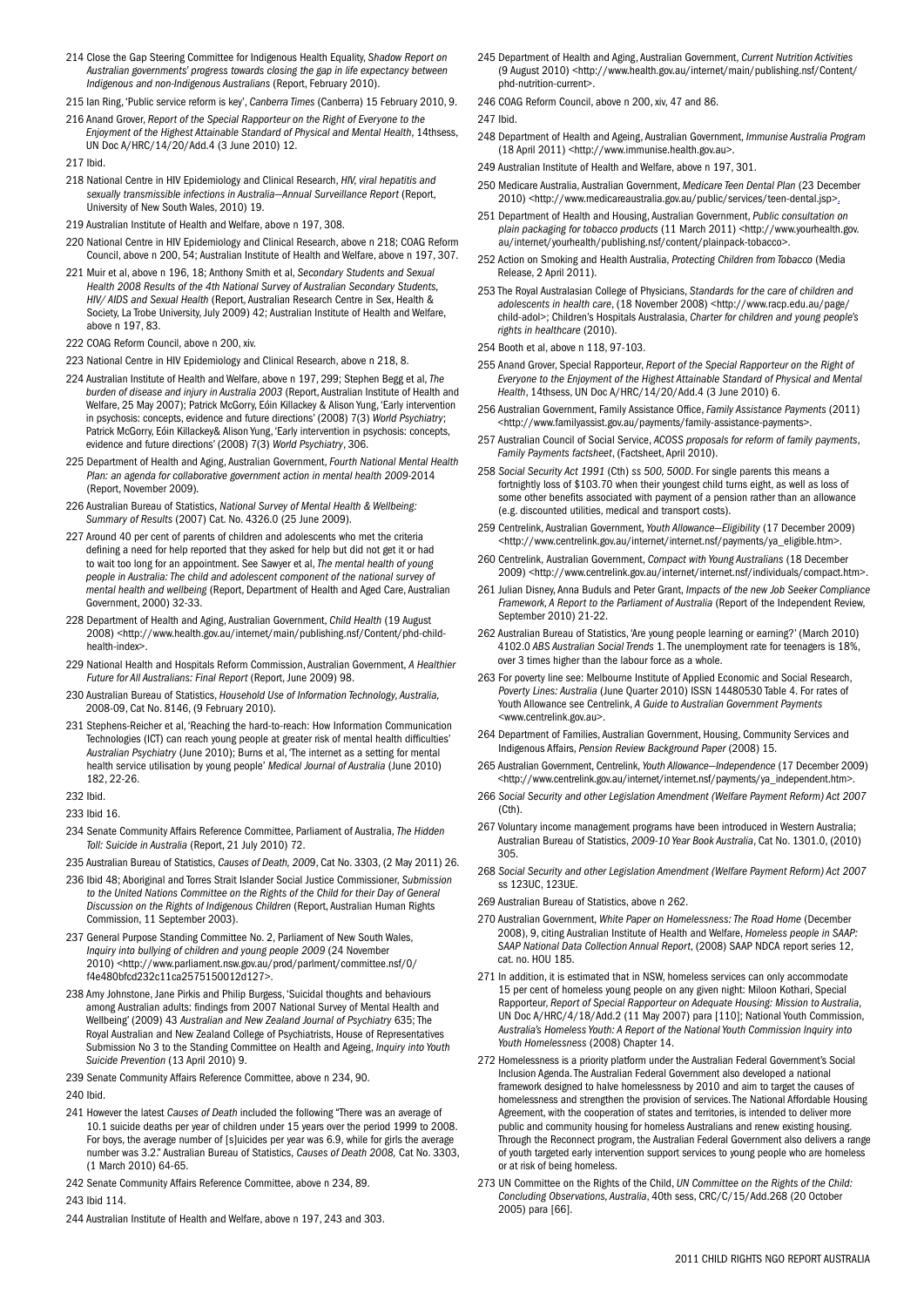214 Close the Gap Steering Committee for Indigenous Health Equality, *Shadow Report on Australian governments' progress towards closing the gap in life expectancy between Indigenous and non-Indigenous Australians* (Report, February 2010).

215 Ian Ring, 'Public service reform is key', *Canberra Times* (Canberra) 15 February 2010, 9.

216 Anand Grover, *Report of the Special Rapporteur on the Right of Everyone to the Enjoyment of the Highest Attainable Standard of Physical and Mental Health*, 14thsess, UN Doc A/HRC/14/20/Add.4 (3 June 2010) 12.

217 Ibid.

218 National Centre in HIV Epidemiology and Clinical Research, *HIV, viral hepatitis and sexually transmissible infections in Australia—Annual Surveillance Report* (Report, University of New South Wales, 2010) 19.

219 Australian Institute of Health and Welfare, above n 197, 308.

220 National Centre in HIV Epidemiology and Clinical Research, above n 218; COAG Reform Council, above n 200, 54; Australian Institute of Health and Welfare, above n 197, 307.

221 Muir et al, above n 196, 18; Anthony Smith et al, *Secondary Students and Sexual Health 2008 Results of the 4th National Survey of Australian Secondary Students, HIV/ AIDS and Sexual Health* (Report, Australian Research Centre in Sex, Health & Society, La Trobe University, July 2009) 42; Australian Institute of Health and Welfare, above n 197, 83.

222 COAG Reform Council, above n 200, xiv.

223 National Centre in HIV Epidemiology and Clinical Research, above n 218, 8.

224 Australian Institute of Health and Welfare, above n 197, 299; Stephen Begg et al, *The burden of disease and injury in Australia 2003* (Report, Australian Institute of Health and Welfare, 25 May 2007); Patrick McGorry, Eóin Killackey & Alison Yung, 'Early intervention in psychosis: concepts, evidence and future directions' (2008) 7(3) *World Psychiatry*; Patrick McGorry, Eóin Killackey& Alison Yung, 'Early intervention in psychosis: concepts, evidence and future directions' (2008) 7(3) *World Psychiatry*, 306.

225 Department of Health and Aging, Australian Government, *Fourth National Mental Health Plan: an agenda for collaborative government action in mental health 2009-2014* (Report, November 2009).

226 Australian Bureau of Statistics, *National Survey of Mental Health & Wellbeing: Summary of Results* (2007) Cat. No. 4326.0 (25 June 2009).

227 Around 40 per cent of parents of children and adolescents who met the criteria defining a need for help reported that they asked for help but did not get it or had to wait too long for an appointment. See Sawyer et al, *The mental health of young people in Australia: The child and adolescent component of the national survey of mental health and wellbeing* (Report, Department of Health and Aged Care, Australian Government, 2000) 32-33.

228 Department of Health and Aging, Australian Government, *Child Health* (19 August 2008) <http://www.health.gov.au/internet/main/publishing.nsf/Content/phd-child-health-index>.

229 National Health and Hospitals Reform Commission, Australian Government, *A Healthier Future for All Australians: Final Report* (Report, June 2009) 98.

230 Australian Bureau of Statistics, *Household Use of Information Technology, Australia*, 2008-09, Cat No. 8146, (9 February 2010).

231 Stephens-Reicher et al, 'Reaching the hard-to-reach: How Information Communication Technologies (ICT) can reach young people at greater risk of mental health difficulties' *Australian Psychiatry* (June 2010); Burns et al, 'The internet as a setting for mental health service utilisation by young people' *Medical Journal of Australia* (June 2010) 182, 22-26.

232 Ibid.

233 Ibid 16.

234 Senate Community Affairs Reference Committee, Parliament of Australia, *The Hidden Toll: Suicide in Australia* (Report, 21 July 2010) 72.

235 Australian Bureau of Statistics, *Causes of Death, 2009*, Cat No. 3303, (2 May 2011) 26.

236 Ibid 48; Aboriginal and Torres Strait Islander Social Justice Commissioner, *Submission to the United Nations Committee on the Rights of the Child for their Day of General Discussion on the Rights of Indigenous Children* (Report, Australian Human Rights Commission, 11 September 2003).

237 General Purpose Standing Committee No. 2, Parliament of New South Wales, *Inquiry into bullying of children and young people 2009* (24 November 2010) <http://www.parliament.nsw.gov.au/prod/parlment/committee.nsf/0/f4e480bfcd232c11ca2575150012d127>.

238 Amy Johnstone, Jane Pirkis and Philip Burgess, 'Suicidal thoughts and behaviours among Australian adults: findings from 2007 National Survey of Mental Health and Wellbeing' (2009) 43 *Australian and New Zealand Journal of Psychiatry* 635; The Royal Australian and New Zealand College of Psychiatrists, House of Representatives Submission No 3 to the Standing Committee on Health and Ageing, *Inquiry into Youth Suicide Prevention* (13 April 2010) 9.

239 Senate Community Affairs Reference Committee, above n 234, 90.

240 Ibid.

241 However the latest *Causes of Death* included the following "There was an average of 10.1 suicide deaths per year of children under 15 years over the period 1999 to 2008. For boys, the average number of [s]uicides per year was 6.9, while for girls the average number was 3.2." Australian Bureau of Statistics, *Causes of Death 2008*, Cat No. 3303, (1 March 2010) 64-65.

242 Senate Community Affairs Reference Committee, above n 234, 89.

243 Ibid 114.

244 Australian Institute of Health and Welfare, above n 197, 243 and 303.

245 Department of Health and Aging, Australian Government, *Current Nutrition Activities* (9 August 2010) <http://www.health.gov.au/internet/main/publishing.nsf/Content/phd-nutrition-current>.

246 COAG Reform Council, above n 200, xiv, 47 and 86.

247 Ibid.

248 Department of Health and Ageing, Australian Government, *Immunise Australia Program* (18 April 2011) <http://www.immunise.health.gov.au>.

249 Australian Institute of Health and Welfare, above n 197, 301.

250 Medicare Australia, Australian Government, *Medicare Teen Dental Plan* (23 December 2010) <http://www.medicareaustralia.gov.au/public/services/teen-dental.jsp>.

251 Department of Health and Housing, Australian Government, *Public consultation on plain packaging for tobacco products* (11 March 2011) <http://www.yourhealth.gov.au/internet/yourhealth/publishing.nsf/content/plainpack-tobacco>.

252 Action on Smoking and Health Australia, *Protecting Children from Tobacco* (Media Release, 2 April 2011).

253 The Royal Australasian College of Physicians, *Standards for the care of children and adolescents in health care*, (18 November 2008) <http://www.racp.edu.au/page/child-adol>; Children's Hospitals Australasia, *Charter for children and young people's rights in healthcare* (2010).

254 Booth et al, above n 118, 97-103.

255 Anand Grover, Special Rapporteur, *Report of the Special Rapporteur on the Right of Everyone to the Enjoyment of the Highest Attainable Standard of Physical and Mental Health*, 14thsess, UN Doc A/HRC/14/20/Add.4 (3 June 2010) 6.

256 Australian Government, Family Assistance Office, *Family Assistance Payments* (2011) <http://www.familyassist.gov.au/payments/family-assistance-payments>.

257 Australian Council of Social Service, *ACOSS proposals for reform of family payments*, *Family Payments factsheet*, (Factsheet, April 2010).

258 *Social Security Act 1991* (Cth) *ss 500, 500D*. For single parents this means a fortnightly loss of $103.70 when their youngest child turns eight, as well as loss of some other benefits associated with payment of a pension rather than an allowance (e.g. discounted utilities, medical and transport costs).

259 Centrelink, Australian Government, *Youth Allowance—Eligibility* (17 December 2009) <http://www.centrelink.gov.au/internet/internet.nsf/payments/ya_eligible.htm>.

260 Centrelink, Australian Government, *Compact with Young Australians* (18 December 2009) <http://www.centrelink.gov.au/internet/internet.nsf/individuals/compact.htm>.

261 Julian Disney, Anna Buduls and Peter Grant, *Impacts of the new Job Seeker Compliance Framework, A Report to the Parliament of Australia* (Report of the Independent Review, September 2010) 21-22.

262 Australian Bureau of Statistics, 'Are young people learning or earning?' (March 2010) 4102.0 *ABS Australian Social Trends* 1. The unemployment rate for teenagers is 18%, over 3 times higher than the labour force as a whole.

263 For poverty line see: Melbourne Institute of Applied Economic and Social Research, *Poverty Lines: Australia* (June Quarter 2010) ISSN 14480530 Table 4. For rates of Youth Allowance see Centrelink, *A Guide to Australian Government Payments* <www.centrelink.gov.au>.

264 Department of Families, Australian Government, Housing, Community Services and Indigenous Affairs, *Pension Review Background Paper* (2008) 15.

265 Australian Government, Centrelink, *Youth Allowance—Independence* (17 December 2009) <http://www.centrelink.gov.au/internet/internet.nsf/payments/ya_independent.htm>.

266 *Social Security and other Legislation Amendment (Welfare Payment Reform) Act 2007* (Cth).

267 Voluntary income management programs have been introduced in Western Australia; Australian Bureau of Statistics, *2009-10 Year Book Australia*, Cat No. 1301.0, (2010) 305.

268 *Social Security and other Legislation Amendment (Welfare Payment Reform) Act 2007* ss 123UC, 123UE.

269 Australian Bureau of Statistics, above n 262.

270 Australian Government, *White Paper on Homelessness: The Road Home* (December 2008), 9, citing Australian Institute of Health and Welfare, *Homeless people in SAAP: SAAP National Data Collection Annual Report*, (2008) SAAP NDCA report series 12, cat. no. HOU 185.

271 In addition, it is estimated that in NSW, homeless services can only accommodate 15 per cent of homeless young people on any given night: Miloon Kothari, Special Rapporteur, *Report of Special Rapporteur on Adequate Housing: Mission to Australia*, UN Doc A/HRC/4/18/Add.2 (11 May 2007) para [110]; National Youth Commission, *Australia's Homeless Youth: A Report of the National Youth Commission Inquiry into Youth Homelessness* (2008) Chapter 14.

272 Homelessness is a priority platform under the Australian Federal Government's Social Inclusion Agenda. The Australian Federal Government also developed a national framework designed to halve homelessness by 2010 and aim to target the causes of homelessness and strengthen the provision of services. The National Affordable Housing Agreement, with the cooperation of states and territories, is intended to deliver more public and community housing for homeless Australians and renew existing housing. Through the Reconnect program, the Australian Federal Government also delivers a range of youth targeted early intervention support services to young people who are homeless or at risk of being homeless.

273 UN Committee on the Rights of the Child, *UN Committee on the Rights of the Child: Concluding Observations, Australia*, 40th sess, CRC/C/15/Add.268 (20 October 2005) para [66].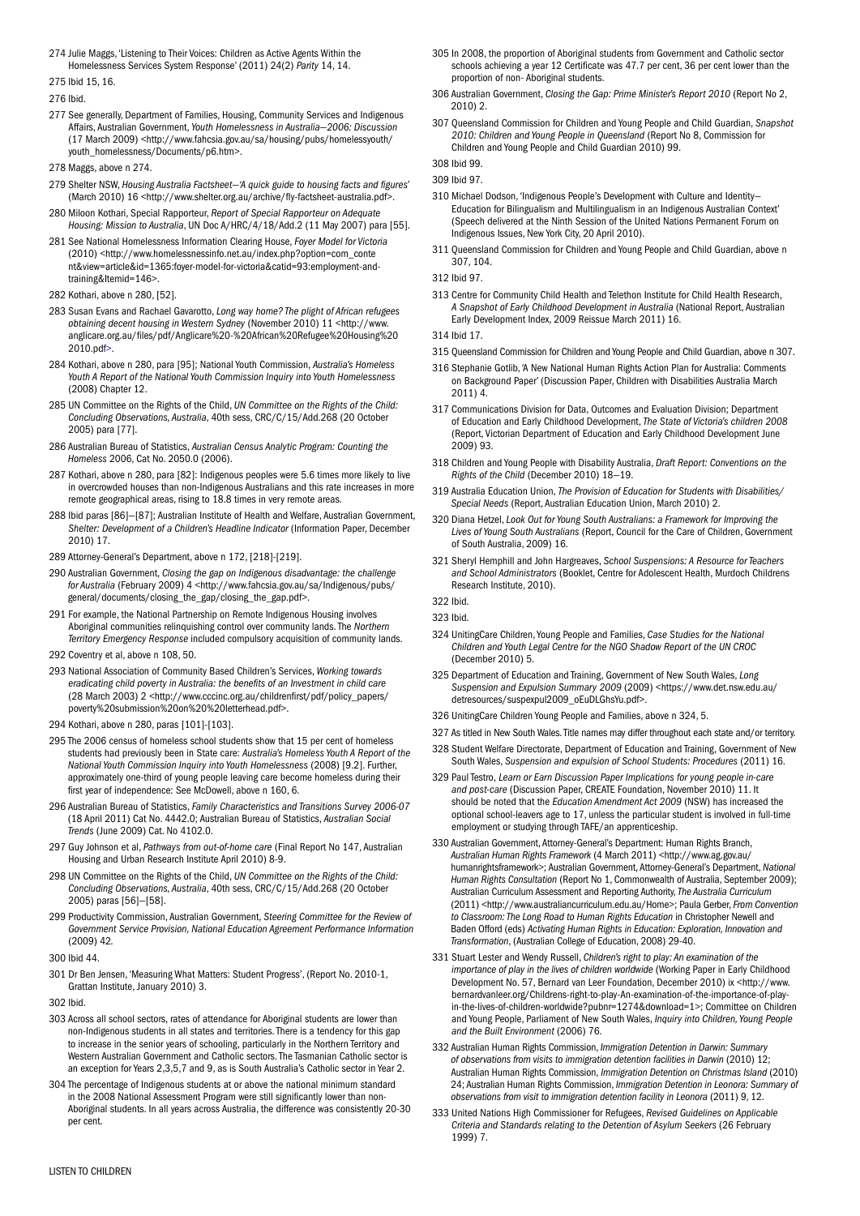274 Julie Maggs, 'Listening to Their Voices: Children as Active Agents Within the Homelessness Services System Response' (2011) 24(2) *Parity* 14, 14.

275 Ibid 15, 16.

276 Ibid.

277 See generally, Department of Families, Housing, Community Services and Indigenous Affairs, Australian Government, *Youth Homelessness in Australia—2006: Discussion* (17 March 2009) <http://www.fahcsia.gov.au/sa/housing/pubs/homelessyouth/youth_homelessness/Documents/p6.htm>.

278 Maggs, above n 274.

279 Shelter NSW, *Housing Australia Factsheet—'A quick guide to housing facts and figures'* (March 2010) 16 <http://www.shelter.org.au/archive/fly-factsheet-australia.pdf>.

280 Miloon Kothari, Special Rapporteur, *Report of Special Rapporteur on Adequate Housing: Mission to Australia*, UN Doc A/HRC/4/18/Add.2 (11 May 2007) para [55].

281 See National Homelessness Information Clearing House, *Foyer Model for Victoria* (2010) <http://www.homelessnessinfo.net.au/index.php?option=com_content&view=article&id=1365:foyer-model-for-victoria&catid=93:employment-and-training&Itemid=146>.

282 Kothari, above n 280, [52].

283 Susan Evans and Rachael Gavarotto, *Long way home? The plight of African refugees obtaining decent housing in Western Sydney* (November 2010) 11 <http://www.anglicare.org.au/files/pdf/Anglicare%20-%20African%20Refugee%20Housing%202010.pdf>.

284 Kothari, above n 280, para [95]; National Youth Commission, *Australia's Homeless Youth A Report of the National Youth Commission Inquiry into Youth Homelessness* (2008) Chapter 12.

285 UN Committee on the Rights of the Child, *UN Committee on the Rights of the Child: Concluding Observations, Australia*, 40th sess, CRC/C/15/Add.268 (20 October 2005) para [77].

286 Australian Bureau of Statistics, *Australian Census Analytic Program: Counting the Homeless* 2006, Cat No. 2050.0 (2006).

287 Kothari, above n 280, para [82]: Indigenous peoples were 5.6 times more likely to live in overcrowded houses than non-Indigenous Australians and this rate increases in more remote geographical areas, rising to 18.8 times in very remote areas.

288 Ibid paras [86]–[87]; Australian Institute of Health and Welfare, Australian Government, *Shelter: Development of a Children's Headline Indicator* (Information Paper, December 2010) 17.

289 Attorney-General's Department, above n 172, [218]-[219].

290 Australian Government, *Closing the gap on Indigenous disadvantage: the challenge for Australia* (February 2009) 4 <http://www.fahcsia.gov.au/sa/Indigenous/pubs/general/documents/closing_the_gap/closing_the_gap.pdf>.

291 For example, the National Partnership on Remote Indigenous Housing involves Aboriginal communities relinquishing control over community lands. The *Northern Territory Emergency Response* included compulsory acquisition of community lands.

292 Coventry et al, above n 108, 50.

293 National Association of Community Based Children's Services, *Working towards eradicating child poverty in Australia: the benefits of an Investment in child care* (28 March 2003) 2 <http://www.cccinc.org.au/childrenfirst/pdf/policy_papers/poverty%20submission%20on%20letterhead.pdf>.

294 Kothari, above n 280, paras [101]-[103].

295 The 2006 census of homeless school students show that 15 per cent of homeless students had previously been in State care: *Australia's Homeless Youth A Report of the National Youth Commission Inquiry into Youth Homelessness* (2008) [9.2]. Further, approximately one-third of young people leaving care become homeless during their first year of independence: See McDowell, above n 160, 6.

296 Australian Bureau of Statistics, *Family Characteristics and Transitions Survey 2006-07* (18 April 2011) Cat No. 4442.0; Australian Bureau of Statistics, *Australian Social Trends* (June 2009) Cat. No 4102.0.

297 Guy Johnson et al, *Pathways from out-of-home care* (Final Report No 147, Australian Housing and Urban Research Institute April 2010) 8-9.

298 UN Committee on the Rights of the Child, *UN Committee on the Rights of the Child: Concluding Observations, Australia*, 40th sess, CRC/C/15/Add.268 (20 October 2005) paras [56]–[58].

299 Productivity Commission, Australian Government, *Steering Committee for the Review of Government Service Provision, National Education Agreement Performance Information* (2009) 42.

300 Ibid 44.

301 Dr Ben Jensen, 'Measuring What Matters: Student Progress', (Report No. 2010-1, Grattan Institute, January 2010) 3.

302 Ibid.

303 Across all school sectors, rates of attendance for Aboriginal students are lower than non-Indigenous students in all states and territories. There is a tendency for this gap to increase in the senior years of schooling, particularly in the Northern Territory and Western Australian Government and Catholic sectors. The Tasmanian Catholic sector is an exception for Years 2,3,5,7 and 9, as is South Australia's Catholic sector in Year 2.

304 The percentage of Indigenous students at or above the national minimum standard in the 2008 National Assessment Program were still significantly lower than non-Aboriginal students. In all years across Australia, the difference was consistently 20-30 per cent.

305 In 2008, the proportion of Aboriginal students from Government and Catholic sector schools achieving a year 12 Certificate was 47.7 per cent, 36 per cent lower than the proportion of non- Aboriginal students.

306 Australian Government, *Closing the Gap: Prime Minister's Report 2010* (Report No 2, 2010) 2.

307 Queensland Commission for Children and Young People and Child Guardian, *Snapshot 2010: Children and Young People in Queensland* (Report No 8, Commission for Children and Young People and Child Guardian 2010) 99.

308 Ibid 99.

309 Ibid 97.

310 Michael Dodson, 'Indigenous People's Development with Culture and Identity—Education for Bilingualism and Multilingualism in an Indigenous Australian Context' (Speech delivered at the Ninth Session of the United Nations Permanent Forum on Indigenous Issues, New York City, 20 April 2010).

311 Queensland Commission for Children and Young People and Child Guardian, above n 307, 104.

312 Ibid 97.

313 Centre for Community Child Health and Telethon Institute for Child Health Research, *A Snapshot of Early Childhood Development in Australia* (National Report, Australian Early Development Index, 2009 Reissue March 2011) 16.

314 Ibid 17.

315 Queensland Commission for Children and Young People and Child Guardian, above n 307.

316 Stephanie Gotlib, 'A New National Human Rights Action Plan for Australia: Comments on Background Paper' (Discussion Paper, Children with Disabilities Australia March 2011) 4.

317 Communications Division for Data, Outcomes and Evaluation Division; Department of Education and Early Childhood Development, *The State of Victoria's children 2008* (Report, Victorian Department of Education and Early Childhood Development June 2009) 93.

318 Children and Young People with Disability Australia, *Draft Report: Conventions on the Rights of the Child* (December 2010) 18–19.

319 Australia Education Union, *The Provision of Education for Students with Disabilities/Special Needs* (Report, Australian Education Union, March 2010) 2.

320 Diana Hetzel, *Look Out for Young South Australians: a Framework for Improving the Lives of Young South Australians* (Report, Council for the Care of Children, Government of South Australia, 2009) 16.

321 Sheryl Hemphill and John Hargreaves, *School Suspensions: A Resource for Teachers and School Administrators* (Booklet, Centre for Adolescent Health, Murdoch Childrens Research Institute, 2010).

322 Ibid.

323 Ibid.

324 UnitingCare Children, Young People and Families, *Case Studies for the National Children and Youth Legal Centre for the NGO Shadow Report of the UN CROC* (December 2010) 5.

325 Department of Education and Training, Government of New South Wales, *Long Suspension and Expulsion Summary 2009* (2009) <https://www.det.nsw.edu.au/detresources/suspexpul2009_oEuDLGhsYu.pdf>.

326 UnitingCare Children Young People and Families, above n 324, 5.

327 As titled in New South Wales. Title names may differ throughout each state and/or territory.

328 Student Welfare Directorate, Department of Education and Training, Government of New South Wales, *Suspension and expulsion of School Students: Procedures* (2011) 16.

329 Paul Testro, *Learn or Earn Discussion Paper Implications for young people in-care and post-care* (Discussion Paper, CREATE Foundation, November 2010) 11. It should be noted that the *Education Amendment Act 2009* (NSW) has increased the optional school-leavers age to 17, unless the particular student is involved in full-time employment or studying through TAFE/an apprenticeship.

330 Australian Government, Attorney-General's Department: Human Rights Branch, *Australian Human Rights Framework* (4 March 2011) <http://www.ag.gov.au/humanrightsframework>; Australian Government, Attorney-General's Department, *National Human Rights Consultation* (Report No 1, Commonwealth of Australia, September 2009); Australian Curriculum Assessment and Reporting Authority, *The Australia Curriculum* (2011) <http://www.australiancurriculum.edu.au/Home>; Paula Gerber, *From Convention to Classroom: The Long Road to Human Rights Education* in Christopher Newell and Baden Offord (eds) *Activating Human Rights in Education: Exploration, Innovation and Transformation*, (Australian College of Education, 2008) 29-40.

331 Stuart Lester and Wendy Russell, *Children's right to play: An examination of the importance of play in the lives of children worldwide* (Working Paper in Early Childhood Development No. 57, Bernard van Leer Foundation, December 2010) ix <http://www.bernardvanleer.org/Childrens-right-to-play-An-examination-of-the-importance-of-play-in-the-lives-of-children-worldwide?pubnr=1274&download=1>; Committee on Children and Young People, Parliament of New South Wales, *Inquiry into Children, Young People and the Built Environment* (2006) 76.

332 Australian Human Rights Commission, *Immigration Detention in Darwin: Summary of observations from visits to immigration detention facilities in Darwin* (2010) 12; Australian Human Rights Commission, *Immigration Detention on Christmas Island* (2010) 24; Australian Human Rights Commission, *Immigration Detention in Leonora: Summary of observations from visit to immigration detention facility in Leonora* (2011) 9, 12.

333 United Nations High Commissioner for Refugees, *Revised Guidelines on Applicable Criteria and Standards relating to the Detention of Asylum Seekers* (26 February 1999) 7.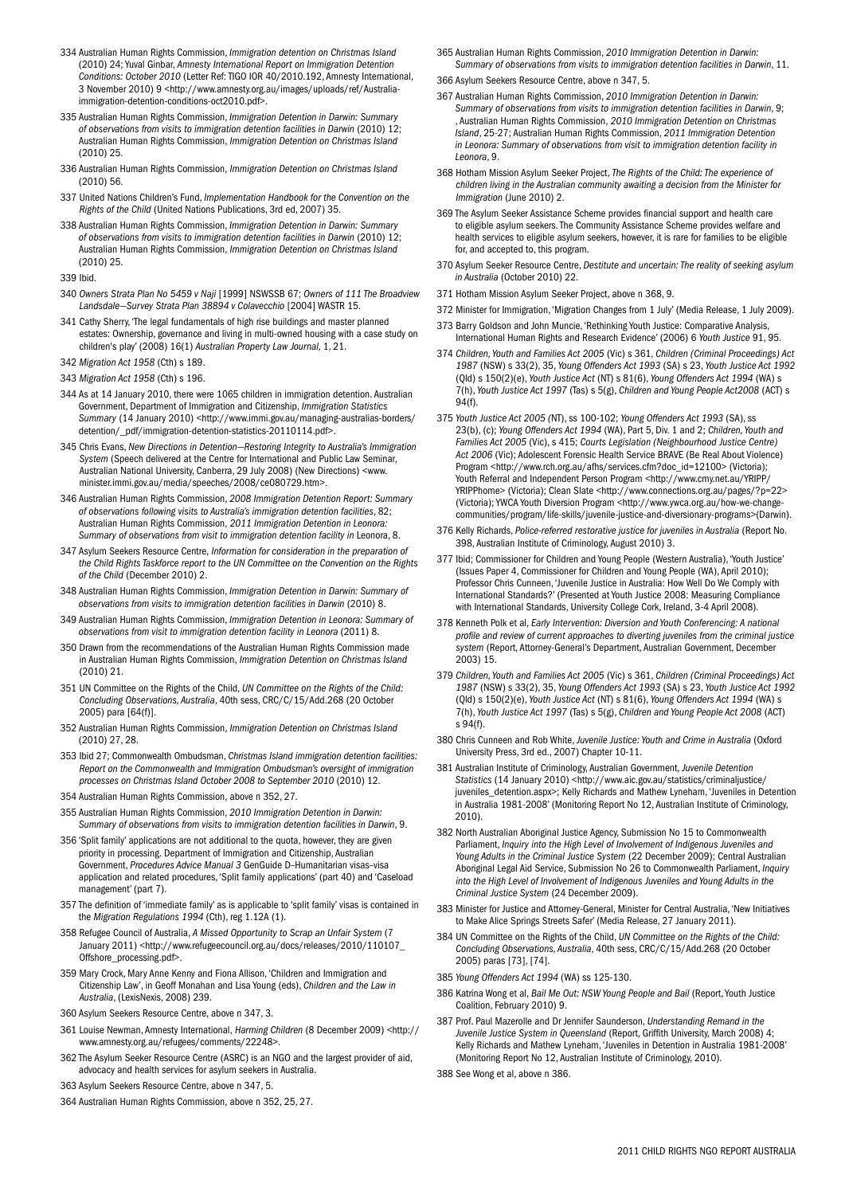334 Australian Human Rights Commission, *Immigration detention on Christmas Island* (2010) 24; Yuval Ginbar, *Amnesty International Report on Immigration Detention Conditions: October 2010* (Letter Ref: TIGO IOR 40/2010.192, Amnesty International, 3 November 2010) 9 <http://www.amnesty.org.au/images/uploads/ref/Australia-immigration-detention-conditions-oct2010.pdf>.

335 Australian Human Rights Commission, *Immigration Detention in Darwin: Summary of observations from visits to immigration detention facilities in Darwin* (2010) 12; Australian Human Rights Commission, *Immigration Detention on Christmas Island* (2010) 25.

336 Australian Human Rights Commission, *Immigration Detention on Christmas Island* (2010) 56.

337 United Nations Children's Fund, *Implementation Handbook for the Convention on the Rights of the Child* (United Nations Publications, 3rd ed, 2007) 35.

338 Australian Human Rights Commission, *Immigration Detention in Darwin: Summary of observations from visits to immigration detention facilities in Darwin* (2010) 12; Australian Human Rights Commission, *Immigration Detention on Christmas Island* (2010) 25.

339 Ibid.

340 *Owners Strata Plan No 5459 v Naji* [1999] NSWSSB 67; *Owners of 111 The Broadview Landsdale—Survey Strata Plan 38894 v Colavecchio* [2004] WASTR 15.

341 Cathy Sherry, 'The legal fundamentals of high rise buildings and master planned estates: Ownership, governance and living in multi-owned housing with a case study on children's play' (2008) 16(1) *Australian Property Law Journal*, 1, 21.

342 *Migration Act 1958* (Cth) s 189.

343 *Migration Act 1958* (Cth) s 196.

344 As at 14 January 2010, there were 1065 children in immigration detention. Australian Government, Department of Immigration and Citizenship, *Immigration Statistics Summary* (14 January 2010) <http://www.immi.gov.au/managing-australias-borders/detention/_pdf/immigration-detention-statistics-20110114.pdf>.

345 Chris Evans, *New Directions in Detention—Restoring Integrity to Australia's Immigration System* (Speech delivered at the Centre for International and Public Law Seminar, Australian National University, Canberra, 29 July 2008) (New Directions) <www.minister.immi.gov.au/media/speeches/2008/ce080729.htm>.

346 Australian Human Rights Commission, *2008 Immigration Detention Report: Summary of observations following visits to Australia's immigration detention facilities*, 82; Australian Human Rights Commission, *2011 Immigration Detention in Leonora: Summary of observations from visit to immigration detention facility in* Leonora, 8.

347 Asylum Seekers Resource Centre, *Information for consideration in the preparation of the Child Rights Taskforce report to the UN Committee on the Convention on the Rights of the Child* (December 2010) 2.

348 Australian Human Rights Commission, *Immigration Detention in Darwin: Summary of observations from visits to immigration detention facilities in Darwin* (2010) 8.

349 Australian Human Rights Commission, *Immigration Detention in Leonora: Summary of observations from visit to immigration detention facility in Leonora* (2011) 8.

350 Drawn from the recommendations of the Australian Human Rights Commission made in Australian Human Rights Commission, *Immigration Detention on Christmas Island* (2010) 21.

351 UN Committee on the Rights of the Child, *UN Committee on the Rights of the Child: Concluding Observations, Australia*, 40th sess, CRC/C/15/Add.268 (20 October 2005) para [64(f)].

352 Australian Human Rights Commission, *Immigration Detention on Christmas Island* (2010) 27, 28.

353 Ibid 27; Commonwealth Ombudsman, *Christmas Island immigration detention facilities: Report on the Commonwealth and Immigration Ombudsman's oversight of immigration processes on Christmas Island October 2008 to September 2010* (2010) 12.

354 Australian Human Rights Commission, above n 352, 27.

355 Australian Human Rights Commission, *2010 Immigration Detention in Darwin: Summary of observations from visits to immigration detention facilities in Darwin*, 9.

356 'Split family' applications are not additional to the quota, however, they are given priority in processing. Department of Immigration and Citizenship, Australian Government, *Procedures Advice Manual 3* GenGuide D–Humanitarian visas–visa application and related procedures, 'Split family applications' (part 40) and 'Caseload management' (part 7).

357 The definition of 'immediate family' as is applicable to 'split family' visas is contained in the *Migration Regulations 1994* (Cth), reg 1.12A (1).

358 Refugee Council of Australia, *A Missed Opportunity to Scrap an Unfair System* (7 January 2011) <http://www.refugeecouncil.org.au/docs/releases/2010/110107_Offshore_processing.pdf>.

359 Mary Crock, Mary Anne Kenny and Fiona Allison, 'Children and Immigration and Citizenship Law', in Geoff Monahan and Lisa Young (eds), *Children and the Law in Australia*, (LexisNexis, 2008) 239.

360 Asylum Seekers Resource Centre, above n 347, 3.

361 Louise Newman, Amnesty International, *Harming Children* (8 December 2009) <http://www.amnesty.org.au/refugees/comments/22248>.

362 The Asylum Seeker Resource Centre (ASRC) is an NGO and the largest provider of aid, advocacy and health services for asylum seekers in Australia.

363 Asylum Seekers Resource Centre, above n 347, 5.

364 Australian Human Rights Commission, above n 352, 25, 27.

365 Australian Human Rights Commission, *2010 Immigration Detention in Darwin: Summary of observations from visits to immigration detention facilities in Darwin*, 11.

366 Asylum Seekers Resource Centre, above n 347, 5.

367 Australian Human Rights Commission, *2010 Immigration Detention in Darwin: Summary of observations from visits to immigration detention facilities in Darwin*, 9; , Australian Human Rights Commission, *2010 Immigration Detention on Christmas Island*, 25-27; Australian Human Rights Commission, *2011 Immigration Detention in Leonora: Summary of observations from visit to immigration detention facility in Leonora*, 9.

368 Hotham Mission Asylum Seeker Project, *The Rights of the Child: The experience of children living in the Australian community awaiting a decision from the Minister for Immigration* (June 2010) 2.

369 The Asylum Seeker Assistance Scheme provides financial support and health care to eligible asylum seekers. The Community Assistance Scheme provides welfare and health services to eligible asylum seekers, however, it is rare for families to be eligible for, and accepted to, this program.

370 Asylum Seeker Resource Centre, *Destitute and uncertain: The reality of seeking asylum in Australia* (October 2010) 22.

371 Hotham Mission Asylum Seeker Project, above n 368, 9.

372 Minister for Immigration, 'Migration Changes from 1 July' (Media Release, 1 July 2009).

373 Barry Goldson and John Muncie, 'Rethinking Youth Justice: Comparative Analysis, International Human Rights and Research Evidence' (2006) 6 *Youth Justice* 91, 95.

374 *Children, Youth and Families Act 2005* (Vic) s 361, *Children (Criminal Proceedings) Act 1987* (NSW) s 33(2), 35, *Young Offenders Act 1993* (SA) s 23, *Youth Justice Act 1992* (Qld) s 150(2)(e), *Youth Justice Act* (NT) s 81(6), *Young Offenders Act 1994* (WA) s 7(h), *Youth Justice Act 1997* (Tas) s 5(g), *Children and Young People Act2008* (ACT) s 94(f).

375 *Youth Justice Act 2005 (N*T), ss 100-102; *Young Offenders Act 1993* (SA), ss 23(b), (c); *Young Offenders Act 1994* (WA), Part 5, Div. 1 and 2; *Children, Youth and Families Act 2005* (Vic), s 415; *Courts Legislation (Neighbourhood Justice Centre) Act 2006* (Vic); Adolescent Forensic Health Service BRAVE (Be Real About Violence) Program <http://www.rch.org.au/afhs/services.cfm?doc_id=12100> (Victoria); Youth Referral and Independent Person Program <http://www.cmy.net.au/YRIPP/YRIPPhome> (Victoria); Clean Slate <http://www.connections.org.au/pages/?p=22> (Victoria); YWCA Youth Diversion Program <http://www.ywca.org.au/how-we-change-communities/program/life-skills/juvenile-justice-and-diversionary-programs>(Darwin).

376 Kelly Richards, *Police-referred restorative justice for juveniles in Australia* (Report No. 398, Australian Institute of Criminology, August 2010) 3.

377 Ibid; Commissioner for Children and Young People (Western Australia), 'Youth Justice' (Issues Paper 4, Commissioner for Children and Young People (WA), April 2010); Professor Chris Cunneen, 'Juvenile Justice in Australia: How Well Do We Comply with International Standards?' (Presented at Youth Justice 2008: Measuring Compliance with International Standards, University College Cork, Ireland, 3-4 April 2008).

378 Kenneth Polk et al, *Early Intervention: Diversion and Youth Conferencing: A national profile and review of current approaches to diverting juveniles from the criminal justice system* (Report, Attorney-General's Department, Australian Government, December 2003) 15.

379 *Children, Youth and Families Act 2005* (Vic) s 361, *Children (Criminal Proceedings) Act 1987* (NSW) s 33(2), 35, *Young Offenders Act 1993* (SA) s 23, *Youth Justice Act 1992* (Qld) s 150(2)(e), *Youth Justice Act* (NT) s 81(6), *Young Offenders Act 1994* (WA) s 7(h), *Youth Justice Act 1997* (Tas) s 5(g), *Children and Young People Act 2008* (ACT) s 94(f).

380 Chris Cunneen and Rob White, *Juvenile Justice: Youth and Crime in Australia* (Oxford University Press, 3rd ed., 2007) Chapter 10-11.

381 Australian Institute of Criminology, Australian Government, *Juvenile Detention Statistics* (14 January 2010) <http://www.aic.gov.au/statistics/criminaljustice/juveniles_detention.aspx>; Kelly Richards and Mathew Lyneham, 'Juveniles in Detention in Australia 1981-2008' (Monitoring Report No 12, Australian Institute of Criminology, 2010).

382 North Australian Aboriginal Justice Agency, Submission No 15 to Commonwealth Parliament, *Inquiry into the High Level of Involvement of Indigenous Juveniles and Young Adults in the Criminal Justice System* (22 December 2009); Central Australian Aboriginal Legal Aid Service, Submission No 26 to Commonwealth Parliament, *Inquiry into the High Level of Involvement of Indigenous Juveniles and Young Adults in the Criminal Justice System* (24 December 2009).

383 Minister for Justice and Attorney-General, Minister for Central Australia, 'New Initiatives to Make Alice Springs Streets Safer' (Media Release, 27 January 2011).

384 UN Committee on the Rights of the Child, *UN Committee on the Rights of the Child: Concluding Observations, Australia*, 40th sess, CRC/C/15/Add.268 (20 October 2005) paras [73], [74].

385 *Young Offenders Act 1994* (WA) ss 125-130.

386 Katrina Wong et al, *Bail Me Out: NSW Young People and Bail* (Report, Youth Justice Coalition, February 2010) 9.

387 Prof. Paul Mazerolle and Dr Jennifer Saunderson, *Understanding Remand in the Juvenile Justice System in Queensland* (Report, Griffith University, March 2008) 4; Kelly Richards and Mathew Lyneham, 'Juveniles in Detention in Australia 1981-2008' (Monitoring Report No 12, Australian Institute of Criminology, 2010).

388 See Wong et al, above n 386.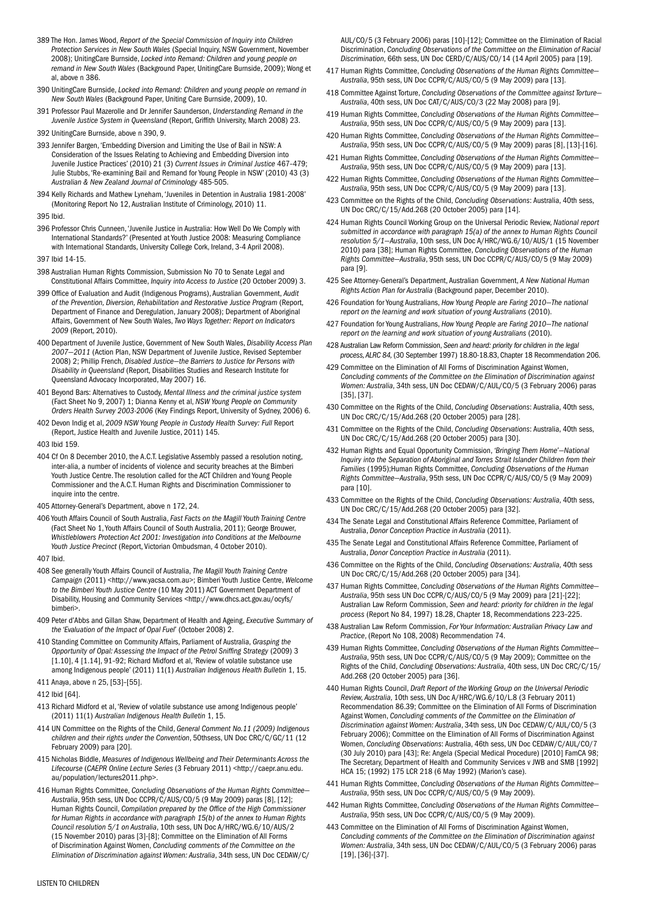389 The Hon. James Wood, *Report of the Special Commission of Inquiry into Children Protection Services in New South Wales* (Special Inquiry, NSW Government, November 2008); UnitingCare Burnside, *Locked into Remand: Children and young people on remand in New South Wales* (Background Paper, UnitingCare Burnside, 2009); Wong et al, above n 386.

390 UnitingCare Burnside, *Locked into Remand: Children and young people on remand in New South Wales* (Background Paper, Uniting Care Burnside, 2009), 10.

391 Professor Paul Mazerolle and Dr Jennifer Saunderson, *Understanding Remand in the Juvenile Justice System in Queensland* (Report, Griffith University, March 2008) 23.

392 UnitingCare Burnside, above n 390, 9.

393 Jennifer Bargen, 'Embedding Diversion and Limiting the Use of Bail in NSW: A Consideration of the Issues Relating to Achieving and Embedding Diversion into Juvenile Justice Practices' (2010) 21 (3) *Current Issues in Criminal Justice* 467–479; Julie Stubbs, 'Re-examining Bail and Remand for Young People in NSW' (2010) 43 (3) *Australian & New Zealand Journal of Criminology* 485-505.

394 Kelly Richards and Mathew Lyneham, 'Juveniles in Detention in Australia 1981-2008' (Monitoring Report No 12, Australian Institute of Criminology, 2010) 11.

395 Ibid.

396 Professor Chris Cunneen, 'Juvenile Justice in Australia: How Well Do We Comply with International Standards?' (Presented at Youth Justice 2008: Measuring Compliance with International Standards, University College Cork, Ireland, 3-4 April 2008).

397 Ibid 14-15.

398 Australian Human Rights Commission, Submission No 70 to Senate Legal and Constitutional Affairs Committee, *Inquiry into Access to Justice* (20 October 2009) 3.

399 Office of Evaluation and Audit (Indigenous Programs), Australian Government, *Audit of the Prevention, Diversion, Rehabilitation and Restorative Justice Program* (Report, Department of Finance and Deregulation, January 2008); Department of Aboriginal Affairs, Government of New South Wales, *Two Ways Together: Report on Indicators 2009* (Report, 2010).

400 Department of Juvenile Justice, Government of New South Wales, *Disability Access Plan 2007—2011* (Action Plan, NSW Department of Juvenile Justice, Revised September 2008) 2; Phillip French, *Disabled Justice—the Barriers to Justice for Persons with Disability in Queensland* (Report, Disabilities Studies and Research Institute for Queensland Advocacy Incorporated, May 2007) 16.

401 Beyond Bars: Alternatives to Custody, *Mental Illness and the criminal justice system* (Fact Sheet No 9, 2007) 1; Dianna Kenny et al, *NSW Young People on Community Orders Health Survey 2003-2006* (Key Findings Report, University of Sydney, 2006) 6.

402 Devon Indig et al, *2009 NSW Young People in Custody Health Survey: Full* Report (Report, Justice Health and Juvenile Justice, 2011) 145.

403 Ibid 159.

404 Cf On 8 December 2010, the A.C.T. Legislative Assembly passed a resolution noting, inter-alia, a number of incidents of violence and security breaches at the Bimberi Youth Justice Centre. The resolution called for the ACT Children and Young People Commissioner and the A.C.T. Human Rights and Discrimination Commissioner to inquire into the centre.

405 Attorney-General's Department, above n 172, 24.

406 Youth Affairs Council of South Australia, *Fast Facts on the Magill Youth Training Centre* (Fact Sheet No 1, Youth Affairs Council of South Australia, 2011); George Brouwer, *Whistleblowers Protection Act 2001: Investigation into Conditions at the Melbourne Youth Justice Precinct* (Report, Victorian Ombudsman, 4 October 2010).

407 Ibid.

408 See generally Youth Affairs Council of Australia, *The Magill Youth Training Centre Campaign* (2011) <http://www.yacsa.com.au>; Bimberi Youth Justice Centre, *Welcome to the Bimberi Youth Justice Centre* (10 May 2011) ACT Government Department of Disability, Housing and Community Services <http://www.dhcs.act.gov.au/ocyfs/bimberi>.

409 Peter d'Abbs and Gillan Shaw, Department of Health and Ageing, *Executive Summary of the 'Evaluation of the Impact of Opal Fuel'* (October 2008) 2.

410 Standing Committee on Community Affairs, Parliament of Australia, *Grasping the Opportunity of Opal: Assessing the Impact of the Petrol Sniffing Strategy* (2009) 3 [1.10], 4 [1.14], 91–92; Richard Midford et al, 'Review of volatile substance use among Indigenous people' (2011) 11(1) *Australian Indigenous Health Bulletin* 1, 15.

411 Anaya, above n 25, [53]–[55].

412 Ibid [64].

413 Richard Midford et al, 'Review of volatile substance use among Indigenous people' (2011) 11(1) *Australian Indigenous Health Bulletin* 1, 15.

414 UN Committee on the Rights of the Child, *General Comment No.11 (2009) Indigenous children and their rights under the Convention*, 50thsess, UN Doc CRC/C/GC/11 (12 February 2009) para [20].

415 Nicholas Biddle, *Measures of Indigenous Wellbeing and Their Determinants Across the Lifecourse* (*CAEPR Online Lecture Series* (3 February 2011) <http://caepr.anu.edu.au/population/lectures2011.php>.

416 Human Rights Committee, *Concluding Observations of the Human Rights Committee—Australia*, 95th sess, UN Doc CCPR/C/AUS/CO/5 (9 May 2009) paras [8], [12]; Human Rights Council, *Compilation prepared by the Office of the High Commissioner for Human Rights in accordance with paragraph 15(b) of the annex to Human Rights Council resolution 5/1 on Australia*, 10th sess, UN Doc A/HRC/WG.6/10/AUS/2 (15 November 2010) paras [3]-[8]; Committee on the Elimination of All Forms of Discrimination Against Women, *Concluding comments of the Committee on the Elimination of Discrimination against Women: Australia*, 34th sess, UN Doc CEDAW/C/AUL/CO/5 (3 February 2006) paras [10]-[12]; Committee on the Elimination of Racial Discrimination, *Concluding Observations of the Committee on the Elimination of Racial Discrimination*, 66th sess, UN Doc CERD/C/AUS/CO/14 (14 April 2005) para [19].

417 Human Rights Committee, *Concluding Observations of the Human Rights Committee—Australia*, 95th sess, UN Doc CCPR/C/AUS/CO/5 (9 May 2009) para [13].

418 Committee Against Torture, *Concluding Observations of the Committee against Torture—Australia*, 40th sess, UN Doc CAT/C/AUS/CO/3 (22 May 2008) para [9].

419 Human Rights Committee, *Concluding Observations of the Human Rights Committee—Australia*, 95th sess, UN Doc CCPR/C/AUS/CO/5 (9 May 2009) para [13].

420 Human Rights Committee, *Concluding Observations of the Human Rights Committee—Australia*, 95th sess, UN Doc CCPR/C/AUS/CO/5 (9 May 2009) paras [8], [13]-[16].

421 Human Rights Committee, *Concluding Observations of the Human Rights Committee—Australia*, 95th sess, UN Doc CCPR/C/AUS/CO/5 (9 May 2009) para [13].

422 Human Rights Committee, *Concluding Observations of the Human Rights Committee—Australia*, 95th sess, UN Doc CCPR/C/AUS/CO/5 (9 May 2009) para [13].

423 Committee on the Rights of the Child, *Concluding Observations*: Australia, 40th sess, UN Doc CRC/C/15/Add.268 (20 October 2005) para [14].

424 Human Rights Council Working Group on the Universal Periodic Review, *National report submitted in accordance with paragraph 15(a) of the annex to Human Rights Council resolution 5/1—Australia*, 10th sess, UN Doc A/HRC/WG.6/10/AUS/1 (15 November 2010) para [38]; Human Rights Committee, *Concluding Observations of the Human Rights Committee—Australia*, 95th sess, UN Doc CCPR/C/AUS/CO/5 (9 May 2009) para [9].

425 See Attorney-General's Department, Australian Government, *A New National Human Rights Action Plan for Australia* (Background paper, December 2010).

426 Foundation for Young Australians, *How Young People are Faring 2010—The national report on the learning and work situation of young Australians* (2010).

427 Foundation for Young Australians, *How Young People are Faring 2010—The national report on the learning and work situation of young Australians* (2010).

428 Australian Law Reform Commission, *Seen and heard: priority for children in the legal process, ALRC 84,* (30 September 1997) 18.80-18.83, Chapter 18 Recommendation 206.

429 Committee on the Elimination of All Forms of Discrimination Against Women, *Concluding comments of the Committee on the Elimination of Discrimination against Women: Australia*, 34th sess, UN Doc CEDAW/C/AUL/CO/5 (3 February 2006) paras [35], [37].

430 Committee on the Rights of the Child, *Concluding Observations*: Australia, 40th sess, UN Doc CRC/C/15/Add.268 (20 October 2005) para [28].

431 Committee on the Rights of the Child, *Concluding Observations*: Australia, 40th sess, UN Doc CRC/C/15/Add.268 (20 October 2005) para [30].

432 Human Rights and Equal Opportunity Commission, *'Bringing Them Home'—National Inquiry into the Separation of Aboriginal and Torres Strait Islander Children from their Families* (1995);Human Rights Committee, *Concluding Observations of the Human Rights Committee—Australia*, 95th sess, UN Doc CCPR/C/AUS/CO/5 (9 May 2009) para [10].

433 Committee on the Rights of the Child, *Concluding Observations: Australia*, 40th sess, UN Doc CRC/C/15/Add.268 (20 October 2005) para [32].

434 The Senate Legal and Constitutional Affairs Reference Committee, Parliament of Australia, *Donor Conception Practice in Australia* (2011).

435 The Senate Legal and Constitutional Affairs Reference Committee, Parliament of Australia, *Donor Conception Practice in Australia* (2011).

436 Committee on the Rights of the Child, *Concluding Observations: Australia*, 40th sess UN Doc CRC/C/15/Add.268 (20 October 2005) para [34].

437 Human Rights Committee, *Concluding Observations of the Human Rights Committee—Australia*, 95th sess UN Doc CCPR/C/AUS/CO/5 (9 May 2009) para [21]-[22]; Australian Law Reform Commission, *Seen and heard: priority for children in the legal process* (Report No 84, 1997) 18.28, Chapter 18, Recommendations 223–225.

438 Australian Law Reform Commission, *For Your Information: Australian Privacy Law and Practice*, (Report No 108, 2008) Recommendation 74.

439 Human Rights Committee, *Concluding Observations of the Human Rights Committee—Australia*, 95th sess, UN Doc CCPR/C/AUS/CO/5 (9 May 2009); Committee on the Rights of the Child, *Concluding Observations: Australia*, 40th sess, UN Doc CRC/C/15/Add.268 (20 October 2005) para [36].

440 Human Rights Council, *Draft Report of the Working Group on the Universal Periodic Review, Australia*, 10th sess, UN Doc A/HRC/WG.6/10/L.8 (3 February 2011) Recommendation 86.39; Committee on the Elimination of All Forms of Discrimination Against Women, *Concluding comments of the Committee on the Elimination of Discrimination against Women: Australia*, 34th sess, UN Doc CEDAW/C/AUL/CO/5 (3 February 2006); Committee on the Elimination of All Forms of Discrimination Against Women, *Concluding Observations*: Australia, 46th sess, UN Doc CEDAW/C/AUL/CO/7 (30 July 2010) para [43]; Re: Angela (Special Medical Procedure) [2010] FamCA 98; The Secretary, Department of Health and Community Services v JWB and SMB [1992] HCA 15; (1992) 175 LCR 218 (6 May 1992) (Marion's case).

441 Human Rights Committee, *Concluding Observations of the Human Rights Committee—Australia*, 95th sess, UN Doc CCPR/C/AUS/CO/5 (9 May 2009).

442 Human Rights Committee, *Concluding Observations of the Human Rights Committee—Australia*, 95th sess, UN Doc CCPR/C/AUS/CO/5 (9 May 2009).

443 Committee on the Elimination of All Forms of Discrimination Against Women, *Concluding comments of the Committee on the Elimination of Discrimination against Women: Australia*, 34th sess, UN Doc CEDAW/C/AUL/CO/5 (3 February 2006) paras [19], [36]-[37].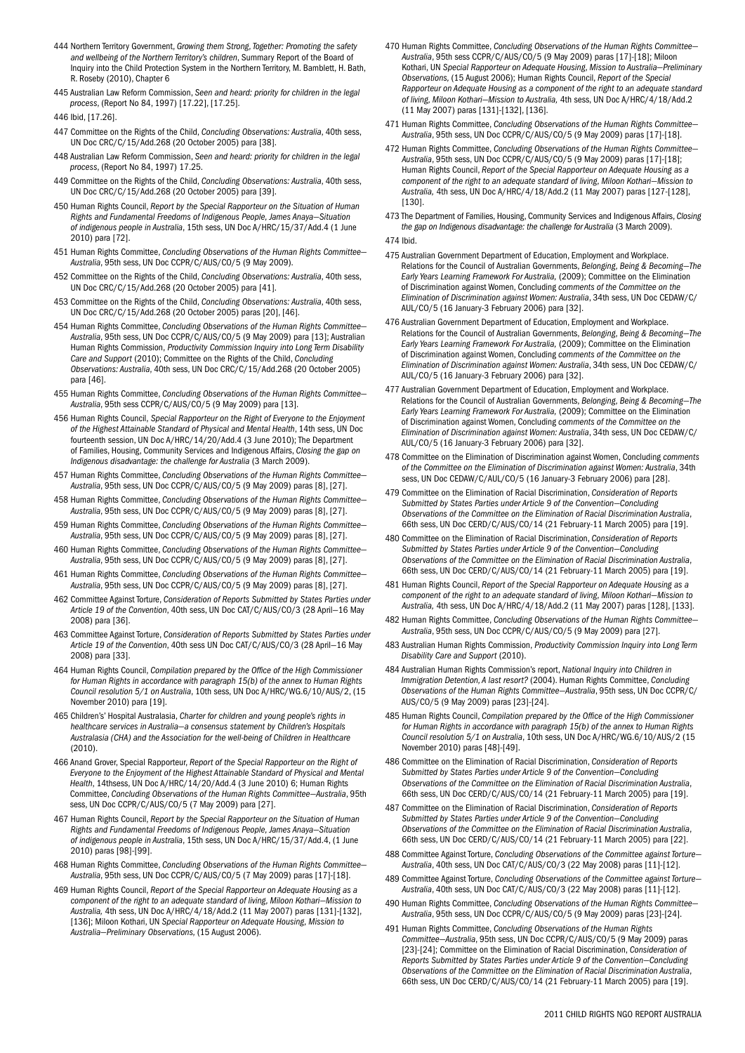444 Northern Territory Government, *Growing them Strong, Together: Promoting the safety and wellbeing of the Northern Territory's children*, Summary Report of the Board of Inquiry into the Child Protection System in the Northern Territory, M. Bamblett, H. Bath, R. Roseby (2010), Chapter 6

445 Australian Law Reform Commission, *Seen and heard: priority for children in the legal process*, (Report No 84, 1997) [17.22], [17.25].

446 Ibid, [17.26].

447 Committee on the Rights of the Child, *Concluding Observations: Australia*, 40th sess, UN Doc CRC/C/15/Add.268 (20 October 2005) para [38].

448 Australian Law Reform Commission, *Seen and heard: priority for children in the legal process*, (Report No 84, 1997) 17.25.

449 Committee on the Rights of the Child, *Concluding Observations: Australia*, 40th sess, UN Doc CRC/C/15/Add.268 (20 October 2005) para [39].

450 Human Rights Council, *Report by the Special Rapporteur on the Situation of Human Rights and Fundamental Freedoms of Indigenous People, James Anaya—Situation of indigenous people in Australia*, 15th sess, UN Doc A/HRC/15/37/Add.4 (1 June 2010) para [72].

451 Human Rights Committee, *Concluding Observations of the Human Rights Committee—Australia*, 95th sess, UN Doc CCPR/C/AUS/CO/5 (9 May 2009).

452 Committee on the Rights of the Child, *Concluding Observations: Australia*, 40th sess, UN Doc CRC/C/15/Add.268 (20 October 2005) para [41].

453 Committee on the Rights of the Child, *Concluding Observations: Australia*, 40th sess, UN Doc CRC/C/15/Add.268 (20 October 2005) paras [20], [46].

454 Human Rights Committee, *Concluding Observations of the Human Rights Committee—Australia*, 95th sess, UN Doc CCPR/C/AUS/CO/5 (9 May 2009) para [13]; Australian Human Rights Commission, *Productivity Commission Inquiry into Long Term Disability Care and Support* (2010); Committee on the Rights of the Child, *Concluding Observations: Australia*, 40th sess, UN Doc CRC/C/15/Add.268 (20 October 2005) para [46].

455 Human Rights Committee, *Concluding Observations of the Human Rights Committee—Australia*, 95th sess CCPR/C/AUS/CO/5 (9 May 2009) para [13].

456 Human Rights Council, *Special Rapporteur on the Right of Everyone to the Enjoyment of the Highest Attainable Standard of Physical and Mental Health*, 14th session, UN Doc fourteenth session, UN Doc A/HRC/14/20/Add.4 (3 June 2010); The Department of Families, Housing, Community Services and Indigenous Affairs, *Closing the gap on Indigenous disadvantage: the challenge for Australia* (3 March 2009).

457 Human Rights Committee, *Concluding Observations of the Human Rights Committee—Australia*, 95th sess, UN Doc CCPR/C/AUS/CO/5 (9 May 2009) paras [8], [27].

458 Human Rights Committee, *Concluding Observations of the Human Rights Committee—Australia*, 95th sess, UN Doc CCPR/C/AUS/CO/5 (9 May 2009) paras [8], [27].

459 Human Rights Committee, *Concluding Observations of the Human Rights Committee—Australia*, 95th sess, UN Doc CCPR/C/AUS/CO/5 (9 May 2009) paras [8], [27].

460 Human Rights Committee, *Concluding Observations of the Human Rights Committee—Australia*, 95th sess, UN Doc CCPR/C/AUS/CO/5 (9 May 2009) paras [8], [27].

461 Human Rights Committee, *Concluding Observations of the Human Rights Committee—Australia*, 95th sess, UN Doc CCPR/C/AUS/CO/5 (9 May 2009) paras [8], [27].

462 Committee Against Torture, *Consideration of Reports Submitted by States Parties under Article 19 of the Convention*, 40th sess, UN Doc CAT/C/AUS/CO/3 (28 April—16 May 2008) para [36].

463 Committee Against Torture, *Consideration of Reports Submitted by States Parties under Article 19 of the Convention*, 40th sess UN Doc CAT/C/AUS/CO/3 (28 April—16 May 2008) para [33].

464 Human Rights Council, *Compilation prepared by the Office of the High Commissioner for Human Rights in accordance with paragraph 15(b) of the annex to Human Rights Council resolution 5/1 on Australia*, 10th sess, UN Doc A/HRC/WG.6/10/AUS/2, (15 November 2010) para [19].

465 Children's' Hospital Australasia, *Charter for children and young people's rights in healthcare services in Australia—a consensus statement by Children's Hospitals Australasia (CHA) and the Association for the well-being of Children in Healthcare* (2010).

466 Anand Grover, Special Rapporteur, *Report of the Special Rapporteur on the Right of Everyone to the Enjoyment of the Highest Attainable Standard of Physical and Mental Health*, 14thsess, UN Doc A/HRC/14/20/Add.4 (3 June 2010) 6; Human Rights Committee, *Concluding Observations of the Human Rights Committee—Australia*, 95th sess, UN Doc CCPR/C/AUS/CO/5 (7 May 2009) para [27].

467 Human Rights Council, *Report by the Special Rapporteur on the Situation of Human Rights and Fundamental Freedoms of Indigenous People, James Anaya—Situation of indigenous people in Australia*, 15th sess, UN Doc A/HRC/15/37/Add.4, (1 June 2010) paras [98]-[99].

468 Human Rights Committee, *Concluding Observations of the Human Rights Committee—Australia*, 95th sess, UN Doc CCPR/C/AUS/CO/5 (7 May 2009) paras [17]-[18].

469 Human Rights Council, *Report of the Special Rapporteur on Adequate Housing as a component of the right to an adequate standard of living, Miloon Kothari—Mission to Australia,* 4th sess, UN Doc A/HRC/4/18/Add.2 (11 May 2007) paras [131]-[132], [136]; Miloon Kothari, UN *Special Rapporteur on Adequate Housing, Mission to Australia—Preliminary Observations,* (15 August 2006).

470 Human Rights Committee, *Concluding Observations of the Human Rights Committee—Australia*, 95th sess CCPR/C/AUS/CO/5 (9 May 2009) paras [17]-[18]; Miloon Kothari, UN *Special Rapporteur on Adequate Housing, Mission to Australia—Preliminary Observations,* (15 August 2006); Human Rights Council, *Report of the Special Rapporteur on Adequate Housing as a component of the right to an adequate standard of living, Miloon Kothari—Mission to Australia,* 4th sess, UN Doc A/HRC/4/18/Add.2 (11 May 2007) paras [131]-[132], [136].

471 Human Rights Committee, *Concluding Observations of the Human Rights Committee—Australia*, 95th sess, UN Doc CCPR/C/AUS/CO/5 (9 May 2009) paras [17]-[18].

472 Human Rights Committee, *Concluding Observations of the Human Rights Committee—Australia*, 95th sess, UN Doc CCPR/C/AUS/CO/5 (9 May 2009) paras [17]-[18]; Human Rights Council, *Report of the Special Rapporteur on Adequate Housing as a component of the right to an adequate standard of living, Miloon Kothari—Mission to Australia,* 4th sess, UN Doc A/HRC/4/18/Add.2 (11 May 2007) paras [127-[128], [130].

473 The Department of Families, Housing, Community Services and Indigenous Affairs, *Closing the gap on Indigenous disadvantage: the challenge for Australia* (3 March 2009).

474 Ibid.

475 Australian Government Department of Education, Employment and Workplace. Relations for the Council of Australian Governments, *Belonging, Being & Becoming—The Early Years Learning Framework For Australia,* (2009); Committee on the Elimination of Discrimination against Women, Concluding *comments of the Committee on the Elimination of Discrimination against Women: Australia*, 34th sess, UN Doc CEDAW/C/AUL/CO/5 (16 January-3 February 2006) para [32].

476 Australian Government Department of Education, Employment and Workplace. Relations for the Council of Australian Governments, *Belonging, Being & Becoming—The Early Years Learning Framework For Australia,* (2009); Committee on the Elimination of Discrimination against Women, Concluding *comments of the Committee on the Elimination of Discrimination against Women: Australia*, 34th sess, UN Doc CEDAW/C/AUL/CO/5 (16 January-3 February 2006) para [32].

477 Australian Government Department of Education, Employment and Workplace. Relations for the Council of Australian Governments, *Belonging, Being & Becoming—The Early Years Learning Framework For Australia,* (2009); Committee on the Elimination of Discrimination against Women, Concluding *comments of the Committee on the Elimination of Discrimination against Women: Australia*, 34th sess, UN Doc CEDAW/C/AUL/CO/5 (16 January-3 February 2006) para [32].

478 Committee on the Elimination of Discrimination against Women, Concluding *comments of the Committee on the Elimination of Discrimination against Women: Australia*, 34th sess, UN Doc CEDAW/C/AUL/CO/5 (16 January-3 February 2006) para [28].

479 Committee on the Elimination of Racial Discrimination, *Consideration of Reports Submitted by States Parties under Article 9 of the Convention—Concluding Observations of the Committee on the Elimination of Racial Discrimination Australia*, 66th sess, UN Doc CERD/C/AUS/CO/14 (21 February-11 March 2005) para [19].

480 Committee on the Elimination of Racial Discrimination, *Consideration of Reports Submitted by States Parties under Article 9 of the Convention—Concluding Observations of the Committee on the Elimination of Racial Discrimination Australia*, 66th sess, UN Doc CERD/C/AUS/CO/14 (21 February-11 March 2005) para [19].

481 Human Rights Council, *Report of the Special Rapporteur on Adequate Housing as a component of the right to an adequate standard of living, Miloon Kothari—Mission to Australia,* 4th sess, UN Doc A/HRC/4/18/Add.2 (11 May 2007) paras [128], [133].

482 Human Rights Committee, *Concluding Observations of the Human Rights Committee—Australia*, 95th sess, UN Doc CCPR/C/AUS/CO/5 (9 May 2009) para [27].

483 Australian Human Rights Commission, *Productivity Commission Inquiry into Long Term Disability Care and Support* (2010).

484 Australian Human Rights Commission's report, *National Inquiry into Children in Immigration Detention, A last resort?* (2004). Human Rights Committee, *Concluding Observations of the Human Rights Committee—Australia*, 95th sess, UN Doc CCPR/C/AUS/CO/5 (9 May 2009) paras [23]-[24].

485 Human Rights Council, *Compilation prepared by the Office of the High Commissioner for Human Rights in accordance with paragraph 15(b) of the annex to Human Rights Council resolution 5/1 on Australia*, 10th sess, UN Doc A/HRC/WG.6/10/AUS/2 (15 November 2010) paras [48]-[49].

486 Committee on the Elimination of Racial Discrimination, *Consideration of Reports Submitted by States Parties under Article 9 of the Convention—Concluding Observations of the Committee on the Elimination of Racial Discrimination Australia*, 66th sess, UN Doc CERD/C/AUS/CO/14 (21 February-11 March 2005) para [19].

487 Committee on the Elimination of Racial Discrimination, *Consideration of Reports Submitted by States Parties under Article 9 of the Convention—Concluding Observations of the Committee on the Elimination of Racial Discrimination Australia*, 66th sess, UN Doc CERD/C/AUS/CO/14 (21 February-11 March 2005) para [22].

488 Committee Against Torture, *Concluding Observations of the Committee against Torture—Australia*, 40th sess, UN Doc CAT/C/AUS/CO/3 (22 May 2008) paras [11]-[12].

489 Committee Against Torture, *Concluding Observations of the Committee against Torture—Australia*, 40th sess, UN Doc CAT/C/AUS/CO/3 (22 May 2008) paras [11]-[12].

490 Human Rights Committee, *Concluding Observations of the Human Rights Committee—Australia*, 95th sess, UN Doc CCPR/C/AUS/CO/5 (9 May 2009) paras [23]-[24].

491 Human Rights Committee, *Concluding Observations of the Human Rights Committee—Australia*, 95th sess, UN Doc CCPR/C/AUS/CO/5 (9 May 2009) paras [23]-[24]; Committee on the Elimination of Racial Discrimination, *Consideration of Reports Submitted by States Parties under Article 9 of the Convention—Concluding Observations of the Committee on the Elimination of Racial Discrimination Australia*, 66th sess, UN Doc CERD/C/AUS/CO/14 (21 February-11 March 2005) para [19].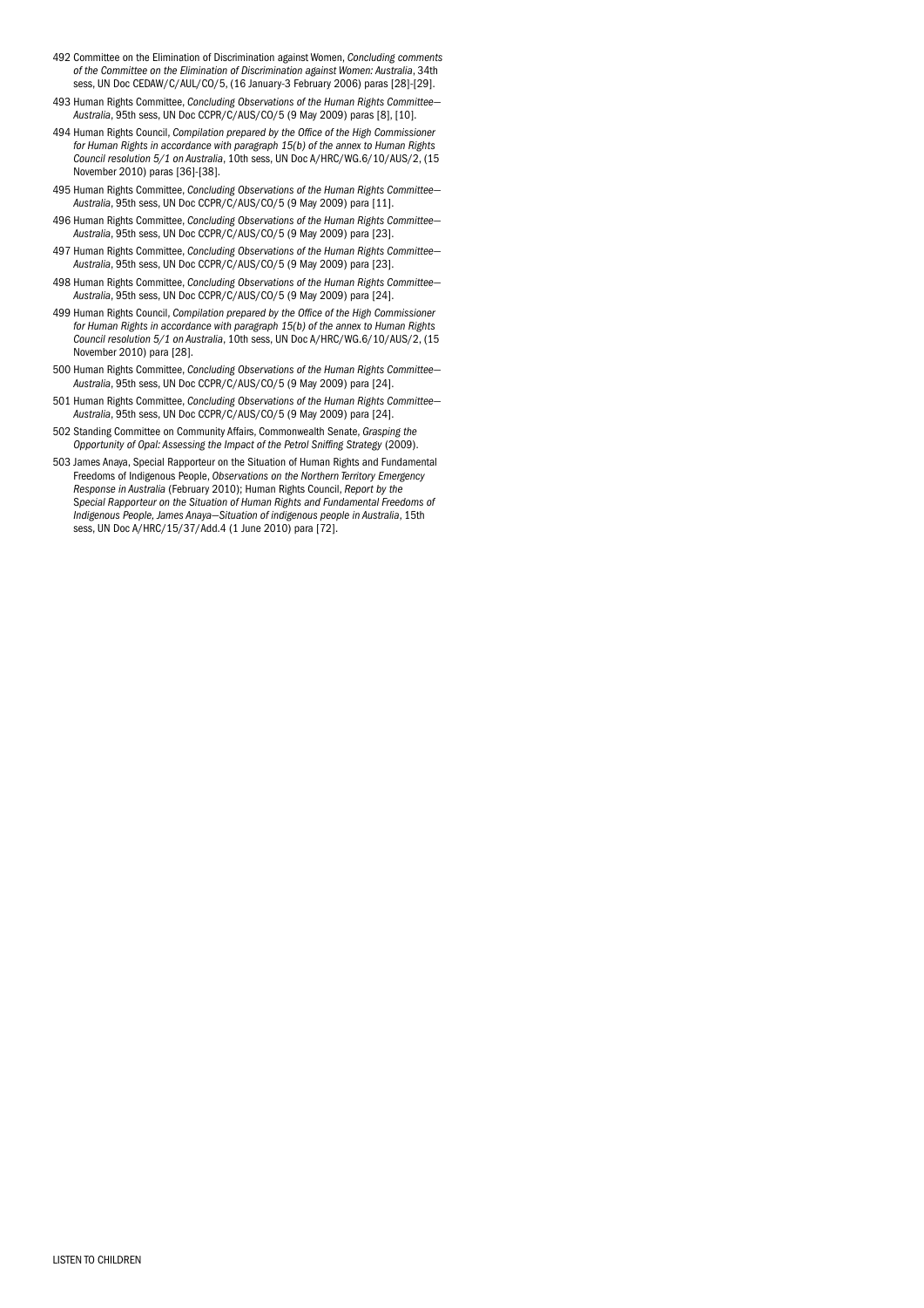492 Committee on the Elimination of Discrimination against Women, *Concluding comments of the Committee on the Elimination of Discrimination against Women: Australia*, 34th sess, UN Doc CEDAW/C/AUL/CO/5, (16 January-3 February 2006) paras [28]-[29].

493 Human Rights Committee, *Concluding Observations of the Human Rights Committee—Australia*, 95th sess, UN Doc CCPR/C/AUS/CO/5 (9 May 2009) paras [8], [10].

494 Human Rights Council, *Compilation prepared by the Office of the High Commissioner for Human Rights in accordance with paragraph 15(b) of the annex to Human Rights Council resolution 5/1 on Australia*, 10th sess, UN Doc A/HRC/WG.6/10/AUS/2, (15 November 2010) paras [36]-[38].

495 Human Rights Committee, *Concluding Observations of the Human Rights Committee—Australia*, 95th sess, UN Doc CCPR/C/AUS/CO/5 (9 May 2009) para [11].

496 Human Rights Committee, *Concluding Observations of the Human Rights Committee—Australia*, 95th sess, UN Doc CCPR/C/AUS/CO/5 (9 May 2009) para [23].

497 Human Rights Committee, *Concluding Observations of the Human Rights Committee—Australia*, 95th sess, UN Doc CCPR/C/AUS/CO/5 (9 May 2009) para [23].

498 Human Rights Committee, *Concluding Observations of the Human Rights Committee—Australia*, 95th sess, UN Doc CCPR/C/AUS/CO/5 (9 May 2009) para [24].

499 Human Rights Council, *Compilation prepared by the Office of the High Commissioner for Human Rights in accordance with paragraph 15(b) of the annex to Human Rights Council resolution 5/1 on Australia*, 10th sess, UN Doc A/HRC/WG.6/10/AUS/2, (15 November 2010) para [28].

500 Human Rights Committee, *Concluding Observations of the Human Rights Committee—Australia*, 95th sess, UN Doc CCPR/C/AUS/CO/5 (9 May 2009) para [24].

501 Human Rights Committee, *Concluding Observations of the Human Rights Committee—Australia*, 95th sess, UN Doc CCPR/C/AUS/CO/5 (9 May 2009) para [24].

502 Standing Committee on Community Affairs, Commonwealth Senate, *Grasping the Opportunity of Opal: Assessing the Impact of the Petrol Sniffing Strategy* (2009).

503 James Anaya, Special Rapporteur on the Situation of Human Rights and Fundamental Freedoms of Indigenous People, *Observations on the Northern Territory Emergency Response in Australia* (February 2010); Human Rights Council, *Report by the Special Rapporteur on the Situation of Human Rights and Fundamental Freedoms of Indigenous People, James Anaya—Situation of indigenous people in Australia*, 15th sess, UN Doc A/HRC/15/37/Add.4 (1 June 2010) para [72].